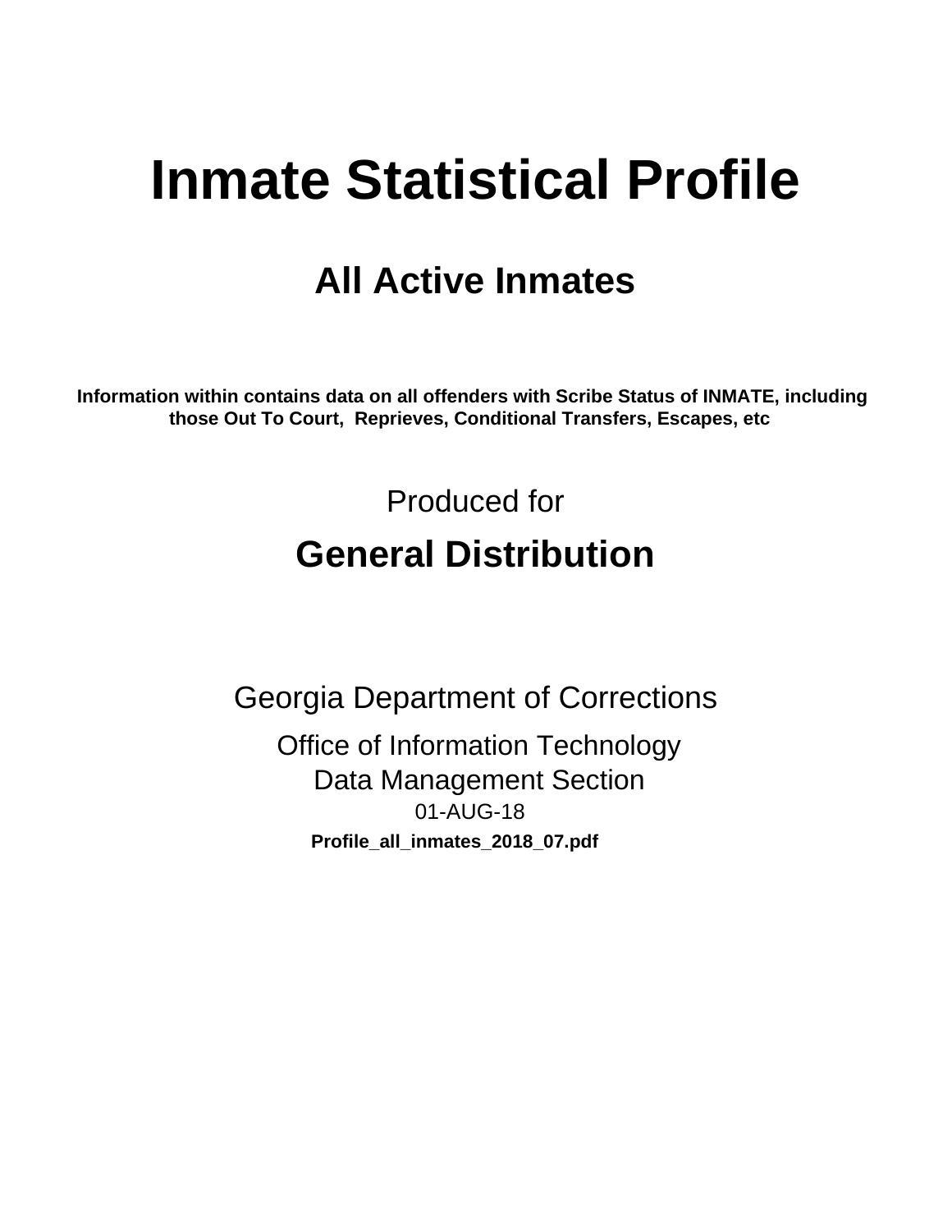# Inmate Statistical Profile

## All Active Inmates

**Information within contains data on all offenders with Scribe Status of INMATE, including those Out To Court, Reprieves, Conditional Transfers, Escapes, etc**

Produced for

## General Distribution

Georgia Department of Corrections

Office of Information Technology

Data Management Section

01-AUG-18

**Profile_all_inmates_2018_07.pdf**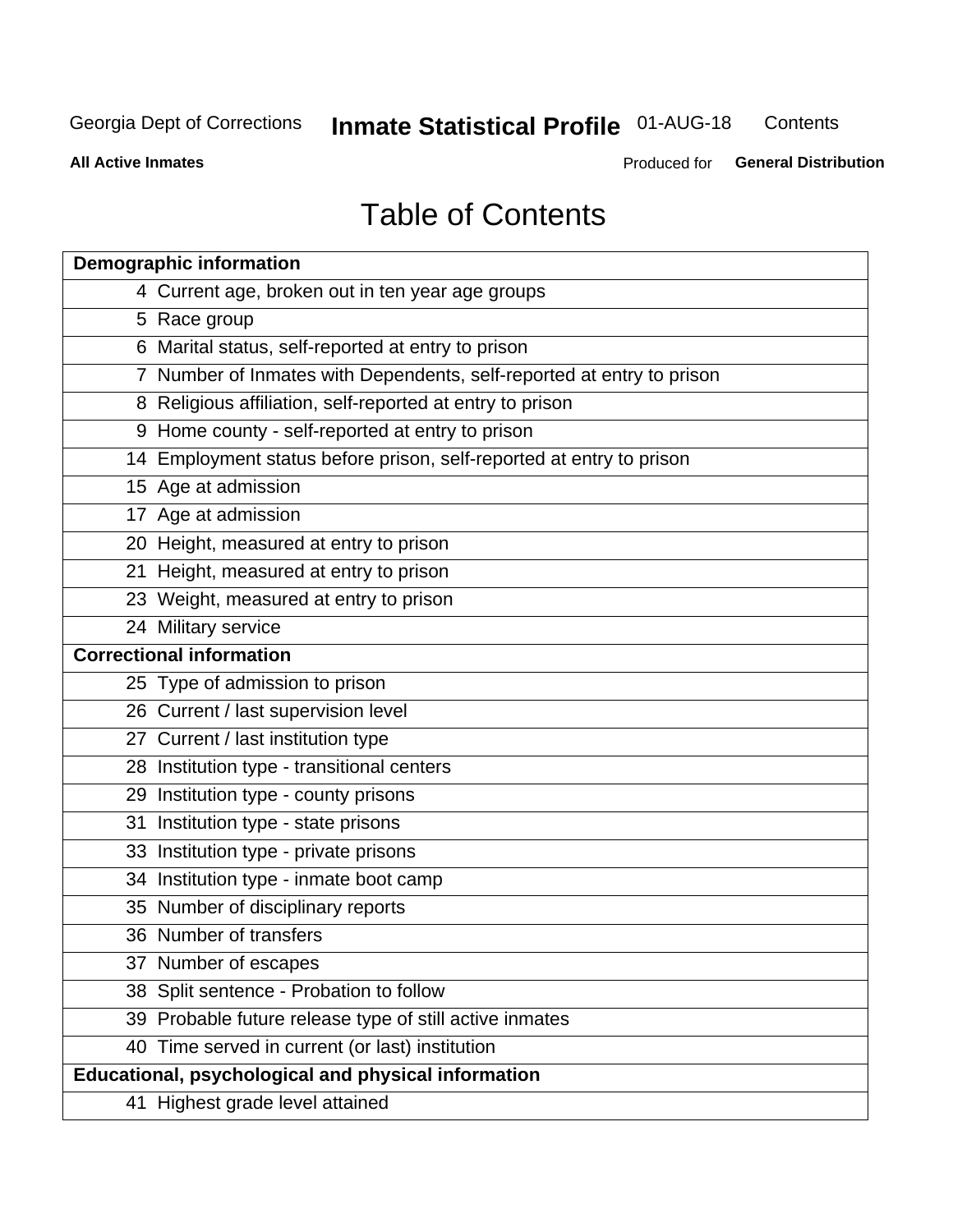# Table of Contents

| Demographic information | |
|---|---|
| 4 | Current age, broken out in ten year age groups |
| 5 | Race group |
| 6 | Marital status, self-reported at entry to prison |
| 7 | Number of Inmates with Dependents, self-reported at entry to prison |
| 8 | Religious affiliation, self-reported at entry to prison |
| 9 | Home county - self-reported at entry to prison |
| 14 | Employment status before prison, self-reported at entry to prison |
| 15 | Age at admission |
| 17 | Age at admission |
| 20 | Height, measured at entry to prison |
| 21 | Height, measured at entry to prison |
| 23 | Weight, measured at entry to prison |
| 24 | Military service |
| **Correctional information** | |
| 25 | Type of admission to prison |
| 26 | Current / last supervision level |
| 27 | Current / last institution type |
| 28 | Institution type - transitional centers |
| 29 | Institution type - county prisons |
| 31 | Institution type - state prisons |
| 33 | Institution type - private prisons |
| 34 | Institution type - inmate boot camp |
| 35 | Number of disciplinary reports |
| 36 | Number of transfers |
| 37 | Number of escapes |
| 38 | Split sentence - Probation to follow |
| 39 | Probable future release type of still active inmates |
| 40 | Time served in current (or last) institution |
| **Educational, psychological and physical information** | |
| 41 | Highest grade level attained |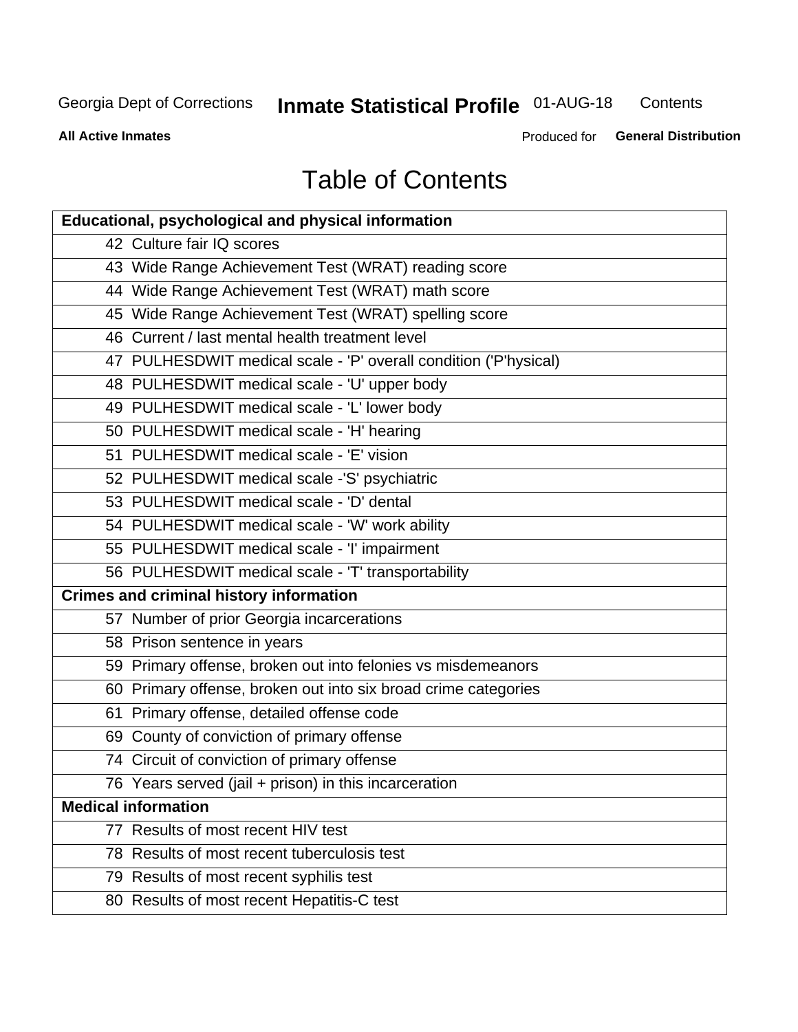Georgia Dept of Corrections **Inmate Statistical Profile** 01-AUG-18 Contents

**All Active Inmates** Produced for **General Distribution**

# Table of Contents

| **Educational, psychological and physical information** |
|---|
| 42 Culture fair IQ scores |
| 43 Wide Range Achievement Test (WRAT) reading score |
| 44 Wide Range Achievement Test (WRAT) math score |
| 45 Wide Range Achievement Test (WRAT) spelling score |
| 46 Current / last mental health treatment level |
| 47 PULHESDWIT medical scale - 'P' overall condition ('P'hysical) |
| 48 PULHESDWIT medical scale - 'U' upper body |
| 49 PULHESDWIT medical scale - 'L' lower body |
| 50 PULHESDWIT medical scale - 'H' hearing |
| 51 PULHESDWIT medical scale - 'E' vision |
| 52 PULHESDWIT medical scale -'S' psychiatric |
| 53 PULHESDWIT medical scale - 'D' dental |
| 54 PULHESDWIT medical scale - 'W' work ability |
| 55 PULHESDWIT medical scale - 'I' impairment |
| 56 PULHESDWIT medical scale - 'T' transportability |
| **Crimes and criminal history information** |
| 57 Number of prior Georgia incarcerations |
| 58 Prison sentence in years |
| 59 Primary offense, broken out into felonies vs misdemeanors |
| 60 Primary offense, broken out into six broad crime categories |
| 61 Primary offense, detailed offense code |
| 69 County of conviction of primary offense |
| 74 Circuit of conviction of primary offense |
| 76 Years served (jail + prison) in this incarceration |
| **Medical information** |
| 77 Results of most recent HIV test |
| 78 Results of most recent tuberculosis test |
| 79 Results of most recent syphilis test |
| 80 Results of most recent Hepatitis-C test |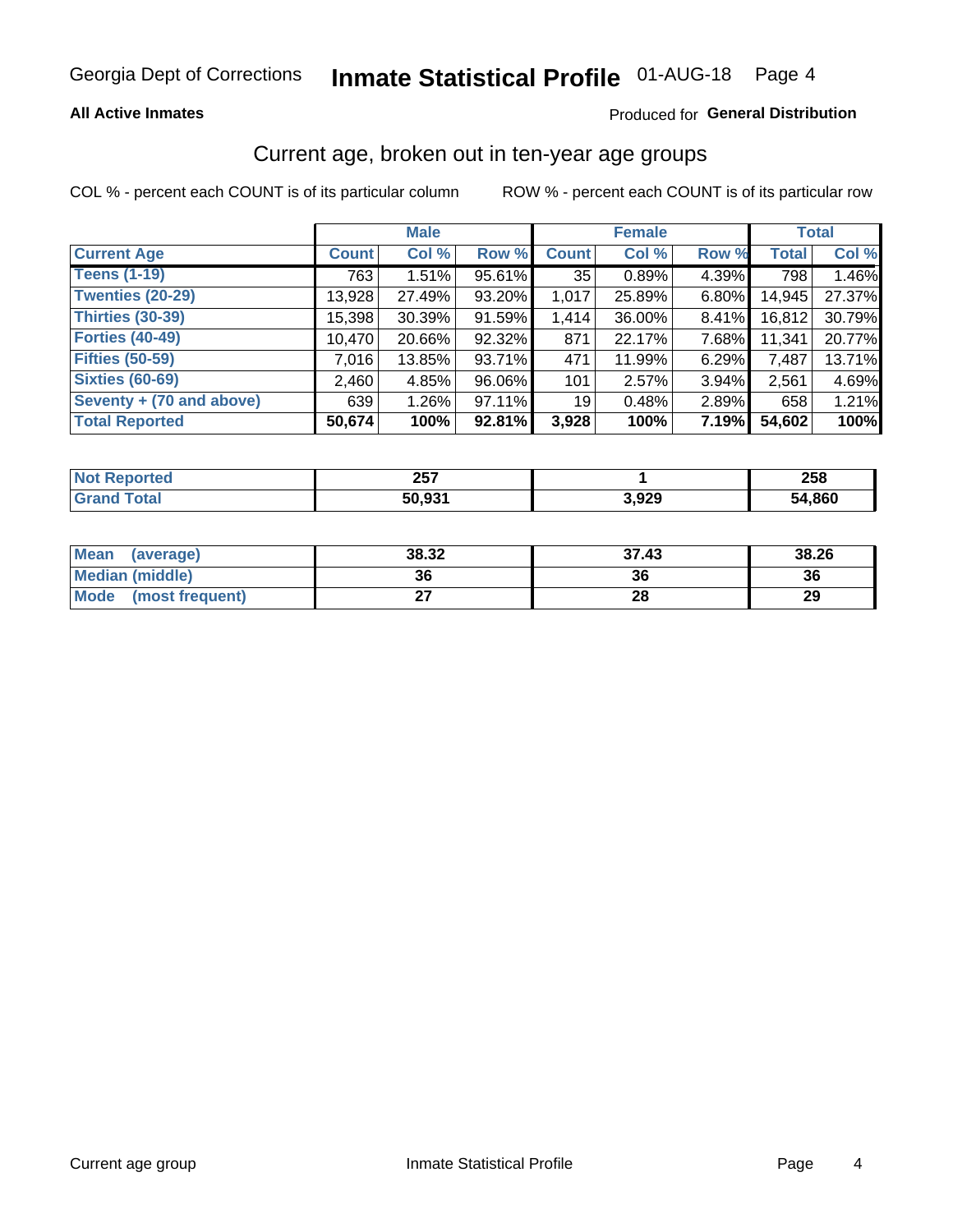Georgia Dept of Corrections **Inmate Statistical Profile** 01-AUG-18

**All Active Inmates** Produced for **General Distribution**

## Current age, broken out in ten-year age groups

COL % - percent each COUNT is of its particular column ROW % - percent each COUNT is of its particular row

| | Male | | | Female | | | Total | |
|---|---|---|---|---|---|---|---|---|
| **Current Age** | **Count** | **Col %** | **Row %** | **Count** | **Col %** | **Row %** | **Total** | **Col %** |
| **Teens (1-19)** | 763 | 1.51% | 95.61% | 35 | 0.89% | 4.39% | 798 | 1.46% |
| **Twenties (20-29)** | 13,928 | 27.49% | 93.20% | 1,017 | 25.89% | 6.80% | 14,945 | 27.37% |
| **Thirties (30-39)** | 15,398 | 30.39% | 91.59% | 1,414 | 36.00% | 8.41% | 16,812 | 30.79% |
| **Forties (40-49)** | 10,470 | 20.66% | 92.32% | 871 | 22.17% | 7.68% | 11,341 | 20.77% |
| **Fifties (50-59)** | 7,016 | 13.85% | 93.71% | 471 | 11.99% | 6.29% | 7,487 | 13.71% |
| **Sixties (60-69)** | 2,460 | 4.85% | 96.06% | 101 | 2.57% | 3.94% | 2,561 | 4.69% |
| **Seventy + (70 and above)** | 639 | 1.26% | 97.11% | 19 | 0.48% | 2.89% | 658 | 1.21% |
| **Total Reported** | **50,674** | **100%** | **92.81%** | **3,928** | **100%** | **7.19%** | **54,602** | **100%** |

| | Male | Female | Total |
|---|---|---|---|
| **Not Reported** | **257** | **1** | **258** |
| **Grand Total** | **50,931** | **3,929** | **54,860** |

| | Male | Female | Total |
|---|---|---|---|
| **Mean (average)** | **38.32** | **37.43** | **38.26** |
| **Median (middle)** | **36** | **36** | **36** |
| **Mode (most frequent)** | **27** | **28** | **29** |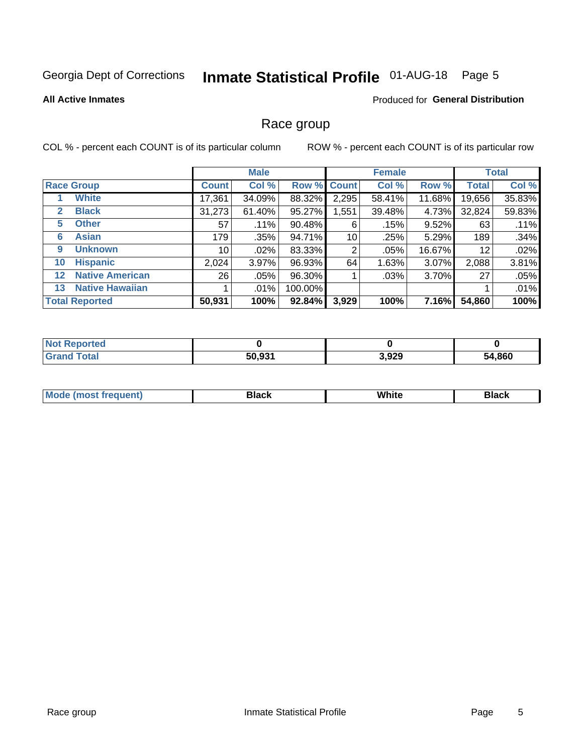Georgia Dept of Corrections **Inmate Statistical Profile** 01-AUG-18

**All Active Inmates**

Produced for **General Distribution**

## Race group

COL % - percent each COUNT is of its particular column    ROW % - percent each COUNT is of its particular row

| | | Male | | | Female | | | Total | |
|---|---|---|---|---|---|---|---|---|---|
| **Race Group** | | **Count** | **Col %** | **Row %** | **Count** | **Col %** | **Row %** | **Total** | **Col %** |
| 1 | White | 17,361 | 34.09% | 88.32% | 2,295 | 58.41% | 11.68% | 19,656 | 35.83% |
| 2 | Black | 31,273 | 61.40% | 95.27% | 1,551 | 39.48% | 4.73% | 32,824 | 59.83% |
| 5 | Other | 57 | .11% | 90.48% | 6 | .15% | 9.52% | 63 | .11% |
| 6 | Asian | 179 | .35% | 94.71% | 10 | .25% | 5.29% | 189 | .34% |
| 9 | Unknown | 10 | .02% | 83.33% | 2 | .05% | 16.67% | 12 | .02% |
| 10 | Hispanic | 2,024 | 3.97% | 96.93% | 64 | 1.63% | 3.07% | 2,088 | 3.81% |
| 12 | Native American | 26 | .05% | 96.30% | 1 | .03% | 3.70% | 27 | .05% |
| 13 | Native Hawaiian | 1 | .01% | 100.00% | | | | 1 | .01% |
| **Total Reported** | | **50,931** | **100%** | **92.84%** | **3,929** | **100%** | **7.16%** | **54,860** | **100%** |

| | Male | Female | Total |
|---|---|---|---|
| **Not Reported** | **0** | **0** | **0** |
| **Grand Total** | **50,931** | **3,929** | **54,860** |

| | Male | Female | Total |
|---|---|---|---|
| **Mode (most frequent)** | **Black** | **White** | **Black** |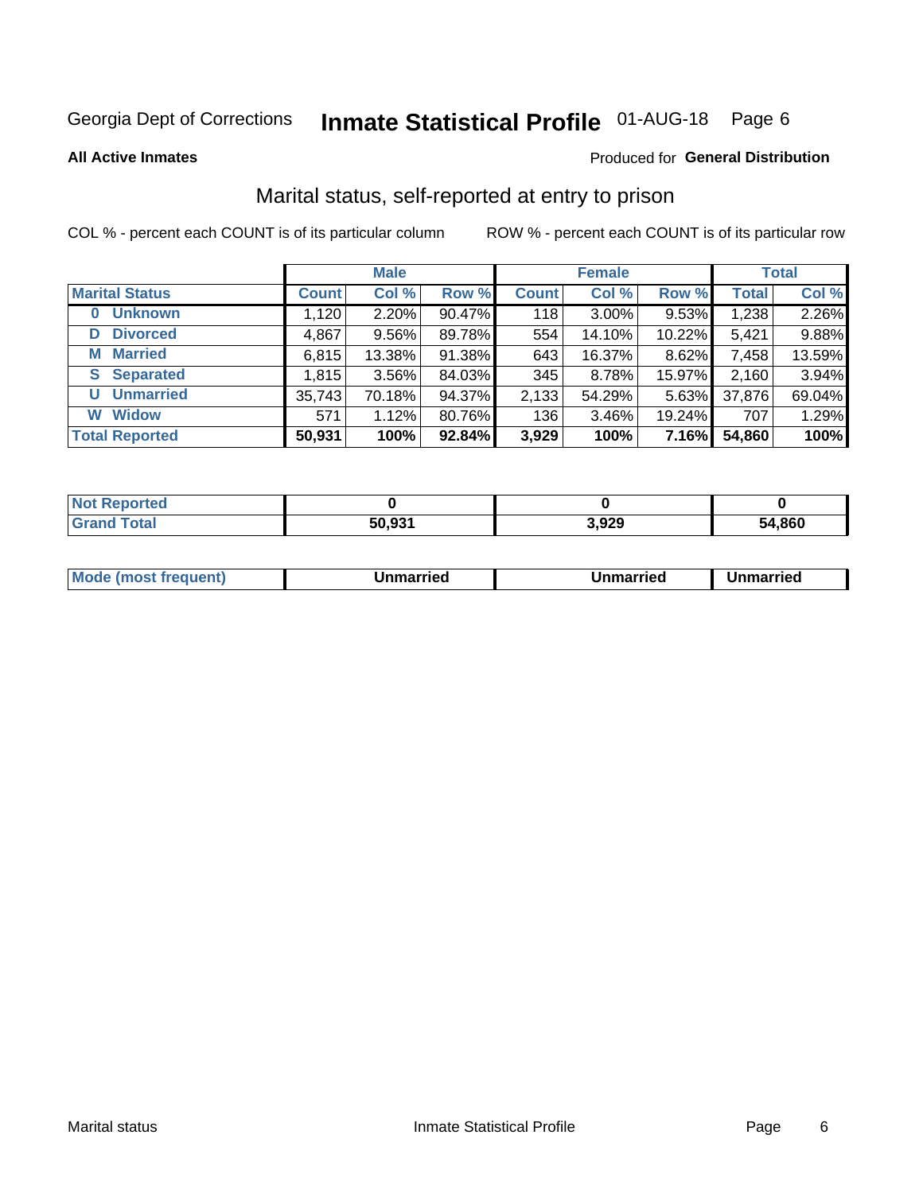Georgia Dept of Corrections **Inmate Statistical Profile** 01-AUG-18 Page 6

**All Active Inmates**

Produced for **General Distribution**

## Marital status, self-reported at entry to prison

COL % - percent each COUNT is of its particular column

ROW % - percent each COUNT is of its particular row

| | Male | | | Female | | | Total | |
|---|---|---|---|---|---|---|---|---|
| **Marital Status** | **Count** | **Col %** | **Row %** | **Count** | **Col %** | **Row %** | **Total** | **Col %** |
| 0 Unknown | 1,120 | 2.20% | 90.47% | 118 | 3.00% | 9.53% | 1,238 | 2.26% |
| D Divorced | 4,867 | 9.56% | 89.78% | 554 | 14.10% | 10.22% | 5,421 | 9.88% |
| M Married | 6,815 | 13.38% | 91.38% | 643 | 16.37% | 8.62% | 7,458 | 13.59% |
| S Separated | 1,815 | 3.56% | 84.03% | 345 | 8.78% | 15.97% | 2,160 | 3.94% |
| U Unmarried | 35,743 | 70.18% | 94.37% | 2,133 | 54.29% | 5.63% | 37,876 | 69.04% |
| W Widow | 571 | 1.12% | 80.76% | 136 | 3.46% | 19.24% | 707 | 1.29% |
| **Total Reported** | **50,931** | **100%** | **92.84%** | **3,929** | **100%** | **7.16%** | **54,860** | **100%** |

| | Male | Female | Total |
|---|---|---|---|
| Not Reported | 0 | 0 | 0 |
| Grand Total | 50,931 | 3,929 | 54,860 |

| | Male | Female | Total |
|---|---|---|---|
| Mode (most frequent) | Unmarried | Unmarried | Unmarried |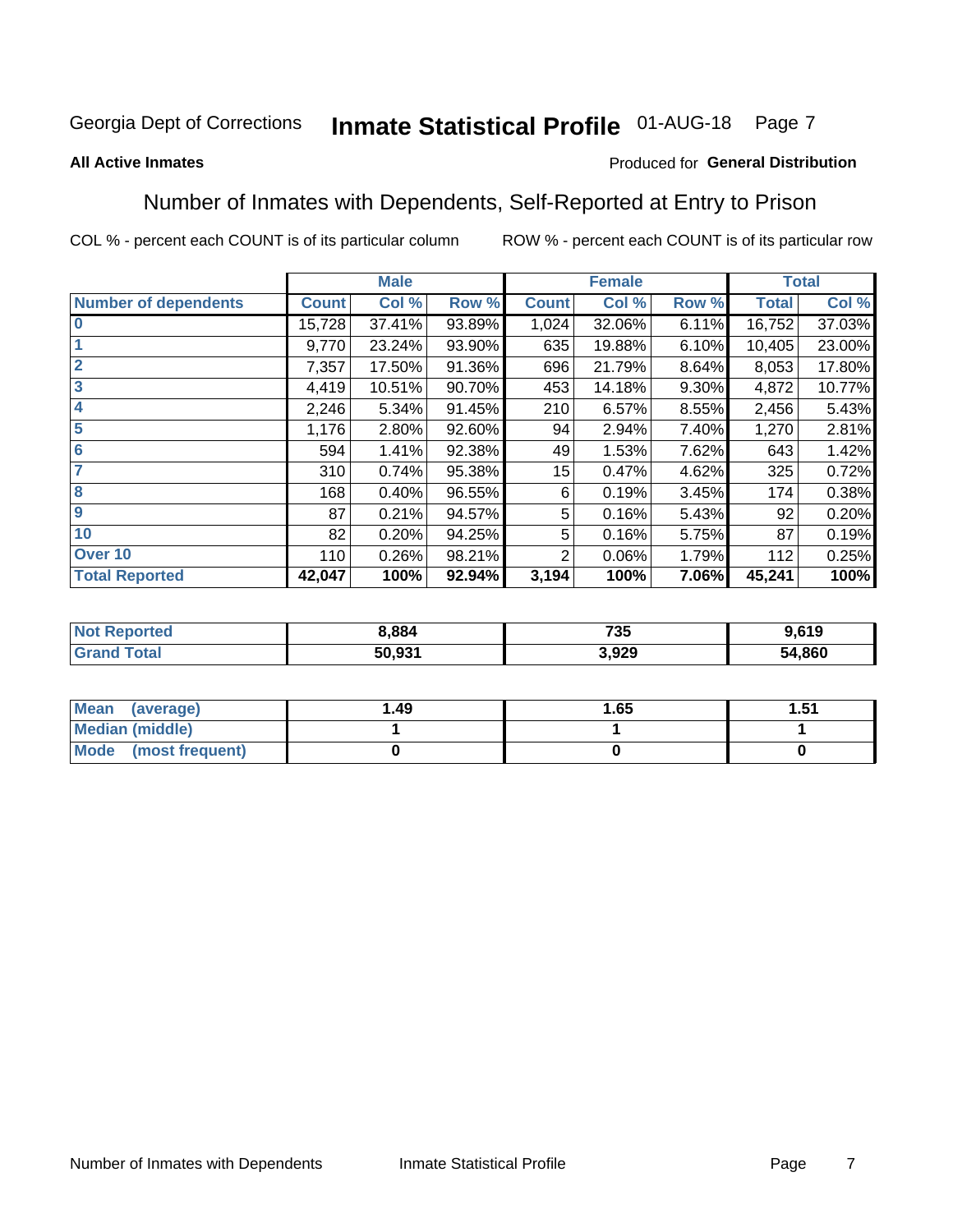Georgia Dept of Corrections **Inmate Statistical Profile** 01-AUG-18

**All Active Inmates**

Produced for **General Distribution**

## Number of Inmates with Dependents, Self-Reported at Entry to Prison

COL % - percent each COUNT is of its particular column ROW % - percent each COUNT is of its particular row

| | Male | | | Female | | | Total | |
|---|---|---|---|---|---|---|---|---|
| **Number of dependents** | **Count** | **Col %** | **Row %** | **Count** | **Col %** | **Row %** | **Total** | **Col %** |
| **0** | 15,728 | 37.41% | 93.89% | 1,024 | 32.06% | 6.11% | 16,752 | 37.03% |
| **1** | 9,770 | 23.24% | 93.90% | 635 | 19.88% | 6.10% | 10,405 | 23.00% |
| **2** | 7,357 | 17.50% | 91.36% | 696 | 21.79% | 8.64% | 8,053 | 17.80% |
| **3** | 4,419 | 10.51% | 90.70% | 453 | 14.18% | 9.30% | 4,872 | 10.77% |
| **4** | 2,246 | 5.34% | 91.45% | 210 | 6.57% | 8.55% | 2,456 | 5.43% |
| **5** | 1,176 | 2.80% | 92.60% | 94 | 2.94% | 7.40% | 1,270 | 2.81% |
| **6** | 594 | 1.41% | 92.38% | 49 | 1.53% | 7.62% | 643 | 1.42% |
| **7** | 310 | 0.74% | 95.38% | 15 | 0.47% | 4.62% | 325 | 0.72% |
| **8** | 168 | 0.40% | 96.55% | 6 | 0.19% | 3.45% | 174 | 0.38% |
| **9** | 87 | 0.21% | 94.57% | 5 | 0.16% | 5.43% | 92 | 0.20% |
| **10** | 82 | 0.20% | 94.25% | 5 | 0.16% | 5.75% | 87 | 0.19% |
| **Over 10** | 110 | 0.26% | 98.21% | 2 | 0.06% | 1.79% | 112 | 0.25% |
| **Total Reported** | **42,047** | **100%** | **92.94%** | **3,194** | **100%** | **7.06%** | **45,241** | **100%** |

| | Male | Female | Total |
|---|---|---|---|
| **Not Reported** | **8,884** | **735** | **9,619** |
| **Grand Total** | **50,931** | **3,929** | **54,860** |

| | Male | Female | Total |
|---|---|---|---|
| **Mean (average)** | **1.49** | **1.65** | **1.51** |
| **Median (middle)** | **1** | **1** | **1** |
| **Mode (most frequent)** | **0** | **0** | **0** |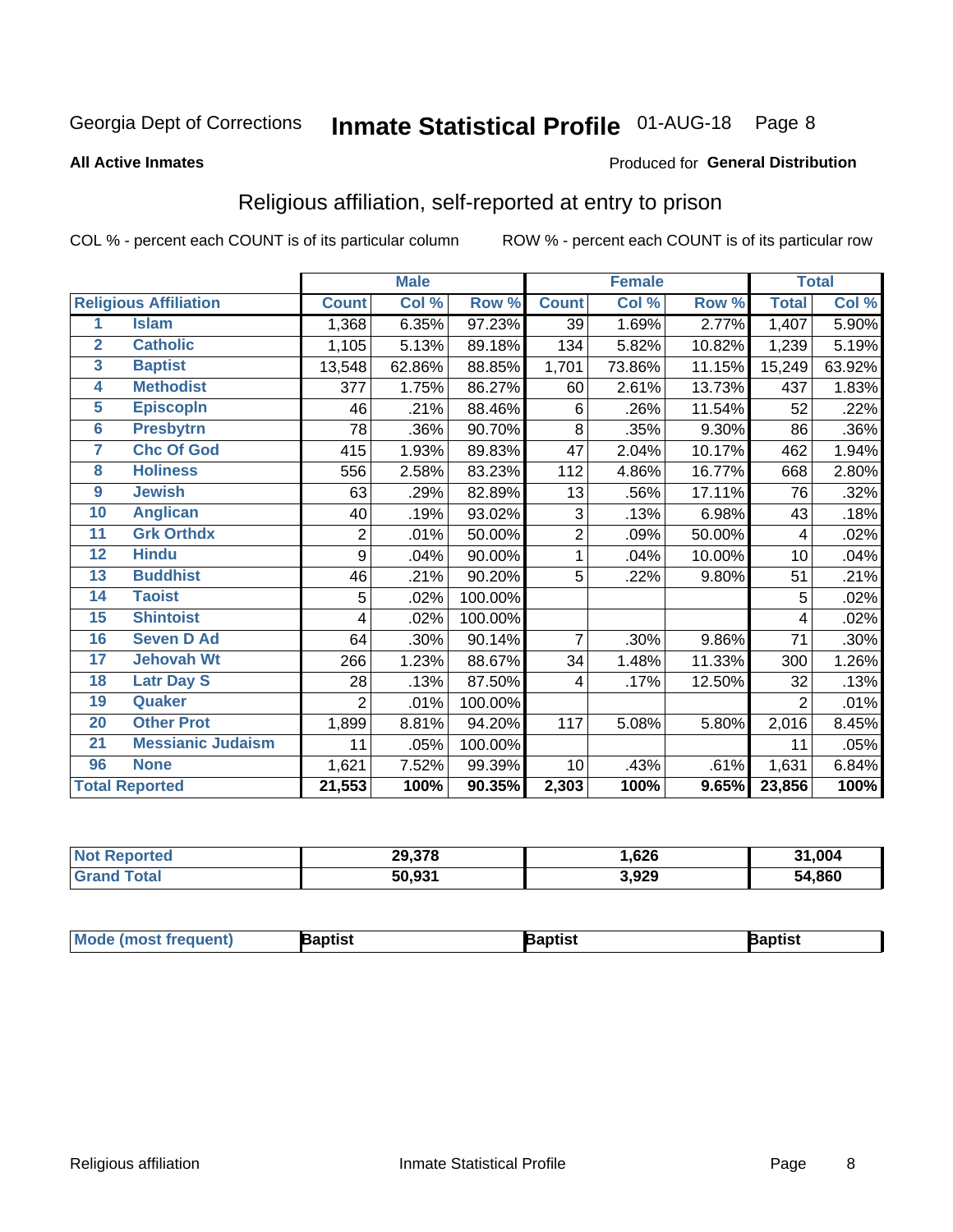Georgia Dept of Corrections **Inmate Statistical Profile** 01-AUG-18 Page 8

**All Active Inmates**

Produced for **General Distribution**

## Religious affiliation, self-reported at entry to prison

COL % - percent each COUNT is of its particular column    ROW % - percent each COUNT is of its particular row

| | | Male | | | Female | | | Total | |
|---|---|---|---|---|---|---|---|---|---|
| **Religious Affiliation** | | **Count** | **Col %** | **Row %** | **Count** | **Col %** | **Row %** | **Total** | **Col %** |
| 1 | Islam | 1,368 | 6.35% | 97.23% | 39 | 1.69% | 2.77% | 1,407 | 5.90% |
| 2 | Catholic | 1,105 | 5.13% | 89.18% | 134 | 5.82% | 10.82% | 1,239 | 5.19% |
| 3 | Baptist | 13,548 | 62.86% | 88.85% | 1,701 | 73.86% | 11.15% | 15,249 | 63.92% |
| 4 | Methodist | 377 | 1.75% | 86.27% | 60 | 2.61% | 13.73% | 437 | 1.83% |
| 5 | Episcopln | 46 | .21% | 88.46% | 6 | .26% | 11.54% | 52 | .22% |
| 6 | Presbytrn | 78 | .36% | 90.70% | 8 | .35% | 9.30% | 86 | .36% |
| 7 | Chc Of God | 415 | 1.93% | 89.83% | 47 | 2.04% | 10.17% | 462 | 1.94% |
| 8 | Holiness | 556 | 2.58% | 83.23% | 112 | 4.86% | 16.77% | 668 | 2.80% |
| 9 | Jewish | 63 | .29% | 82.89% | 13 | .56% | 17.11% | 76 | .32% |
| 10 | Anglican | 40 | .19% | 93.02% | 3 | .13% | 6.98% | 43 | .18% |
| 11 | Grk Orthdx | 2 | .01% | 50.00% | 2 | .09% | 50.00% | 4 | .02% |
| 12 | Hindu | 9 | .04% | 90.00% | 1 | .04% | 10.00% | 10 | .04% |
| 13 | Buddhist | 46 | .21% | 90.20% | 5 | .22% | 9.80% | 51 | .21% |
| 14 | Taoist | 5 | .02% | 100.00% | | | | 5 | .02% |
| 15 | Shintoist | 4 | .02% | 100.00% | | | | 4 | .02% |
| 16 | Seven D Ad | 64 | .30% | 90.14% | 7 | .30% | 9.86% | 71 | .30% |
| 17 | Jehovah Wt | 266 | 1.23% | 88.67% | 34 | 1.48% | 11.33% | 300 | 1.26% |
| 18 | Latr Day S | 28 | .13% | 87.50% | 4 | .17% | 12.50% | 32 | .13% |
| 19 | Quaker | 2 | .01% | 100.00% | | | | 2 | .01% |
| 20 | Other Prot | 1,899 | 8.81% | 94.20% | 117 | 5.08% | 5.80% | 2,016 | 8.45% |
| 21 | Messianic Judaism | 11 | .05% | 100.00% | | | | 11 | .05% |
| 96 | None | 1,621 | 7.52% | 99.39% | 10 | .43% | .61% | 1,631 | 6.84% |
| **Total Reported** | | **21,553** | **100%** | **90.35%** | **2,303** | **100%** | **9.65%** | **23,856** | **100%** |

| | Male | Female | Total |
|---|---|---|---|
| **Not Reported** | **29,378** | **1,626** | **31,004** |
| **Grand Total** | **50,931** | **3,929** | **54,860** |

| | Male | Female | Total |
|---|---|---|---|
| **Mode (most frequent)** | **Baptist** | **Baptist** | **Baptist** |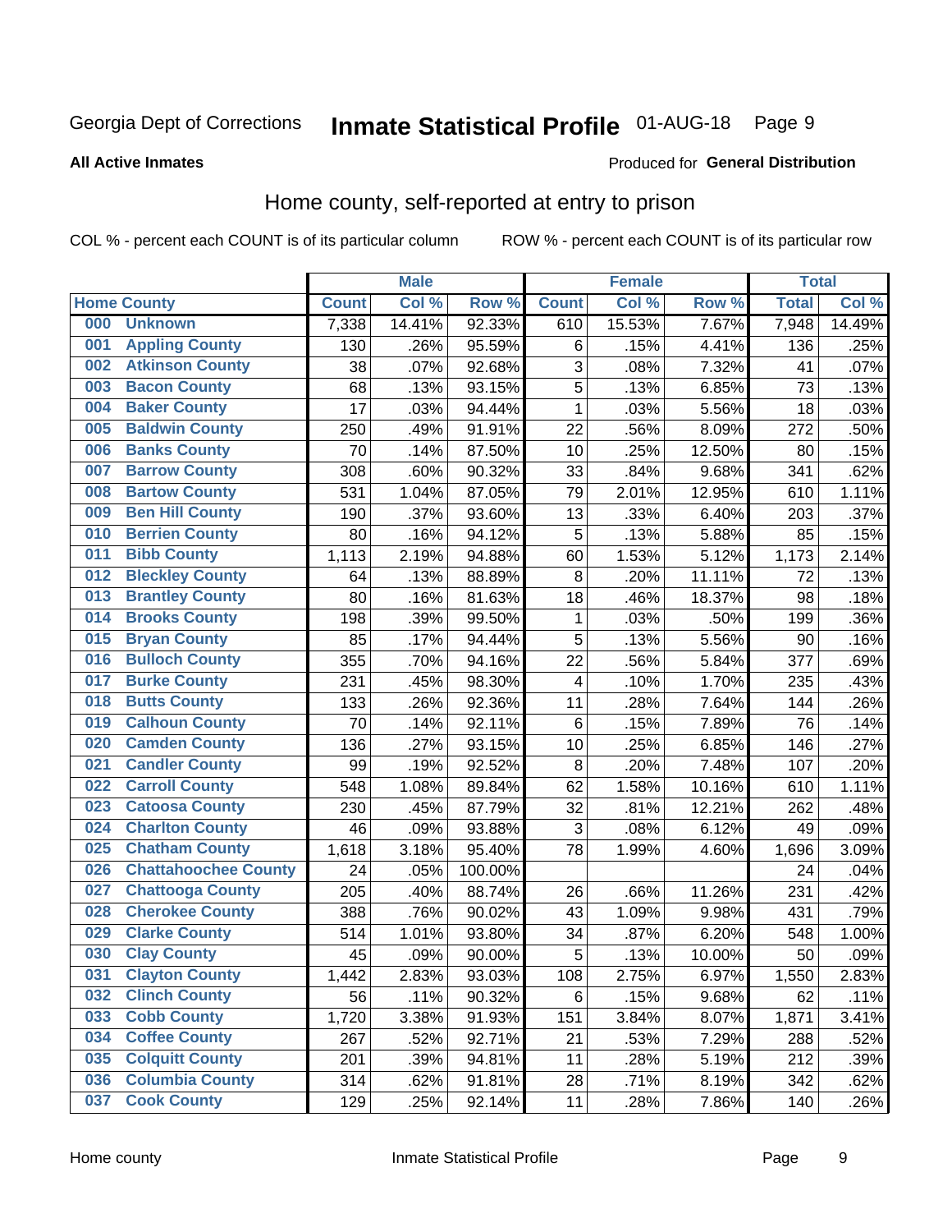Georgia Dept of Corrections **Inmate Statistical Profile** 01-AUG-18 Page 9

**All Active Inmates**

Produced for **General Distribution**

## Home county, self-reported at entry to prison

COL % - percent each COUNT is of its particular column ROW % - percent each COUNT is of its particular row

| Home County | | Male | | | Female | | | Total | |
|---|---|---|---|---|---|---|---|---|---|
| | | Count | Col % | Row % | Count | Col % | Row % | Total | Col % |
| 000 | Unknown | 7,338 | 14.41% | 92.33% | 610 | 15.53% | 7.67% | 7,948 | 14.49% |
| 001 | Appling County | 130 | .26% | 95.59% | 6 | .15% | 4.41% | 136 | .25% |
| 002 | Atkinson County | 38 | .07% | 92.68% | 3 | .08% | 7.32% | 41 | .07% |
| 003 | Bacon County | 68 | .13% | 93.15% | 5 | .13% | 6.85% | 73 | .13% |
| 004 | Baker County | 17 | .03% | 94.44% | 1 | .03% | 5.56% | 18 | .03% |
| 005 | Baldwin County | 250 | .49% | 91.91% | 22 | .56% | 8.09% | 272 | .50% |
| 006 | Banks County | 70 | .14% | 87.50% | 10 | .25% | 12.50% | 80 | .15% |
| 007 | Barrow County | 308 | .60% | 90.32% | 33 | .84% | 9.68% | 341 | .62% |
| 008 | Bartow County | 531 | 1.04% | 87.05% | 79 | 2.01% | 12.95% | 610 | 1.11% |
| 009 | Ben Hill County | 190 | .37% | 93.60% | 13 | .33% | 6.40% | 203 | .37% |
| 010 | Berrien County | 80 | .16% | 94.12% | 5 | .13% | 5.88% | 85 | .15% |
| 011 | Bibb County | 1,113 | 2.19% | 94.88% | 60 | 1.53% | 5.12% | 1,173 | 2.14% |
| 012 | Bleckley County | 64 | .13% | 88.89% | 8 | .20% | 11.11% | 72 | .13% |
| 013 | Brantley County | 80 | .16% | 81.63% | 18 | .46% | 18.37% | 98 | .18% |
| 014 | Brooks County | 198 | .39% | 99.50% | 1 | .03% | .50% | 199 | .36% |
| 015 | Bryan County | 85 | .17% | 94.44% | 5 | .13% | 5.56% | 90 | .16% |
| 016 | Bulloch County | 355 | .70% | 94.16% | 22 | .56% | 5.84% | 377 | .69% |
| 017 | Burke County | 231 | .45% | 98.30% | 4 | .10% | 1.70% | 235 | .43% |
| 018 | Butts County | 133 | .26% | 92.36% | 11 | .28% | 7.64% | 144 | .26% |
| 019 | Calhoun County | 70 | .14% | 92.11% | 6 | .15% | 7.89% | 76 | .14% |
| 020 | Camden County | 136 | .27% | 93.15% | 10 | .25% | 6.85% | 146 | .27% |
| 021 | Candler County | 99 | .19% | 92.52% | 8 | .20% | 7.48% | 107 | .20% |
| 022 | Carroll County | 548 | 1.08% | 89.84% | 62 | 1.58% | 10.16% | 610 | 1.11% |
| 023 | Catoosa County | 230 | .45% | 87.79% | 32 | .81% | 12.21% | 262 | .48% |
| 024 | Charlton County | 46 | .09% | 93.88% | 3 | .08% | 6.12% | 49 | .09% |
| 025 | Chatham County | 1,618 | 3.18% | 95.40% | 78 | 1.99% | 4.60% | 1,696 | 3.09% |
| 026 | Chattahoochee County | 24 | .05% | 100.00% | | | | 24 | .04% |
| 027 | Chattooga County | 205 | .40% | 88.74% | 26 | .66% | 11.26% | 231 | .42% |
| 028 | Cherokee County | 388 | .76% | 90.02% | 43 | 1.09% | 9.98% | 431 | .79% |
| 029 | Clarke County | 514 | 1.01% | 93.80% | 34 | .87% | 6.20% | 548 | 1.00% |
| 030 | Clay County | 45 | .09% | 90.00% | 5 | .13% | 10.00% | 50 | .09% |
| 031 | Clayton County | 1,442 | 2.83% | 93.03% | 108 | 2.75% | 6.97% | 1,550 | 2.83% |
| 032 | Clinch County | 56 | .11% | 90.32% | 6 | .15% | 9.68% | 62 | .11% |
| 033 | Cobb County | 1,720 | 3.38% | 91.93% | 151 | 3.84% | 8.07% | 1,871 | 3.41% |
| 034 | Coffee County | 267 | .52% | 92.71% | 21 | .53% | 7.29% | 288 | .52% |
| 035 | Colquitt County | 201 | .39% | 94.81% | 11 | .28% | 5.19% | 212 | .39% |
| 036 | Columbia County | 314 | .62% | 91.81% | 28 | .71% | 8.19% | 342 | .62% |
| 037 | Cook County | 129 | .25% | 92.14% | 11 | .28% | 7.86% | 140 | .26% |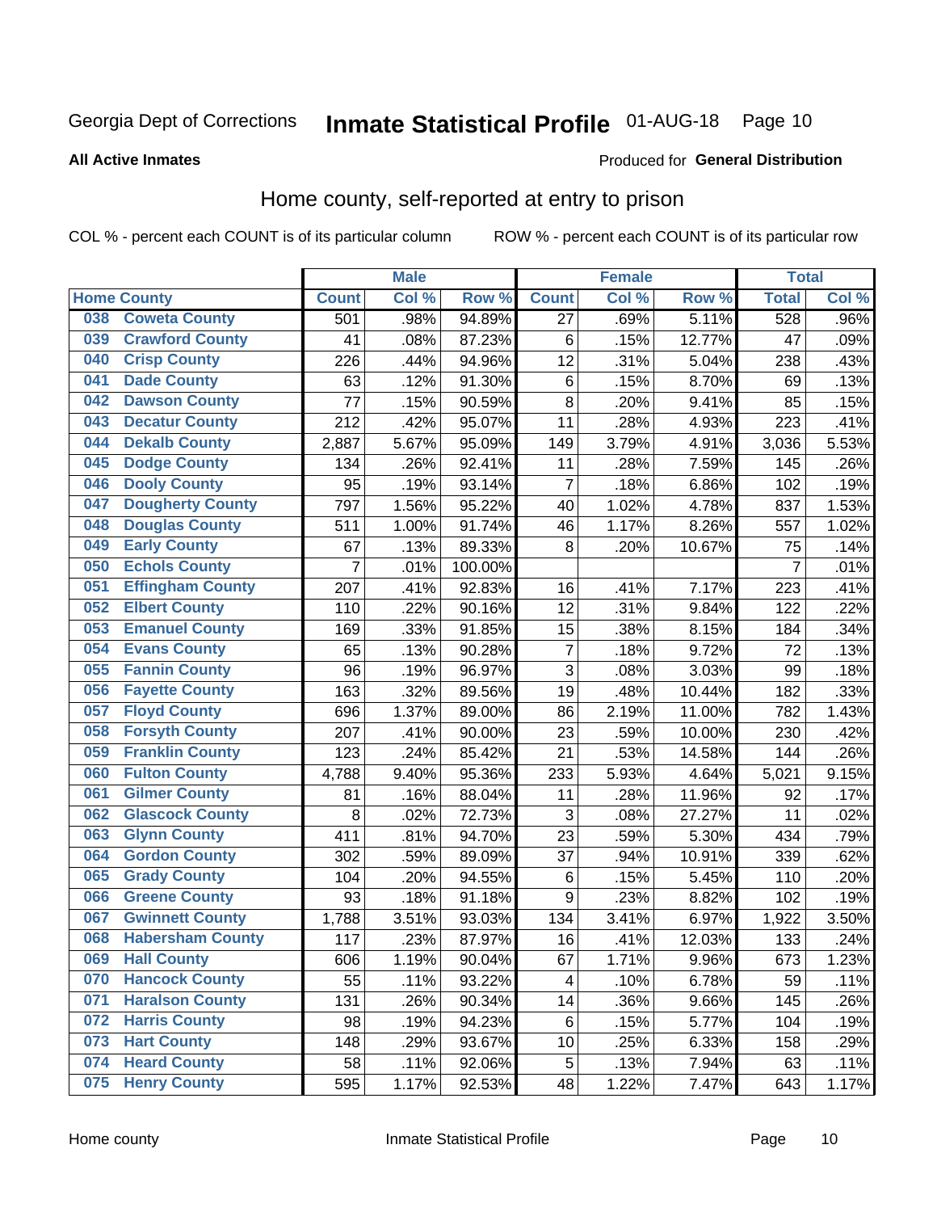Georgia Dept of Corrections **Inmate Statistical Profile** 01-AUG-18 Page 10

**All Active Inmates**

Produced for **General Distribution**

## Home county, self-reported at entry to prison

COL % - percent each COUNT is of its particular column ROW % - percent each COUNT is of its particular row

| Home County | | Male | | | Female | | | Total | |
|---|---|---|---|---|---|---|---|---|---|
| | | Count | Col % | Row % | Count | Col % | Row % | Total | Col % |
| 038 | Coweta County | 501 | .98% | 94.89% | 27 | .69% | 5.11% | 528 | .96% |
| 039 | Crawford County | 41 | .08% | 87.23% | 6 | .15% | 12.77% | 47 | .09% |
| 040 | Crisp County | 226 | .44% | 94.96% | 12 | .31% | 5.04% | 238 | .43% |
| 041 | Dade County | 63 | .12% | 91.30% | 6 | .15% | 8.70% | 69 | .13% |
| 042 | Dawson County | 77 | .15% | 90.59% | 8 | .20% | 9.41% | 85 | .15% |
| 043 | Decatur County | 212 | .42% | 95.07% | 11 | .28% | 4.93% | 223 | .41% |
| 044 | Dekalb County | 2,887 | 5.67% | 95.09% | 149 | 3.79% | 4.91% | 3,036 | 5.53% |
| 045 | Dodge County | 134 | .26% | 92.41% | 11 | .28% | 7.59% | 145 | .26% |
| 046 | Dooly County | 95 | .19% | 93.14% | 7 | .18% | 6.86% | 102 | .19% |
| 047 | Dougherty County | 797 | 1.56% | 95.22% | 40 | 1.02% | 4.78% | 837 | 1.53% |
| 048 | Douglas County | 511 | 1.00% | 91.74% | 46 | 1.17% | 8.26% | 557 | 1.02% |
| 049 | Early County | 67 | .13% | 89.33% | 8 | .20% | 10.67% | 75 | .14% |
| 050 | Echols County | 7 | .01% | 100.00% | | | | 7 | .01% |
| 051 | Effingham County | 207 | .41% | 92.83% | 16 | .41% | 7.17% | 223 | .41% |
| 052 | Elbert County | 110 | .22% | 90.16% | 12 | .31% | 9.84% | 122 | .22% |
| 053 | Emanuel County | 169 | .33% | 91.85% | 15 | .38% | 8.15% | 184 | .34% |
| 054 | Evans County | 65 | .13% | 90.28% | 7 | .18% | 9.72% | 72 | .13% |
| 055 | Fannin County | 96 | .19% | 96.97% | 3 | .08% | 3.03% | 99 | .18% |
| 056 | Fayette County | 163 | .32% | 89.56% | 19 | .48% | 10.44% | 182 | .33% |
| 057 | Floyd County | 696 | 1.37% | 89.00% | 86 | 2.19% | 11.00% | 782 | 1.43% |
| 058 | Forsyth County | 207 | .41% | 90.00% | 23 | .59% | 10.00% | 230 | .42% |
| 059 | Franklin County | 123 | .24% | 85.42% | 21 | .53% | 14.58% | 144 | .26% |
| 060 | Fulton County | 4,788 | 9.40% | 95.36% | 233 | 5.93% | 4.64% | 5,021 | 9.15% |
| 061 | Gilmer County | 81 | .16% | 88.04% | 11 | .28% | 11.96% | 92 | .17% |
| 062 | Glascock County | 8 | .02% | 72.73% | 3 | .08% | 27.27% | 11 | .02% |
| 063 | Glynn County | 411 | .81% | 94.70% | 23 | .59% | 5.30% | 434 | .79% |
| 064 | Gordon County | 302 | .59% | 89.09% | 37 | .94% | 10.91% | 339 | .62% |
| 065 | Grady County | 104 | .20% | 94.55% | 6 | .15% | 5.45% | 110 | .20% |
| 066 | Greene County | 93 | .18% | 91.18% | 9 | .23% | 8.82% | 102 | .19% |
| 067 | Gwinnett County | 1,788 | 3.51% | 93.03% | 134 | 3.41% | 6.97% | 1,922 | 3.50% |
| 068 | Habersham County | 117 | .23% | 87.97% | 16 | .41% | 12.03% | 133 | .24% |
| 069 | Hall County | 606 | 1.19% | 90.04% | 67 | 1.71% | 9.96% | 673 | 1.23% |
| 070 | Hancock County | 55 | .11% | 93.22% | 4 | .10% | 6.78% | 59 | .11% |
| 071 | Haralson County | 131 | .26% | 90.34% | 14 | .36% | 9.66% | 145 | .26% |
| 072 | Harris County | 98 | .19% | 94.23% | 6 | .15% | 5.77% | 104 | .19% |
| 073 | Hart County | 148 | .29% | 93.67% | 10 | .25% | 6.33% | 158 | .29% |
| 074 | Heard County | 58 | .11% | 92.06% | 5 | .13% | 7.94% | 63 | .11% |
| 075 | Henry County | 595 | 1.17% | 92.53% | 48 | 1.22% | 7.47% | 643 | 1.17% |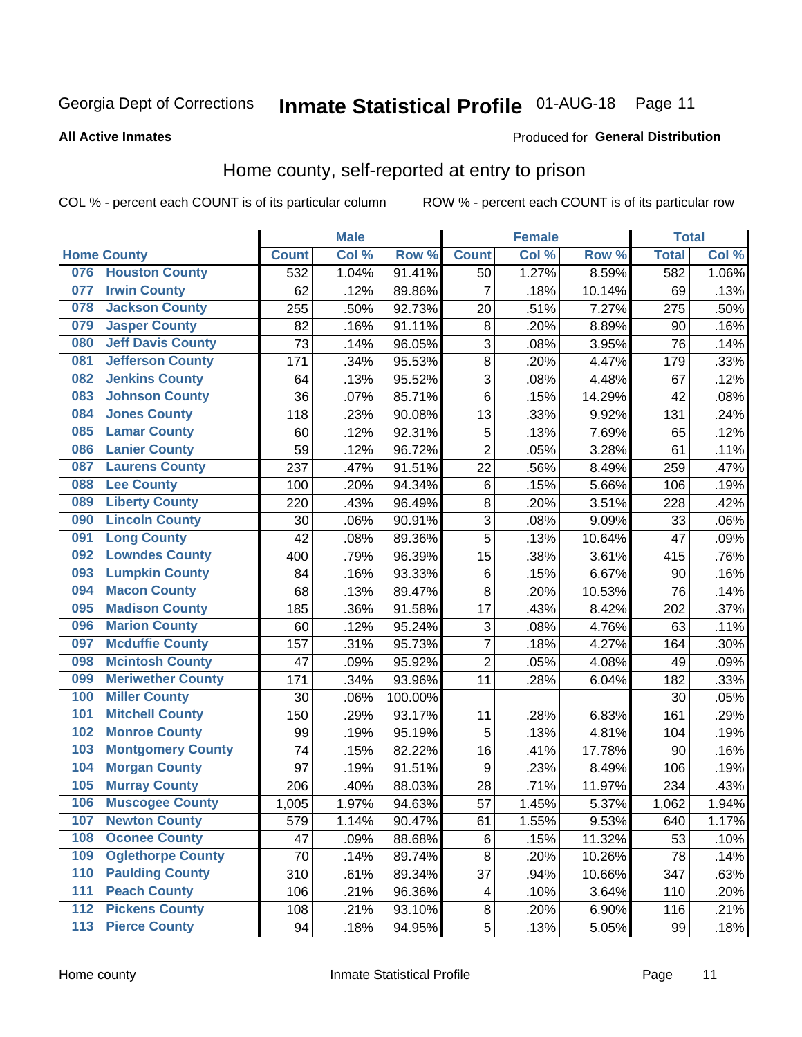Georgia Dept of Corrections **Inmate Statistical Profile** 01-AUG-18

**All Active Inmates**

Produced for **General Distribution**

## Home county, self-reported at entry to prison

COL % - percent each COUNT is of its particular column ROW % - percent each COUNT is of its particular row

| Home County | | Male | | | Female | | | Total | |
|---|---|---|---|---|---|---|---|---|---|
| | | Count | Col % | Row % | Count | Col % | Row % | Total | Col % |
| 076 | Houston County | 532 | 1.04% | 91.41% | 50 | 1.27% | 8.59% | 582 | 1.06% |
| 077 | Irwin County | 62 | .12% | 89.86% | 7 | .18% | 10.14% | 69 | .13% |
| 078 | Jackson County | 255 | .50% | 92.73% | 20 | .51% | 7.27% | 275 | .50% |
| 079 | Jasper County | 82 | .16% | 91.11% | 8 | .20% | 8.89% | 90 | .16% |
| 080 | Jeff Davis County | 73 | .14% | 96.05% | 3 | .08% | 3.95% | 76 | .14% |
| 081 | Jefferson County | 171 | .34% | 95.53% | 8 | .20% | 4.47% | 179 | .33% |
| 082 | Jenkins County | 64 | .13% | 95.52% | 3 | .08% | 4.48% | 67 | .12% |
| 083 | Johnson County | 36 | .07% | 85.71% | 6 | .15% | 14.29% | 42 | .08% |
| 084 | Jones County | 118 | .23% | 90.08% | 13 | .33% | 9.92% | 131 | .24% |
| 085 | Lamar County | 60 | .12% | 92.31% | 5 | .13% | 7.69% | 65 | .12% |
| 086 | Lanier County | 59 | .12% | 96.72% | 2 | .05% | 3.28% | 61 | .11% |
| 087 | Laurens County | 237 | .47% | 91.51% | 22 | .56% | 8.49% | 259 | .47% |
| 088 | Lee County | 100 | .20% | 94.34% | 6 | .15% | 5.66% | 106 | .19% |
| 089 | Liberty County | 220 | .43% | 96.49% | 8 | .20% | 3.51% | 228 | .42% |
| 090 | Lincoln County | 30 | .06% | 90.91% | 3 | .08% | 9.09% | 33 | .06% |
| 091 | Long County | 42 | .08% | 89.36% | 5 | .13% | 10.64% | 47 | .09% |
| 092 | Lowndes County | 400 | .79% | 96.39% | 15 | .38% | 3.61% | 415 | .76% |
| 093 | Lumpkin County | 84 | .16% | 93.33% | 6 | .15% | 6.67% | 90 | .16% |
| 094 | Macon County | 68 | .13% | 89.47% | 8 | .20% | 10.53% | 76 | .14% |
| 095 | Madison County | 185 | .36% | 91.58% | 17 | .43% | 8.42% | 202 | .37% |
| 096 | Marion County | 60 | .12% | 95.24% | 3 | .08% | 4.76% | 63 | .11% |
| 097 | Mcduffie County | 157 | .31% | 95.73% | 7 | .18% | 4.27% | 164 | .30% |
| 098 | Mcintosh County | 47 | .09% | 95.92% | 2 | .05% | 4.08% | 49 | .09% |
| 099 | Meriwether County | 171 | .34% | 93.96% | 11 | .28% | 6.04% | 182 | .33% |
| 100 | Miller County | 30 | .06% | 100.00% | | | | 30 | .05% |
| 101 | Mitchell County | 150 | .29% | 93.17% | 11 | .28% | 6.83% | 161 | .29% |
| 102 | Monroe County | 99 | .19% | 95.19% | 5 | .13% | 4.81% | 104 | .19% |
| 103 | Montgomery County | 74 | .15% | 82.22% | 16 | .41% | 17.78% | 90 | .16% |
| 104 | Morgan County | 97 | .19% | 91.51% | 9 | .23% | 8.49% | 106 | .19% |
| 105 | Murray County | 206 | .40% | 88.03% | 28 | .71% | 11.97% | 234 | .43% |
| 106 | Muscogee County | 1,005 | 1.97% | 94.63% | 57 | 1.45% | 5.37% | 1,062 | 1.94% |
| 107 | Newton County | 579 | 1.14% | 90.47% | 61 | 1.55% | 9.53% | 640 | 1.17% |
| 108 | Oconee County | 47 | .09% | 88.68% | 6 | .15% | 11.32% | 53 | .10% |
| 109 | Oglethorpe County | 70 | .14% | 89.74% | 8 | .20% | 10.26% | 78 | .14% |
| 110 | Paulding County | 310 | .61% | 89.34% | 37 | .94% | 10.66% | 347 | .63% |
| 111 | Peach County | 106 | .21% | 96.36% | 4 | .10% | 3.64% | 110 | .20% |
| 112 | Pickens County | 108 | .21% | 93.10% | 8 | .20% | 6.90% | 116 | .21% |
| 113 | Pierce County | 94 | .18% | 94.95% | 5 | .13% | 5.05% | 99 | .18% |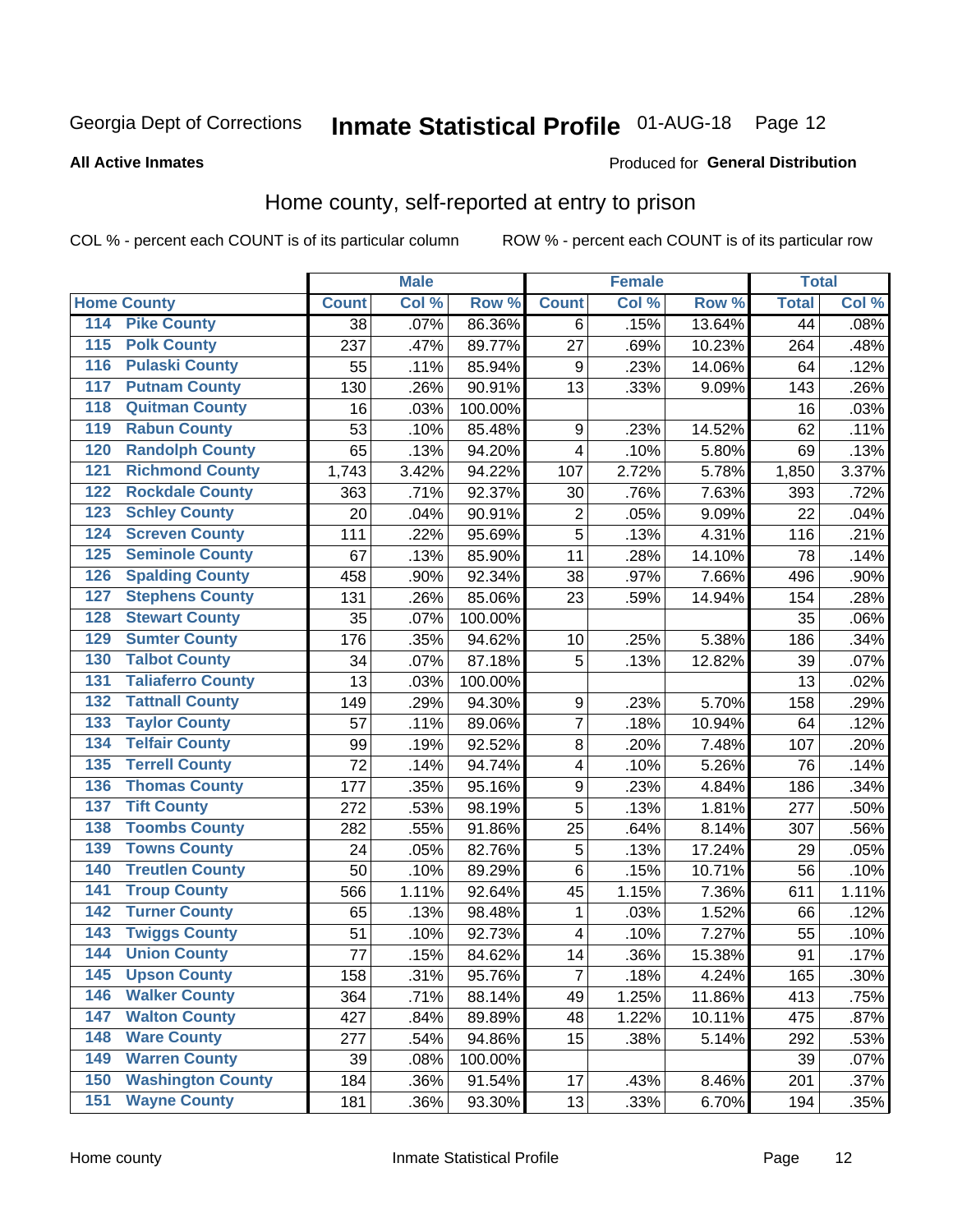Georgia Dept of Corrections **Inmate Statistical Profile** 01-AUG-18 Page 12

**All Active Inmates**

Produced for **General Distribution**

## Home county, self-reported at entry to prison

COL % - percent each COUNT is of its particular column ROW % - percent each COUNT is of its particular row

| Home County | | Male | | | Female | | | Total | |
|---|---|---|---|---|---|---|---|---|---|
| | | Count | Col % | Row % | Count | Col % | Row % | Total | Col % |
| 114 | Pike County | 38 | .07% | 86.36% | 6 | .15% | 13.64% | 44 | .08% |
| 115 | Polk County | 237 | .47% | 89.77% | 27 | .69% | 10.23% | 264 | .48% |
| 116 | Pulaski County | 55 | .11% | 85.94% | 9 | .23% | 14.06% | 64 | .12% |
| 117 | Putnam County | 130 | .26% | 90.91% | 13 | .33% | 9.09% | 143 | .26% |
| 118 | Quitman County | 16 | .03% | 100.00% | | | | 16 | .03% |
| 119 | Rabun County | 53 | .10% | 85.48% | 9 | .23% | 14.52% | 62 | .11% |
| 120 | Randolph County | 65 | .13% | 94.20% | 4 | .10% | 5.80% | 69 | .13% |
| 121 | Richmond County | 1,743 | 3.42% | 94.22% | 107 | 2.72% | 5.78% | 1,850 | 3.37% |
| 122 | Rockdale County | 363 | .71% | 92.37% | 30 | .76% | 7.63% | 393 | .72% |
| 123 | Schley County | 20 | .04% | 90.91% | 2 | .05% | 9.09% | 22 | .04% |
| 124 | Screven County | 111 | .22% | 95.69% | 5 | .13% | 4.31% | 116 | .21% |
| 125 | Seminole County | 67 | .13% | 85.90% | 11 | .28% | 14.10% | 78 | .14% |
| 126 | Spalding County | 458 | .90% | 92.34% | 38 | .97% | 7.66% | 496 | .90% |
| 127 | Stephens County | 131 | .26% | 85.06% | 23 | .59% | 14.94% | 154 | .28% |
| 128 | Stewart County | 35 | .07% | 100.00% | | | | 35 | .06% |
| 129 | Sumter County | 176 | .35% | 94.62% | 10 | .25% | 5.38% | 186 | .34% |
| 130 | Talbot County | 34 | .07% | 87.18% | 5 | .13% | 12.82% | 39 | .07% |
| 131 | Taliaferro County | 13 | .03% | 100.00% | | | | 13 | .02% |
| 132 | Tattnall County | 149 | .29% | 94.30% | 9 | .23% | 5.70% | 158 | .29% |
| 133 | Taylor County | 57 | .11% | 89.06% | 7 | .18% | 10.94% | 64 | .12% |
| 134 | Telfair County | 99 | .19% | 92.52% | 8 | .20% | 7.48% | 107 | .20% |
| 135 | Terrell County | 72 | .14% | 94.74% | 4 | .10% | 5.26% | 76 | .14% |
| 136 | Thomas County | 177 | .35% | 95.16% | 9 | .23% | 4.84% | 186 | .34% |
| 137 | Tift County | 272 | .53% | 98.19% | 5 | .13% | 1.81% | 277 | .50% |
| 138 | Toombs County | 282 | .55% | 91.86% | 25 | .64% | 8.14% | 307 | .56% |
| 139 | Towns County | 24 | .05% | 82.76% | 5 | .13% | 17.24% | 29 | .05% |
| 140 | Treutlen County | 50 | .10% | 89.29% | 6 | .15% | 10.71% | 56 | .10% |
| 141 | Troup County | 566 | 1.11% | 92.64% | 45 | 1.15% | 7.36% | 611 | 1.11% |
| 142 | Turner County | 65 | .13% | 98.48% | 1 | .03% | 1.52% | 66 | .12% |
| 143 | Twiggs County | 51 | .10% | 92.73% | 4 | .10% | 7.27% | 55 | .10% |
| 144 | Union County | 77 | .15% | 84.62% | 14 | .36% | 15.38% | 91 | .17% |
| 145 | Upson County | 158 | .31% | 95.76% | 7 | .18% | 4.24% | 165 | .30% |
| 146 | Walker County | 364 | .71% | 88.14% | 49 | 1.25% | 11.86% | 413 | .75% |
| 147 | Walton County | 427 | .84% | 89.89% | 48 | 1.22% | 10.11% | 475 | .87% |
| 148 | Ware County | 277 | .54% | 94.86% | 15 | .38% | 5.14% | 292 | .53% |
| 149 | Warren County | 39 | .08% | 100.00% | | | | 39 | .07% |
| 150 | Washington County | 184 | .36% | 91.54% | 17 | .43% | 8.46% | 201 | .37% |
| 151 | Wayne County | 181 | .36% | 93.30% | 13 | .33% | 6.70% | 194 | .35% |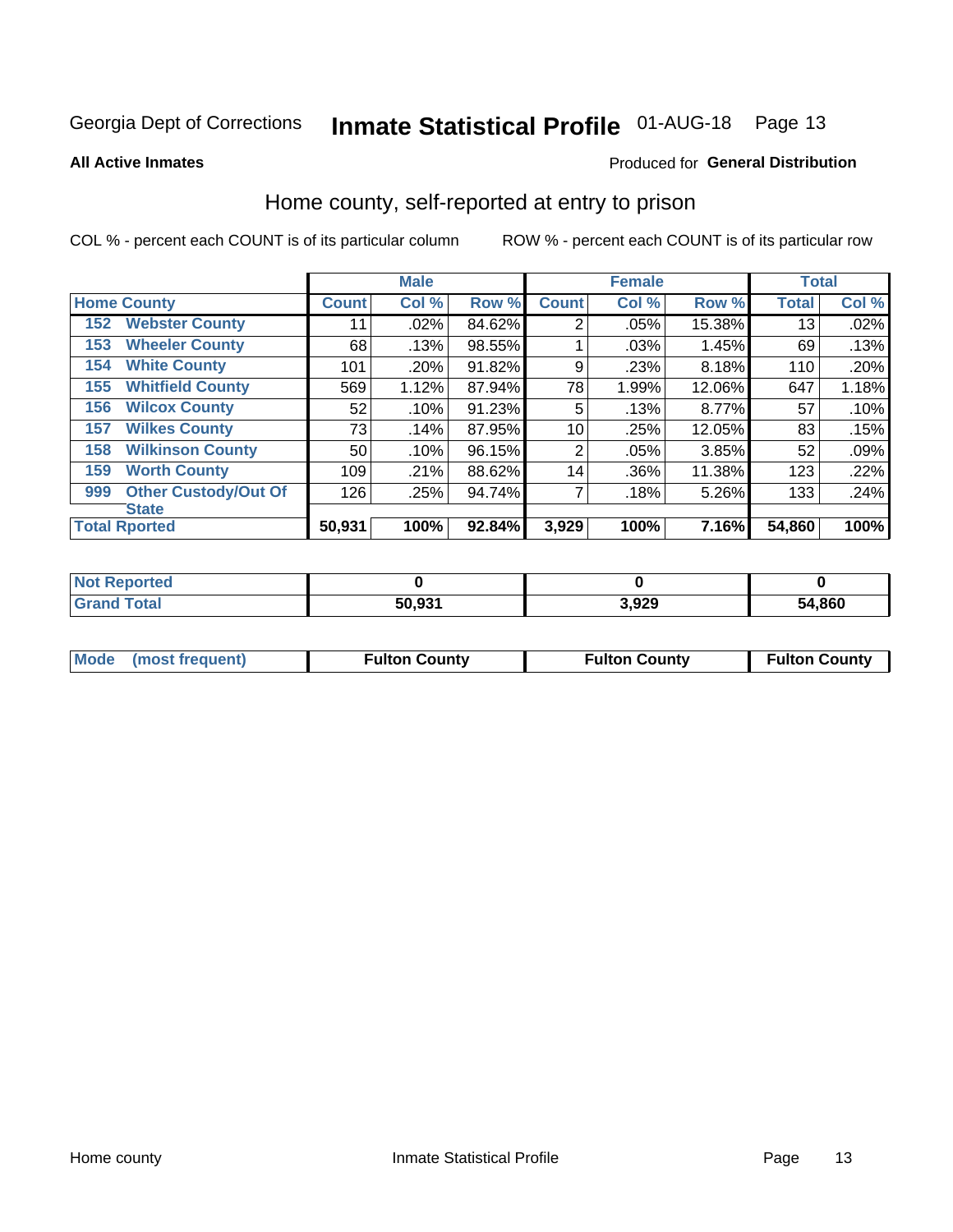Georgia Dept of Corrections **Inmate Statistical Profile** 01-AUG-18

**All Active Inmates**

Produced for **General Distribution**

## Home county, self-reported at entry to prison

COL % - percent each COUNT is of its particular column

ROW % - percent each COUNT is of its particular row

| Home County | | Male | | | Female | | | Total | |
|---|---|---|---|---|---|---|---|---|---|
| | | Count | Col % | Row % | Count | Col % | Row % | Total | Col % |
| 152 | Webster County | 11 | .02% | 84.62% | 2 | .05% | 15.38% | 13 | .02% |
| 153 | Wheeler County | 68 | .13% | 98.55% | 1 | .03% | 1.45% | 69 | .13% |
| 154 | White County | 101 | .20% | 91.82% | 9 | .23% | 8.18% | 110 | .20% |
| 155 | Whitfield County | 569 | 1.12% | 87.94% | 78 | 1.99% | 12.06% | 647 | 1.18% |
| 156 | Wilcox County | 52 | .10% | 91.23% | 5 | .13% | 8.77% | 57 | .10% |
| 157 | Wilkes County | 73 | .14% | 87.95% | 10 | .25% | 12.05% | 83 | .15% |
| 158 | Wilkinson County | 50 | .10% | 96.15% | 2 | .05% | 3.85% | 52 | .09% |
| 159 | Worth County | 109 | .21% | 88.62% | 14 | .36% | 11.38% | 123 | .22% |
| 999 | Other Custody/Out Of State | 126 | .25% | 94.74% | 7 | .18% | 5.26% | 133 | .24% |
| Total Rported | | 50,931 | 100% | 92.84% | 3,929 | 100% | 7.16% | 54,860 | 100% |

| | Male | Female | Total |
|---|---|---|---|
| Not Reported | 0 | 0 | 0 |
| Grand Total | 50,931 | 3,929 | 54,860 |

| | Male | Female | Total |
|---|---|---|---|
| Mode (most frequent) | Fulton County | Fulton County | Fulton County |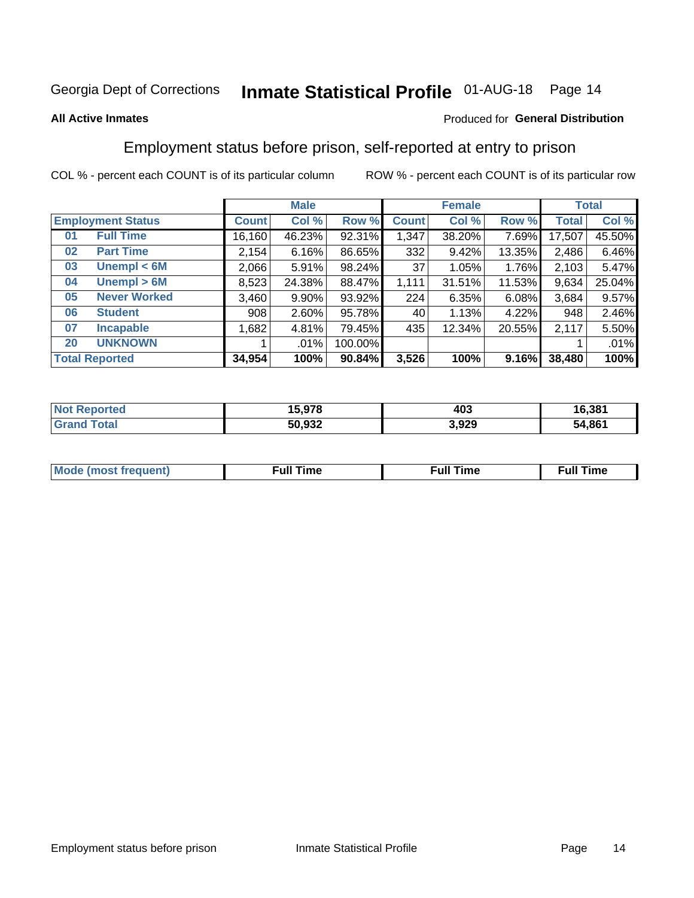Georgia Dept of Corrections **Inmate Statistical Profile** 01-AUG-18

**All Active Inmates**

Produced for **General Distribution**

## Employment status before prison, self-reported at entry to prison

COL % - percent each COUNT is of its particular column

ROW % - percent each COUNT is of its particular row

| Employment Status | | Male | | | Female | | | Total | |
|---|---|---|---|---|---|---|---|---|---|
| | | Count | Col % | Row % | Count | Col % | Row % | Total | Col % |
| 01 | Full Time | 16,160 | 46.23% | 92.31% | 1,347 | 38.20% | 7.69% | 17,507 | 45.50% |
| 02 | Part Time | 2,154 | 6.16% | 86.65% | 332 | 9.42% | 13.35% | 2,486 | 6.46% |
| 03 | Unempl < 6M | 2,066 | 5.91% | 98.24% | 37 | 1.05% | 1.76% | 2,103 | 5.47% |
| 04 | Unempl > 6M | 8,523 | 24.38% | 88.47% | 1,111 | 31.51% | 11.53% | 9,634 | 25.04% |
| 05 | Never Worked | 3,460 | 9.90% | 93.92% | 224 | 6.35% | 6.08% | 3,684 | 9.57% |
| 06 | Student | 908 | 2.60% | 95.78% | 40 | 1.13% | 4.22% | 948 | 2.46% |
| 07 | Incapable | 1,682 | 4.81% | 79.45% | 435 | 12.34% | 20.55% | 2,117 | 5.50% |
| 20 | UNKNOWN | 1 | .01% | 100.00% | | | | 1 | .01% |
| **Total Reported** | | **34,954** | **100%** | **90.84%** | **3,526** | **100%** | **9.16%** | **38,480** | **100%** |

| | Male | Female | Total |
|---|---|---|---|
| Not Reported | 15,978 | 403 | 16,381 |
| Grand Total | 50,932 | 3,929 | 54,861 |

| | Male | Female | Total |
|---|---|---|---|
| Mode (most frequent) | Full Time | Full Time | Full Time |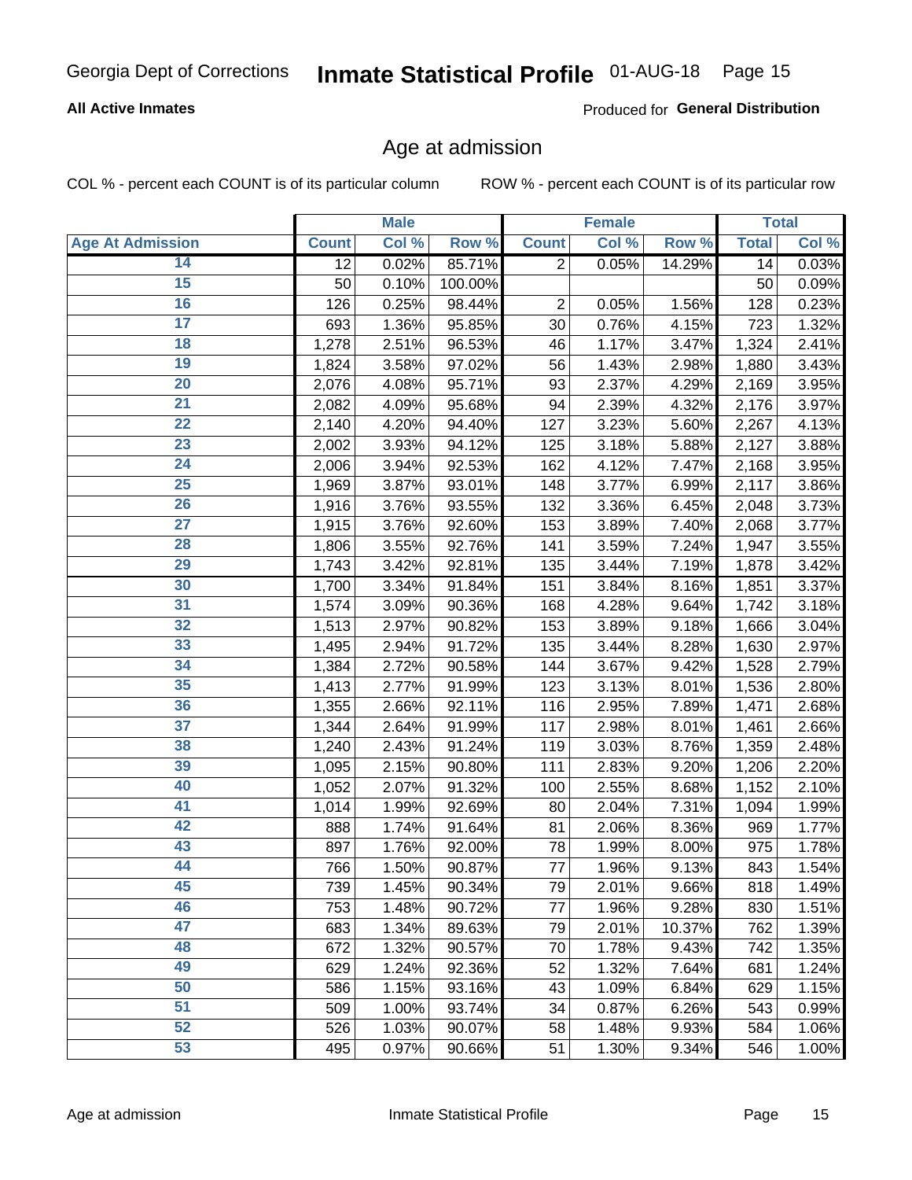Georgia Dept of Corrections **Inmate Statistical Profile** 01-AUG-18

**All Active Inmates**

Produced for **General Distribution**

## Age at admission

COL % - percent each COUNT is of its particular column ROW % - percent each COUNT is of its particular row

| | Male | | | Female | | | Total | |
|---|---|---|---|---|---|---|---|---|
| **Age At Admission** | **Count** | **Col %** | **Row %** | **Count** | **Col %** | **Row %** | **Total** | **Col %** |
| 14 | 12 | 0.02% | 85.71% | 2 | 0.05% | 14.29% | 14 | 0.03% |
| 15 | 50 | 0.10% | 100.00% | | | | 50 | 0.09% |
| 16 | 126 | 0.25% | 98.44% | 2 | 0.05% | 1.56% | 128 | 0.23% |
| 17 | 693 | 1.36% | 95.85% | 30 | 0.76% | 4.15% | 723 | 1.32% |
| 18 | 1,278 | 2.51% | 96.53% | 46 | 1.17% | 3.47% | 1,324 | 2.41% |
| 19 | 1,824 | 3.58% | 97.02% | 56 | 1.43% | 2.98% | 1,880 | 3.43% |
| 20 | 2,076 | 4.08% | 95.71% | 93 | 2.37% | 4.29% | 2,169 | 3.95% |
| 21 | 2,082 | 4.09% | 95.68% | 94 | 2.39% | 4.32% | 2,176 | 3.97% |
| 22 | 2,140 | 4.20% | 94.40% | 127 | 3.23% | 5.60% | 2,267 | 4.13% |
| 23 | 2,002 | 3.93% | 94.12% | 125 | 3.18% | 5.88% | 2,127 | 3.88% |
| 24 | 2,006 | 3.94% | 92.53% | 162 | 4.12% | 7.47% | 2,168 | 3.95% |
| 25 | 1,969 | 3.87% | 93.01% | 148 | 3.77% | 6.99% | 2,117 | 3.86% |
| 26 | 1,916 | 3.76% | 93.55% | 132 | 3.36% | 6.45% | 2,048 | 3.73% |
| 27 | 1,915 | 3.76% | 92.60% | 153 | 3.89% | 7.40% | 2,068 | 3.77% |
| 28 | 1,806 | 3.55% | 92.76% | 141 | 3.59% | 7.24% | 1,947 | 3.55% |
| 29 | 1,743 | 3.42% | 92.81% | 135 | 3.44% | 7.19% | 1,878 | 3.42% |
| 30 | 1,700 | 3.34% | 91.84% | 151 | 3.84% | 8.16% | 1,851 | 3.37% |
| 31 | 1,574 | 3.09% | 90.36% | 168 | 4.28% | 9.64% | 1,742 | 3.18% |
| 32 | 1,513 | 2.97% | 90.82% | 153 | 3.89% | 9.18% | 1,666 | 3.04% |
| 33 | 1,495 | 2.94% | 91.72% | 135 | 3.44% | 8.28% | 1,630 | 2.97% |
| 34 | 1,384 | 2.72% | 90.58% | 144 | 3.67% | 9.42% | 1,528 | 2.79% |
| 35 | 1,413 | 2.77% | 91.99% | 123 | 3.13% | 8.01% | 1,536 | 2.80% |
| 36 | 1,355 | 2.66% | 92.11% | 116 | 2.95% | 7.89% | 1,471 | 2.68% |
| 37 | 1,344 | 2.64% | 91.99% | 117 | 2.98% | 8.01% | 1,461 | 2.66% |
| 38 | 1,240 | 2.43% | 91.24% | 119 | 3.03% | 8.76% | 1,359 | 2.48% |
| 39 | 1,095 | 2.15% | 90.80% | 111 | 2.83% | 9.20% | 1,206 | 2.20% |
| 40 | 1,052 | 2.07% | 91.32% | 100 | 2.55% | 8.68% | 1,152 | 2.10% |
| 41 | 1,014 | 1.99% | 92.69% | 80 | 2.04% | 7.31% | 1,094 | 1.99% |
| 42 | 888 | 1.74% | 91.64% | 81 | 2.06% | 8.36% | 969 | 1.77% |
| 43 | 897 | 1.76% | 92.00% | 78 | 1.99% | 8.00% | 975 | 1.78% |
| 44 | 766 | 1.50% | 90.87% | 77 | 1.96% | 9.13% | 843 | 1.54% |
| 45 | 739 | 1.45% | 90.34% | 79 | 2.01% | 9.66% | 818 | 1.49% |
| 46 | 753 | 1.48% | 90.72% | 77 | 1.96% | 9.28% | 830 | 1.51% |
| 47 | 683 | 1.34% | 89.63% | 79 | 2.01% | 10.37% | 762 | 1.39% |
| 48 | 672 | 1.32% | 90.57% | 70 | 1.78% | 9.43% | 742 | 1.35% |
| 49 | 629 | 1.24% | 92.36% | 52 | 1.32% | 7.64% | 681 | 1.24% |
| 50 | 586 | 1.15% | 93.16% | 43 | 1.09% | 6.84% | 629 | 1.15% |
| 51 | 509 | 1.00% | 93.74% | 34 | 0.87% | 6.26% | 543 | 0.99% |
| 52 | 526 | 1.03% | 90.07% | 58 | 1.48% | 9.93% | 584 | 1.06% |
| 53 | 495 | 0.97% | 90.66% | 51 | 1.30% | 9.34% | 546 | 1.00% |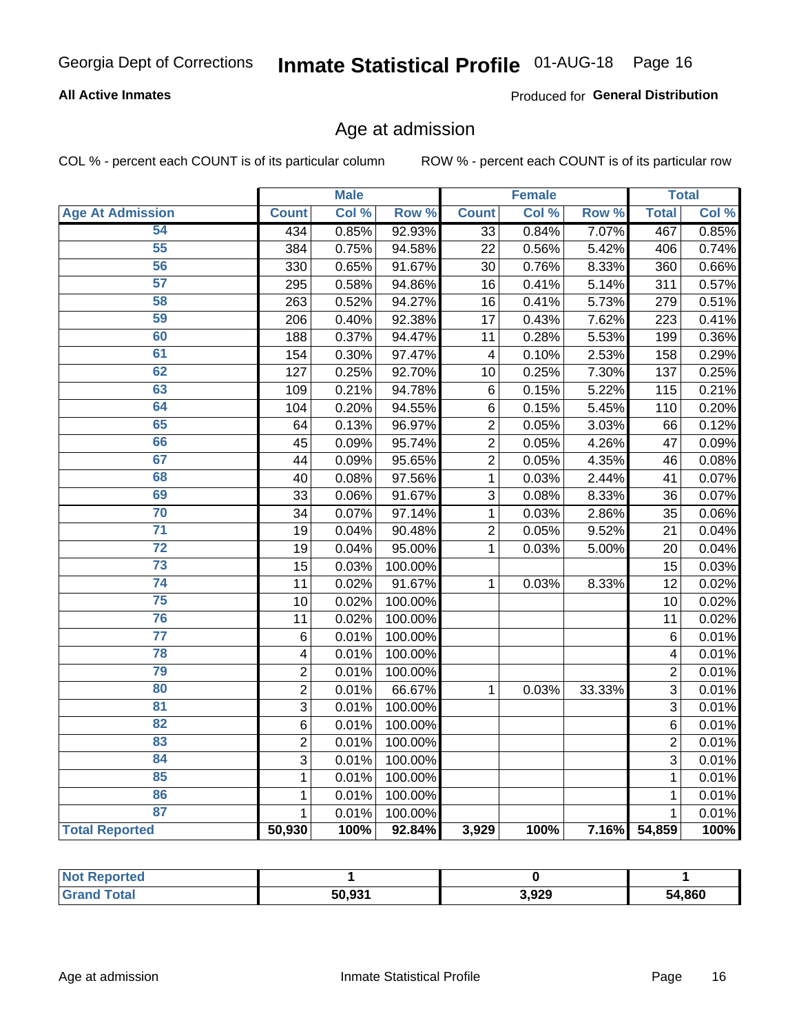Georgia Dept of Corrections **Inmate Statistical Profile** 01-AUG-18

**All Active Inmates** Produced for **General Distribution**

## Age at admission

COL % - percent each COUNT is of its particular column ROW % - percent each COUNT is of its particular row

| | Male | | | Female | | | Total | |
|---|---|---|---|---|---|---|---|---|
| **Age At Admission** | **Count** | **Col %** | **Row %** | **Count** | **Col %** | **Row %** | **Total** | **Col %** |
| 54 | 434 | 0.85% | 92.93% | 33 | 0.84% | 7.07% | 467 | 0.85% |
| 55 | 384 | 0.75% | 94.58% | 22 | 0.56% | 5.42% | 406 | 0.74% |
| 56 | 330 | 0.65% | 91.67% | 30 | 0.76% | 8.33% | 360 | 0.66% |
| 57 | 295 | 0.58% | 94.86% | 16 | 0.41% | 5.14% | 311 | 0.57% |
| 58 | 263 | 0.52% | 94.27% | 16 | 0.41% | 5.73% | 279 | 0.51% |
| 59 | 206 | 0.40% | 92.38% | 17 | 0.43% | 7.62% | 223 | 0.41% |
| 60 | 188 | 0.37% | 94.47% | 11 | 0.28% | 5.53% | 199 | 0.36% |
| 61 | 154 | 0.30% | 97.47% | 4 | 0.10% | 2.53% | 158 | 0.29% |
| 62 | 127 | 0.25% | 92.70% | 10 | 0.25% | 7.30% | 137 | 0.25% |
| 63 | 109 | 0.21% | 94.78% | 6 | 0.15% | 5.22% | 115 | 0.21% |
| 64 | 104 | 0.20% | 94.55% | 6 | 0.15% | 5.45% | 110 | 0.20% |
| 65 | 64 | 0.13% | 96.97% | 2 | 0.05% | 3.03% | 66 | 0.12% |
| 66 | 45 | 0.09% | 95.74% | 2 | 0.05% | 4.26% | 47 | 0.09% |
| 67 | 44 | 0.09% | 95.65% | 2 | 0.05% | 4.35% | 46 | 0.08% |
| 68 | 40 | 0.08% | 97.56% | 1 | 0.03% | 2.44% | 41 | 0.07% |
| 69 | 33 | 0.06% | 91.67% | 3 | 0.08% | 8.33% | 36 | 0.07% |
| 70 | 34 | 0.07% | 97.14% | 1 | 0.03% | 2.86% | 35 | 0.06% |
| 71 | 19 | 0.04% | 90.48% | 2 | 0.05% | 9.52% | 21 | 0.04% |
| 72 | 19 | 0.04% | 95.00% | 1 | 0.03% | 5.00% | 20 | 0.04% |
| 73 | 15 | 0.03% | 100.00% | | | | 15 | 0.03% |
| 74 | 11 | 0.02% | 91.67% | 1 | 0.03% | 8.33% | 12 | 0.02% |
| 75 | 10 | 0.02% | 100.00% | | | | 10 | 0.02% |
| 76 | 11 | 0.02% | 100.00% | | | | 11 | 0.02% |
| 77 | 6 | 0.01% | 100.00% | | | | 6 | 0.01% |
| 78 | 4 | 0.01% | 100.00% | | | | 4 | 0.01% |
| 79 | 2 | 0.01% | 100.00% | | | | 2 | 0.01% |
| 80 | 2 | 0.01% | 66.67% | 1 | 0.03% | 33.33% | 3 | 0.01% |
| 81 | 3 | 0.01% | 100.00% | | | | 3 | 0.01% |
| 82 | 6 | 0.01% | 100.00% | | | | 6 | 0.01% |
| 83 | 2 | 0.01% | 100.00% | | | | 2 | 0.01% |
| 84 | 3 | 0.01% | 100.00% | | | | 3 | 0.01% |
| 85 | 1 | 0.01% | 100.00% | | | | 1 | 0.01% |
| 86 | 1 | 0.01% | 100.00% | | | | 1 | 0.01% |
| 87 | 1 | 0.01% | 100.00% | | | | 1 | 0.01% |
| **Total Reported** | **50,930** | **100%** | **92.84%** | **3,929** | **100%** | **7.16%** | **54,859** | **100%** |

| | Male | Female | Total |
|---|---|---|---|
| **Not Reported** | **1** | **0** | **1** |
| **Grand Total** | **50,931** | **3,929** | **54,860** |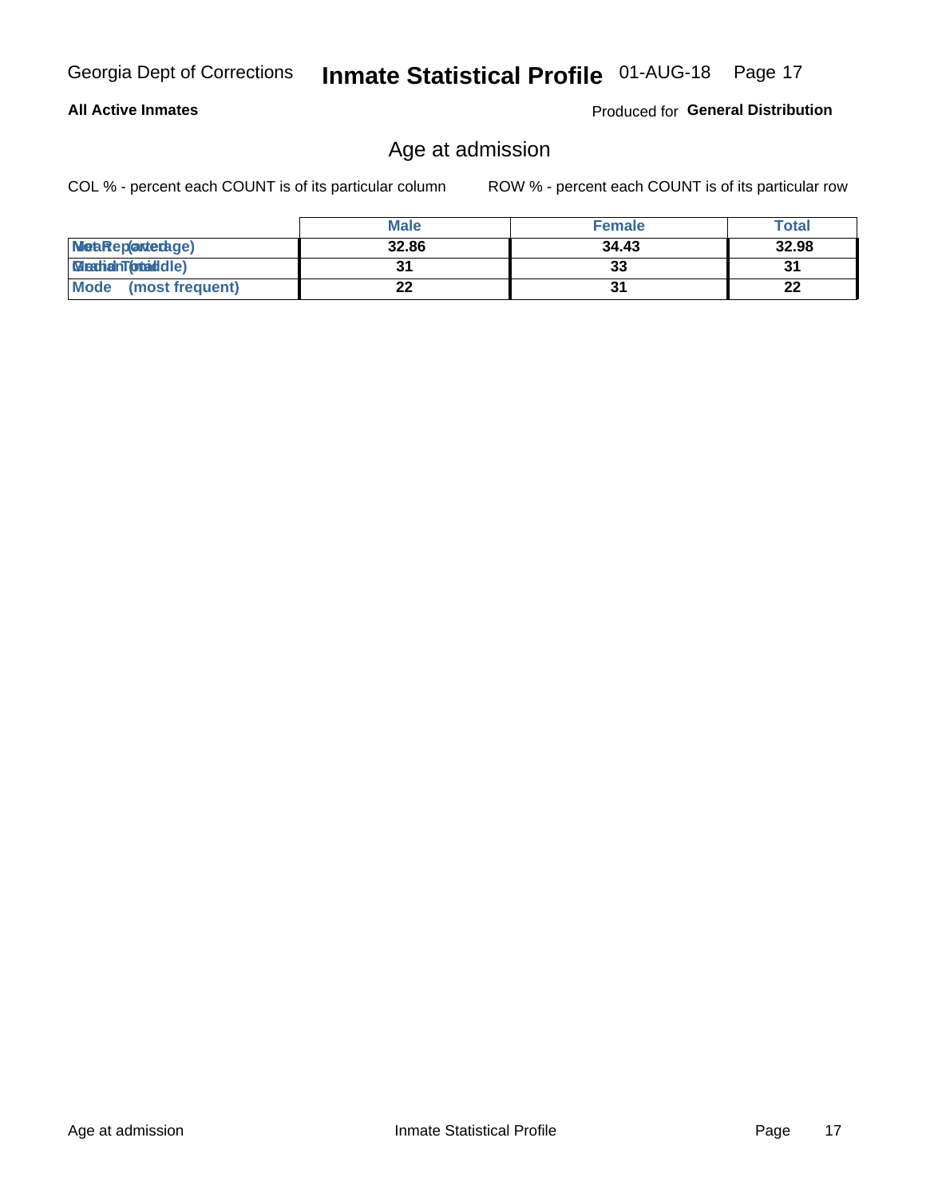Georgia Dept of Corrections **Inmate Statistical Profile** 01-AUG-18

**All Active Inmates**

Produced for **General Distribution**

## Age at admission

COL % - percent each COUNT is of its particular column    ROW % - percent each COUNT is of its particular row

| | Male | Female | Total |
|---|---|---|---|
| Mean (average) | 32.86 | 34.43 | 32.98 |
| Median (middle) | 31 | 33 | 31 |
| Mode (most frequent) | 22 | 31 | 22 |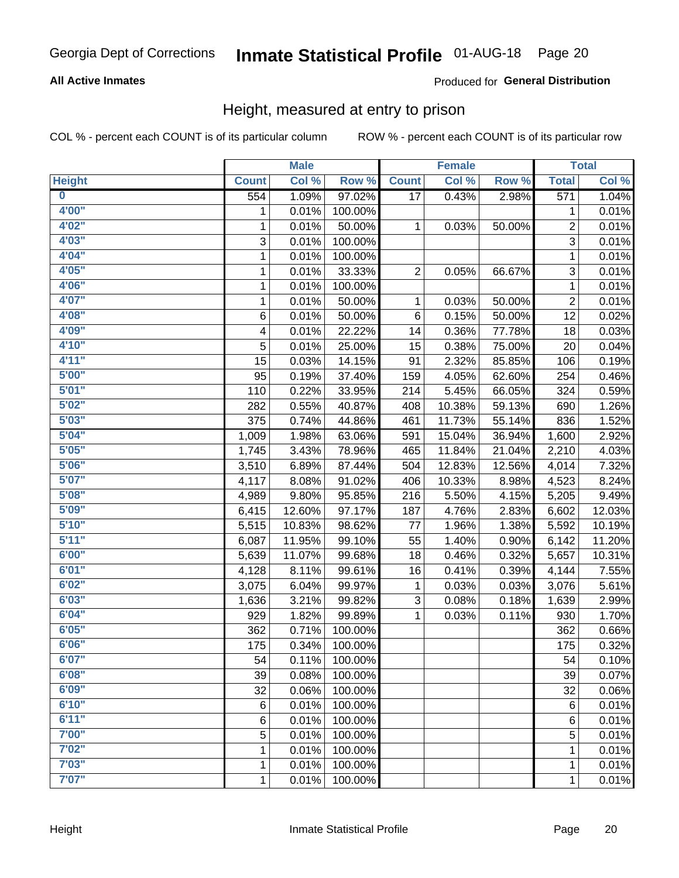Georgia Dept of Corrections **Inmate Statistical Profile** 01-AUG-18

**All Active Inmates**

Produced for **General Distribution**

## Height, measured at entry to prison

COL % - percent each COUNT is of its particular column

ROW % - percent each COUNT is of its particular row

| | Male | | | Female | | | Total | |
|---|---|---|---|---|---|---|---|---|
| Height | Count | Col % | Row % | Count | Col % | Row % | Total | Col % |
| 0 | 554 | 1.09% | 97.02% | 17 | 0.43% | 2.98% | 571 | 1.04% |
| 4'00" | 1 | 0.01% | 100.00% | | | | 1 | 0.01% |
| 4'02" | 1 | 0.01% | 50.00% | 1 | 0.03% | 50.00% | 2 | 0.01% |
| 4'03" | 3 | 0.01% | 100.00% | | | | 3 | 0.01% |
| 4'04" | 1 | 0.01% | 100.00% | | | | 1 | 0.01% |
| 4'05" | 1 | 0.01% | 33.33% | 2 | 0.05% | 66.67% | 3 | 0.01% |
| 4'06" | 1 | 0.01% | 100.00% | | | | 1 | 0.01% |
| 4'07" | 1 | 0.01% | 50.00% | 1 | 0.03% | 50.00% | 2 | 0.01% |
| 4'08" | 6 | 0.01% | 50.00% | 6 | 0.15% | 50.00% | 12 | 0.02% |
| 4'09" | 4 | 0.01% | 22.22% | 14 | 0.36% | 77.78% | 18 | 0.03% |
| 4'10" | 5 | 0.01% | 25.00% | 15 | 0.38% | 75.00% | 20 | 0.04% |
| 4'11" | 15 | 0.03% | 14.15% | 91 | 2.32% | 85.85% | 106 | 0.19% |
| 5'00" | 95 | 0.19% | 37.40% | 159 | 4.05% | 62.60% | 254 | 0.46% |
| 5'01" | 110 | 0.22% | 33.95% | 214 | 5.45% | 66.05% | 324 | 0.59% |
| 5'02" | 282 | 0.55% | 40.87% | 408 | 10.38% | 59.13% | 690 | 1.26% |
| 5'03" | 375 | 0.74% | 44.86% | 461 | 11.73% | 55.14% | 836 | 1.52% |
| 5'04" | 1,009 | 1.98% | 63.06% | 591 | 15.04% | 36.94% | 1,600 | 2.92% |
| 5'05" | 1,745 | 3.43% | 78.96% | 465 | 11.84% | 21.04% | 2,210 | 4.03% |
| 5'06" | 3,510 | 6.89% | 87.44% | 504 | 12.83% | 12.56% | 4,014 | 7.32% |
| 5'07" | 4,117 | 8.08% | 91.02% | 406 | 10.33% | 8.98% | 4,523 | 8.24% |
| 5'08" | 4,989 | 9.80% | 95.85% | 216 | 5.50% | 4.15% | 5,205 | 9.49% |
| 5'09" | 6,415 | 12.60% | 97.17% | 187 | 4.76% | 2.83% | 6,602 | 12.03% |
| 5'10" | 5,515 | 10.83% | 98.62% | 77 | 1.96% | 1.38% | 5,592 | 10.19% |
| 5'11" | 6,087 | 11.95% | 99.10% | 55 | 1.40% | 0.90% | 6,142 | 11.20% |
| 6'00" | 5,639 | 11.07% | 99.68% | 18 | 0.46% | 0.32% | 5,657 | 10.31% |
| 6'01" | 4,128 | 8.11% | 99.61% | 16 | 0.41% | 0.39% | 4,144 | 7.55% |
| 6'02" | 3,075 | 6.04% | 99.97% | 1 | 0.03% | 0.03% | 3,076 | 5.61% |
| 6'03" | 1,636 | 3.21% | 99.82% | 3 | 0.08% | 0.18% | 1,639 | 2.99% |
| 6'04" | 929 | 1.82% | 99.89% | 1 | 0.03% | 0.11% | 930 | 1.70% |
| 6'05" | 362 | 0.71% | 100.00% | | | | 362 | 0.66% |
| 6'06" | 175 | 0.34% | 100.00% | | | | 175 | 0.32% |
| 6'07" | 54 | 0.11% | 100.00% | | | | 54 | 0.10% |
| 6'08" | 39 | 0.08% | 100.00% | | | | 39 | 0.07% |
| 6'09" | 32 | 0.06% | 100.00% | | | | 32 | 0.06% |
| 6'10" | 6 | 0.01% | 100.00% | | | | 6 | 0.01% |
| 6'11" | 6 | 0.01% | 100.00% | | | | 6 | 0.01% |
| 7'00" | 5 | 0.01% | 100.00% | | | | 5 | 0.01% |
| 7'02" | 1 | 0.01% | 100.00% | | | | 1 | 0.01% |
| 7'03" | 1 | 0.01% | 100.00% | | | | 1 | 0.01% |
| 7'07" | 1 | 0.01% | 100.00% | | | | 1 | 0.01% |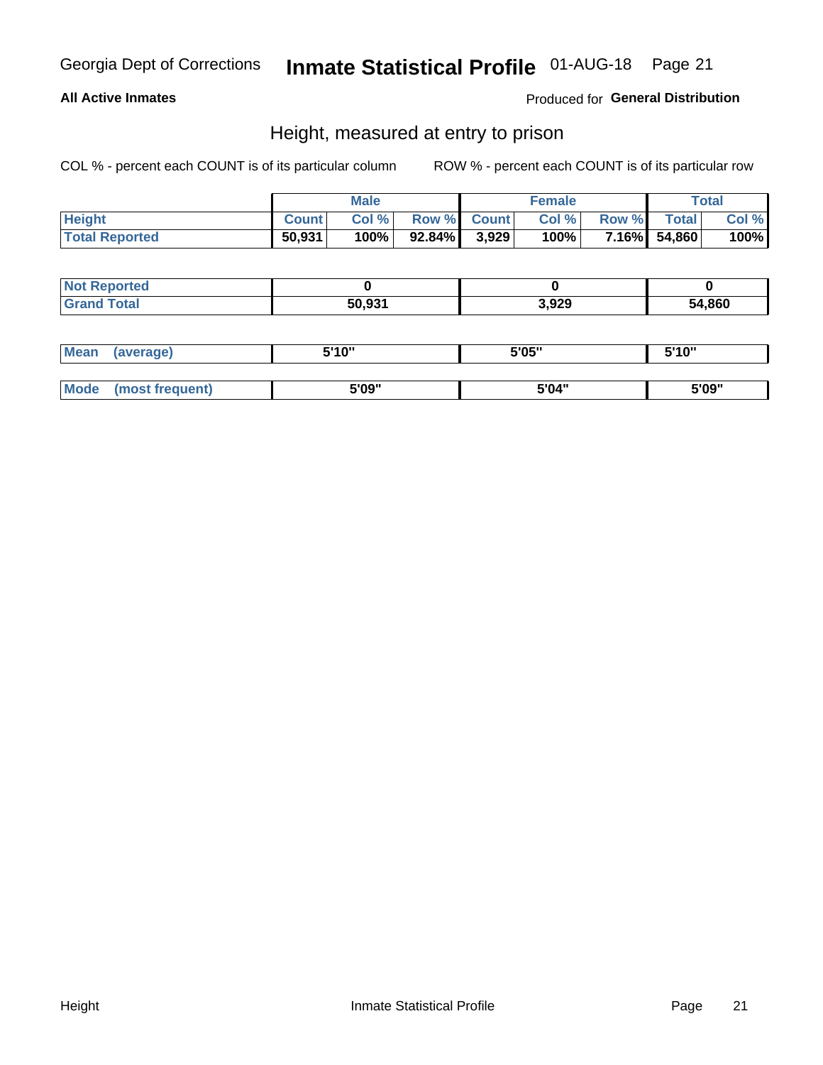Georgia Dept of Corrections **Inmate Statistical Profile** 01-AUG-18

**All Active Inmates**

Produced for **General Distribution**

## Height, measured at entry to prison

COL % - percent each COUNT is of its particular column ROW % - percent each COUNT is of its particular row

| | Male | | | Female | | | Total | |
|---|---|---|---|---|---|---|---|---|
| **Height** | **Count** | **Col %** | **Row %** | **Count** | **Col %** | **Row %** | **Total** | **Col %** |
| **Total Reported** | **50,931** | **100%** | **92.84%** | **3,929** | **100%** | **7.16%** | **54,860** | **100%** |

| | Male | Female | Total |
|---|---|---|---|
| **Not Reported** | **0** | **0** | **0** |
| **Grand Total** | **50,931** | **3,929** | **54,860** |

| | Male | Female | Total |
|---|---|---|---|
| **Mean (average)** | **5'10"** | **5'05"** | **5'10"** |
| **Mode (most frequent)** | **5'09"** | **5'04"** | **5'09"** |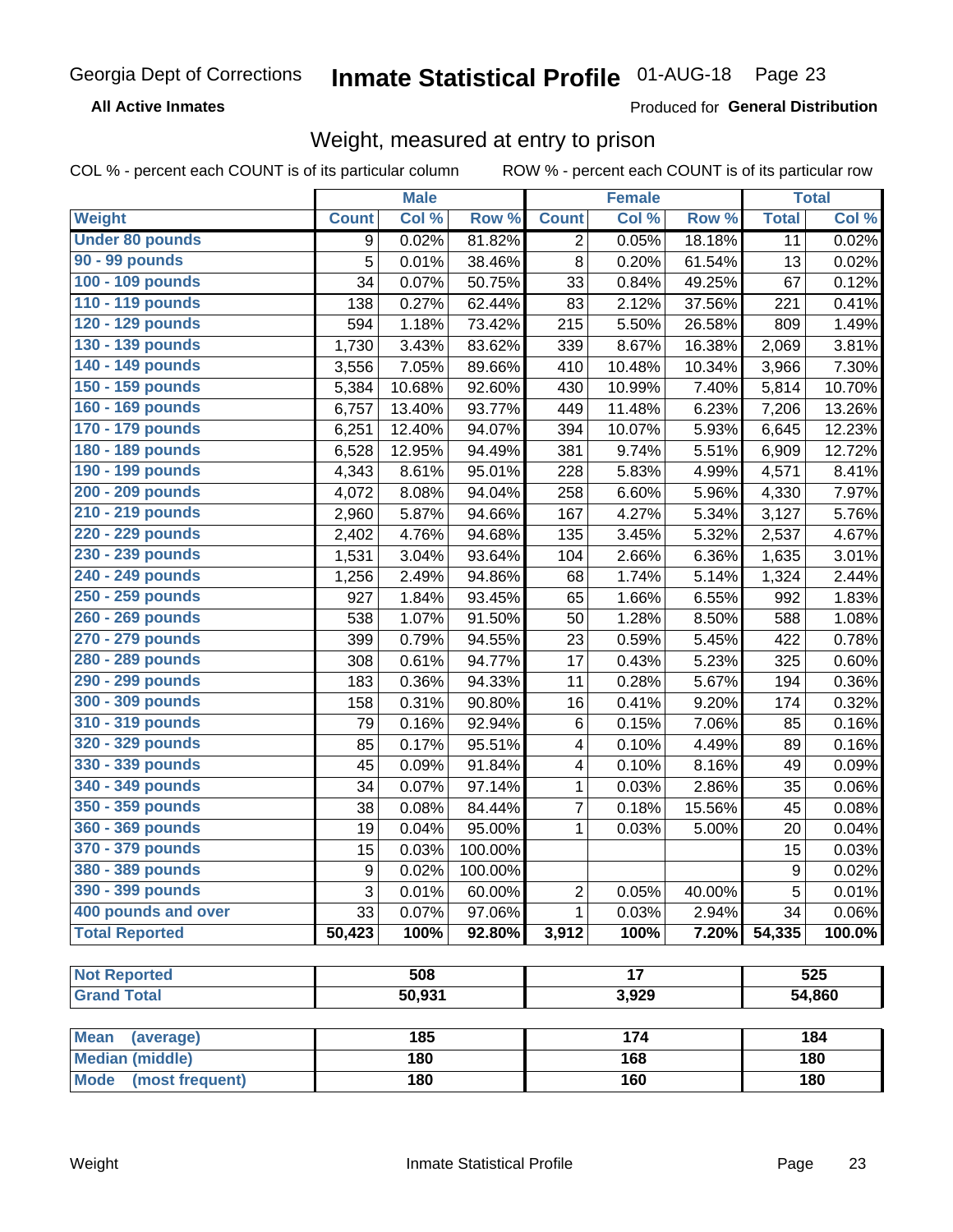Georgia Dept of Corrections **Inmate Statistical Profile** 01-AUG-18

**All Active Inmates**

Produced for **General Distribution**

## Weight, measured at entry to prison

COL % - percent each COUNT is of its particular column ROW % - percent each COUNT is of its particular row

| | Male | | | Female | | | Total | |
|---|---|---|---|---|---|---|---|---|
| **Weight** | **Count** | **Col %** | **Row %** | **Count** | **Col %** | **Row %** | **Total** | **Col %** |
| **Under 80 pounds** | 9 | 0.02% | 81.82% | 2 | 0.05% | 18.18% | 11 | 0.02% |
| **90 - 99 pounds** | 5 | 0.01% | 38.46% | 8 | 0.20% | 61.54% | 13 | 0.02% |
| **100 - 109 pounds** | 34 | 0.07% | 50.75% | 33 | 0.84% | 49.25% | 67 | 0.12% |
| **110 - 119 pounds** | 138 | 0.27% | 62.44% | 83 | 2.12% | 37.56% | 221 | 0.41% |
| **120 - 129 pounds** | 594 | 1.18% | 73.42% | 215 | 5.50% | 26.58% | 809 | 1.49% |
| **130 - 139 pounds** | 1,730 | 3.43% | 83.62% | 339 | 8.67% | 16.38% | 2,069 | 3.81% |
| **140 - 149 pounds** | 3,556 | 7.05% | 89.66% | 410 | 10.48% | 10.34% | 3,966 | 7.30% |
| **150 - 159 pounds** | 5,384 | 10.68% | 92.60% | 430 | 10.99% | 7.40% | 5,814 | 10.70% |
| **160 - 169 pounds** | 6,757 | 13.40% | 93.77% | 449 | 11.48% | 6.23% | 7,206 | 13.26% |
| **170 - 179 pounds** | 6,251 | 12.40% | 94.07% | 394 | 10.07% | 5.93% | 6,645 | 12.23% |
| **180 - 189 pounds** | 6,528 | 12.95% | 94.49% | 381 | 9.74% | 5.51% | 6,909 | 12.72% |
| **190 - 199 pounds** | 4,343 | 8.61% | 95.01% | 228 | 5.83% | 4.99% | 4,571 | 8.41% |
| **200 - 209 pounds** | 4,072 | 8.08% | 94.04% | 258 | 6.60% | 5.96% | 4,330 | 7.97% |
| **210 - 219 pounds** | 2,960 | 5.87% | 94.66% | 167 | 4.27% | 5.34% | 3,127 | 5.76% |
| **220 - 229 pounds** | 2,402 | 4.76% | 94.68% | 135 | 3.45% | 5.32% | 2,537 | 4.67% |
| **230 - 239 pounds** | 1,531 | 3.04% | 93.64% | 104 | 2.66% | 6.36% | 1,635 | 3.01% |
| **240 - 249 pounds** | 1,256 | 2.49% | 94.86% | 68 | 1.74% | 5.14% | 1,324 | 2.44% |
| **250 - 259 pounds** | 927 | 1.84% | 93.45% | 65 | 1.66% | 6.55% | 992 | 1.83% |
| **260 - 269 pounds** | 538 | 1.07% | 91.50% | 50 | 1.28% | 8.50% | 588 | 1.08% |
| **270 - 279 pounds** | 399 | 0.79% | 94.55% | 23 | 0.59% | 5.45% | 422 | 0.78% |
| **280 - 289 pounds** | 308 | 0.61% | 94.77% | 17 | 0.43% | 5.23% | 325 | 0.60% |
| **290 - 299 pounds** | 183 | 0.36% | 94.33% | 11 | 0.28% | 5.67% | 194 | 0.36% |
| **300 - 309 pounds** | 158 | 0.31% | 90.80% | 16 | 0.41% | 9.20% | 174 | 0.32% |
| **310 - 319 pounds** | 79 | 0.16% | 92.94% | 6 | 0.15% | 7.06% | 85 | 0.16% |
| **320 - 329 pounds** | 85 | 0.17% | 95.51% | 4 | 0.10% | 4.49% | 89 | 0.16% |
| **330 - 339 pounds** | 45 | 0.09% | 91.84% | 4 | 0.10% | 8.16% | 49 | 0.09% |
| **340 - 349 pounds** | 34 | 0.07% | 97.14% | 1 | 0.03% | 2.86% | 35 | 0.06% |
| **350 - 359 pounds** | 38 | 0.08% | 84.44% | 7 | 0.18% | 15.56% | 45 | 0.08% |
| **360 - 369 pounds** | 19 | 0.04% | 95.00% | 1 | 0.03% | 5.00% | 20 | 0.04% |
| **370 - 379 pounds** | 15 | 0.03% | 100.00% | | | | 15 | 0.03% |
| **380 - 389 pounds** | 9 | 0.02% | 100.00% | | | | 9 | 0.02% |
| **390 - 399 pounds** | 3 | 0.01% | 60.00% | 2 | 0.05% | 40.00% | 5 | 0.01% |
| **400 pounds and over** | 33 | 0.07% | 97.06% | 1 | 0.03% | 2.94% | 34 | 0.06% |
| **Total Reported** | **50,423** | **100%** | **92.80%** | **3,912** | **100%** | **7.20%** | **54,335** | **100.0%** |

| | Male | Female | Total |
|---|---|---|---|
| **Not Reported** | **508** | **17** | **525** |
| **Grand Total** | **50,931** | **3,929** | **54,860** |

| | Male | Female | Total |
|---|---|---|---|
| **Mean (average)** | **185** | **174** | **184** |
| **Median (middle)** | **180** | **168** | **180** |
| **Mode (most frequent)** | **180** | **160** | **180** |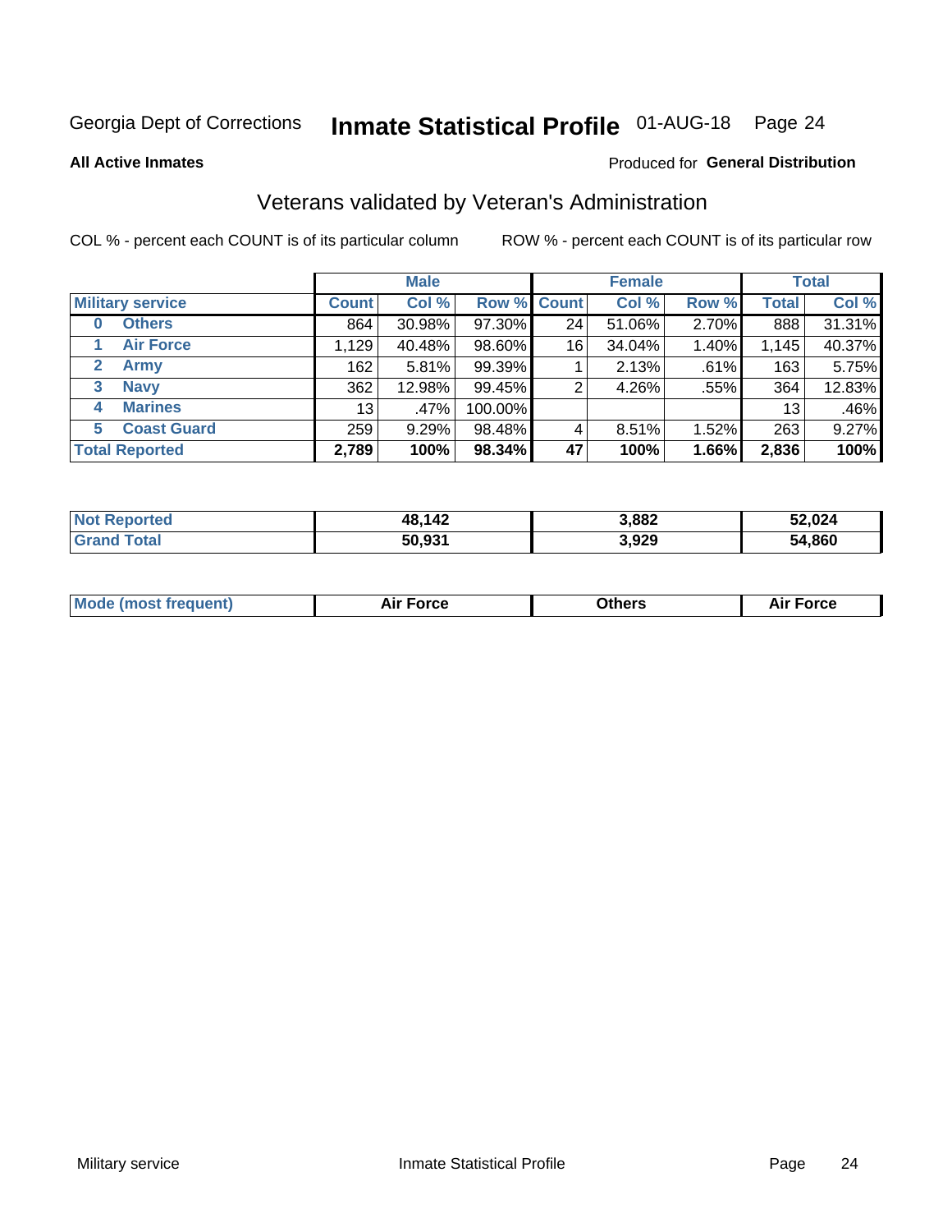Georgia Dept of Corrections **Inmate Statistical Profile** 01-AUG-18

**All Active Inmates**

Produced for **General Distribution**

## Veterans validated by Veteran's Administration

COL % - percent each COUNT is of its particular column

ROW % - percent each COUNT is of its particular row

| | Male | | | Female | | | Total | |
|---|---|---|---|---|---|---|---|---|
| **Military service** | **Count** | **Col %** | **Row %** | **Count** | **Col %** | **Row %** | **Total** | **Col %** |
| 0 Others | 864 | 30.98% | 97.30% | 24 | 51.06% | 2.70% | 888 | 31.31% |
| 1 Air Force | 1,129 | 40.48% | 98.60% | 16 | 34.04% | 1.40% | 1,145 | 40.37% |
| 2 Army | 162 | 5.81% | 99.39% | 1 | 2.13% | .61% | 163 | 5.75% |
| 3 Navy | 362 | 12.98% | 99.45% | 2 | 4.26% | .55% | 364 | 12.83% |
| 4 Marines | 13 | .47% | 100.00% | | | | 13 | .46% |
| 5 Coast Guard | 259 | 9.29% | 98.48% | 4 | 8.51% | 1.52% | 263 | 9.27% |
| **Total Reported** | **2,789** | **100%** | **98.34%** | **47** | **100%** | **1.66%** | **2,836** | **100%** |

| | Male | Female | Total |
|---|---|---|---|
| Not Reported | **48,142** | **3,882** | **52,024** |
| Grand Total | **50,931** | **3,929** | **54,860** |

| | Male | Female | Total |
|---|---|---|---|
| Mode (most frequent) | **Air Force** | **Others** | **Air Force** |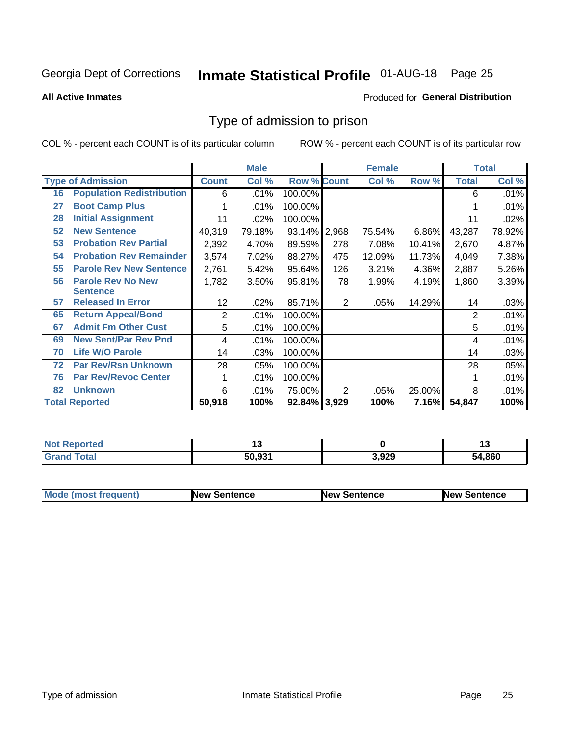Georgia Dept of Corrections **Inmate Statistical Profile** 01-AUG-18

**All Active Inmates**

Produced for **General Distribution**

## Type of admission to prison

COL % - percent each COUNT is of its particular column ROW % - percent each COUNT is of its particular row

| Type of Admission | | Male | | | Female | | | Total | |
|---|---|---|---|---|---|---|---|---|---|
| | | Count | Col % | Row % | Count | Col % | Row % | Total | Col % |
| 16 | Population Redistribution | 6 | .01% | 100.00% | | | | 6 | .01% |
| 27 | Boot Camp Plus | 1 | .01% | 100.00% | | | | 1 | .01% |
| 28 | Initial Assignment | 11 | .02% | 100.00% | | | | 11 | .02% |
| 52 | New Sentence | 40,319 | 79.18% | 93.14% | 2,968 | 75.54% | 6.86% | 43,287 | 78.92% |
| 53 | Probation Rev Partial | 2,392 | 4.70% | 89.59% | 278 | 7.08% | 10.41% | 2,670 | 4.87% |
| 54 | Probation Rev Remainder | 3,574 | 7.02% | 88.27% | 475 | 12.09% | 11.73% | 4,049 | 7.38% |
| 55 | Parole Rev New Sentence | 2,761 | 5.42% | 95.64% | 126 | 3.21% | 4.36% | 2,887 | 5.26% |
| 56 | Parole Rev No New Sentence | 1,782 | 3.50% | 95.81% | 78 | 1.99% | 4.19% | 1,860 | 3.39% |
| 57 | Released In Error | 12 | .02% | 85.71% | 2 | .05% | 14.29% | 14 | .03% |
| 65 | Return Appeal/Bond | 2 | .01% | 100.00% | | | | 2 | .01% |
| 67 | Admit Fm Other Cust | 5 | .01% | 100.00% | | | | 5 | .01% |
| 69 | New Sent/Par Rev Pnd | 4 | .01% | 100.00% | | | | 4 | .01% |
| 70 | Life W/O Parole | 14 | .03% | 100.00% | | | | 14 | .03% |
| 72 | Par Rev/Rsn Unknown | 28 | .05% | 100.00% | | | | 28 | .05% |
| 76 | Par Rev/Revoc Center | 1 | .01% | 100.00% | | | | 1 | .01% |
| 82 | Unknown | 6 | .01% | 75.00% | 2 | .05% | 25.00% | 8 | .01% |
| **Total Reported** | | **50,918** | **100%** | **92.84%** | **3,929** | **100%** | **7.16%** | **54,847** | **100%** |

| | Male | Female | Total |
|---|---|---|---|
| Not Reported | 13 | 0 | 13 |
| Grand Total | 50,931 | 3,929 | 54,860 |

| | Male | Female | Total |
|---|---|---|---|
| Mode (most frequent) | New Sentence | New Sentence | New Sentence |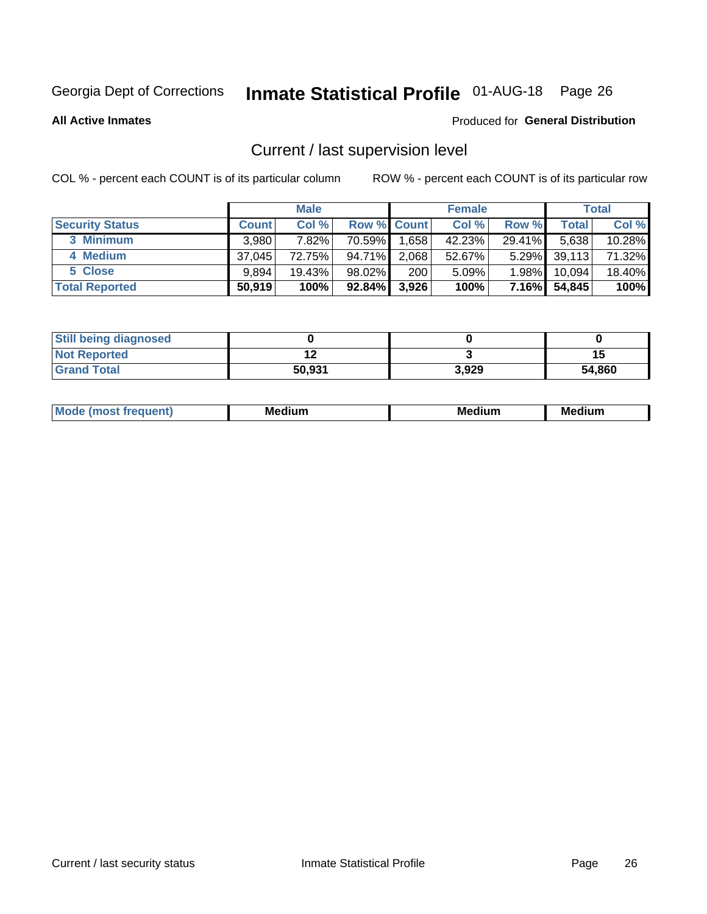# Georgia Dept of Corrections — Inmate Statistical Profile 01-AUG-18

**All Active Inmates**

Produced for **General Distribution**

## Current / last supervision level

COL % - percent each COUNT is of its particular column

ROW % - percent each COUNT is of its particular row

| | Male | | | Female | | | Total | |
|---|---|---|---|---|---|---|---|---|
| **Security Status** | **Count** | **Col %** | **Row %** | **Count** | **Col %** | **Row %** | **Total** | **Col %** |
| 3 Minimum | 3,980 | 7.82% | 70.59% | 1,658 | 42.23% | 29.41% | 5,638 | 10.28% |
| 4 Medium | 37,045 | 72.75% | 94.71% | 2,068 | 52.67% | 5.29% | 39,113 | 71.32% |
| 5 Close | 9,894 | 19.43% | 98.02% | 200 | 5.09% | 1.98% | 10,094 | 18.40% |
| **Total Reported** | **50,919** | **100%** | **92.84%** | **3,926** | **100%** | **7.16%** | **54,845** | **100%** |

| | Male | Female | Total |
|---|---|---|---|
| Still being diagnosed | 0 | 0 | 0 |
| Not Reported | 12 | 3 | 15 |
| Grand Total | 50,931 | 3,929 | 54,860 |

| | Male | Female | Total |
|---|---|---|---|
| Mode (most frequent) | Medium | Medium | Medium |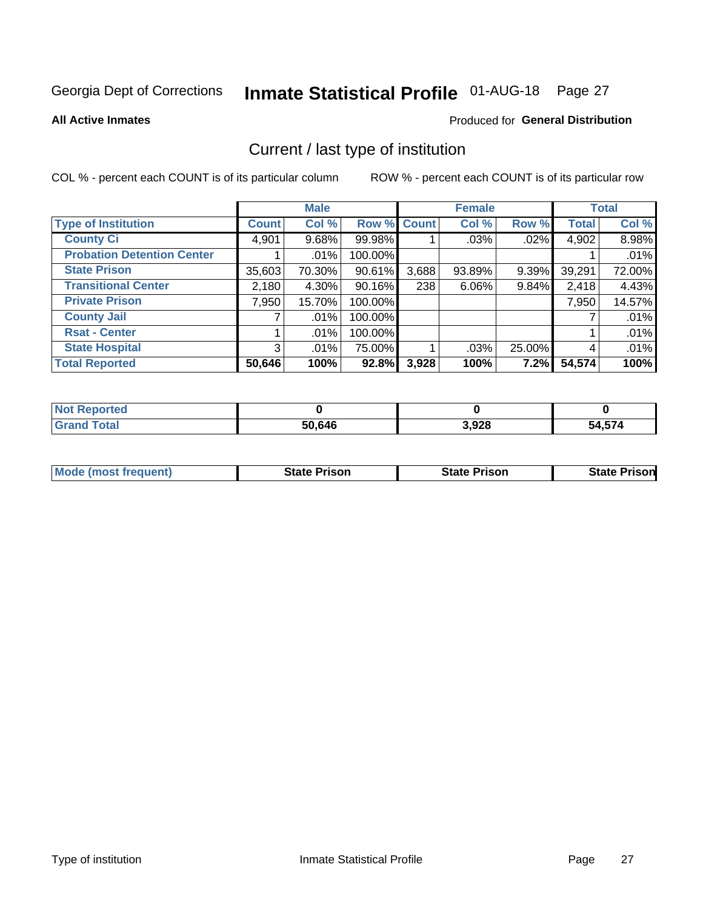Georgia Dept of Corrections **Inmate Statistical Profile** 01-AUG-18

**All Active Inmates**

Produced for **General Distribution**

## Current / last type of institution

COL % - percent each COUNT is of its particular column

ROW % - percent each COUNT is of its particular row

| | Male | | | Female | | | Total | |
|---|---|---|---|---|---|---|---|---|
| **Type of Institution** | **Count** | **Col %** | **Row %** | **Count** | **Col %** | **Row %** | **Total** | **Col %** |
| **County Ci** | 4,901 | 9.68% | 99.98% | 1 | .03% | .02% | 4,902 | 8.98% |
| **Probation Detention Center** | 1 | .01% | 100.00% | | | | 1 | .01% |
| **State Prison** | 35,603 | 70.30% | 90.61% | 3,688 | 93.89% | 9.39% | 39,291 | 72.00% |
| **Transitional Center** | 2,180 | 4.30% | 90.16% | 238 | 6.06% | 9.84% | 2,418 | 4.43% |
| **Private Prison** | 7,950 | 15.70% | 100.00% | | | | 7,950 | 14.57% |
| **County Jail** | 7 | .01% | 100.00% | | | | 7 | .01% |
| **Rsat - Center** | 1 | .01% | 100.00% | | | | 1 | .01% |
| **State Hospital** | 3 | .01% | 75.00% | 1 | .03% | 25.00% | 4 | .01% |
| **Total Reported** | **50,646** | **100%** | **92.8%** | **3,928** | **100%** | **7.2%** | **54,574** | **100%** |

| | Male | Female | Total |
|---|---|---|---|
| **Not Reported** | **0** | **0** | **0** |
| **Grand Total** | **50,646** | **3,928** | **54,574** |

| | Male | Female | Total |
|---|---|---|---|
| **Mode (most frequent)** | **State Prison** | **State Prison** | **State Prison** |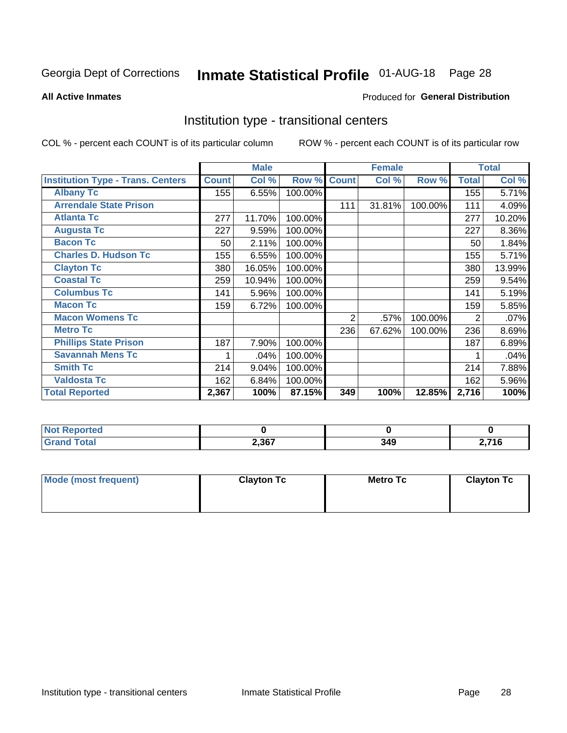Georgia Dept of Corrections **Inmate Statistical Profile** 01-AUG-18

**All Active Inmates**

Produced for **General Distribution**

## Institution type - transitional centers

COL % - percent each COUNT is of its particular column

ROW % - percent each COUNT is of its particular row

| | Male | | | Female | | | Total | |
|---|---|---|---|---|---|---|---|---|
| **Institution Type - Trans. Centers** | **Count** | **Col %** | **Row %** | **Count** | **Col %** | **Row %** | **Total** | **Col %** |
| **Albany Tc** | 155 | 6.55% | 100.00% | | | | 155 | 5.71% |
| **Arrendale State Prison** | | | | 111 | 31.81% | 100.00% | 111 | 4.09% |
| **Atlanta Tc** | 277 | 11.70% | 100.00% | | | | 277 | 10.20% |
| **Augusta Tc** | 227 | 9.59% | 100.00% | | | | 227 | 8.36% |
| **Bacon Tc** | 50 | 2.11% | 100.00% | | | | 50 | 1.84% |
| **Charles D. Hudson Tc** | 155 | 6.55% | 100.00% | | | | 155 | 5.71% |
| **Clayton Tc** | 380 | 16.05% | 100.00% | | | | 380 | 13.99% |
| **Coastal Tc** | 259 | 10.94% | 100.00% | | | | 259 | 9.54% |
| **Columbus Tc** | 141 | 5.96% | 100.00% | | | | 141 | 5.19% |
| **Macon Tc** | 159 | 6.72% | 100.00% | | | | 159 | 5.85% |
| **Macon Womens Tc** | | | | 2 | .57% | 100.00% | 2 | .07% |
| **Metro Tc** | | | | 236 | 67.62% | 100.00% | 236 | 8.69% |
| **Phillips State Prison** | 187 | 7.90% | 100.00% | | | | 187 | 6.89% |
| **Savannah Mens Tc** | 1 | .04% | 100.00% | | | | 1 | .04% |
| **Smith Tc** | 214 | 9.04% | 100.00% | | | | 214 | 7.88% |
| **Valdosta Tc** | 162 | 6.84% | 100.00% | | | | 162 | 5.96% |
| **Total Reported** | **2,367** | **100%** | **87.15%** | **349** | **100%** | **12.85%** | **2,716** | **100%** |

| | Male | Female | Total |
|---|---|---|---|
| **Not Reported** | **0** | **0** | **0** |
| **Grand Total** | **2,367** | **349** | **2,716** |

| | Male | Female | Total |
|---|---|---|---|
| **Mode (most frequent)** | **Clayton Tc** | **Metro Tc** | **Clayton Tc** |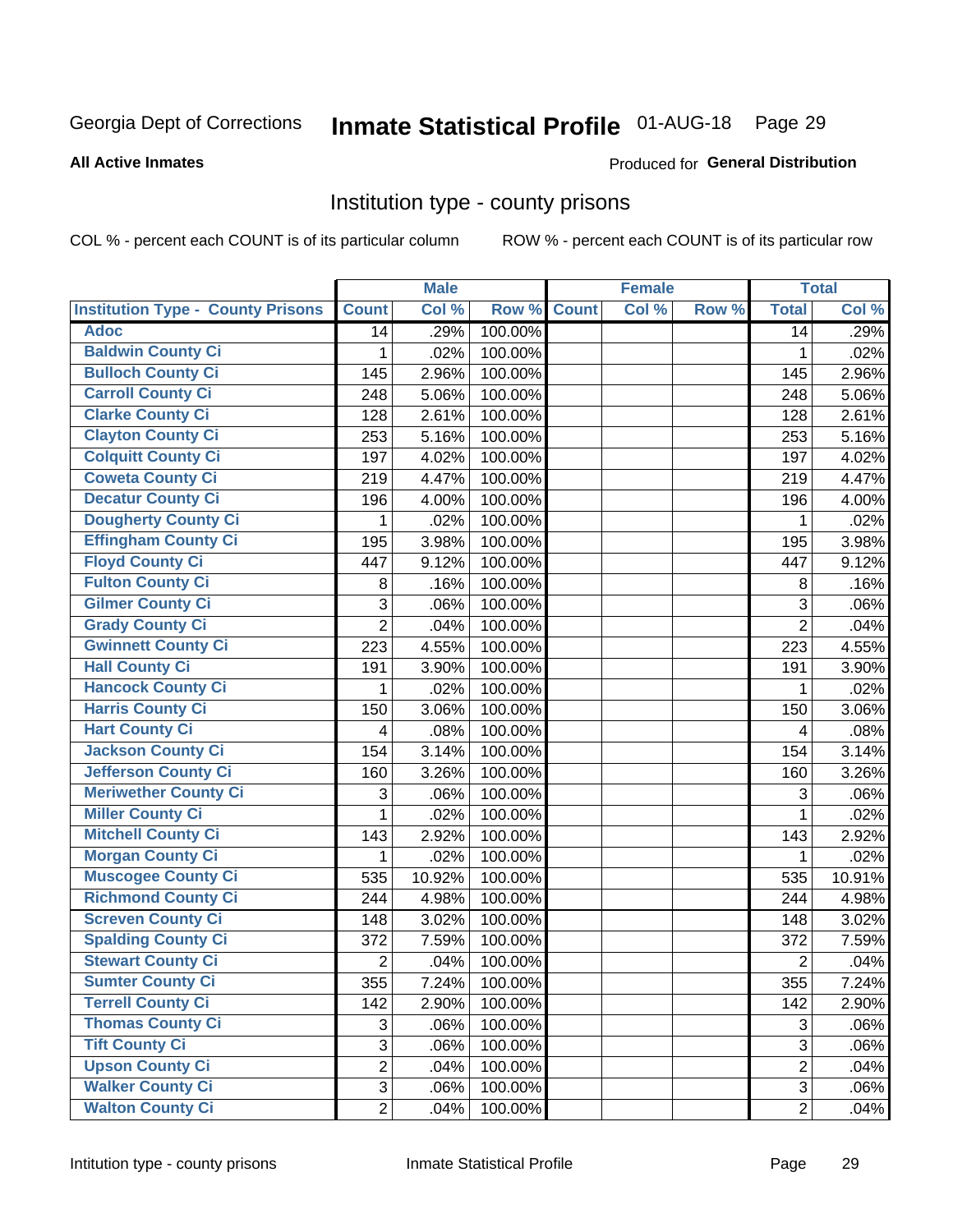Georgia Dept of Corrections **Inmate Statistical Profile** 01-AUG-18

**All Active Inmates**

Produced for **General Distribution**

## Institution type - county prisons

COL % - percent each COUNT is of its particular column ROW % - percent each COUNT is of its particular row

| | Male | | | Female | | | Total | |
|---|---|---|---|---|---|---|---|---|
| Institution Type - County Prisons | Count | Col % | Row % | Count | Col % | Row % | Total | Col % |
| Adoc | 14 | .29% | 100.00% | | | | 14 | .29% |
| Baldwin County Ci | 1 | .02% | 100.00% | | | | 1 | .02% |
| Bulloch County Ci | 145 | 2.96% | 100.00% | | | | 145 | 2.96% |
| Carroll County Ci | 248 | 5.06% | 100.00% | | | | 248 | 5.06% |
| Clarke County Ci | 128 | 2.61% | 100.00% | | | | 128 | 2.61% |
| Clayton County Ci | 253 | 5.16% | 100.00% | | | | 253 | 5.16% |
| Colquitt County Ci | 197 | 4.02% | 100.00% | | | | 197 | 4.02% |
| Coweta County Ci | 219 | 4.47% | 100.00% | | | | 219 | 4.47% |
| Decatur County Ci | 196 | 4.00% | 100.00% | | | | 196 | 4.00% |
| Dougherty County Ci | 1 | .02% | 100.00% | | | | 1 | .02% |
| Effingham County Ci | 195 | 3.98% | 100.00% | | | | 195 | 3.98% |
| Floyd County Ci | 447 | 9.12% | 100.00% | | | | 447 | 9.12% |
| Fulton County Ci | 8 | .16% | 100.00% | | | | 8 | .16% |
| Gilmer County Ci | 3 | .06% | 100.00% | | | | 3 | .06% |
| Grady County Ci | 2 | .04% | 100.00% | | | | 2 | .04% |
| Gwinnett County Ci | 223 | 4.55% | 100.00% | | | | 223 | 4.55% |
| Hall County Ci | 191 | 3.90% | 100.00% | | | | 191 | 3.90% |
| Hancock County Ci | 1 | .02% | 100.00% | | | | 1 | .02% |
| Harris County Ci | 150 | 3.06% | 100.00% | | | | 150 | 3.06% |
| Hart County Ci | 4 | .08% | 100.00% | | | | 4 | .08% |
| Jackson County Ci | 154 | 3.14% | 100.00% | | | | 154 | 3.14% |
| Jefferson County Ci | 160 | 3.26% | 100.00% | | | | 160 | 3.26% |
| Meriwether County Ci | 3 | .06% | 100.00% | | | | 3 | .06% |
| Miller County Ci | 1 | .02% | 100.00% | | | | 1 | .02% |
| Mitchell County Ci | 143 | 2.92% | 100.00% | | | | 143 | 2.92% |
| Morgan County Ci | 1 | .02% | 100.00% | | | | 1 | .02% |
| Muscogee County Ci | 535 | 10.92% | 100.00% | | | | 535 | 10.91% |
| Richmond County Ci | 244 | 4.98% | 100.00% | | | | 244 | 4.98% |
| Screven County Ci | 148 | 3.02% | 100.00% | | | | 148 | 3.02% |
| Spalding County Ci | 372 | 7.59% | 100.00% | | | | 372 | 7.59% |
| Stewart County Ci | 2 | .04% | 100.00% | | | | 2 | .04% |
| Sumter County Ci | 355 | 7.24% | 100.00% | | | | 355 | 7.24% |
| Terrell County Ci | 142 | 2.90% | 100.00% | | | | 142 | 2.90% |
| Thomas County Ci | 3 | .06% | 100.00% | | | | 3 | .06% |
| Tift County Ci | 3 | .06% | 100.00% | | | | 3 | .06% |
| Upson County Ci | 2 | .04% | 100.00% | | | | 2 | .04% |
| Walker County Ci | 3 | .06% | 100.00% | | | | 3 | .06% |
| Walton County Ci | 2 | .04% | 100.00% | | | | 2 | .04% |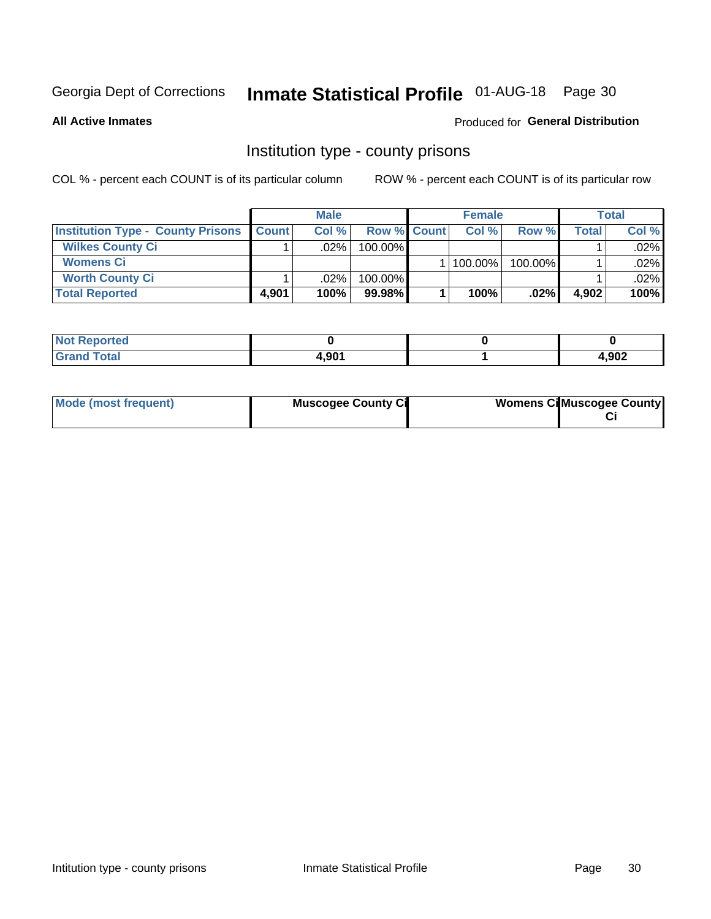Georgia Dept of Corrections **Inmate Statistical Profile** 01-AUG-18 Page 30

**All Active Inmates**

Produced for **General Distribution**

## Institution type - county prisons

COL % - percent each COUNT is of its particular column

ROW % - percent each COUNT is of its particular row

| | Male | | | Female | | | Total | |
|---|---|---|---|---|---|---|---|---|
| **Institution Type - County Prisons** | **Count** | **Col %** | **Row %** | **Count** | **Col %** | **Row %** | **Total** | **Col %** |
| **Wilkes County Ci** | 1 | .02% | 100.00% | | | | 1 | .02% |
| **Womens Ci** | | | | 1 | 100.00% | 100.00% | 1 | .02% |
| **Worth County Ci** | 1 | .02% | 100.00% | | | | 1 | .02% |
| **Total Reported** | **4,901** | **100%** | **99.98%** | **1** | **100%** | **.02%** | **4,902** | **100%** |

| | Male | Female | Total |
|---|---|---|---|
| **Not Reported** | **0** | **0** | **0** |
| **Grand Total** | **4,901** | **1** | **4,902** |

| | Male | Female | Total |
|---|---|---|---|
| **Mode (most frequent)** | **Muscogee County Ci** | **Womens Ci** | **Muscogee County Ci** |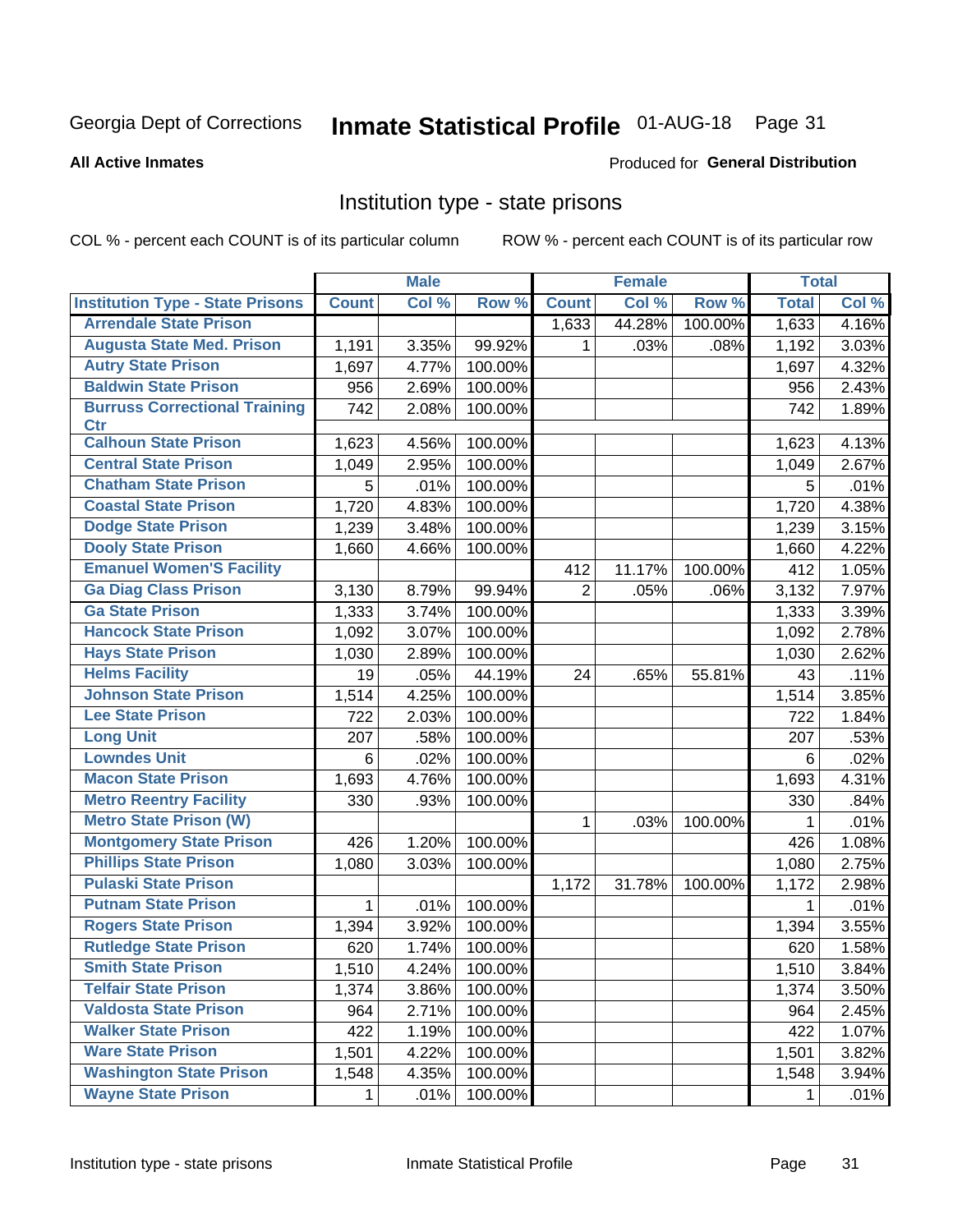Georgia Dept of Corrections **Inmate Statistical Profile** 01-AUG-18

**All Active Inmates**

Produced for **General Distribution**

## Institution type - state prisons

COL % - percent each COUNT is of its particular column    ROW % - percent each COUNT is of its particular row

| | Male | | | Female | | | Total | |
|---|---|---|---|---|---|---|---|---|
| **Institution Type - State Prisons** | **Count** | **Col %** | **Row %** | **Count** | **Col %** | **Row %** | **Total** | **Col %** |
| Arrendale State Prison | | | | 1,633 | 44.28% | 100.00% | 1,633 | 4.16% |
| Augusta State Med. Prison | 1,191 | 3.35% | 99.92% | 1 | .03% | .08% | 1,192 | 3.03% |
| Autry State Prison | 1,697 | 4.77% | 100.00% | | | | 1,697 | 4.32% |
| Baldwin State Prison | 956 | 2.69% | 100.00% | | | | 956 | 2.43% |
| Burruss Correctional Training Ctr | 742 | 2.08% | 100.00% | | | | 742 | 1.89% |
| Calhoun State Prison | 1,623 | 4.56% | 100.00% | | | | 1,623 | 4.13% |
| Central State Prison | 1,049 | 2.95% | 100.00% | | | | 1,049 | 2.67% |
| Chatham State Prison | 5 | .01% | 100.00% | | | | 5 | .01% |
| Coastal State Prison | 1,720 | 4.83% | 100.00% | | | | 1,720 | 4.38% |
| Dodge State Prison | 1,239 | 3.48% | 100.00% | | | | 1,239 | 3.15% |
| Dooly State Prison | 1,660 | 4.66% | 100.00% | | | | 1,660 | 4.22% |
| Emanuel Women'S Facility | | | | 412 | 11.17% | 100.00% | 412 | 1.05% |
| Ga Diag Class Prison | 3,130 | 8.79% | 99.94% | 2 | .05% | .06% | 3,132 | 7.97% |
| Ga State Prison | 1,333 | 3.74% | 100.00% | | | | 1,333 | 3.39% |
| Hancock State Prison | 1,092 | 3.07% | 100.00% | | | | 1,092 | 2.78% |
| Hays State Prison | 1,030 | 2.89% | 100.00% | | | | 1,030 | 2.62% |
| Helms Facility | 19 | .05% | 44.19% | 24 | .65% | 55.81% | 43 | .11% |
| Johnson State Prison | 1,514 | 4.25% | 100.00% | | | | 1,514 | 3.85% |
| Lee State Prison | 722 | 2.03% | 100.00% | | | | 722 | 1.84% |
| Long Unit | 207 | .58% | 100.00% | | | | 207 | .53% |
| Lowndes Unit | 6 | .02% | 100.00% | | | | 6 | .02% |
| Macon State Prison | 1,693 | 4.76% | 100.00% | | | | 1,693 | 4.31% |
| Metro Reentry Facility | 330 | .93% | 100.00% | | | | 330 | .84% |
| Metro State Prison (W) | | | | 1 | .03% | 100.00% | 1 | .01% |
| Montgomery State Prison | 426 | 1.20% | 100.00% | | | | 426 | 1.08% |
| Phillips State Prison | 1,080 | 3.03% | 100.00% | | | | 1,080 | 2.75% |
| Pulaski State Prison | | | | 1,172 | 31.78% | 100.00% | 1,172 | 2.98% |
| Putnam State Prison | 1 | .01% | 100.00% | | | | 1 | .01% |
| Rogers State Prison | 1,394 | 3.92% | 100.00% | | | | 1,394 | 3.55% |
| Rutledge State Prison | 620 | 1.74% | 100.00% | | | | 620 | 1.58% |
| Smith State Prison | 1,510 | 4.24% | 100.00% | | | | 1,510 | 3.84% |
| Telfair State Prison | 1,374 | 3.86% | 100.00% | | | | 1,374 | 3.50% |
| Valdosta State Prison | 964 | 2.71% | 100.00% | | | | 964 | 2.45% |
| Walker State Prison | 422 | 1.19% | 100.00% | | | | 422 | 1.07% |
| Ware State Prison | 1,501 | 4.22% | 100.00% | | | | 1,501 | 3.82% |
| Washington State Prison | 1,548 | 4.35% | 100.00% | | | | 1,548 | 3.94% |
| Wayne State Prison | 1 | .01% | 100.00% | | | | 1 | .01% |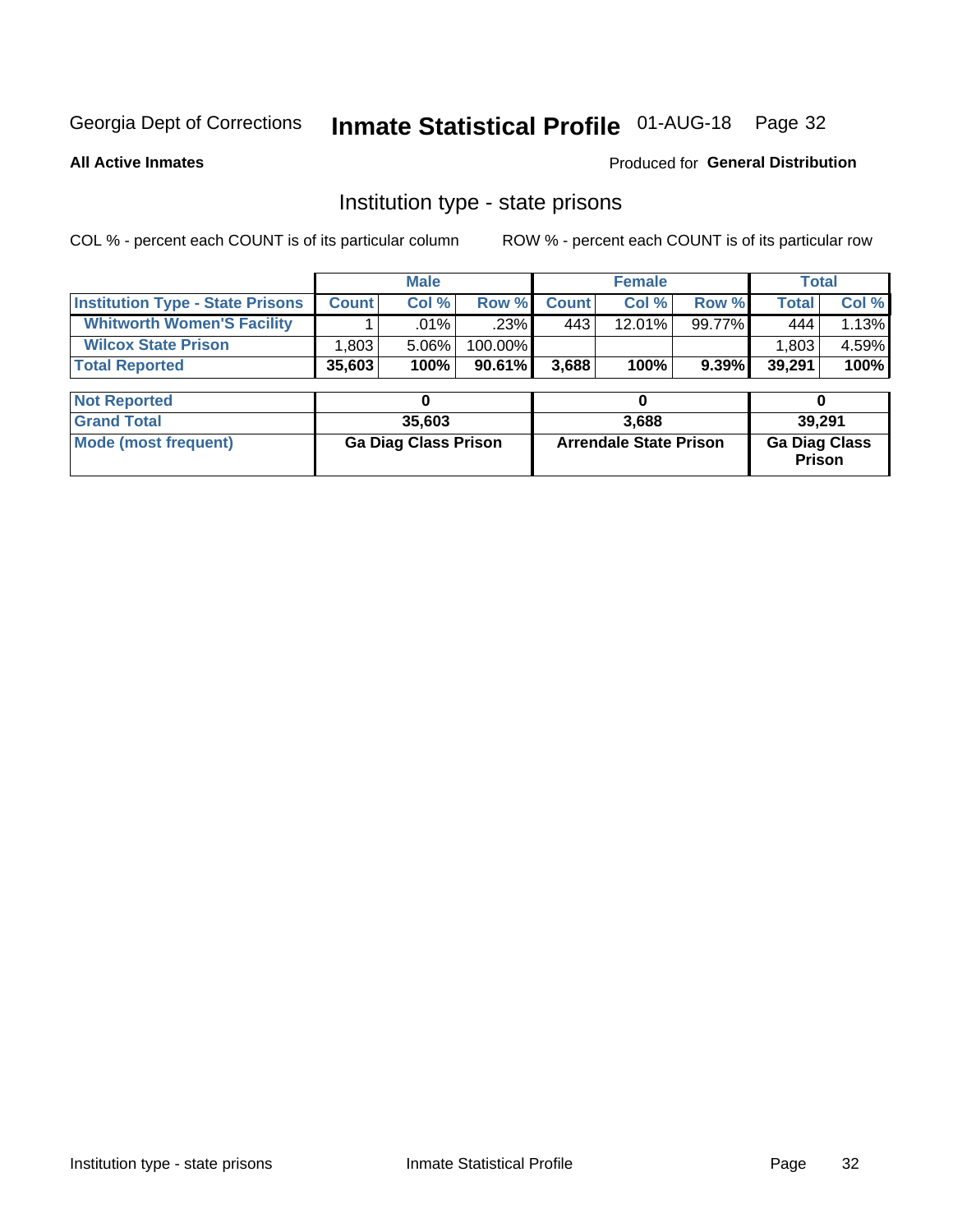Georgia Dept of Corrections **Inmate Statistical Profile** 01-AUG-18

**All Active Inmates**

Produced for **General Distribution**

## Institution type - state prisons

COL % - percent each COUNT is of its particular column

ROW % - percent each COUNT is of its particular row

| | Male | | | Female | | | Total | |
|---|---|---|---|---|---|---|---|---|
| **Institution Type - State Prisons** | **Count** | **Col %** | **Row %** | **Count** | **Col %** | **Row %** | **Total** | **Col %** |
| **Whitworth Women'S Facility** | 1 | .01% | .23% | 443 | 12.01% | 99.77% | 444 | 1.13% |
| **Wilcox State Prison** | 1,803 | 5.06% | 100.00% | | | | 1,803 | 4.59% |
| **Total Reported** | **35,603** | **100%** | **90.61%** | **3,688** | **100%** | **9.39%** | **39,291** | **100%** |

| | Male | Female | Total |
|---|---|---|---|
| **Not Reported** | **0** | **0** | **0** |
| **Grand Total** | **35,603** | **3,688** | **39,291** |
| **Mode (most frequent)** | **Ga Diag Class Prison** | **Arrendale State Prison** | **Ga Diag Class Prison** |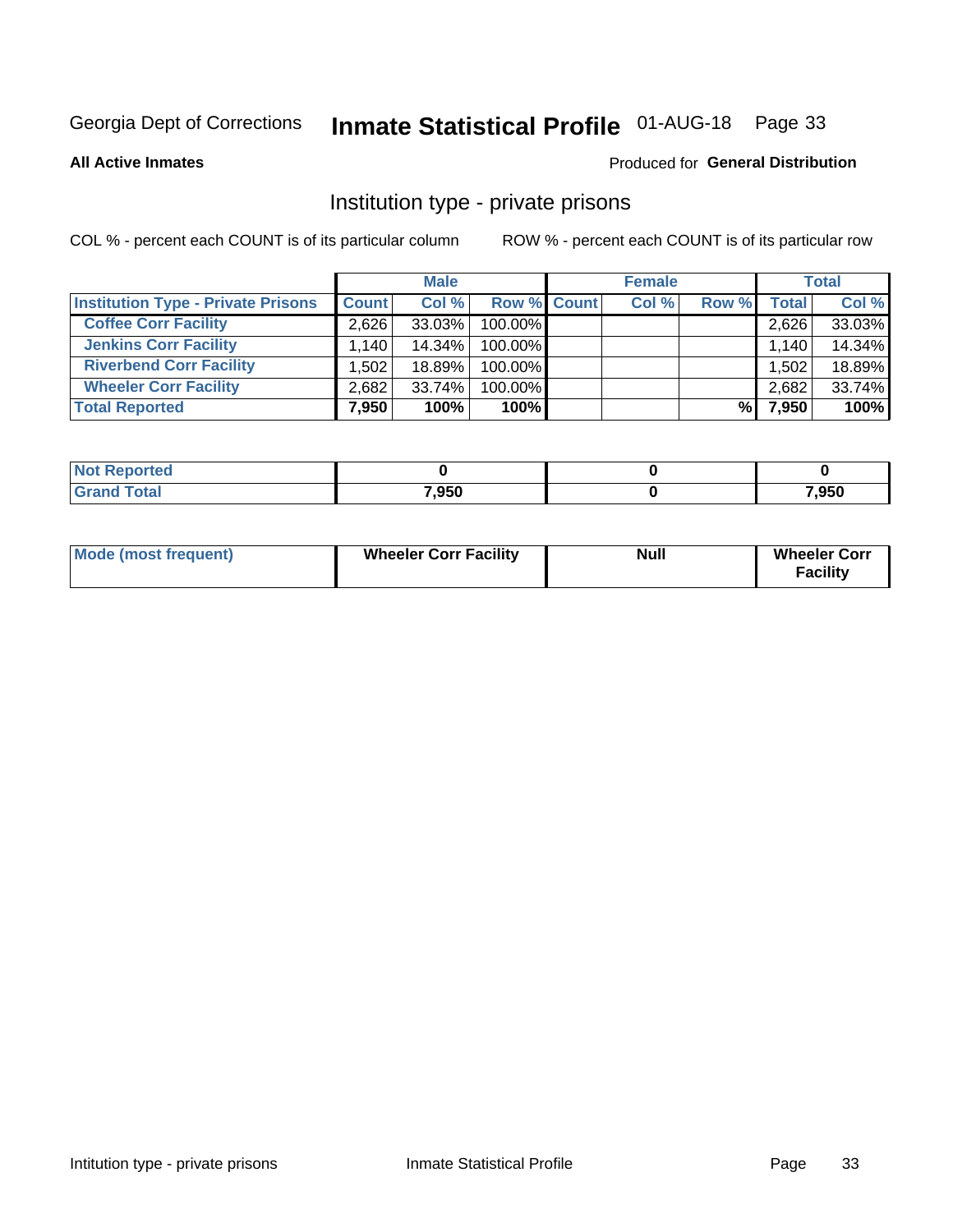Georgia Dept of Corrections **Inmate Statistical Profile** 01-AUG-18 Page 33

**All Active Inmates**

Produced for **General Distribution**

## Institution type - private prisons

COL % - percent each COUNT is of its particular column

ROW % - percent each COUNT is of its particular row

| | Male | | | Female | | | Total | |
|---|---|---|---|---|---|---|---|---|
| **Institution Type - Private Prisons** | **Count** | **Col %** | **Row %** | **Count** | **Col %** | **Row %** | **Total** | **Col %** |
| **Coffee Corr Facility** | 2,626 | 33.03% | 100.00% | | | | 2,626 | 33.03% |
| **Jenkins Corr Facility** | 1,140 | 14.34% | 100.00% | | | | 1,140 | 14.34% |
| **Riverbend Corr Facility** | 1,502 | 18.89% | 100.00% | | | | 1,502 | 18.89% |
| **Wheeler Corr Facility** | 2,682 | 33.74% | 100.00% | | | | 2,682 | 33.74% |
| **Total Reported** | **7,950** | **100%** | **100%** | | | **%** | **7,950** | **100%** |

| | Male | Female | Total |
|---|---|---|---|
| **Not Reported** | **0** | **0** | **0** |
| **Grand Total** | **7,950** | **0** | **7,950** |

| | Male | Female | Total |
|---|---|---|---|
| **Mode (most frequent)** | **Wheeler Corr Facility** | **Null** | **Wheeler Corr Facility** |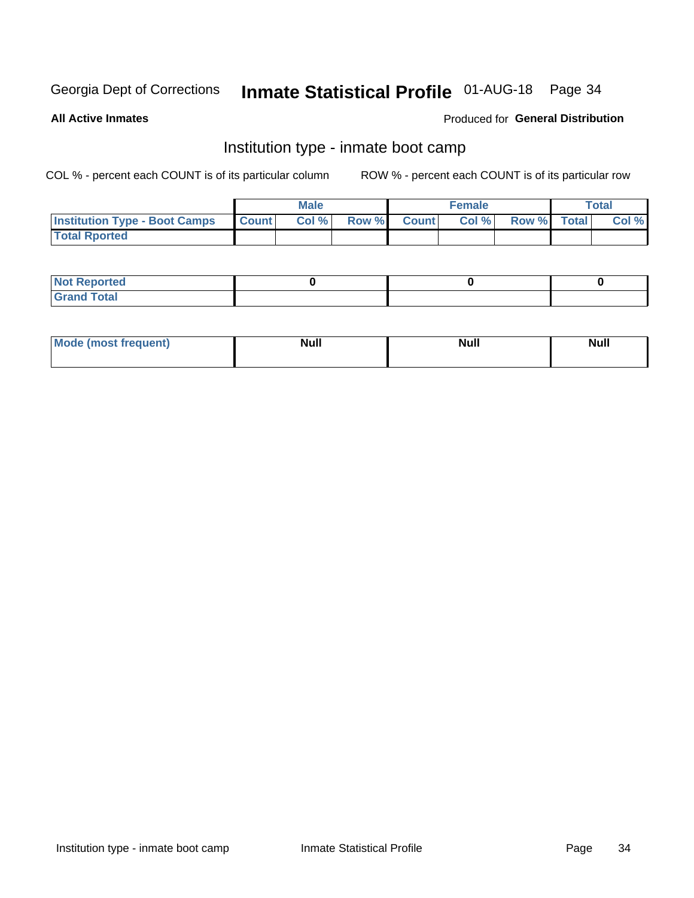Georgia Dept of Corrections **Inmate Statistical Profile** 01-AUG-18

**All Active Inmates**

Produced for **General Distribution**

## Institution type - inmate boot camp

COL % - percent each COUNT is of its particular column

ROW % - percent each COUNT is of its particular row

| | Male | | | Female | | | Total | |
|---|---|---|---|---|---|---|---|---|
| Institution Type - Boot Camps | Count | Col % | Row % | Count | Col % | Row % | Total | Col % |
| Total Rported | | | | | | | | |

| | Male | Female | Total |
|---|---|---|---|
| Not Reported | 0 | 0 | 0 |
| Grand Total | | | |

| | Male | Female | Total |
|---|---|---|---|
| Mode (most frequent) | Null | Null | Null |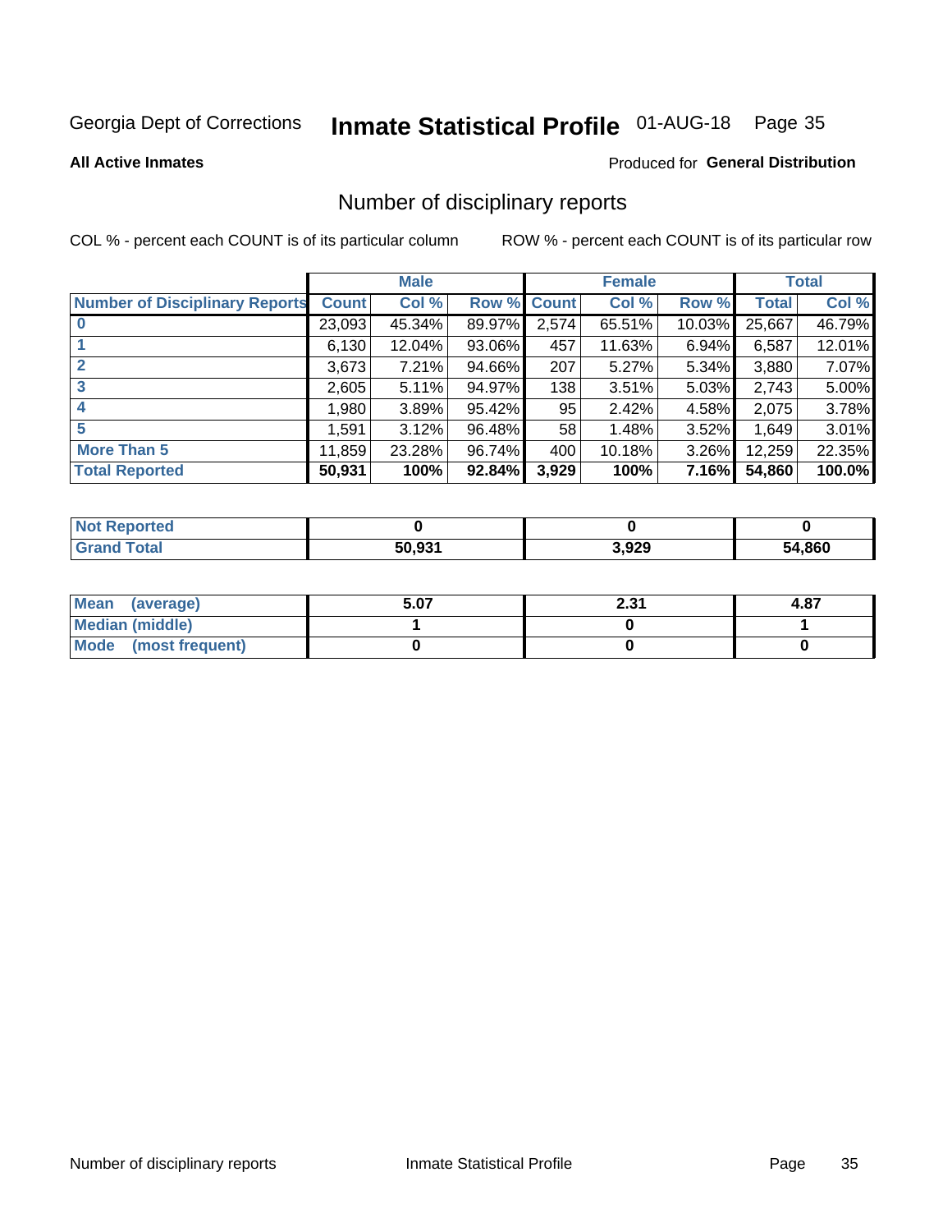Georgia Dept of Corrections **Inmate Statistical Profile** 01-AUG-18

**All Active Inmates**

Produced for **General Distribution**

## Number of disciplinary reports

COL % - percent each COUNT is of its particular column ROW % - percent each COUNT is of its particular row

| | Male | | | Female | | | Total | |
|---|---|---|---|---|---|---|---|---|
| **Number of Disciplinary Reports** | **Count** | **Col %** | **Row %** | **Count** | **Col %** | **Row %** | **Total** | **Col %** |
| **0** | 23,093 | 45.34% | 89.97% | 2,574 | 65.51% | 10.03% | 25,667 | 46.79% |
| **1** | 6,130 | 12.04% | 93.06% | 457 | 11.63% | 6.94% | 6,587 | 12.01% |
| **2** | 3,673 | 7.21% | 94.66% | 207 | 5.27% | 5.34% | 3,880 | 7.07% |
| **3** | 2,605 | 5.11% | 94.97% | 138 | 3.51% | 5.03% | 2,743 | 5.00% |
| **4** | 1,980 | 3.89% | 95.42% | 95 | 2.42% | 4.58% | 2,075 | 3.78% |
| **5** | 1,591 | 3.12% | 96.48% | 58 | 1.48% | 3.52% | 1,649 | 3.01% |
| **More Than 5** | 11,859 | 23.28% | 96.74% | 400 | 10.18% | 3.26% | 12,259 | 22.35% |
| **Total Reported** | **50,931** | **100%** | **92.84%** | **3,929** | **100%** | **7.16%** | **54,860** | **100.0%** |

| | Male | Female | Total |
|---|---|---|---|
| **Not Reported** | **0** | **0** | **0** |
| **Grand Total** | **50,931** | **3,929** | **54,860** |

| | Male | Female | Total |
|---|---|---|---|
| **Mean (average)** | **5.07** | **2.31** | **4.87** |
| **Median (middle)** | **1** | **0** | **1** |
| **Mode (most frequent)** | **0** | **0** | **0** |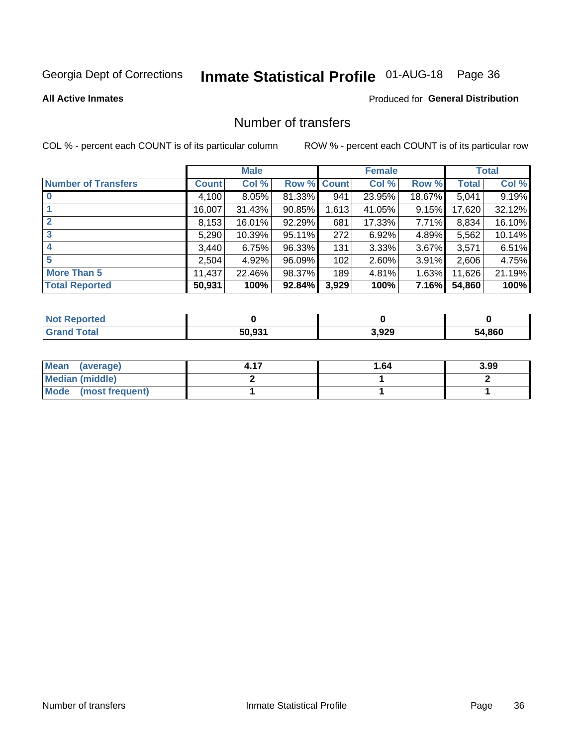Georgia Dept of Corrections **Inmate Statistical Profile** 01-AUG-18

**All Active Inmates**

Produced for **General Distribution**

## Number of transfers

COL % - percent each COUNT is of its particular column

ROW % - percent each COUNT is of its particular row

| | Male | | | Female | | | Total | |
|---|---|---|---|---|---|---|---|---|
| **Number of Transfers** | **Count** | **Col %** | **Row %** | **Count** | **Col %** | **Row %** | **Total** | **Col %** |
| **0** | 4,100 | 8.05% | 81.33% | 941 | 23.95% | 18.67% | 5,041 | 9.19% |
| **1** | 16,007 | 31.43% | 90.85% | 1,613 | 41.05% | 9.15% | 17,620 | 32.12% |
| **2** | 8,153 | 16.01% | 92.29% | 681 | 17.33% | 7.71% | 8,834 | 16.10% |
| **3** | 5,290 | 10.39% | 95.11% | 272 | 6.92% | 4.89% | 5,562 | 10.14% |
| **4** | 3,440 | 6.75% | 96.33% | 131 | 3.33% | 3.67% | 3,571 | 6.51% |
| **5** | 2,504 | 4.92% | 96.09% | 102 | 2.60% | 3.91% | 2,606 | 4.75% |
| **More Than 5** | 11,437 | 22.46% | 98.37% | 189 | 4.81% | 1.63% | 11,626 | 21.19% |
| **Total Reported** | **50,931** | **100%** | **92.84%** | **3,929** | **100%** | **7.16%** | **54,860** | **100%** |

| | Male | Female | Total |
|---|---|---|---|
| **Not Reported** | **0** | **0** | **0** |
| **Grand Total** | **50,931** | **3,929** | **54,860** |

| | Male | Female | Total |
|---|---|---|---|
| **Mean (average)** | **4.17** | **1.64** | **3.99** |
| **Median (middle)** | **2** | **1** | **2** |
| **Mode (most frequent)** | **1** | **1** | **1** |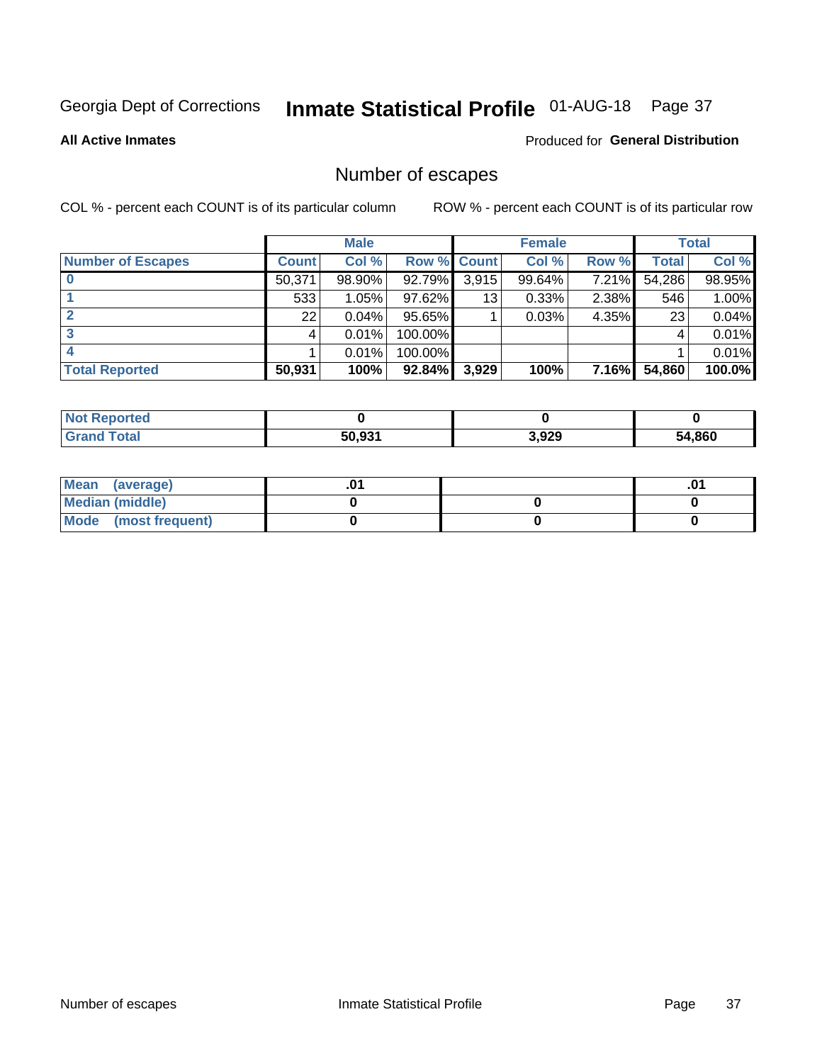Georgia Dept of Corrections **Inmate Statistical Profile** 01-AUG-18 Page 37

**All Active Inmates**

Produced for **General Distribution**

## Number of escapes

COL % - percent each COUNT is of its particular column

ROW % - percent each COUNT is of its particular row

| | Male | | | Female | | | Total | |
|---|---|---|---|---|---|---|---|---|
| **Number of Escapes** | **Count** | **Col %** | **Row %** | **Count** | **Col %** | **Row %** | **Total** | **Col %** |
| **0** | 50,371 | 98.90% | 92.79% | 3,915 | 99.64% | 7.21% | 54,286 | 98.95% |
| **1** | 533 | 1.05% | 97.62% | 13 | 0.33% | 2.38% | 546 | 1.00% |
| **2** | 22 | 0.04% | 95.65% | 1 | 0.03% | 4.35% | 23 | 0.04% |
| **3** | 4 | 0.01% | 100.00% | | | | 4 | 0.01% |
| **4** | 1 | 0.01% | 100.00% | | | | 1 | 0.01% |
| **Total Reported** | **50,931** | **100%** | **92.84%** | **3,929** | **100%** | **7.16%** | **54,860** | **100.0%** |

| | Male | Female | Total |
|---|---|---|---|
| **Not Reported** | **0** | **0** | **0** |
| **Grand Total** | **50,931** | **3,929** | **54,860** |

| | Male | Female | Total |
|---|---|---|---|
| **Mean (average)** | **.01** | | **.01** |
| **Median (middle)** | **0** | **0** | **0** |
| **Mode (most frequent)** | **0** | **0** | **0** |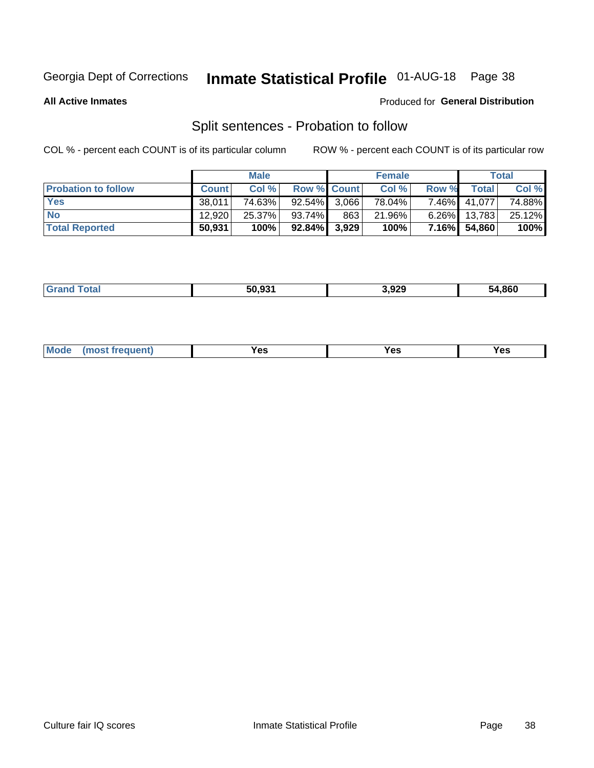Georgia Dept of Corrections **Inmate Statistical Profile** 01-AUG-18

**All Active Inmates**

Produced for **General Distribution**

## Split sentences - Probation to follow

COL % - percent each COUNT is of its particular column

ROW % - percent each COUNT is of its particular row

| | Male | | | Female | | | Total | |
|---|---|---|---|---|---|---|---|---|
| **Probation to follow** | **Count** | **Col %** | **Row %** | **Count** | **Col %** | **Row %** | **Total** | **Col %** |
| **Yes** | 38,011 | 74.63% | 92.54% | 3,066 | 78.04% | 7.46% | 41,077 | 74.88% |
| **No** | 12,920 | 25.37% | 93.74% | 863 | 21.96% | 6.26% | 13,783 | 25.12% |
| **Total Reported** | **50,931** | **100%** | **92.84%** | **3,929** | **100%** | **7.16%** | **54,860** | **100%** |

| | Male | Female | Total |
|---|---|---|---|
| **Grand Total** | **50,931** | **3,929** | **54,860** |

| | Male | Female | Total |
|---|---|---|---|
| **Mode (most frequent)** | **Yes** | **Yes** | **Yes** |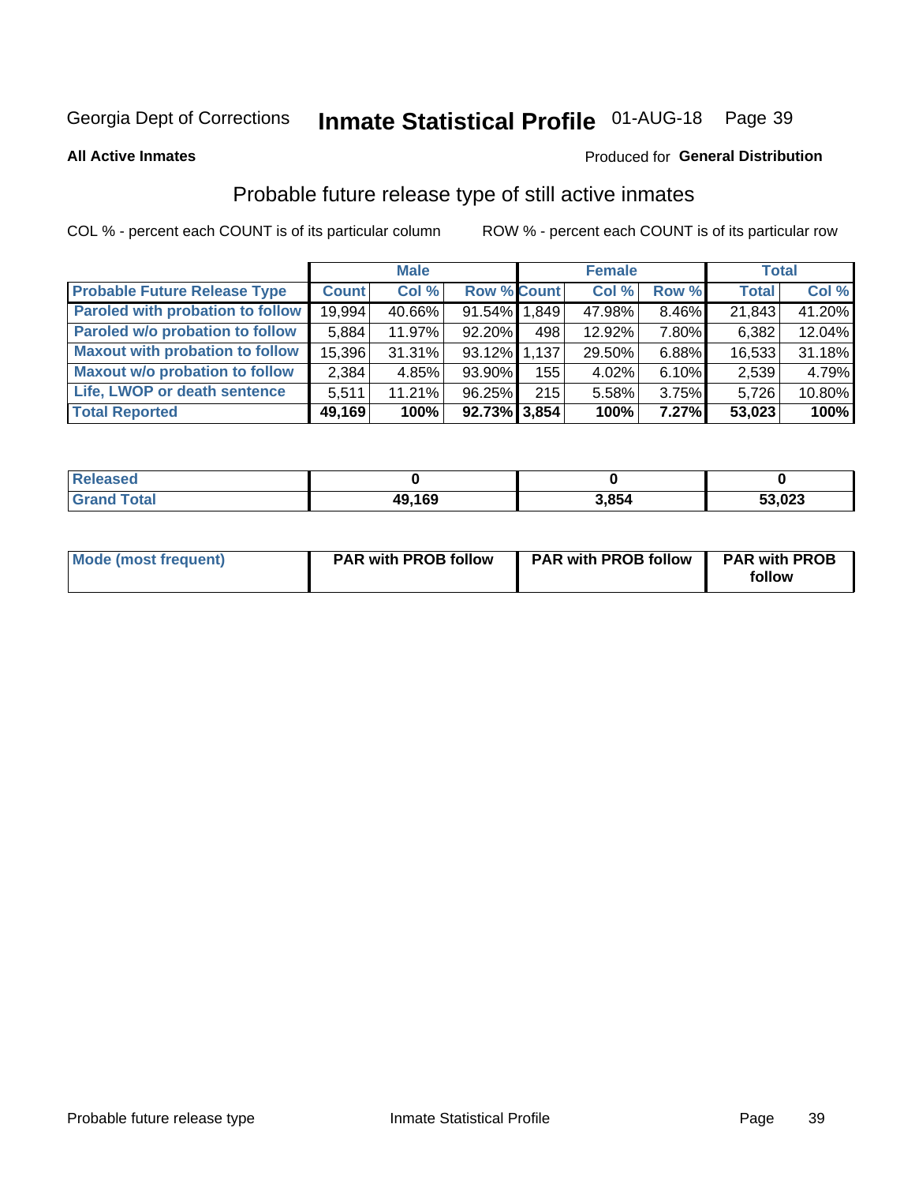Georgia Dept of Corrections **Inmate Statistical Profile** 01-AUG-18

**All Active Inmates**

Produced for **General Distribution**

## Probable future release type of still active inmates

COL % - percent each COUNT is of its particular column ROW % - percent each COUNT is of its particular row

| | Male | | | Female | | | Total | |
|---|---|---|---|---|---|---|---|---|
| **Probable Future Release Type** | **Count** | **Col %** | **Row %** | **Count** | **Col %** | **Row %** | **Total** | **Col %** |
| **Paroled with probation to follow** | 19,994 | 40.66% | 91.54% | 1,849 | 47.98% | 8.46% | 21,843 | 41.20% |
| **Paroled w/o probation to follow** | 5,884 | 11.97% | 92.20% | 498 | 12.92% | 7.80% | 6,382 | 12.04% |
| **Maxout with probation to follow** | 15,396 | 31.31% | 93.12% | 1,137 | 29.50% | 6.88% | 16,533 | 31.18% |
| **Maxout w/o probation to follow** | 2,384 | 4.85% | 93.90% | 155 | 4.02% | 6.10% | 2,539 | 4.79% |
| **Life, LWOP or death sentence** | 5,511 | 11.21% | 96.25% | 215 | 5.58% | 3.75% | 5,726 | 10.80% |
| **Total Reported** | **49,169** | **100%** | **92.73%** | **3,854** | **100%** | **7.27%** | **53,023** | **100%** |

| | Male | Female | Total |
|---|---|---|---|
| **Released** | **0** | **0** | **0** |
| **Grand Total** | **49,169** | **3,854** | **53,023** |

| | Male | Female | Total |
|---|---|---|---|
| **Mode (most frequent)** | **PAR with PROB follow** | **PAR with PROB follow** | **PAR with PROB follow** |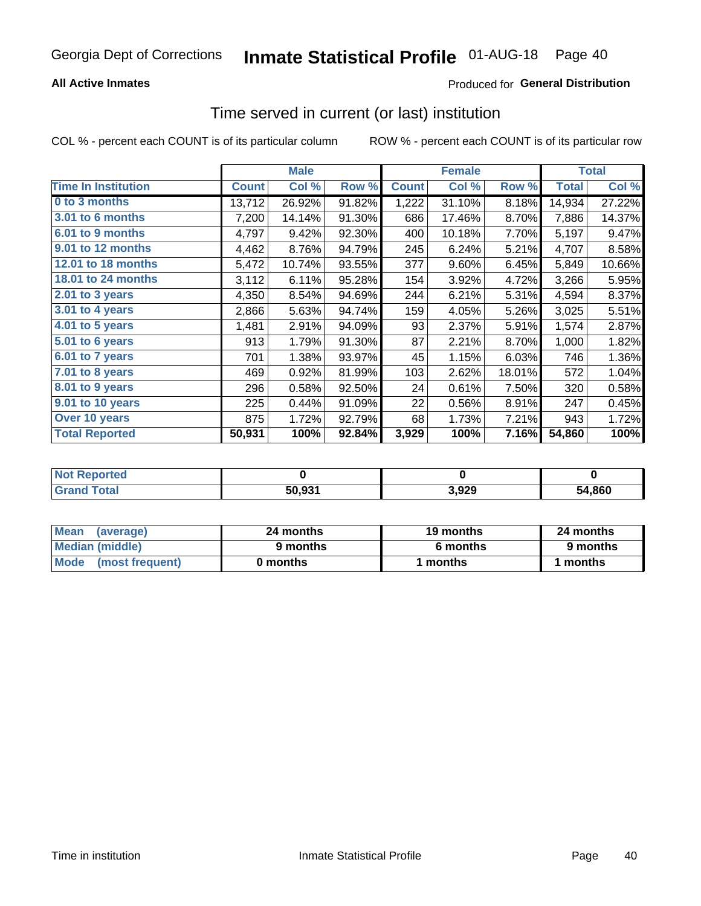Georgia Dept of Corrections **Inmate Statistical Profile** 01-AUG-18

**All Active Inmates**

Produced for **General Distribution**

## Time served in current (or last) institution

COL % - percent each COUNT is of its particular column

ROW % - percent each COUNT is of its particular row

| | Male | | | Female | | | Total | |
|---|---|---|---|---|---|---|---|---|
| **Time In Institution** | **Count** | **Col %** | **Row %** | **Count** | **Col %** | **Row %** | **Total** | **Col %** |
| **0 to 3 months** | 13,712 | 26.92% | 91.82% | 1,222 | 31.10% | 8.18% | 14,934 | 27.22% |
| **3.01 to 6 months** | 7,200 | 14.14% | 91.30% | 686 | 17.46% | 8.70% | 7,886 | 14.37% |
| **6.01 to 9 months** | 4,797 | 9.42% | 92.30% | 400 | 10.18% | 7.70% | 5,197 | 9.47% |
| **9.01 to 12 months** | 4,462 | 8.76% | 94.79% | 245 | 6.24% | 5.21% | 4,707 | 8.58% |
| **12.01 to 18 months** | 5,472 | 10.74% | 93.55% | 377 | 9.60% | 6.45% | 5,849 | 10.66% |
| **18.01 to 24 months** | 3,112 | 6.11% | 95.28% | 154 | 3.92% | 4.72% | 3,266 | 5.95% |
| **2.01 to 3 years** | 4,350 | 8.54% | 94.69% | 244 | 6.21% | 5.31% | 4,594 | 8.37% |
| **3.01 to 4 years** | 2,866 | 5.63% | 94.74% | 159 | 4.05% | 5.26% | 3,025 | 5.51% |
| **4.01 to 5 years** | 1,481 | 2.91% | 94.09% | 93 | 2.37% | 5.91% | 1,574 | 2.87% |
| **5.01 to 6 years** | 913 | 1.79% | 91.30% | 87 | 2.21% | 8.70% | 1,000 | 1.82% |
| **6.01 to 7 years** | 701 | 1.38% | 93.97% | 45 | 1.15% | 6.03% | 746 | 1.36% |
| **7.01 to 8 years** | 469 | 0.92% | 81.99% | 103 | 2.62% | 18.01% | 572 | 1.04% |
| **8.01 to 9 years** | 296 | 0.58% | 92.50% | 24 | 0.61% | 7.50% | 320 | 0.58% |
| **9.01 to 10 years** | 225 | 0.44% | 91.09% | 22 | 0.56% | 8.91% | 247 | 0.45% |
| **Over 10 years** | 875 | 1.72% | 92.79% | 68 | 1.73% | 7.21% | 943 | 1.72% |
| **Total Reported** | **50,931** | **100%** | **92.84%** | **3,929** | **100%** | **7.16%** | **54,860** | **100%** |

| | Male | Female | Total |
|---|---|---|---|
| **Not Reported** | **0** | **0** | **0** |
| **Grand Total** | **50,931** | **3,929** | **54,860** |

| | Male | Female | Total |
|---|---|---|---|
| **Mean (average)** | **24 months** | **19 months** | **24 months** |
| **Median (middle)** | **9 months** | **6 months** | **9 months** |
| **Mode (most frequent)** | **0 months** | **1 months** | **1 months** |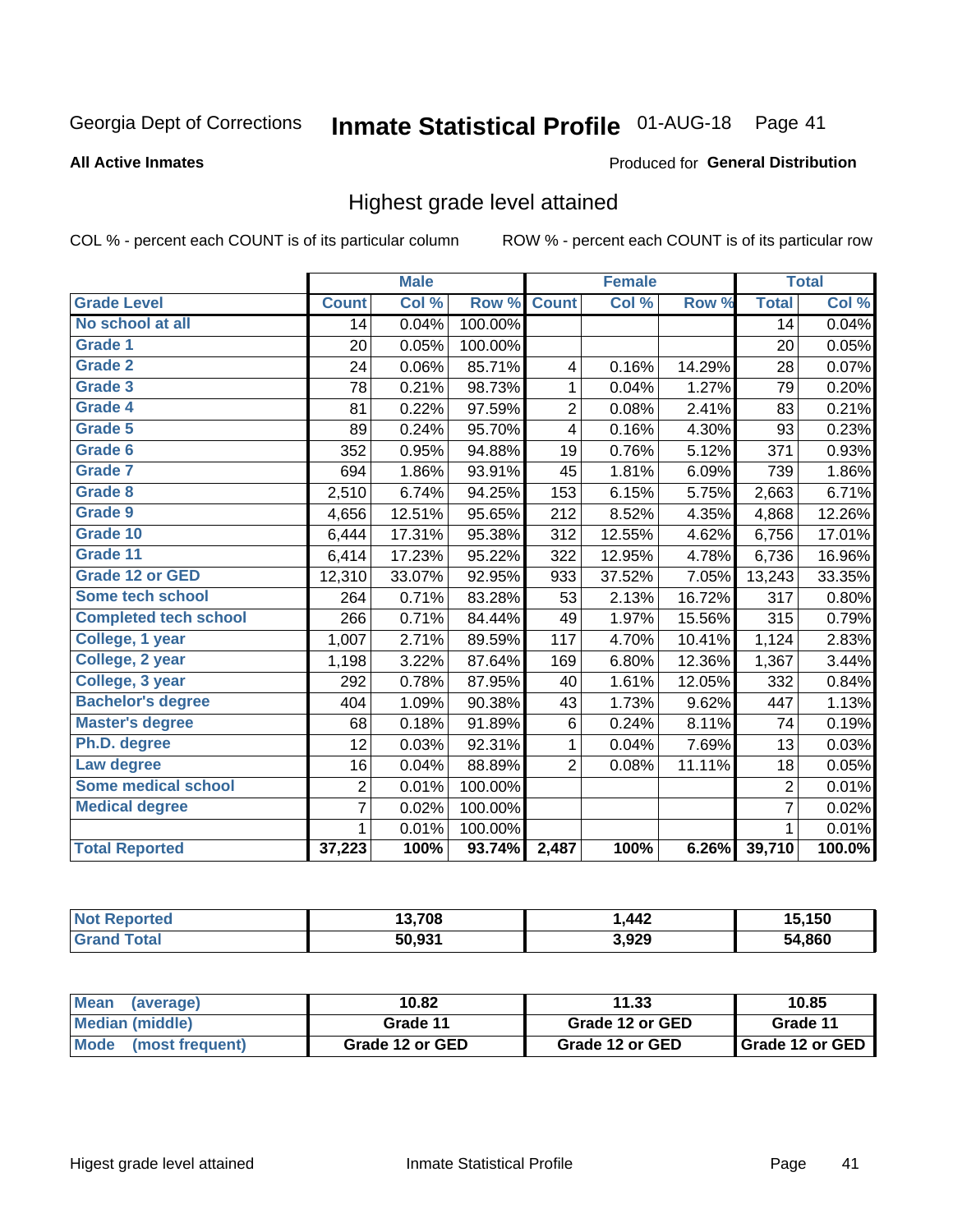Georgia Dept of Corrections **Inmate Statistical Profile** 01-AUG-18 Page 41

**All Active Inmates**

Produced for **General Distribution**

## Highest grade level attained

COL % - percent each COUNT is of its particular column ROW % - percent each COUNT is of its particular row

| | Male | | | Female | | | Total | |
|---|---|---|---|---|---|---|---|---|
| **Grade Level** | **Count** | **Col %** | **Row %** | **Count** | **Col %** | **Row %** | **Total** | **Col %** |
| No school at all | 14 | 0.04% | 100.00% | | | | 14 | 0.04% |
| Grade 1 | 20 | 0.05% | 100.00% | | | | 20 | 0.05% |
| Grade 2 | 24 | 0.06% | 85.71% | 4 | 0.16% | 14.29% | 28 | 0.07% |
| Grade 3 | 78 | 0.21% | 98.73% | 1 | 0.04% | 1.27% | 79 | 0.20% |
| Grade 4 | 81 | 0.22% | 97.59% | 2 | 0.08% | 2.41% | 83 | 0.21% |
| Grade 5 | 89 | 0.24% | 95.70% | 4 | 0.16% | 4.30% | 93 | 0.23% |
| Grade 6 | 352 | 0.95% | 94.88% | 19 | 0.76% | 5.12% | 371 | 0.93% |
| Grade 7 | 694 | 1.86% | 93.91% | 45 | 1.81% | 6.09% | 739 | 1.86% |
| Grade 8 | 2,510 | 6.74% | 94.25% | 153 | 6.15% | 5.75% | 2,663 | 6.71% |
| Grade 9 | 4,656 | 12.51% | 95.65% | 212 | 8.52% | 4.35% | 4,868 | 12.26% |
| Grade 10 | 6,444 | 17.31% | 95.38% | 312 | 12.55% | 4.62% | 6,756 | 17.01% |
| Grade 11 | 6,414 | 17.23% | 95.22% | 322 | 12.95% | 4.78% | 6,736 | 16.96% |
| Grade 12 or GED | 12,310 | 33.07% | 92.95% | 933 | 37.52% | 7.05% | 13,243 | 33.35% |
| Some tech school | 264 | 0.71% | 83.28% | 53 | 2.13% | 16.72% | 317 | 0.80% |
| Completed tech school | 266 | 0.71% | 84.44% | 49 | 1.97% | 15.56% | 315 | 0.79% |
| College, 1 year | 1,007 | 2.71% | 89.59% | 117 | 4.70% | 10.41% | 1,124 | 2.83% |
| College, 2 year | 1,198 | 3.22% | 87.64% | 169 | 6.80% | 12.36% | 1,367 | 3.44% |
| College, 3 year | 292 | 0.78% | 87.95% | 40 | 1.61% | 12.05% | 332 | 0.84% |
| Bachelor's degree | 404 | 1.09% | 90.38% | 43 | 1.73% | 9.62% | 447 | 1.13% |
| Master's degree | 68 | 0.18% | 91.89% | 6 | 0.24% | 8.11% | 74 | 0.19% |
| Ph.D. degree | 12 | 0.03% | 92.31% | 1 | 0.04% | 7.69% | 13 | 0.03% |
| Law degree | 16 | 0.04% | 88.89% | 2 | 0.08% | 11.11% | 18 | 0.05% |
| Some medical school | 2 | 0.01% | 100.00% | | | | 2 | 0.01% |
| Medical degree | 7 | 0.02% | 100.00% | | | | 7 | 0.02% |
| | 1 | 0.01% | 100.00% | | | | 1 | 0.01% |
| **Total Reported** | **37,223** | **100%** | **93.74%** | **2,487** | **100%** | **6.26%** | **39,710** | **100.0%** |

| | Male | Female | Total |
|---|---|---|---|
| Not Reported | 13,708 | 1,442 | 15,150 |
| Grand Total | 50,931 | 3,929 | 54,860 |

| | Male | Female | Total |
|---|---|---|---|
| Mean (average) | 10.82 | 11.33 | 10.85 |
| Median (middle) | Grade 11 | Grade 12 or GED | Grade 11 |
| Mode (most frequent) | Grade 12 or GED | Grade 12 or GED | Grade 12 or GED |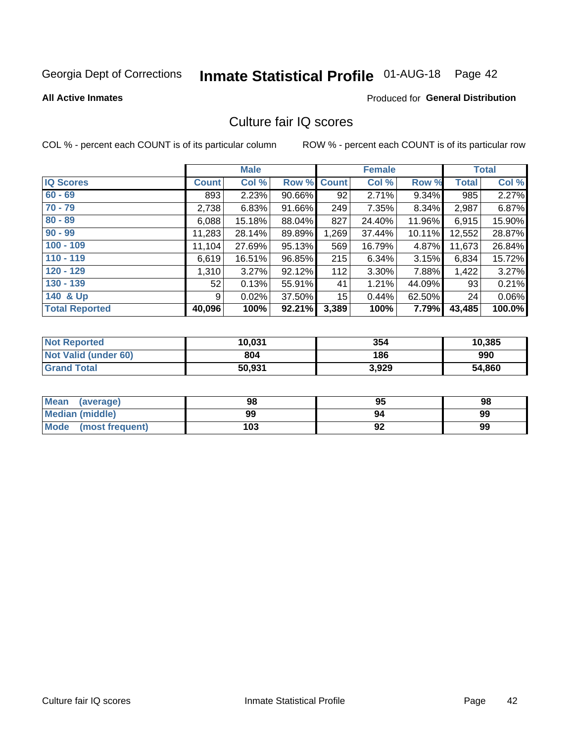Georgia Dept of Corrections **Inmate Statistical Profile** 01-AUG-18

**All Active Inmates**

Produced for **General Distribution**

## Culture fair IQ scores

COL % - percent each COUNT is of its particular column

ROW % - percent each COUNT is of its particular row

| | Male | | | Female | | | Total | |
|---|---|---|---|---|---|---|---|---|
| **IQ Scores** | **Count** | **Col %** | **Row %** | **Count** | **Col %** | **Row %** | **Total** | **Col %** |
| 60 - 69 | 893 | 2.23% | 90.66% | 92 | 2.71% | 9.34% | 985 | 2.27% |
| 70 - 79 | 2,738 | 6.83% | 91.66% | 249 | 7.35% | 8.34% | 2,987 | 6.87% |
| 80 - 89 | 6,088 | 15.18% | 88.04% | 827 | 24.40% | 11.96% | 6,915 | 15.90% |
| 90 - 99 | 11,283 | 28.14% | 89.89% | 1,269 | 37.44% | 10.11% | 12,552 | 28.87% |
| 100 - 109 | 11,104 | 27.69% | 95.13% | 569 | 16.79% | 4.87% | 11,673 | 26.84% |
| 110 - 119 | 6,619 | 16.51% | 96.85% | 215 | 6.34% | 3.15% | 6,834 | 15.72% |
| 120 - 129 | 1,310 | 3.27% | 92.12% | 112 | 3.30% | 7.88% | 1,422 | 3.27% |
| 130 - 139 | 52 | 0.13% | 55.91% | 41 | 1.21% | 44.09% | 93 | 0.21% |
| 140 & Up | 9 | 0.02% | 37.50% | 15 | 0.44% | 62.50% | 24 | 0.06% |
| **Total Reported** | **40,096** | **100%** | **92.21%** | **3,389** | **100%** | **7.79%** | **43,485** | **100.0%** |

| | Male | Female | Total |
|---|---|---|---|
| Not Reported | 10,031 | 354 | 10,385 |
| Not Valid (under 60) | 804 | 186 | 990 |
| Grand Total | 50,931 | 3,929 | 54,860 |

| | Male | Female | Total |
|---|---|---|---|
| Mean (average) | 98 | 95 | 98 |
| Median (middle) | 99 | 94 | 99 |
| Mode (most frequent) | 103 | 92 | 99 |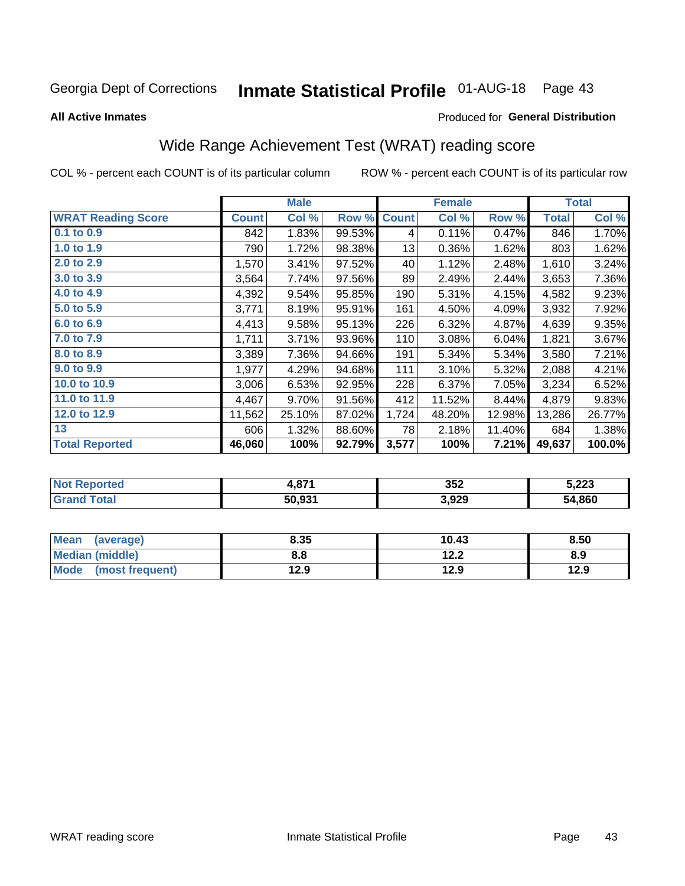Georgia Dept of Corrections **Inmate Statistical Profile** 01-AUG-18

**All Active Inmates**

Produced for **General Distribution**

## Wide Range Achievement Test (WRAT) reading score

COL % - percent each COUNT is of its particular column    ROW % - percent each COUNT is of its particular row

| | Male | | | Female | | | Total | |
|---|---|---|---|---|---|---|---|---|
| **WRAT Reading Score** | **Count** | **Col %** | **Row %** | **Count** | **Col %** | **Row %** | **Total** | **Col %** |
| **0.1 to 0.9** | 842 | 1.83% | 99.53% | 4 | 0.11% | 0.47% | 846 | 1.70% |
| **1.0 to 1.9** | 790 | 1.72% | 98.38% | 13 | 0.36% | 1.62% | 803 | 1.62% |
| **2.0 to 2.9** | 1,570 | 3.41% | 97.52% | 40 | 1.12% | 2.48% | 1,610 | 3.24% |
| **3.0 to 3.9** | 3,564 | 7.74% | 97.56% | 89 | 2.49% | 2.44% | 3,653 | 7.36% |
| **4.0 to 4.9** | 4,392 | 9.54% | 95.85% | 190 | 5.31% | 4.15% | 4,582 | 9.23% |
| **5.0 to 5.9** | 3,771 | 8.19% | 95.91% | 161 | 4.50% | 4.09% | 3,932 | 7.92% |
| **6.0 to 6.9** | 4,413 | 9.58% | 95.13% | 226 | 6.32% | 4.87% | 4,639 | 9.35% |
| **7.0 to 7.9** | 1,711 | 3.71% | 93.96% | 110 | 3.08% | 6.04% | 1,821 | 3.67% |
| **8.0 to 8.9** | 3,389 | 7.36% | 94.66% | 191 | 5.34% | 5.34% | 3,580 | 7.21% |
| **9.0 to 9.9** | 1,977 | 4.29% | 94.68% | 111 | 3.10% | 5.32% | 2,088 | 4.21% |
| **10.0 to 10.9** | 3,006 | 6.53% | 92.95% | 228 | 6.37% | 7.05% | 3,234 | 6.52% |
| **11.0 to 11.9** | 4,467 | 9.70% | 91.56% | 412 | 11.52% | 8.44% | 4,879 | 9.83% |
| **12.0 to 12.9** | 11,562 | 25.10% | 87.02% | 1,724 | 48.20% | 12.98% | 13,286 | 26.77% |
| **13** | 606 | 1.32% | 88.60% | 78 | 2.18% | 11.40% | 684 | 1.38% |
| **Total Reported** | **46,060** | **100%** | **92.79%** | **3,577** | **100%** | **7.21%** | **49,637** | **100.0%** |

| | Male | Female | Total |
|---|---|---|---|
| **Not Reported** | **4,871** | **352** | **5,223** |
| **Grand Total** | **50,931** | **3,929** | **54,860** |

| | Male | Female | Total |
|---|---|---|---|
| **Mean (average)** | **8.35** | **10.43** | **8.50** |
| **Median (middle)** | **8.8** | **12.2** | **8.9** |
| **Mode (most frequent)** | **12.9** | **12.9** | **12.9** |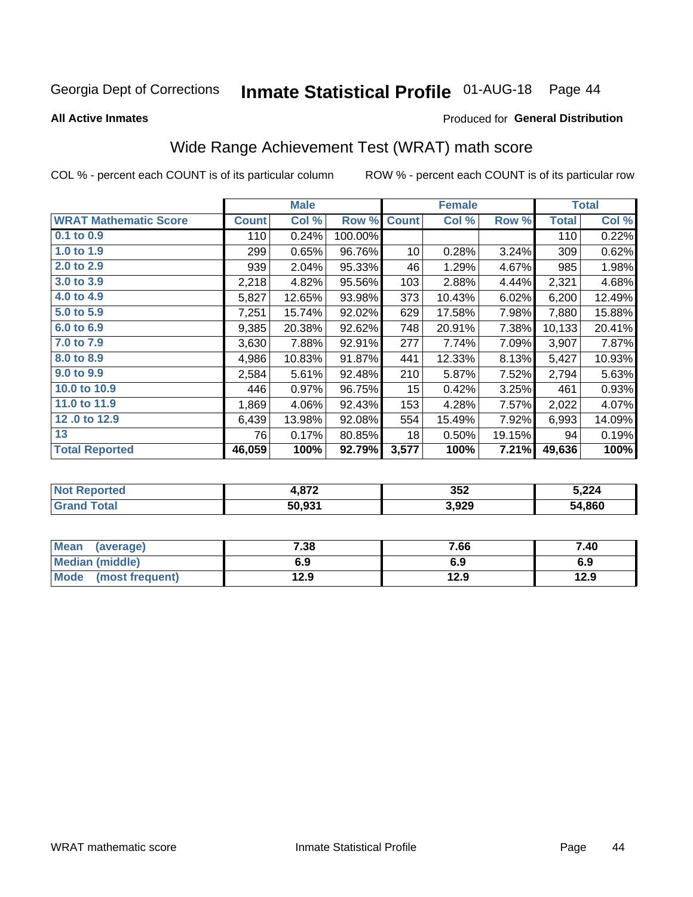Georgia Dept of Corrections **Inmate Statistical Profile** 01-AUG-18

**All Active Inmates**

Produced for **General Distribution**

## Wide Range Achievement Test (WRAT) math score

COL % - percent each COUNT is of its particular column ROW % - percent each COUNT is of its particular row

| | Male | | | Female | | | Total | |
|---|---|---|---|---|---|---|---|---|
| **WRAT Mathematic Score** | **Count** | **Col %** | **Row %** | **Count** | **Col %** | **Row %** | **Total** | **Col %** |
| 0.1 to 0.9 | 110 | 0.24% | 100.00% | | | | 110 | 0.22% |
| 1.0 to 1.9 | 299 | 0.65% | 96.76% | 10 | 0.28% | 3.24% | 309 | 0.62% |
| 2.0 to 2.9 | 939 | 2.04% | 95.33% | 46 | 1.29% | 4.67% | 985 | 1.98% |
| 3.0 to 3.9 | 2,218 | 4.82% | 95.56% | 103 | 2.88% | 4.44% | 2,321 | 4.68% |
| 4.0 to 4.9 | 5,827 | 12.65% | 93.98% | 373 | 10.43% | 6.02% | 6,200 | 12.49% |
| 5.0 to 5.9 | 7,251 | 15.74% | 92.02% | 629 | 17.58% | 7.98% | 7,880 | 15.88% |
| 6.0 to 6.9 | 9,385 | 20.38% | 92.62% | 748 | 20.91% | 7.38% | 10,133 | 20.41% |
| 7.0 to 7.9 | 3,630 | 7.88% | 92.91% | 277 | 7.74% | 7.09% | 3,907 | 7.87% |
| 8.0 to 8.9 | 4,986 | 10.83% | 91.87% | 441 | 12.33% | 8.13% | 5,427 | 10.93% |
| 9.0 to 9.9 | 2,584 | 5.61% | 92.48% | 210 | 5.87% | 7.52% | 2,794 | 5.63% |
| 10.0 to 10.9 | 446 | 0.97% | 96.75% | 15 | 0.42% | 3.25% | 461 | 0.93% |
| 11.0 to 11.9 | 1,869 | 4.06% | 92.43% | 153 | 4.28% | 7.57% | 2,022 | 4.07% |
| 12 .0 to 12.9 | 6,439 | 13.98% | 92.08% | 554 | 15.49% | 7.92% | 6,993 | 14.09% |
| 13 | 76 | 0.17% | 80.85% | 18 | 0.50% | 19.15% | 94 | 0.19% |
| **Total Reported** | **46,059** | **100%** | **92.79%** | **3,577** | **100%** | **7.21%** | **49,636** | **100%** |

| | Male | Female | Total |
|---|---|---|---|
| Not Reported | 4,872 | 352 | 5,224 |
| Grand Total | 50,931 | 3,929 | 54,860 |

| | Male | Female | Total |
|---|---|---|---|
| Mean (average) | 7.38 | 7.66 | 7.40 |
| Median (middle) | 6.9 | 6.9 | 6.9 |
| Mode (most frequent) | 12.9 | 12.9 | 12.9 |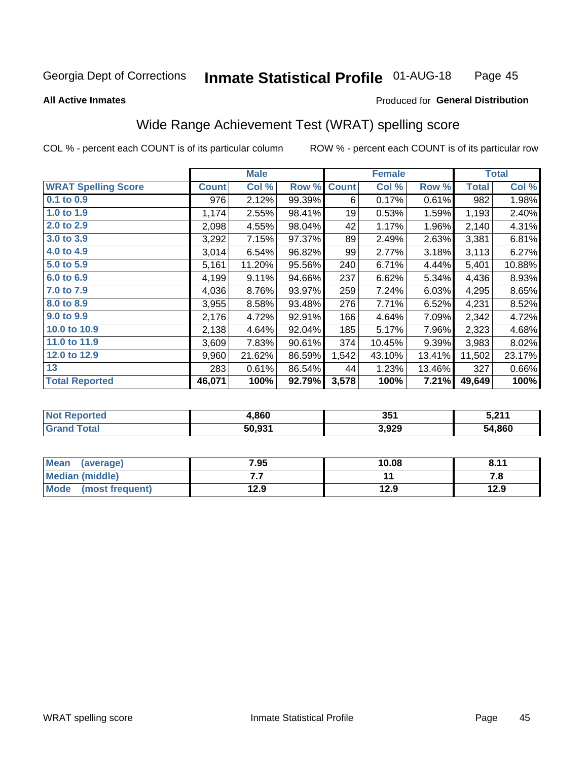Georgia Dept of Corrections **Inmate Statistical Profile** 01-AUG-18

**All Active Inmates**

Produced for **General Distribution**

## Wide Range Achievement Test (WRAT) spelling score

COL % - percent each COUNT is of its particular column ROW % - percent each COUNT is of its particular row

| | Male | | | Female | | | Total | |
|---|---|---|---|---|---|---|---|---|
| **WRAT Spelling Score** | **Count** | **Col %** | **Row %** | **Count** | **Col %** | **Row %** | **Total** | **Col %** |
| **0.1 to 0.9** | 976 | 2.12% | 99.39% | 6 | 0.17% | 0.61% | 982 | 1.98% |
| **1.0 to 1.9** | 1,174 | 2.55% | 98.41% | 19 | 0.53% | 1.59% | 1,193 | 2.40% |
| **2.0 to 2.9** | 2,098 | 4.55% | 98.04% | 42 | 1.17% | 1.96% | 2,140 | 4.31% |
| **3.0 to 3.9** | 3,292 | 7.15% | 97.37% | 89 | 2.49% | 2.63% | 3,381 | 6.81% |
| **4.0 to 4.9** | 3,014 | 6.54% | 96.82% | 99 | 2.77% | 3.18% | 3,113 | 6.27% |
| **5.0 to 5.9** | 5,161 | 11.20% | 95.56% | 240 | 6.71% | 4.44% | 5,401 | 10.88% |
| **6.0 to 6.9** | 4,199 | 9.11% | 94.66% | 237 | 6.62% | 5.34% | 4,436 | 8.93% |
| **7.0 to 7.9** | 4,036 | 8.76% | 93.97% | 259 | 7.24% | 6.03% | 4,295 | 8.65% |
| **8.0 to 8.9** | 3,955 | 8.58% | 93.48% | 276 | 7.71% | 6.52% | 4,231 | 8.52% |
| **9.0 to 9.9** | 2,176 | 4.72% | 92.91% | 166 | 4.64% | 7.09% | 2,342 | 4.72% |
| **10.0 to 10.9** | 2,138 | 4.64% | 92.04% | 185 | 5.17% | 7.96% | 2,323 | 4.68% |
| **11.0 to 11.9** | 3,609 | 7.83% | 90.61% | 374 | 10.45% | 9.39% | 3,983 | 8.02% |
| **12.0 to 12.9** | 9,960 | 21.62% | 86.59% | 1,542 | 43.10% | 13.41% | 11,502 | 23.17% |
| **13** | 283 | 0.61% | 86.54% | 44 | 1.23% | 13.46% | 327 | 0.66% |
| **Total Reported** | **46,071** | **100%** | **92.79%** | **3,578** | **100%** | **7.21%** | **49,649** | **100%** |

| | Male | Female | Total |
|---|---|---|---|
| **Not Reported** | **4,860** | **351** | **5,211** |
| **Grand Total** | **50,931** | **3,929** | **54,860** |

| | Male | Female | Total |
|---|---|---|---|
| **Mean (average)** | **7.95** | **10.08** | **8.11** |
| **Median (middle)** | **7.7** | **11** | **7.8** |
| **Mode (most frequent)** | **12.9** | **12.9** | **12.9** |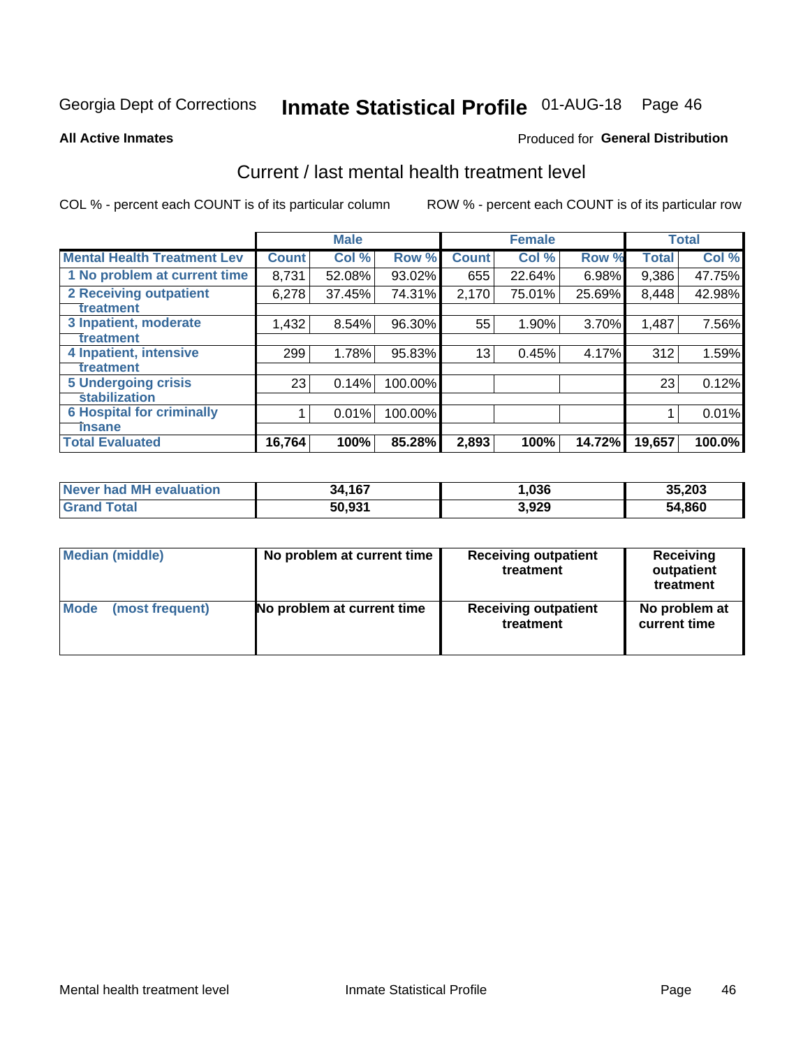Georgia Dept of Corrections **Inmate Statistical Profile** 01-AUG-18

**All Active Inmates**

Produced for **General Distribution**

## Current / last mental health treatment level

COL % - percent each COUNT is of its particular column ROW % - percent each COUNT is of its particular row

| | Male | | | Female | | | Total | |
|---|---|---|---|---|---|---|---|---|
| **Mental Health Treatment Lev** | **Count** | **Col %** | **Row %** | **Count** | **Col %** | **Row %** | **Total** | **Col %** |
| 1 No problem at current time | 8,731 | 52.08% | 93.02% | 655 | 22.64% | 6.98% | 9,386 | 47.75% |
| 2 Receiving outpatient treatment | 6,278 | 37.45% | 74.31% | 2,170 | 75.01% | 25.69% | 8,448 | 42.98% |
| 3 Inpatient, moderate treatment | 1,432 | 8.54% | 96.30% | 55 | 1.90% | 3.70% | 1,487 | 7.56% |
| 4 Inpatient, intensive treatment | 299 | 1.78% | 95.83% | 13 | 0.45% | 4.17% | 312 | 1.59% |
| 5 Undergoing crisis stabilization | 23 | 0.14% | 100.00% | | | | 23 | 0.12% |
| 6 Hospital for criminally insane | 1 | 0.01% | 100.00% | | | | 1 | 0.01% |
| **Total Evaluated** | **16,764** | **100%** | **85.28%** | **2,893** | **100%** | **14.72%** | **19,657** | **100.0%** |

| | Male | Female | Total |
|---|---|---|---|
| **Never had MH evaluation** | **34,167** | **1,036** | **35,203** |
| **Grand Total** | **50,931** | **3,929** | **54,860** |

| | Male | Female | Total |
|---|---|---|---|
| **Median (middle)** | **No problem at current time** | **Receiving outpatient treatment** | **Receiving outpatient treatment** |
| **Mode (most frequent)** | **No problem at current time** | **Receiving outpatient treatment** | **No problem at current time** |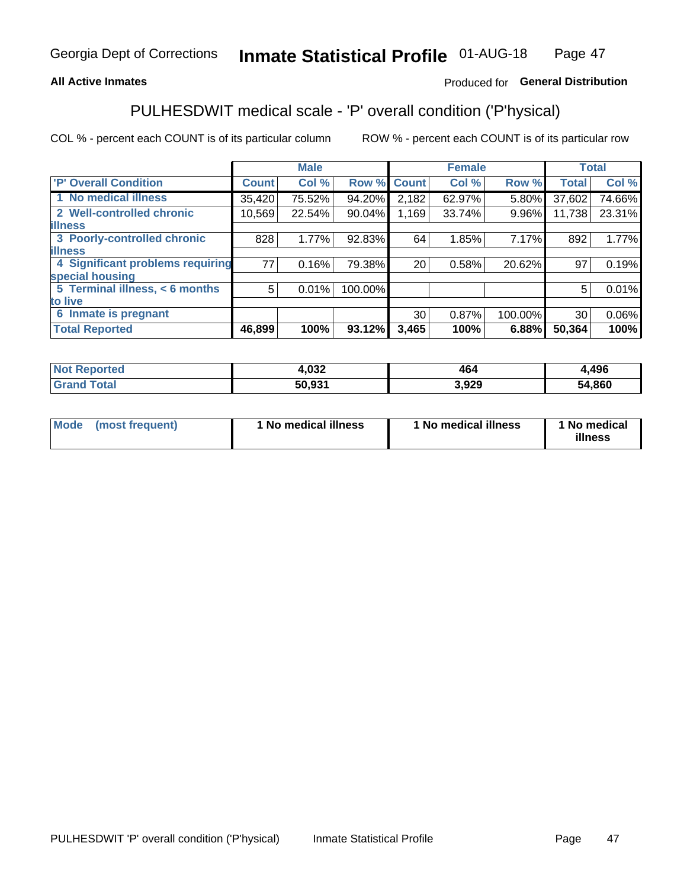Georgia Dept of Corrections **Inmate Statistical Profile** 01-AUG-18

**All Active Inmates**

Produced for **General Distribution**

## PULHESDWIT medical scale - 'P' overall condition ('P'hysical)

COL % - percent each COUNT is of its particular column ROW % - percent each COUNT is of its particular row

| | Male | | | Female | | | Total | |
|---|---|---|---|---|---|---|---|---|
| 'P' Overall Condition | Count | Col % | Row % | Count | Col % | Row % | Total | Col % |
| 1 No medical illness | 35,420 | 75.52% | 94.20% | 2,182 | 62.97% | 5.80% | 37,602 | 74.66% |
| 2 Well-controlled chronic illness | 10,569 | 22.54% | 90.04% | 1,169 | 33.74% | 9.96% | 11,738 | 23.31% |
| 3 Poorly-controlled chronic illness | 828 | 1.77% | 92.83% | 64 | 1.85% | 7.17% | 892 | 1.77% |
| 4 Significant problems requiring special housing | 77 | 0.16% | 79.38% | 20 | 0.58% | 20.62% | 97 | 0.19% |
| 5 Terminal illness, < 6 months to live | 5 | 0.01% | 100.00% | | | | 5 | 0.01% |
| 6 Inmate is pregnant | | | | 30 | 0.87% | 100.00% | 30 | 0.06% |
| **Total Reported** | **46,899** | **100%** | **93.12%** | **3,465** | **100%** | **6.88%** | **50,364** | **100%** |

| | Male | Female | Total |
|---|---|---|---|
| Not Reported | 4,032 | 464 | 4,496 |
| Grand Total | 50,931 | 3,929 | 54,860 |

| | Male | Female | Total |
|---|---|---|---|
| Mode (most frequent) | 1 No medical illness | 1 No medical illness | 1 No medical illness |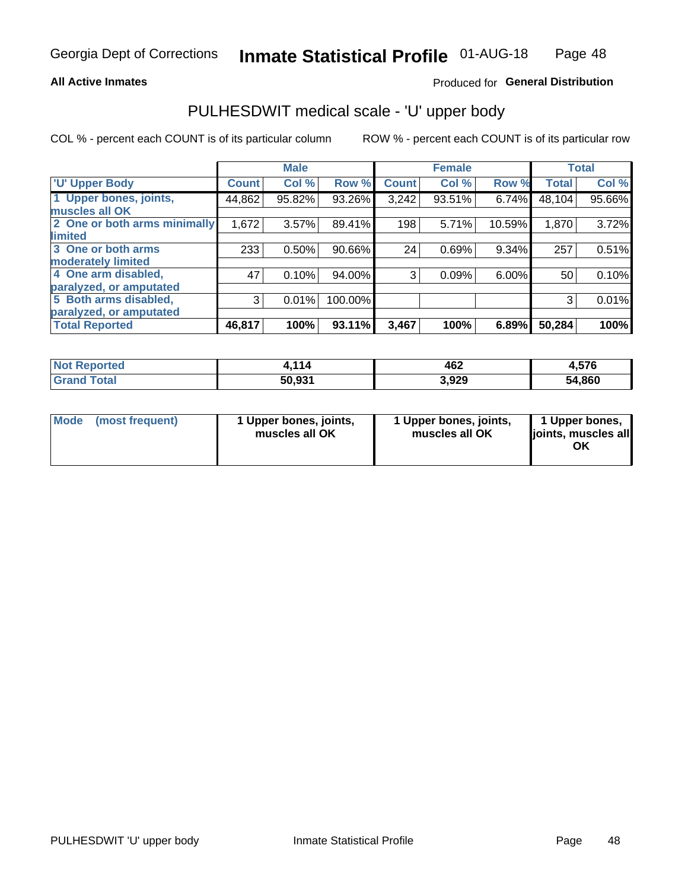Georgia Dept of Corrections **Inmate Statistical Profile** 01-AUG-18

**All Active Inmates**

Produced for **General Distribution**

## PULHESDWIT medical scale - 'U' upper body

COL % - percent each COUNT is of its particular column

ROW % - percent each COUNT is of its particular row

| | Male | | | Female | | | Total | |
|---|---|---|---|---|---|---|---|---|
| 'U' Upper Body | Count | Col % | Row % | Count | Col % | Row % | Total | Col % |
| 1 Upper bones, joints, muscles all OK | 44,862 | 95.82% | 93.26% | 3,242 | 93.51% | 6.74% | 48,104 | 95.66% |
| 2 One or both arms minimally limited | 1,672 | 3.57% | 89.41% | 198 | 5.71% | 10.59% | 1,870 | 3.72% |
| 3 One or both arms moderately limited | 233 | 0.50% | 90.66% | 24 | 0.69% | 9.34% | 257 | 0.51% |
| 4 One arm disabled, paralyzed, or amputated | 47 | 0.10% | 94.00% | 3 | 0.09% | 6.00% | 50 | 0.10% |
| 5 Both arms disabled, paralyzed, or amputated | 3 | 0.01% | 100.00% | | | | 3 | 0.01% |
| **Total Reported** | **46,817** | **100%** | **93.11%** | **3,467** | **100%** | **6.89%** | **50,284** | **100%** |

| | Male | Female | Total |
|---|---|---|---|
| **Not Reported** | **4,114** | **462** | **4,576** |
| **Grand Total** | **50,931** | **3,929** | **54,860** |

| | Male | Female | Total |
|---|---|---|---|
| **Mode (most frequent)** | **1 Upper bones, joints, muscles all OK** | **1 Upper bones, joints, muscles all OK** | **1 Upper bones, joints, muscles all OK** |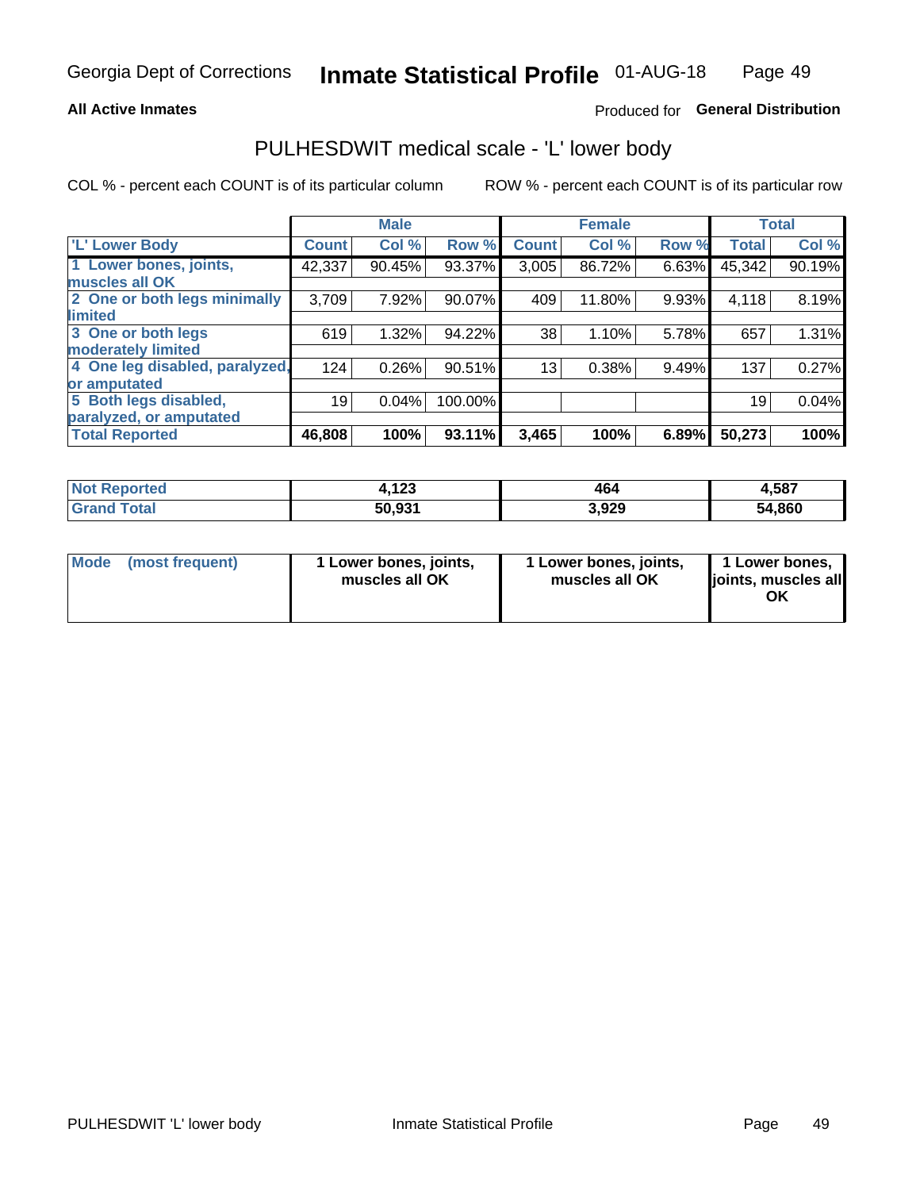# Inmate Statistical Profile

**All Active Inmates**

Produced for **General Distribution**

## PULHESDWIT medical scale - 'L' lower body

COL % - percent each COUNT is of its particular column

ROW % - percent each COUNT is of its particular row

| | Male | | | Female | | | Total | |
|---|---|---|---|---|---|---|---|---|
| 'L' Lower Body | Count | Col % | Row % | Count | Col % | Row % | Total | Col % |
| 1 Lower bones, joints, muscles all OK | 42,337 | 90.45% | 93.37% | 3,005 | 86.72% | 6.63% | 45,342 | 90.19% |
| 2 One or both legs minimally limited | 3,709 | 7.92% | 90.07% | 409 | 11.80% | 9.93% | 4,118 | 8.19% |
| 3 One or both legs moderately limited | 619 | 1.32% | 94.22% | 38 | 1.10% | 5.78% | 657 | 1.31% |
| 4 One leg disabled, paralyzed, or amputated | 124 | 0.26% | 90.51% | 13 | 0.38% | 9.49% | 137 | 0.27% |
| 5 Both legs disabled, paralyzed, or amputated | 19 | 0.04% | 100.00% | | | | 19 | 0.04% |
| **Total Reported** | **46,808** | **100%** | **93.11%** | **3,465** | **100%** | **6.89%** | **50,273** | **100%** |

| | Male | Female | Total |
|---|---|---|---|
| Not Reported | 4,123 | 464 | 4,587 |
| Grand Total | 50,931 | 3,929 | 54,860 |

| | Male | Female | Total |
|---|---|---|---|
| Mode (most frequent) | 1 Lower bones, joints, muscles all OK | 1 Lower bones, joints, muscles all OK | 1 Lower bones, joints, muscles all OK |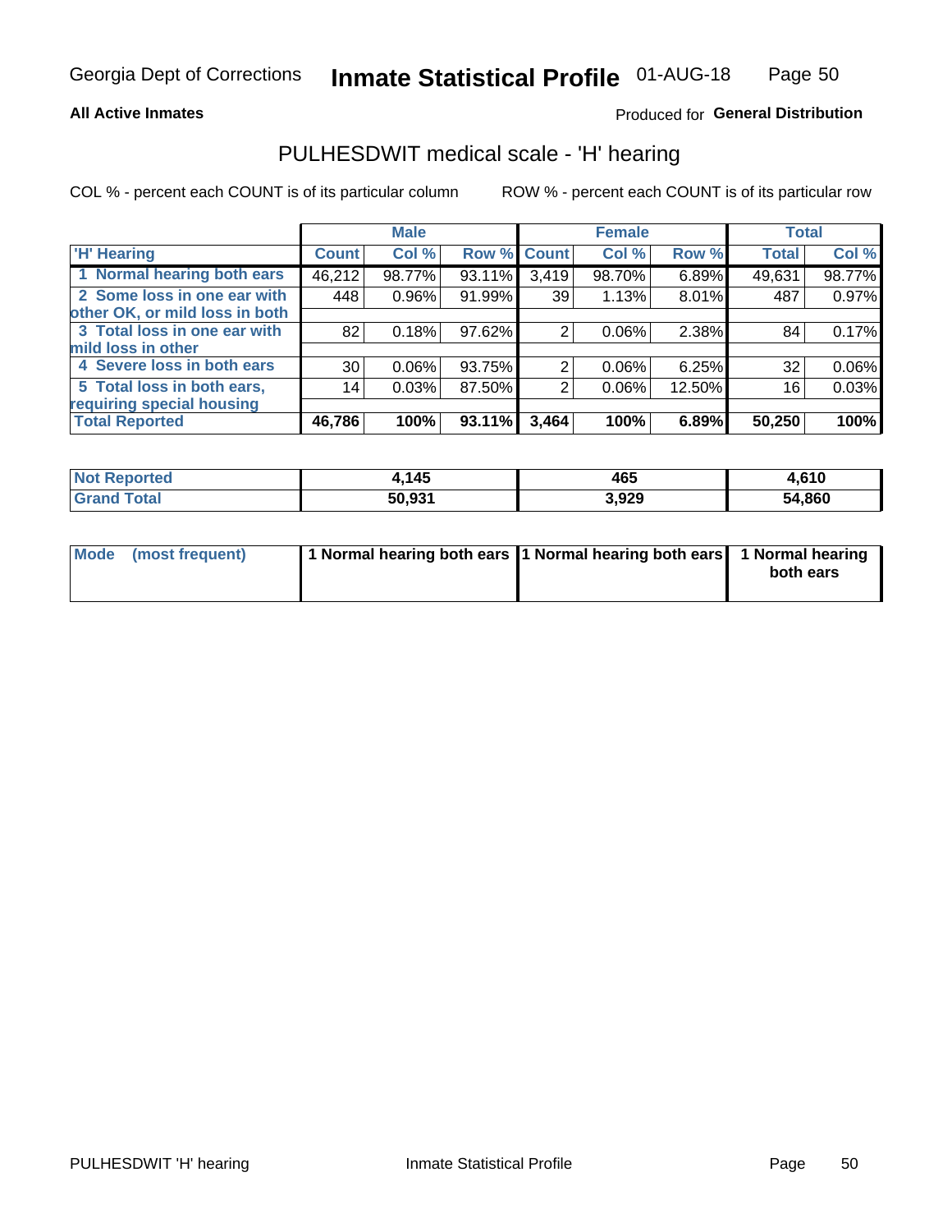Georgia Dept of Corrections **Inmate Statistical Profile** 01-AUG-18

**All Active Inmates**

Produced for **General Distribution**

## PULHESDWIT medical scale - 'H' hearing

COL % - percent each COUNT is of its particular column     ROW % - percent each COUNT is of its particular row

| | Male | | | Female | | | Total | |
|---|---|---|---|---|---|---|---|---|
| 'H' Hearing | Count | Col % | Row % | Count | Col % | Row % | Total | Col % |
| 1 Normal hearing both ears | 46,212 | 98.77% | 93.11% | 3,419 | 98.70% | 6.89% | 49,631 | 98.77% |
| 2 Some loss in one ear with other OK, or mild loss in both | 448 | 0.96% | 91.99% | 39 | 1.13% | 8.01% | 487 | 0.97% |
| 3 Total loss in one ear with mild loss in other | 82 | 0.18% | 97.62% | 2 | 0.06% | 2.38% | 84 | 0.17% |
| 4 Severe loss in both ears | 30 | 0.06% | 93.75% | 2 | 0.06% | 6.25% | 32 | 0.06% |
| 5 Total loss in both ears, requiring special housing | 14 | 0.03% | 87.50% | 2 | 0.06% | 12.50% | 16 | 0.03% |
| **Total Reported** | **46,786** | **100%** | **93.11%** | **3,464** | **100%** | **6.89%** | **50,250** | **100%** |

| | Male | Female | Total |
|---|---|---|---|
| Not Reported | 4,145 | 465 | 4,610 |
| Grand Total | 50,931 | 3,929 | 54,860 |

| | Male | Female | Total |
|---|---|---|---|
| Mode (most frequent) | 1 Normal hearing both ears | 1 Normal hearing both ears | 1 Normal hearing both ears |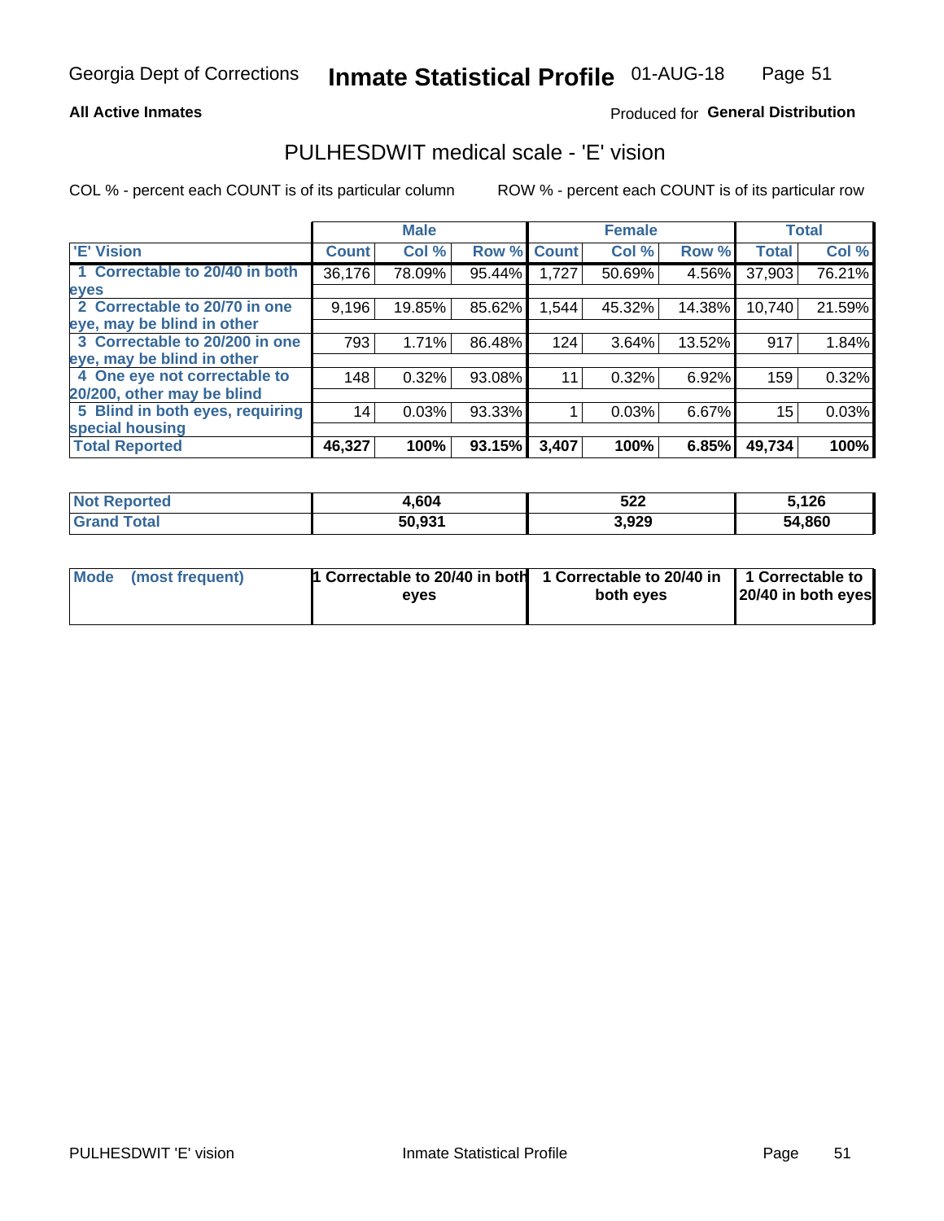Georgia Dept of Corrections **Inmate Statistical Profile** 01-AUG-18

**All Active Inmates**

Produced for **General Distribution**

## PULHESDWIT medical scale - 'E' vision

COL % - percent each COUNT is of its particular column

ROW % - percent each COUNT is of its particular row

| | Male | | | Female | | | Total | |
|---|---|---|---|---|---|---|---|---|
| 'E' Vision | Count | Col % | Row % | Count | Col % | Row % | Total | Col % |
| 1 Correctable to 20/40 in both eyes | 36,176 | 78.09% | 95.44% | 1,727 | 50.69% | 4.56% | 37,903 | 76.21% |
| 2 Correctable to 20/70 in one eye, may be blind in other | 9,196 | 19.85% | 85.62% | 1,544 | 45.32% | 14.38% | 10,740 | 21.59% |
| 3 Correctable to 20/200 in one eye, may be blind in other | 793 | 1.71% | 86.48% | 124 | 3.64% | 13.52% | 917 | 1.84% |
| 4 One eye not correctable to 20/200, other may be blind | 148 | 0.32% | 93.08% | 11 | 0.32% | 6.92% | 159 | 0.32% |
| 5 Blind in both eyes, requiring special housing | 14 | 0.03% | 93.33% | 1 | 0.03% | 6.67% | 15 | 0.03% |
| **Total Reported** | **46,327** | **100%** | **93.15%** | **3,407** | **100%** | **6.85%** | **49,734** | **100%** |

| | Male | Female | Total |
|---|---|---|---|
| Not Reported | 4,604 | 522 | 5,126 |
| Grand Total | 50,931 | 3,929 | 54,860 |

| Mode (most frequent) | 1 Correctable to 20/40 in both eyes | 1 Correctable to 20/40 in both eyes | 1 Correctable to 20/40 in both eyes |
|---|---|---|---|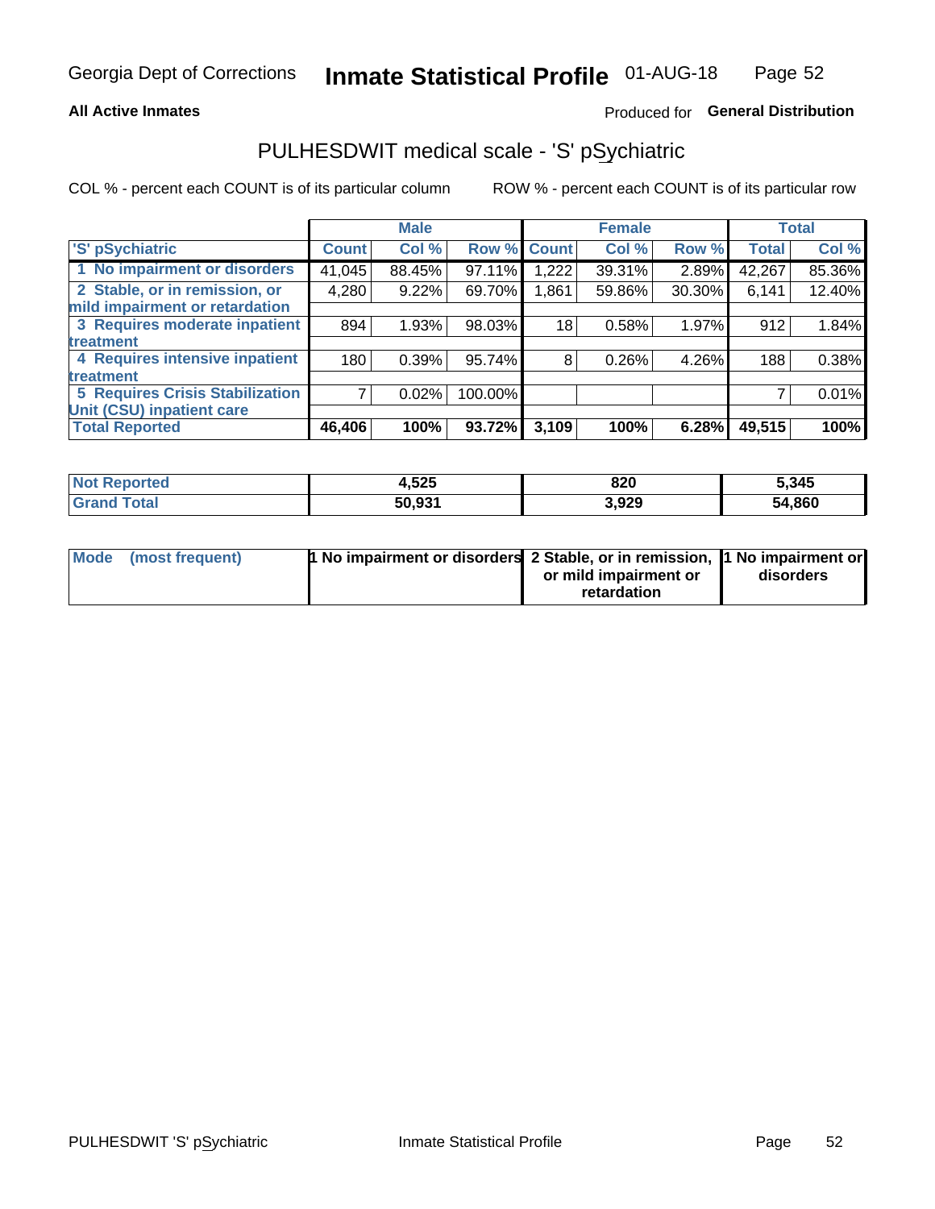Georgia Dept of Corrections **Inmate Statistical Profile** 01-AUG-18

**All Active Inmates** Produced for **General Distribution**

## PULHESDWIT medical scale - 'S' pSychiatric

COL % - percent each COUNT is of its particular column ROW % - percent each COUNT is of its particular row

| | Male | | | Female | | | Total | |
|---|---|---|---|---|---|---|---|---|
| 'S' pSychiatric | Count | Col % | Row % | Count | Col % | Row % | Total | Col % |
| 1 No impairment or disorders | 41,045 | 88.45% | 97.11% | 1,222 | 39.31% | 2.89% | 42,267 | 85.36% |
| 2 Stable, or in remission, or mild impairment or retardation | 4,280 | 9.22% | 69.70% | 1,861 | 59.86% | 30.30% | 6,141 | 12.40% |
| 3 Requires moderate inpatient treatment | 894 | 1.93% | 98.03% | 18 | 0.58% | 1.97% | 912 | 1.84% |
| 4 Requires intensive inpatient treatment | 180 | 0.39% | 95.74% | 8 | 0.26% | 4.26% | 188 | 0.38% |
| 5 Requires Crisis Stabilization Unit (CSU) inpatient care | 7 | 0.02% | 100.00% | | | | 7 | 0.01% |
| **Total Reported** | **46,406** | **100%** | **93.72%** | **3,109** | **100%** | **6.28%** | **49,515** | **100%** |

| | Male | Female | Total |
|---|---|---|---|
| Not Reported | 4,525 | 820 | 5,345 |
| Grand Total | 50,931 | 3,929 | 54,860 |

| | Male | Female | Total |
|---|---|---|---|
| Mode (most frequent) | 1 No impairment or disorders | 2 Stable, or in remission, or mild impairment or retardation | 1 No impairment or disorders |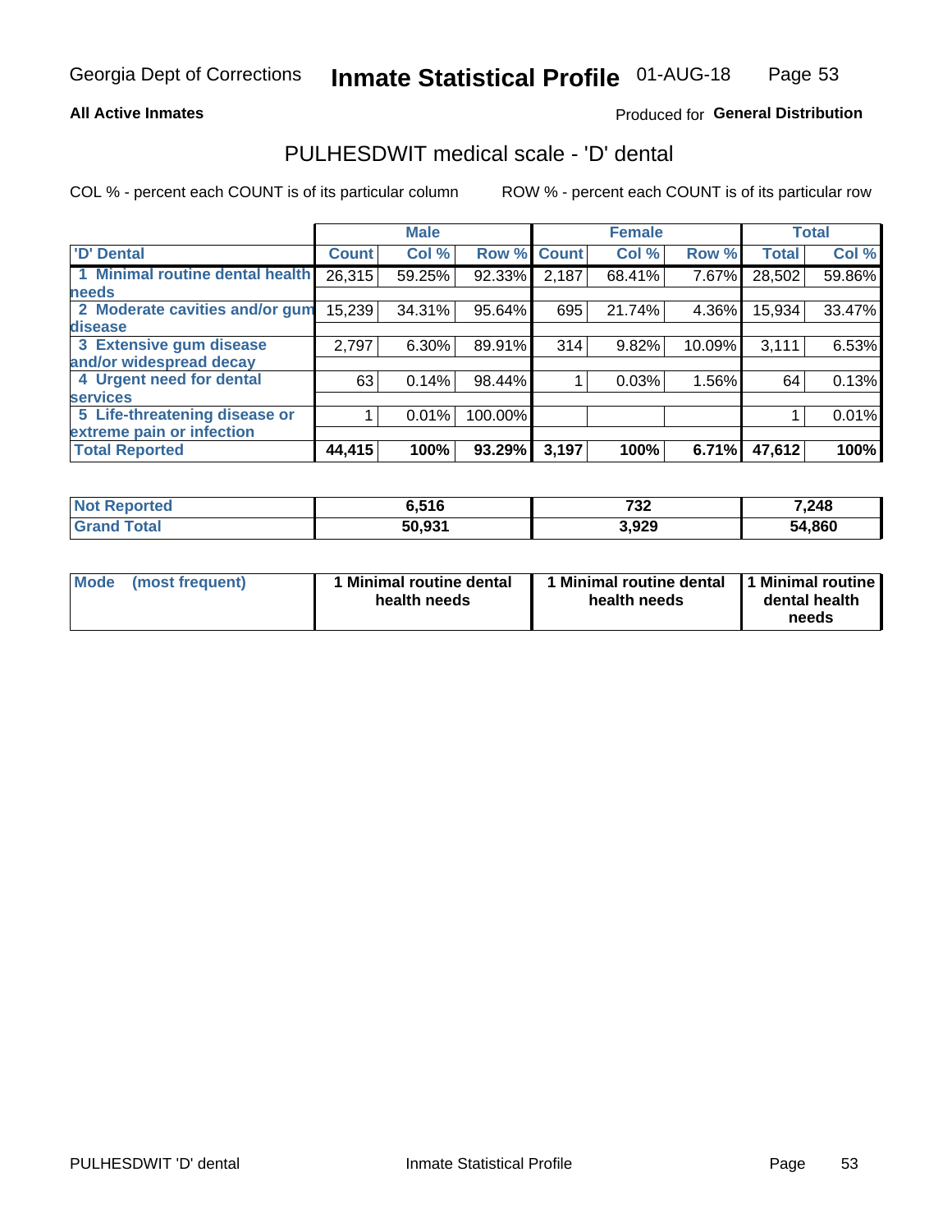Georgia Dept of Corrections **Inmate Statistical Profile** 01-AUG-18

**All Active Inmates**

Produced for **General Distribution**

## PULHESDWIT medical scale - 'D' dental

COL % - percent each COUNT is of its particular column    ROW % - percent each COUNT is of its particular row

| | Male | | | Female | | | Total | |
|---|---|---|---|---|---|---|---|---|
| 'D' Dental | Count | Col % | Row % | Count | Col % | Row % | Total | Col % |
| 1 Minimal routine dental health needs | 26,315 | 59.25% | 92.33% | 2,187 | 68.41% | 7.67% | 28,502 | 59.86% |
| 2 Moderate cavities and/or gum disease | 15,239 | 34.31% | 95.64% | 695 | 21.74% | 4.36% | 15,934 | 33.47% |
| 3 Extensive gum disease and/or widespread decay | 2,797 | 6.30% | 89.91% | 314 | 9.82% | 10.09% | 3,111 | 6.53% |
| 4 Urgent need for dental services | 63 | 0.14% | 98.44% | 1 | 0.03% | 1.56% | 64 | 0.13% |
| 5 Life-threatening disease or extreme pain or infection | 1 | 0.01% | 100.00% | | | | 1 | 0.01% |
| **Total Reported** | **44,415** | **100%** | **93.29%** | **3,197** | **100%** | **6.71%** | **47,612** | **100%** |

| | Male | Female | Total |
|---|---|---|---|
| **Not Reported** | **6,516** | **732** | **7,248** |
| **Grand Total** | **50,931** | **3,929** | **54,860** |

| | Male | Female | Total |
|---|---|---|---|
| **Mode (most frequent)** | **1 Minimal routine dental health needs** | **1 Minimal routine dental health needs** | **1 Minimal routine dental health needs** |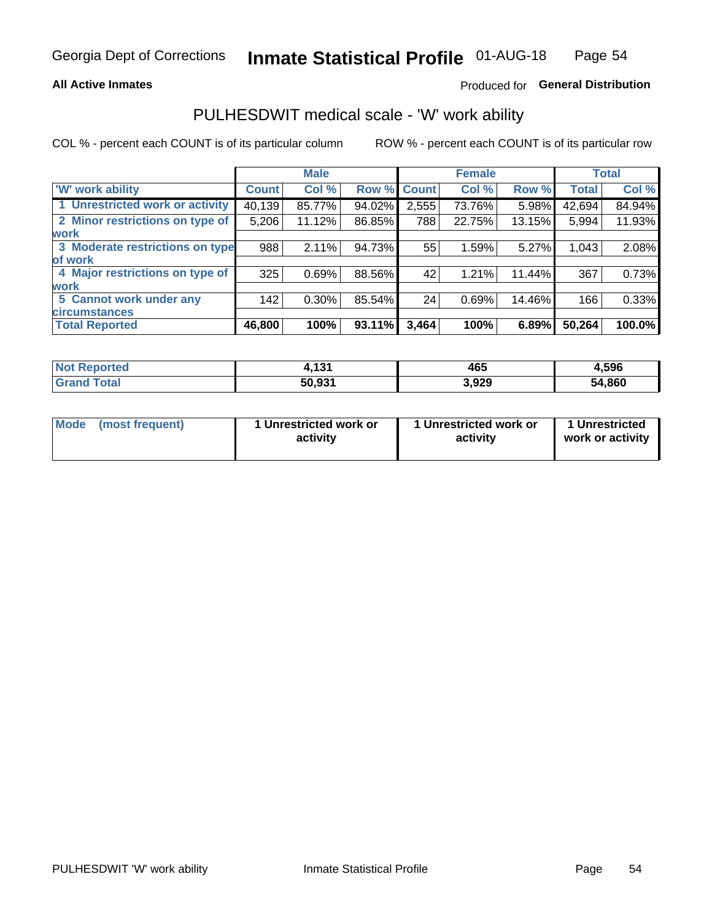Georgia Dept of Corrections **Inmate Statistical Profile** 01-AUG-18

**All Active Inmates**

Produced for **General Distribution**

## PULHESDWIT medical scale - 'W' work ability

COL % - percent each COUNT is of its particular column ROW % - percent each COUNT is of its particular row

| | Male | | | Female | | | Total | |
|---|---|---|---|---|---|---|---|---|
| 'W' work ability | Count | Col % | Row % | Count | Col % | Row % | Total | Col % |
| 1 Unrestricted work or activity | 40,139 | 85.77% | 94.02% | 2,555 | 73.76% | 5.98% | 42,694 | 84.94% |
| 2 Minor restrictions on type of work | 5,206 | 11.12% | 86.85% | 788 | 22.75% | 13.15% | 5,994 | 11.93% |
| 3 Moderate restrictions on type of work | 988 | 2.11% | 94.73% | 55 | 1.59% | 5.27% | 1,043 | 2.08% |
| 4 Major restrictions on type of work | 325 | 0.69% | 88.56% | 42 | 1.21% | 11.44% | 367 | 0.73% |
| 5 Cannot work under any circumstances | 142 | 0.30% | 85.54% | 24 | 0.69% | 14.46% | 166 | 0.33% |
| **Total Reported** | **46,800** | **100%** | **93.11%** | **3,464** | **100%** | **6.89%** | **50,264** | **100.0%** |

| | Male | Female | Total |
|---|---|---|---|
| Not Reported | 4,131 | 465 | 4,596 |
| Grand Total | 50,931 | 3,929 | 54,860 |

| | Male | Female | Total |
|---|---|---|---|
| Mode (most frequent) | 1 Unrestricted work or activity | 1 Unrestricted work or activity | 1 Unrestricted work or activity |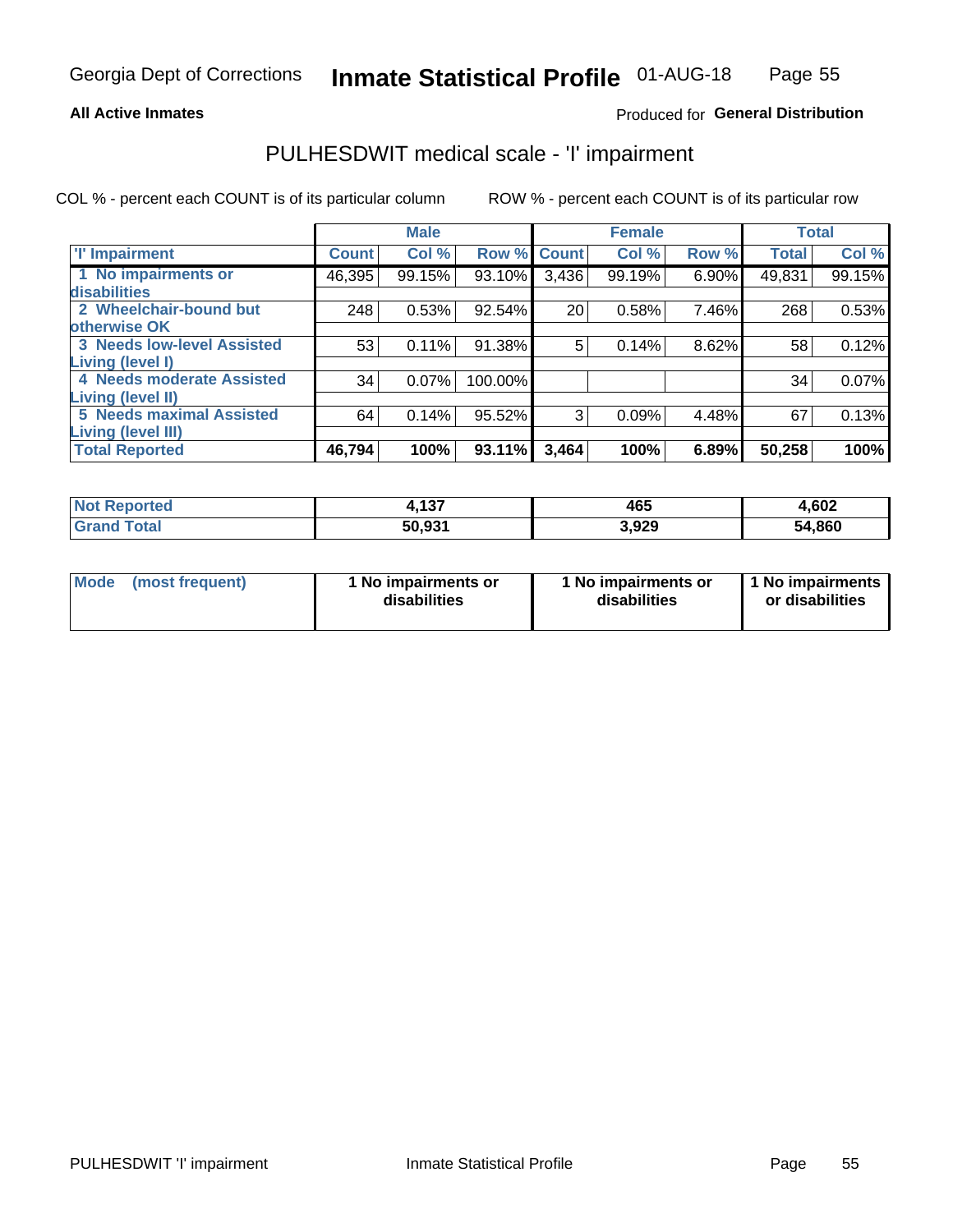Georgia Dept of Corrections **Inmate Statistical Profile** 01-AUG-18

**All Active Inmates**

Produced for **General Distribution**

## PULHESDWIT medical scale - 'I' impairment

COL % - percent each COUNT is of its particular column ROW % - percent each COUNT is of its particular row

| | Male | | | Female | | | Total | |
|---|---|---|---|---|---|---|---|---|
| 'I' Impairment | Count | Col % | Row % | Count | Col % | Row % | Total | Col % |
| 1 No impairments or disabilities | 46,395 | 99.15% | 93.10% | 3,436 | 99.19% | 6.90% | 49,831 | 99.15% |
| 2 Wheelchair-bound but otherwise OK | 248 | 0.53% | 92.54% | 20 | 0.58% | 7.46% | 268 | 0.53% |
| 3 Needs low-level Assisted Living (level I) | 53 | 0.11% | 91.38% | 5 | 0.14% | 8.62% | 58 | 0.12% |
| 4 Needs moderate Assisted Living (level II) | 34 | 0.07% | 100.00% | | | | 34 | 0.07% |
| 5 Needs maximal Assisted Living (level III) | 64 | 0.14% | 95.52% | 3 | 0.09% | 4.48% | 67 | 0.13% |
| **Total Reported** | **46,794** | **100%** | **93.11%** | **3,464** | **100%** | **6.89%** | **50,258** | **100%** |

| | Male | Female | Total |
|---|---|---|---|
| Not Reported | 4,137 | 465 | 4,602 |
| Grand Total | 50,931 | 3,929 | 54,860 |

| | Male | Female | Total |
|---|---|---|---|
| Mode (most frequent) | 1 No impairments or disabilities | 1 No impairments or disabilities | 1 No impairments or disabilities |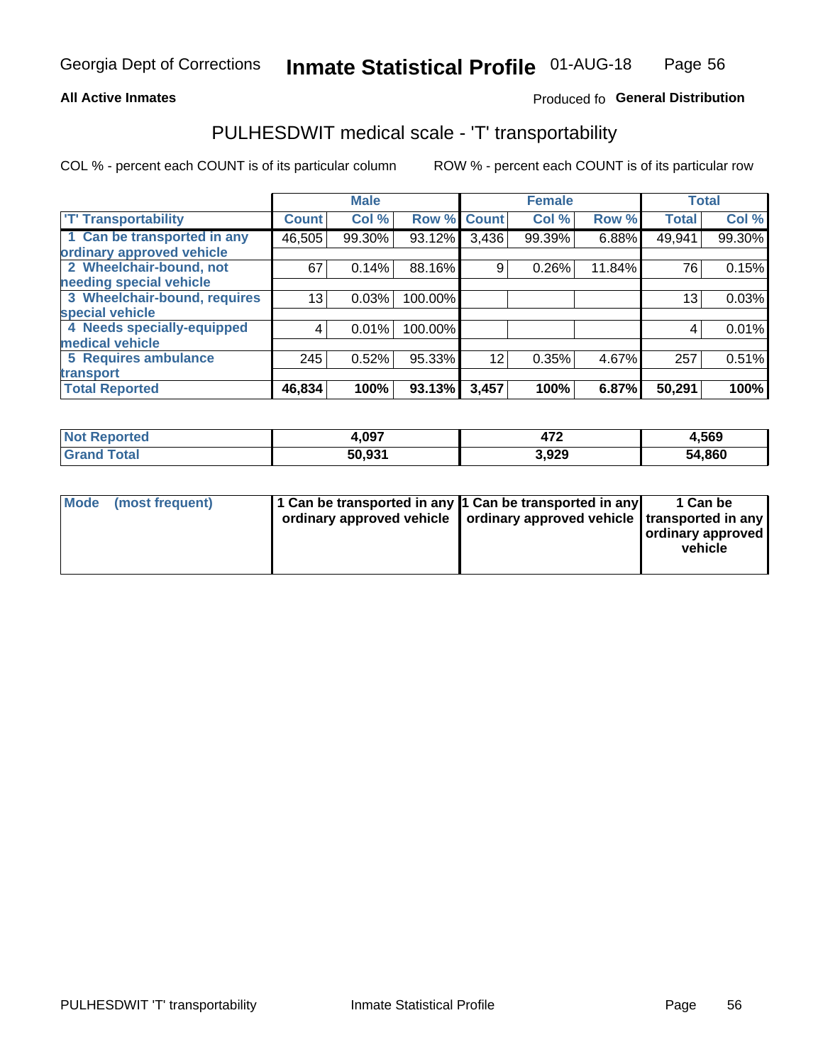Georgia Dept of Corrections **Inmate Statistical Profile** 01-AUG-18

**All Active Inmates**

Produced fo **General Distribution**

## PULHESDWIT medical scale - 'T' transportability

COL % - percent each COUNT is of its particular column

ROW % - percent each COUNT is of its particular row

| | Male | | | Female | | | Total | |
|---|---|---|---|---|---|---|---|---|
| 'T' Transportability | Count | Col % | Row % | Count | Col % | Row % | Total | Col % |
| 1 Can be transported in any ordinary approved vehicle | 46,505 | 99.30% | 93.12% | 3,436 | 99.39% | 6.88% | 49,941 | 99.30% |
| 2 Wheelchair-bound, not needing special vehicle | 67 | 0.14% | 88.16% | 9 | 0.26% | 11.84% | 76 | 0.15% |
| 3 Wheelchair-bound, requires special vehicle | 13 | 0.03% | 100.00% | | | | 13 | 0.03% |
| 4 Needs specially-equipped medical vehicle | 4 | 0.01% | 100.00% | | | | 4 | 0.01% |
| 5 Requires ambulance transport | 245 | 0.52% | 95.33% | 12 | 0.35% | 4.67% | 257 | 0.51% |
| **Total Reported** | **46,834** | **100%** | **93.13%** | **3,457** | **100%** | **6.87%** | **50,291** | **100%** |

| | Male | Female | Total |
|---|---|---|---|
| **Not Reported** | **4,097** | **472** | **4,569** |
| **Grand Total** | **50,931** | **3,929** | **54,860** |

| | Male | Female | Total |
|---|---|---|---|
| **Mode (most frequent)** | **1 Can be transported in any ordinary approved vehicle** | **1 Can be transported in any ordinary approved vehicle** | **1 Can be transported in any ordinary approved vehicle** |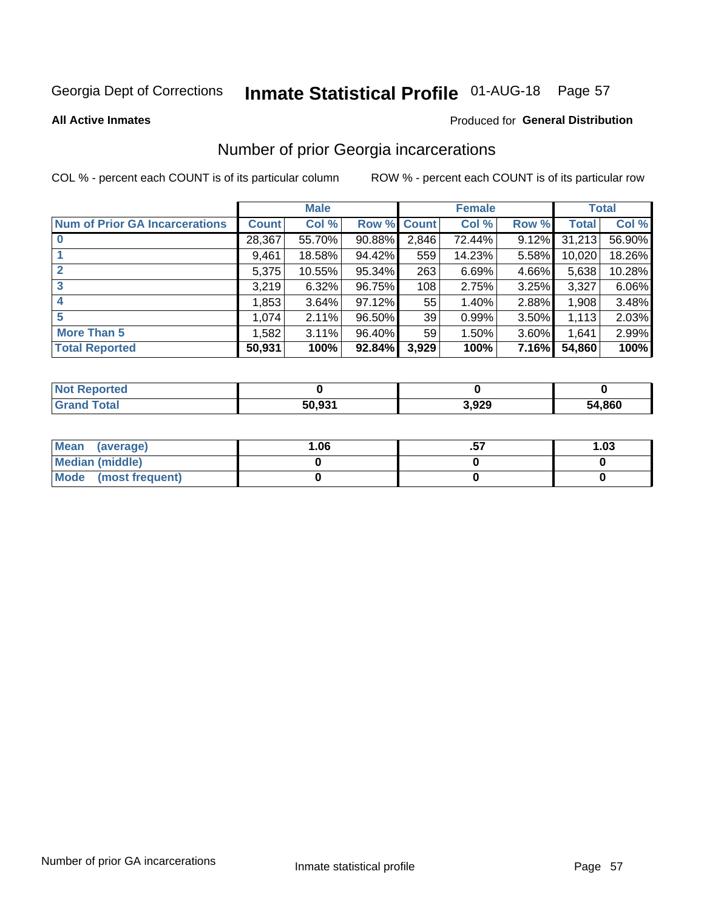Georgia Dept of Corrections **Inmate Statistical Profile** 01-AUG-18

**All Active Inmates**

Produced for **General Distribution**

## Number of prior Georgia incarcerations

COL % - percent each COUNT is of its particular column ROW % - percent each COUNT is of its particular row

| | Male | | | Female | | | Total | |
|---|---|---|---|---|---|---|---|---|
| **Num of Prior GA Incarcerations** | **Count** | **Col %** | **Row %** | **Count** | **Col %** | **Row %** | **Total** | **Col %** |
| **0** | 28,367 | 55.70% | 90.88% | 2,846 | 72.44% | 9.12% | 31,213 | 56.90% |
| **1** | 9,461 | 18.58% | 94.42% | 559 | 14.23% | 5.58% | 10,020 | 18.26% |
| **2** | 5,375 | 10.55% | 95.34% | 263 | 6.69% | 4.66% | 5,638 | 10.28% |
| **3** | 3,219 | 6.32% | 96.75% | 108 | 2.75% | 3.25% | 3,327 | 6.06% |
| **4** | 1,853 | 3.64% | 97.12% | 55 | 1.40% | 2.88% | 1,908 | 3.48% |
| **5** | 1,074 | 2.11% | 96.50% | 39 | 0.99% | 3.50% | 1,113 | 2.03% |
| **More Than 5** | 1,582 | 3.11% | 96.40% | 59 | 1.50% | 3.60% | 1,641 | 2.99% |
| **Total Reported** | **50,931** | **100%** | **92.84%** | **3,929** | **100%** | **7.16%** | **54,860** | **100%** |

| | Male | Female | Total |
|---|---|---|---|
| **Not Reported** | **0** | **0** | **0** |
| **Grand Total** | **50,931** | **3,929** | **54,860** |

| | Male | Female | Total |
|---|---|---|---|
| **Mean (average)** | **1.06** | **.57** | **1.03** |
| **Median (middle)** | **0** | **0** | **0** |
| **Mode (most frequent)** | **0** | **0** | **0** |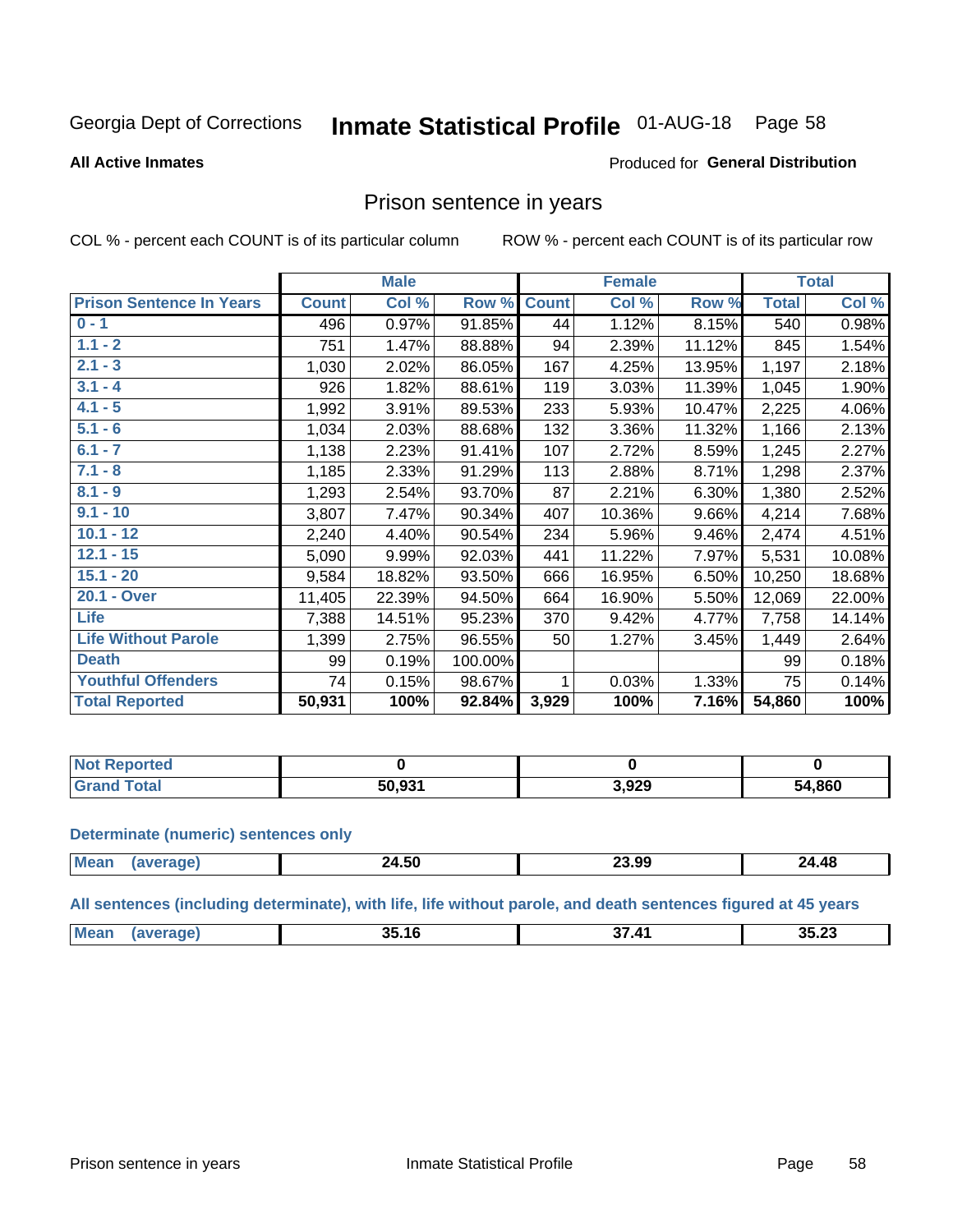Georgia Dept of Corrections **Inmate Statistical Profile** 01-AUG-18 Page 58

**All Active Inmates**

Produced for **General Distribution**

## Prison sentence in years

COL % - percent each COUNT is of its particular column    ROW % - percent each COUNT is of its particular row

| | Male | | | Female | | | Total | |
|---|---|---|---|---|---|---|---|---|
| **Prison Sentence In Years** | **Count** | **Col %** | **Row %** | **Count** | **Col %** | **Row %** | **Total** | **Col %** |
| 0 - 1 | 496 | 0.97% | 91.85% | 44 | 1.12% | 8.15% | 540 | 0.98% |
| 1.1 - 2 | 751 | 1.47% | 88.88% | 94 | 2.39% | 11.12% | 845 | 1.54% |
| 2.1 - 3 | 1,030 | 2.02% | 86.05% | 167 | 4.25% | 13.95% | 1,197 | 2.18% |
| 3.1 - 4 | 926 | 1.82% | 88.61% | 119 | 3.03% | 11.39% | 1,045 | 1.90% |
| 4.1 - 5 | 1,992 | 3.91% | 89.53% | 233 | 5.93% | 10.47% | 2,225 | 4.06% |
| 5.1 - 6 | 1,034 | 2.03% | 88.68% | 132 | 3.36% | 11.32% | 1,166 | 2.13% |
| 6.1 - 7 | 1,138 | 2.23% | 91.41% | 107 | 2.72% | 8.59% | 1,245 | 2.27% |
| 7.1 - 8 | 1,185 | 2.33% | 91.29% | 113 | 2.88% | 8.71% | 1,298 | 2.37% |
| 8.1 - 9 | 1,293 | 2.54% | 93.70% | 87 | 2.21% | 6.30% | 1,380 | 2.52% |
| 9.1 - 10 | 3,807 | 7.47% | 90.34% | 407 | 10.36% | 9.66% | 4,214 | 7.68% |
| 10.1 - 12 | 2,240 | 4.40% | 90.54% | 234 | 5.96% | 9.46% | 2,474 | 4.51% |
| 12.1 - 15 | 5,090 | 9.99% | 92.03% | 441 | 11.22% | 7.97% | 5,531 | 10.08% |
| 15.1 - 20 | 9,584 | 18.82% | 93.50% | 666 | 16.95% | 6.50% | 10,250 | 18.68% |
| 20.1 - Over | 11,405 | 22.39% | 94.50% | 664 | 16.90% | 5.50% | 12,069 | 22.00% |
| Life | 7,388 | 14.51% | 95.23% | 370 | 9.42% | 4.77% | 7,758 | 14.14% |
| Life Without Parole | 1,399 | 2.75% | 96.55% | 50 | 1.27% | 3.45% | 1,449 | 2.64% |
| Death | 99 | 0.19% | 100.00% | | | | 99 | 0.18% |
| Youthful Offenders | 74 | 0.15% | 98.67% | 1 | 0.03% | 1.33% | 75 | 0.14% |
| **Total Reported** | **50,931** | **100%** | **92.84%** | **3,929** | **100%** | **7.16%** | **54,860** | **100%** |

| | Male | Female | Total |
|---|---|---|---|
| Not Reported | 0 | 0 | 0 |
| Grand Total | 50,931 | 3,929 | 54,860 |

**Determinate (numeric) sentences only**

| | Male | Female | Total |
|---|---|---|---|
| Mean (average) | 24.50 | 23.99 | 24.48 |

**All sentences (including determinate), with life, life without parole, and death sentences figured at 45 years**

| | Male | Female | Total |
|---|---|---|---|
| Mean (average) | 35.16 | 37.41 | 35.23 |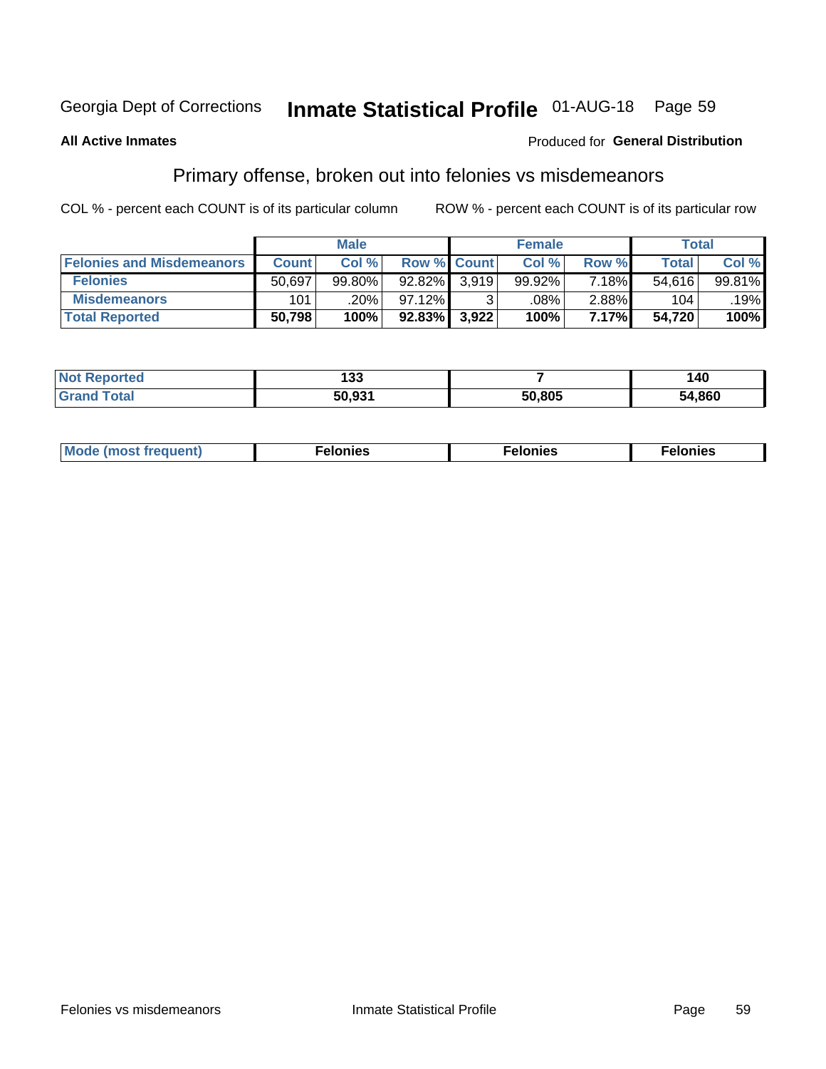Georgia Dept of Corrections **Inmate Statistical Profile** 01-AUG-18

**All Active Inmates**

Produced for **General Distribution**

## Primary offense, broken out into felonies vs misdemeanors

COL % - percent each COUNT is of its particular column ROW % - percent each COUNT is of its particular row

| | Male | | | Female | | | Total | |
|---|---|---|---|---|---|---|---|---|
| **Felonies and Misdemeanors** | **Count** | **Col %** | **Row %** | **Count** | **Col %** | **Row %** | **Total** | **Col %** |
| **Felonies** | 50,697 | 99.80% | 92.82% | 3,919 | 99.92% | 7.18% | 54,616 | 99.81% |
| **Misdemeanors** | 101 | .20% | 97.12% | 3 | .08% | 2.88% | 104 | .19% |
| **Total Reported** | **50,798** | **100%** | **92.83%** | **3,922** | **100%** | **7.17%** | **54,720** | **100%** |

| | Male | Female | Total |
|---|---|---|---|
| **Not Reported** | **133** | **7** | **140** |
| **Grand Total** | **50,931** | **50,805** | **54,860** |

| | Male | Female | Total |
|---|---|---|---|
| **Mode (most frequent)** | **Felonies** | **Felonies** | **Felonies** |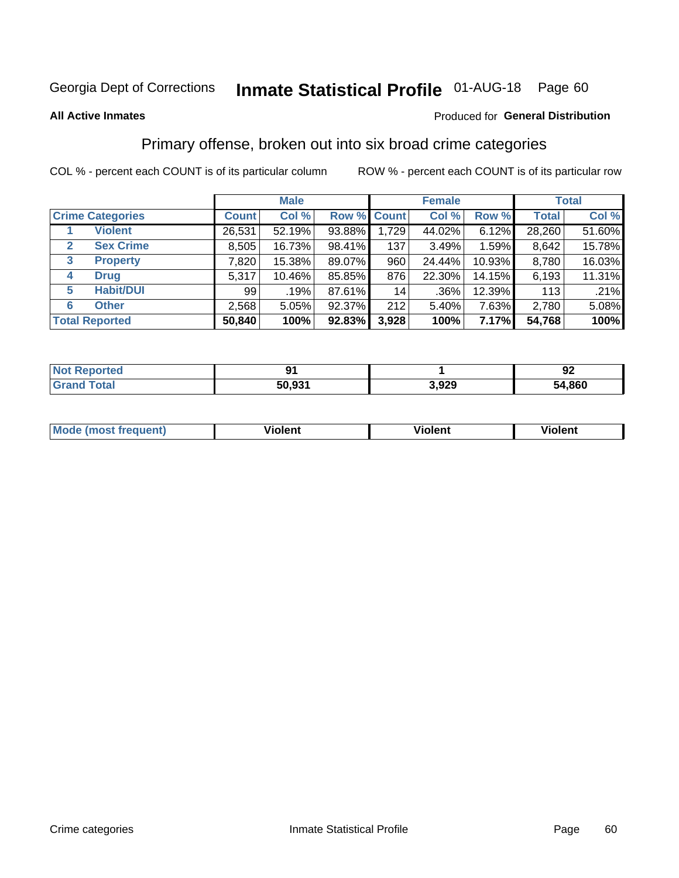Georgia Dept of Corrections **Inmate Statistical Profile** 01-AUG-18 Page 60

**All Active Inmates**

Produced for **General Distribution**

## Primary offense, broken out into six broad crime categories

COL % - percent each COUNT is of its particular column ROW % - percent each COUNT is of its particular row

| | | Male | | | Female | | | Total | |
|---|---|---|---|---|---|---|---|---|---|
| **Crime Categories** | | **Count** | **Col %** | **Row %** | **Count** | **Col %** | **Row %** | **Total** | **Col %** |
| 1 | **Violent** | 26,531 | 52.19% | 93.88% | 1,729 | 44.02% | 6.12% | 28,260 | 51.60% |
| 2 | **Sex Crime** | 8,505 | 16.73% | 98.41% | 137 | 3.49% | 1.59% | 8,642 | 15.78% |
| 3 | **Property** | 7,820 | 15.38% | 89.07% | 960 | 24.44% | 10.93% | 8,780 | 16.03% |
| 4 | **Drug** | 5,317 | 10.46% | 85.85% | 876 | 22.30% | 14.15% | 6,193 | 11.31% |
| 5 | **Habit/DUI** | 99 | .19% | 87.61% | 14 | .36% | 12.39% | 113 | .21% |
| 6 | **Other** | 2,568 | 5.05% | 92.37% | 212 | 5.40% | 7.63% | 2,780 | 5.08% |
| **Total Reported** | | **50,840** | **100%** | **92.83%** | **3,928** | **100%** | **7.17%** | **54,768** | **100%** |

| | Male | Female | Total |
|---|---|---|---|
| **Not Reported** | **91** | **1** | **92** |
| **Grand Total** | **50,931** | **3,929** | **54,860** |

| | Male | Female | Total |
|---|---|---|---|
| **Mode (most frequent)** | **Violent** | **Violent** | **Violent** |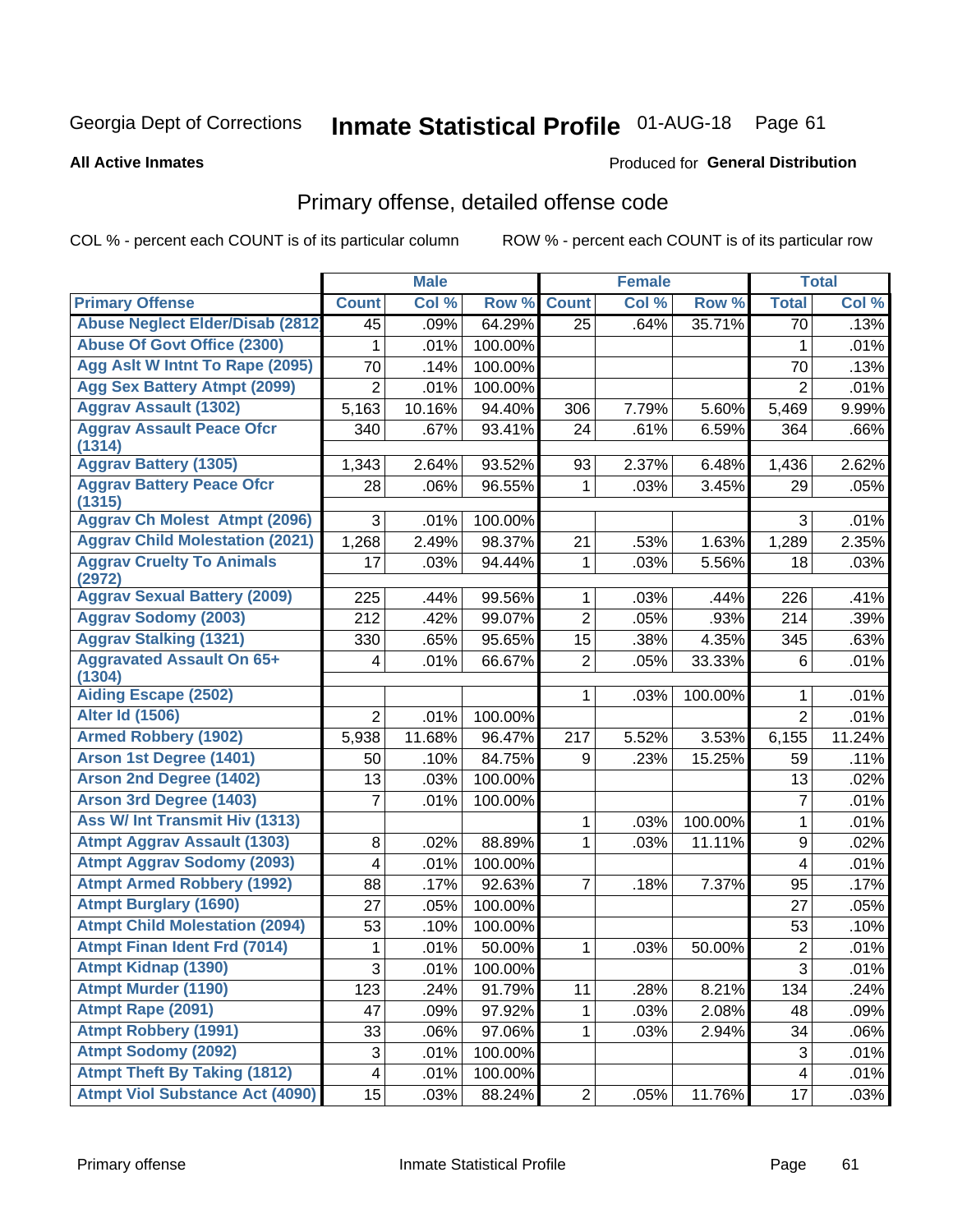Georgia Dept of Corrections **Inmate Statistical Profile** 01-AUG-18

**All Active Inmates**

Produced for **General Distribution**

## Primary offense, detailed offense code

COL % - percent each COUNT is of its particular column     ROW % - percent each COUNT is of its particular row

| | Male | | | Female | | | Total | |
|---|---|---|---|---|---|---|---|---|
| **Primary Offense** | **Count** | **Col %** | **Row %** | **Count** | **Col %** | **Row %** | **Total** | **Col %** |
| Abuse Neglect Elder/Disab (2812 | 45 | .09% | 64.29% | 25 | .64% | 35.71% | 70 | .13% |
| Abuse Of Govt Office (2300) | 1 | .01% | 100.00% | | | | 1 | .01% |
| Agg Aslt W Intnt To Rape (2095) | 70 | .14% | 100.00% | | | | 70 | .13% |
| Agg Sex Battery Atmpt (2099) | 2 | .01% | 100.00% | | | | 2 | .01% |
| Aggrav Assault (1302) | 5,163 | 10.16% | 94.40% | 306 | 7.79% | 5.60% | 5,469 | 9.99% |
| Aggrav Assault Peace Ofcr (1314) | 340 | .67% | 93.41% | 24 | .61% | 6.59% | 364 | .66% |
| Aggrav Battery (1305) | 1,343 | 2.64% | 93.52% | 93 | 2.37% | 6.48% | 1,436 | 2.62% |
| Aggrav Battery Peace Ofcr (1315) | 28 | .06% | 96.55% | 1 | .03% | 3.45% | 29 | .05% |
| Aggrav Ch Molest Atmpt (2096) | 3 | .01% | 100.00% | | | | 3 | .01% |
| Aggrav Child Molestation (2021) | 1,268 | 2.49% | 98.37% | 21 | .53% | 1.63% | 1,289 | 2.35% |
| Aggrav Cruelty To Animals (2972) | 17 | .03% | 94.44% | 1 | .03% | 5.56% | 18 | .03% |
| Aggrav Sexual Battery (2009) | 225 | .44% | 99.56% | 1 | .03% | .44% | 226 | .41% |
| Aggrav Sodomy (2003) | 212 | .42% | 99.07% | 2 | .05% | .93% | 214 | .39% |
| Aggrav Stalking (1321) | 330 | .65% | 95.65% | 15 | .38% | 4.35% | 345 | .63% |
| Aggravated Assault On 65+ (1304) | 4 | .01% | 66.67% | 2 | .05% | 33.33% | 6 | .01% |
| Aiding Escape (2502) | | | | 1 | .03% | 100.00% | 1 | .01% |
| Alter Id (1506) | 2 | .01% | 100.00% | | | | 2 | .01% |
| Armed Robbery (1902) | 5,938 | 11.68% | 96.47% | 217 | 5.52% | 3.53% | 6,155 | 11.24% |
| Arson 1st Degree (1401) | 50 | .10% | 84.75% | 9 | .23% | 15.25% | 59 | .11% |
| Arson 2nd Degree (1402) | 13 | .03% | 100.00% | | | | 13 | .02% |
| Arson 3rd Degree (1403) | 7 | .01% | 100.00% | | | | 7 | .01% |
| Ass W/ Int Transmit Hiv (1313) | | | | 1 | .03% | 100.00% | 1 | .01% |
| Atmpt Aggrav Assault (1303) | 8 | .02% | 88.89% | 1 | .03% | 11.11% | 9 | .02% |
| Atmpt Aggrav Sodomy (2093) | 4 | .01% | 100.00% | | | | 4 | .01% |
| Atmpt Armed Robbery (1992) | 88 | .17% | 92.63% | 7 | .18% | 7.37% | 95 | .17% |
| Atmpt Burglary (1690) | 27 | .05% | 100.00% | | | | 27 | .05% |
| Atmpt Child Molestation (2094) | 53 | .10% | 100.00% | | | | 53 | .10% |
| Atmpt Finan Ident Frd (7014) | 1 | .01% | 50.00% | 1 | .03% | 50.00% | 2 | .01% |
| Atmpt Kidnap (1390) | 3 | .01% | 100.00% | | | | 3 | .01% |
| Atmpt Murder (1190) | 123 | .24% | 91.79% | 11 | .28% | 8.21% | 134 | .24% |
| Atmpt Rape (2091) | 47 | .09% | 97.92% | 1 | .03% | 2.08% | 48 | .09% |
| Atmpt Robbery (1991) | 33 | .06% | 97.06% | 1 | .03% | 2.94% | 34 | .06% |
| Atmpt Sodomy (2092) | 3 | .01% | 100.00% | | | | 3 | .01% |
| Atmpt Theft By Taking (1812) | 4 | .01% | 100.00% | | | | 4 | .01% |
| Atmpt Viol Substance Act (4090) | 15 | .03% | 88.24% | 2 | .05% | 11.76% | 17 | .03% |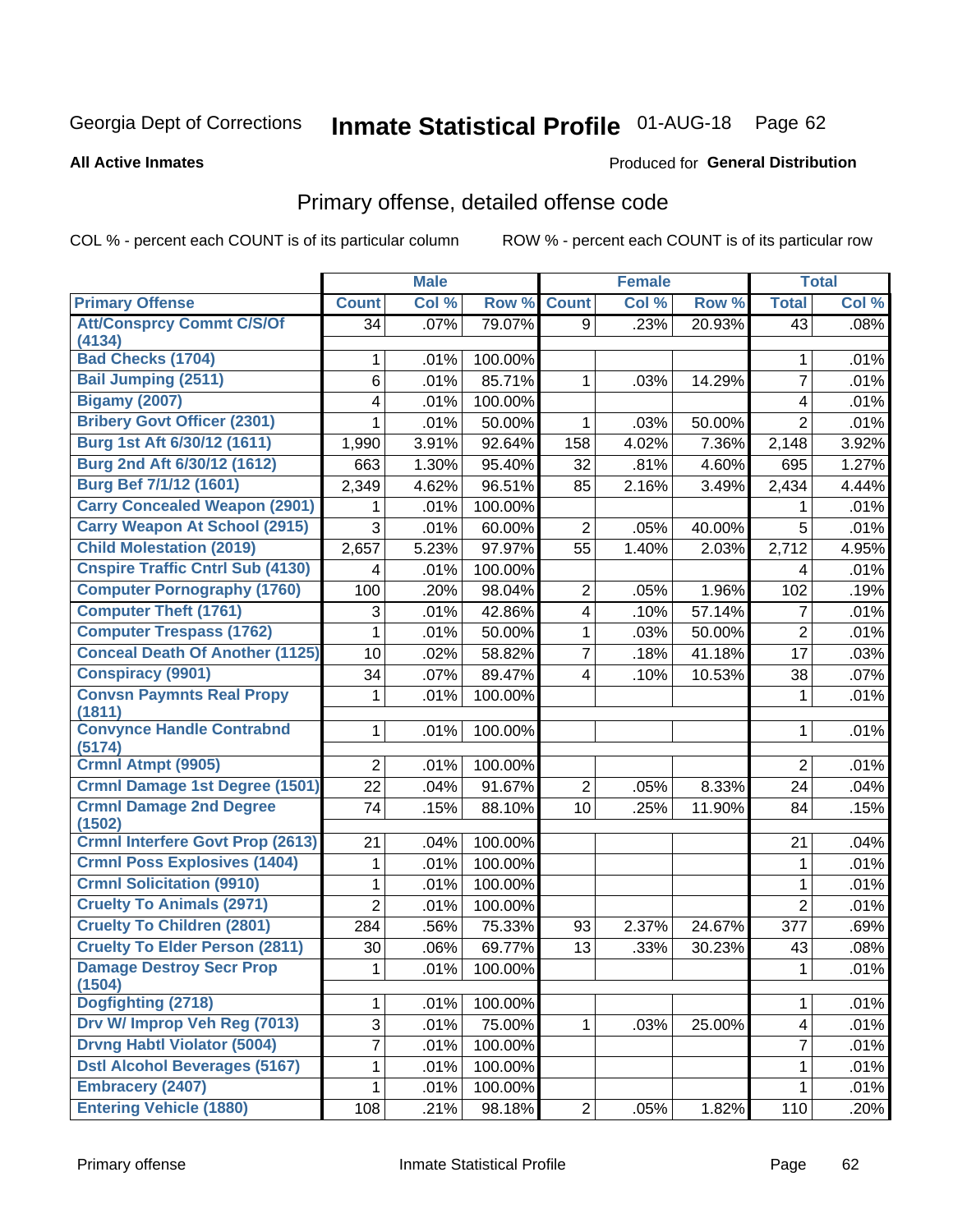Georgia Dept of Corrections **Inmate Statistical Profile** 01-AUG-18 Page 62

**All Active Inmates**

Produced for **General Distribution**

## Primary offense, detailed offense code

COL % - percent each COUNT is of its particular column ROW % - percent each COUNT is of its particular row

| | Male | | | Female | | | Total | |
|---|---|---|---|---|---|---|---|---|
| Primary Offense | Count | Col % | Row % | Count | Col % | Row % | Total | Col % |
| Att/Consprcy Commt C/S/Of (4134) | 34 | .07% | 79.07% | 9 | .23% | 20.93% | 43 | .08% |
| Bad Checks (1704) | 1 | .01% | 100.00% | | | | 1 | .01% |
| Bail Jumping (2511) | 6 | .01% | 85.71% | 1 | .03% | 14.29% | 7 | .01% |
| Bigamy (2007) | 4 | .01% | 100.00% | | | | 4 | .01% |
| Bribery Govt Officer (2301) | 1 | .01% | 50.00% | 1 | .03% | 50.00% | 2 | .01% |
| Burg 1st Aft 6/30/12 (1611) | 1,990 | 3.91% | 92.64% | 158 | 4.02% | 7.36% | 2,148 | 3.92% |
| Burg 2nd Aft 6/30/12 (1612) | 663 | 1.30% | 95.40% | 32 | .81% | 4.60% | 695 | 1.27% |
| Burg Bef 7/1/12 (1601) | 2,349 | 4.62% | 96.51% | 85 | 2.16% | 3.49% | 2,434 | 4.44% |
| Carry Concealed Weapon (2901) | 1 | .01% | 100.00% | | | | 1 | .01% |
| Carry Weapon At School (2915) | 3 | .01% | 60.00% | 2 | .05% | 40.00% | 5 | .01% |
| Child Molestation (2019) | 2,657 | 5.23% | 97.97% | 55 | 1.40% | 2.03% | 2,712 | 4.95% |
| Cnspire Traffic Cntrl Sub (4130) | 4 | .01% | 100.00% | | | | 4 | .01% |
| Computer Pornography (1760) | 100 | .20% | 98.04% | 2 | .05% | 1.96% | 102 | .19% |
| Computer Theft (1761) | 3 | .01% | 42.86% | 4 | .10% | 57.14% | 7 | .01% |
| Computer Trespass (1762) | 1 | .01% | 50.00% | 1 | .03% | 50.00% | 2 | .01% |
| Conceal Death Of Another (1125) | 10 | .02% | 58.82% | 7 | .18% | 41.18% | 17 | .03% |
| Conspiracy (9901) | 34 | .07% | 89.47% | 4 | .10% | 10.53% | 38 | .07% |
| Convsn Paymnts Real Propy (1811) | 1 | .01% | 100.00% | | | | 1 | .01% |
| Convynce Handle Contrabnd (5174) | 1 | .01% | 100.00% | | | | 1 | .01% |
| Crmnl Atmpt (9905) | 2 | .01% | 100.00% | | | | 2 | .01% |
| Crmnl Damage 1st Degree (1501) | 22 | .04% | 91.67% | 2 | .05% | 8.33% | 24 | .04% |
| Crmnl Damage 2nd Degree (1502) | 74 | .15% | 88.10% | 10 | .25% | 11.90% | 84 | .15% |
| Crmnl Interfere Govt Prop (2613) | 21 | .04% | 100.00% | | | | 21 | .04% |
| Crmnl Poss Explosives (1404) | 1 | .01% | 100.00% | | | | 1 | .01% |
| Crmnl Solicitation (9910) | 1 | .01% | 100.00% | | | | 1 | .01% |
| Cruelty To Animals (2971) | 2 | .01% | 100.00% | | | | 2 | .01% |
| Cruelty To Children (2801) | 284 | .56% | 75.33% | 93 | 2.37% | 24.67% | 377 | .69% |
| Cruelty To Elder Person (2811) | 30 | .06% | 69.77% | 13 | .33% | 30.23% | 43 | .08% |
| Damage Destroy Secr Prop (1504) | 1 | .01% | 100.00% | | | | 1 | .01% |
| Dogfighting (2718) | 1 | .01% | 100.00% | | | | 1 | .01% |
| Drv W/ Improp Veh Reg (7013) | 3 | .01% | 75.00% | 1 | .03% | 25.00% | 4 | .01% |
| Drvng Habtl Violator (5004) | 7 | .01% | 100.00% | | | | 7 | .01% |
| Dstl Alcohol Beverages (5167) | 1 | .01% | 100.00% | | | | 1 | .01% |
| Embracery (2407) | 1 | .01% | 100.00% | | | | 1 | .01% |
| Entering Vehicle (1880) | 108 | .21% | 98.18% | 2 | .05% | 1.82% | 110 | .20% |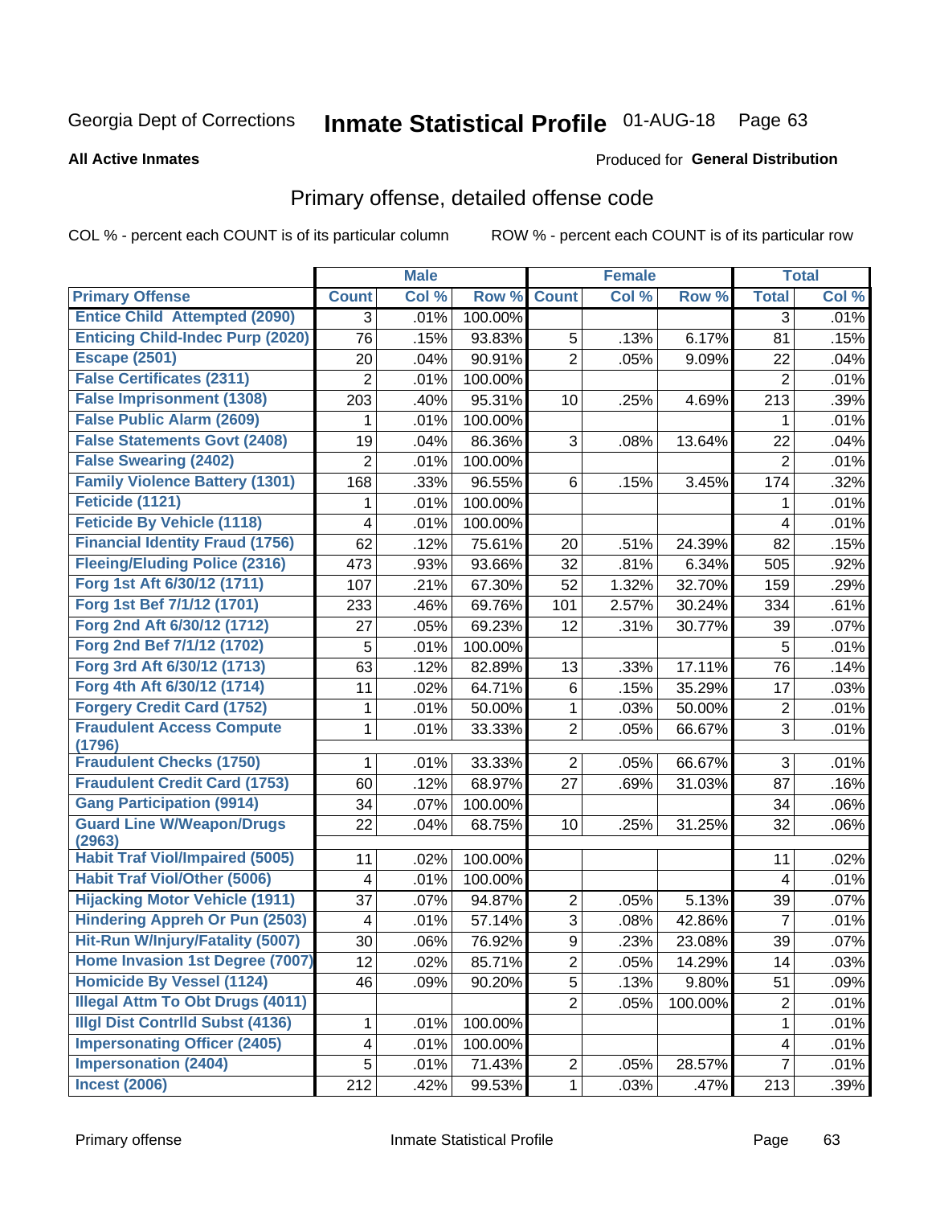Georgia Dept of Corrections **Inmate Statistical Profile** 01-AUG-18 Page 63

**All Active Inmates**

Produced for **General Distribution**

## Primary offense, detailed offense code

COL % - percent each COUNT is of its particular column ROW % - percent each COUNT is of its particular row

| | Male | | | Female | | | Total | |
|---|---|---|---|---|---|---|---|---|
| **Primary Offense** | **Count** | **Col %** | **Row %** | **Count** | **Col %** | **Row %** | **Total** | **Col %** |
| **Entice Child Attempted (2090)** | 3 | .01% | 100.00% | | | | 3 | .01% |
| **Enticing Child-Indec Purp (2020)** | 76 | .15% | 93.83% | 5 | .13% | 6.17% | 81 | .15% |
| **Escape (2501)** | 20 | .04% | 90.91% | 2 | .05% | 9.09% | 22 | .04% |
| **False Certificates (2311)** | 2 | .01% | 100.00% | | | | 2 | .01% |
| **False Imprisonment (1308)** | 203 | .40% | 95.31% | 10 | .25% | 4.69% | 213 | .39% |
| **False Public Alarm (2609)** | 1 | .01% | 100.00% | | | | 1 | .01% |
| **False Statements Govt (2408)** | 19 | .04% | 86.36% | 3 | .08% | 13.64% | 22 | .04% |
| **False Swearing (2402)** | 2 | .01% | 100.00% | | | | 2 | .01% |
| **Family Violence Battery (1301)** | 168 | .33% | 96.55% | 6 | .15% | 3.45% | 174 | .32% |
| **Feticide (1121)** | 1 | .01% | 100.00% | | | | 1 | .01% |
| **Feticide By Vehicle (1118)** | 4 | .01% | 100.00% | | | | 4 | .01% |
| **Financial Identity Fraud (1756)** | 62 | .12% | 75.61% | 20 | .51% | 24.39% | 82 | .15% |
| **Fleeing/Eluding Police (2316)** | 473 | .93% | 93.66% | 32 | .81% | 6.34% | 505 | .92% |
| **Forg 1st Aft 6/30/12 (1711)** | 107 | .21% | 67.30% | 52 | 1.32% | 32.70% | 159 | .29% |
| **Forg 1st Bef 7/1/12 (1701)** | 233 | .46% | 69.76% | 101 | 2.57% | 30.24% | 334 | .61% |
| **Forg 2nd Aft 6/30/12 (1712)** | 27 | .05% | 69.23% | 12 | .31% | 30.77% | 39 | .07% |
| **Forg 2nd Bef 7/1/12 (1702)** | 5 | .01% | 100.00% | | | | 5 | .01% |
| **Forg 3rd Aft 6/30/12 (1713)** | 63 | .12% | 82.89% | 13 | .33% | 17.11% | 76 | .14% |
| **Forg 4th Aft 6/30/12 (1714)** | 11 | .02% | 64.71% | 6 | .15% | 35.29% | 17 | .03% |
| **Forgery Credit Card (1752)** | 1 | .01% | 50.00% | 1 | .03% | 50.00% | 2 | .01% |
| **Fraudulent Access Compute (1796)** | 1 | .01% | 33.33% | 2 | .05% | 66.67% | 3 | .01% |
| **Fraudulent Checks (1750)** | 1 | .01% | 33.33% | 2 | .05% | 66.67% | 3 | .01% |
| **Fraudulent Credit Card (1753)** | 60 | .12% | 68.97% | 27 | .69% | 31.03% | 87 | .16% |
| **Gang Participation (9914)** | 34 | .07% | 100.00% | | | | 34 | .06% |
| **Guard Line W/Weapon/Drugs (2963)** | 22 | .04% | 68.75% | 10 | .25% | 31.25% | 32 | .06% |
| **Habit Traf Viol/Impaired (5005)** | 11 | .02% | 100.00% | | | | 11 | .02% |
| **Habit Traf Viol/Other (5006)** | 4 | .01% | 100.00% | | | | 4 | .01% |
| **Hijacking Motor Vehicle (1911)** | 37 | .07% | 94.87% | 2 | .05% | 5.13% | 39 | .07% |
| **Hindering Appreh Or Pun (2503)** | 4 | .01% | 57.14% | 3 | .08% | 42.86% | 7 | .01% |
| **Hit-Run W/Injury/Fatality (5007)** | 30 | .06% | 76.92% | 9 | .23% | 23.08% | 39 | .07% |
| **Home Invasion 1st Degree (7007)** | 12 | .02% | 85.71% | 2 | .05% | 14.29% | 14 | .03% |
| **Homicide By Vessel (1124)** | 46 | .09% | 90.20% | 5 | .13% | 9.80% | 51 | .09% |
| **Illegal Attm To Obt Drugs (4011)** | | | | 2 | .05% | 100.00% | 2 | .01% |
| **Illgl Dist Contrlld Subst (4136)** | 1 | .01% | 100.00% | | | | 1 | .01% |
| **Impersonating Officer (2405)** | 4 | .01% | 100.00% | | | | 4 | .01% |
| **Impersonation (2404)** | 5 | .01% | 71.43% | 2 | .05% | 28.57% | 7 | .01% |
| **Incest (2006)** | 212 | .42% | 99.53% | 1 | .03% | .47% | 213 | .39% |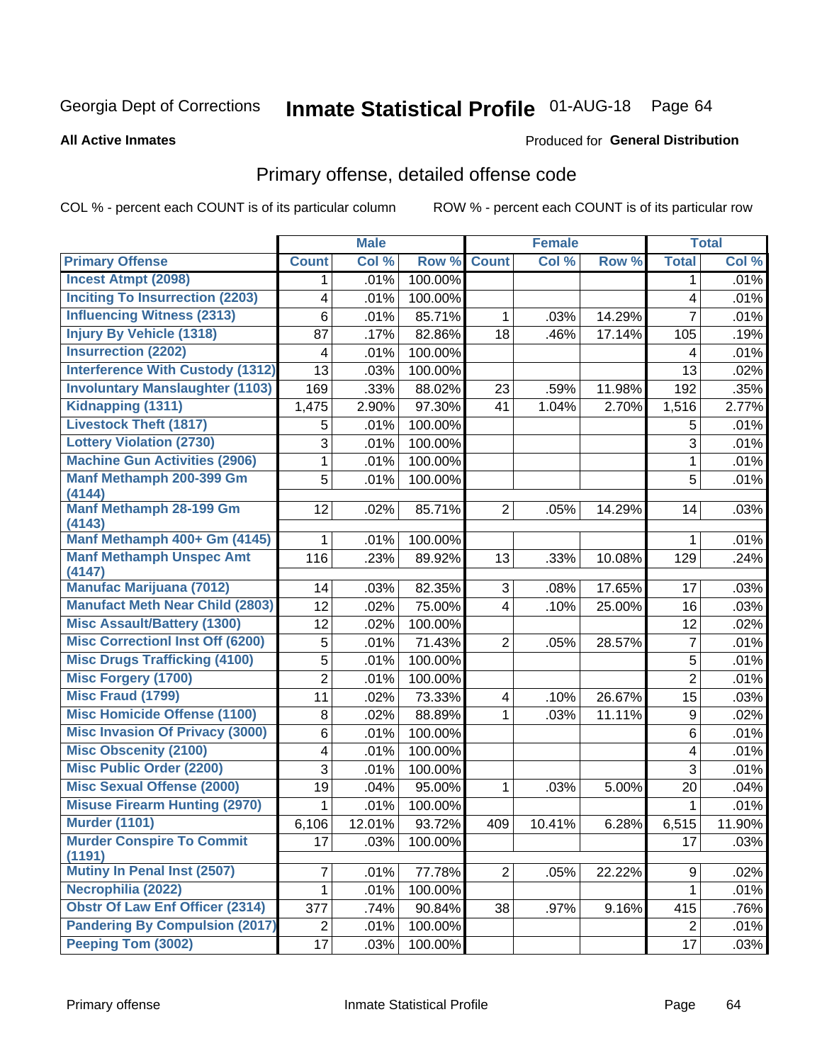Georgia Dept of Corrections **Inmate Statistical Profile** 01-AUG-18

**All Active Inmates**

Produced for **General Distribution**

## Primary offense, detailed offense code

COL % - percent each COUNT is of its particular column    ROW % - percent each COUNT is of its particular row

| | Male | | | Female | | | Total | |
|---|---|---|---|---|---|---|---|---|
| **Primary Offense** | **Count** | **Col %** | **Row %** | **Count** | **Col %** | **Row %** | **Total** | **Col %** |
| Incest Atmpt (2098) | 1 | .01% | 100.00% | | | | 1 | .01% |
| Inciting To Insurrection (2203) | 4 | .01% | 100.00% | | | | 4 | .01% |
| Influencing Witness (2313) | 6 | .01% | 85.71% | 1 | .03% | 14.29% | 7 | .01% |
| Injury By Vehicle (1318) | 87 | .17% | 82.86% | 18 | .46% | 17.14% | 105 | .19% |
| Insurrection (2202) | 4 | .01% | 100.00% | | | | 4 | .01% |
| Interference With Custody (1312) | 13 | .03% | 100.00% | | | | 13 | .02% |
| Involuntary Manslaughter (1103) | 169 | .33% | 88.02% | 23 | .59% | 11.98% | 192 | .35% |
| Kidnapping (1311) | 1,475 | 2.90% | 97.30% | 41 | 1.04% | 2.70% | 1,516 | 2.77% |
| Livestock Theft (1817) | 5 | .01% | 100.00% | | | | 5 | .01% |
| Lottery Violation (2730) | 3 | .01% | 100.00% | | | | 3 | .01% |
| Machine Gun Activities (2906) | 1 | .01% | 100.00% | | | | 1 | .01% |
| Manf Methamph 200-399 Gm (4144) | 5 | .01% | 100.00% | | | | 5 | .01% |
| Manf Methamph 28-199 Gm (4143) | 12 | .02% | 85.71% | 2 | .05% | 14.29% | 14 | .03% |
| Manf Methamph 400+ Gm (4145) | 1 | .01% | 100.00% | | | | 1 | .01% |
| Manf Methamph Unspec Amt (4147) | 116 | .23% | 89.92% | 13 | .33% | 10.08% | 129 | .24% |
| Manufac Marijuana (7012) | 14 | .03% | 82.35% | 3 | .08% | 17.65% | 17 | .03% |
| Manufact Meth Near Child (2803) | 12 | .02% | 75.00% | 4 | .10% | 25.00% | 16 | .03% |
| Misc Assault/Battery (1300) | 12 | .02% | 100.00% | | | | 12 | .02% |
| Misc Correctionl Inst Off (6200) | 5 | .01% | 71.43% | 2 | .05% | 28.57% | 7 | .01% |
| Misc Drugs Trafficking (4100) | 5 | .01% | 100.00% | | | | 5 | .01% |
| Misc Forgery (1700) | 2 | .01% | 100.00% | | | | 2 | .01% |
| Misc Fraud (1799) | 11 | .02% | 73.33% | 4 | .10% | 26.67% | 15 | .03% |
| Misc Homicide Offense (1100) | 8 | .02% | 88.89% | 1 | .03% | 11.11% | 9 | .02% |
| Misc Invasion Of Privacy (3000) | 6 | .01% | 100.00% | | | | 6 | .01% |
| Misc Obscenity (2100) | 4 | .01% | 100.00% | | | | 4 | .01% |
| Misc Public Order (2200) | 3 | .01% | 100.00% | | | | 3 | .01% |
| Misc Sexual Offense (2000) | 19 | .04% | 95.00% | 1 | .03% | 5.00% | 20 | .04% |
| Misuse Firearm Hunting (2970) | 1 | .01% | 100.00% | | | | 1 | .01% |
| Murder (1101) | 6,106 | 12.01% | 93.72% | 409 | 10.41% | 6.28% | 6,515 | 11.90% |
| Murder Conspire To Commit (1191) | 17 | .03% | 100.00% | | | | 17 | .03% |
| Mutiny In Penal Inst (2507) | 7 | .01% | 77.78% | 2 | .05% | 22.22% | 9 | .02% |
| Necrophilia (2022) | 1 | .01% | 100.00% | | | | 1 | .01% |
| Obstr Of Law Enf Officer (2314) | 377 | .74% | 90.84% | 38 | .97% | 9.16% | 415 | .76% |
| Pandering By Compulsion (2017) | 2 | .01% | 100.00% | | | | 2 | .01% |
| Peeping Tom (3002) | 17 | .03% | 100.00% | | | | 17 | .03% |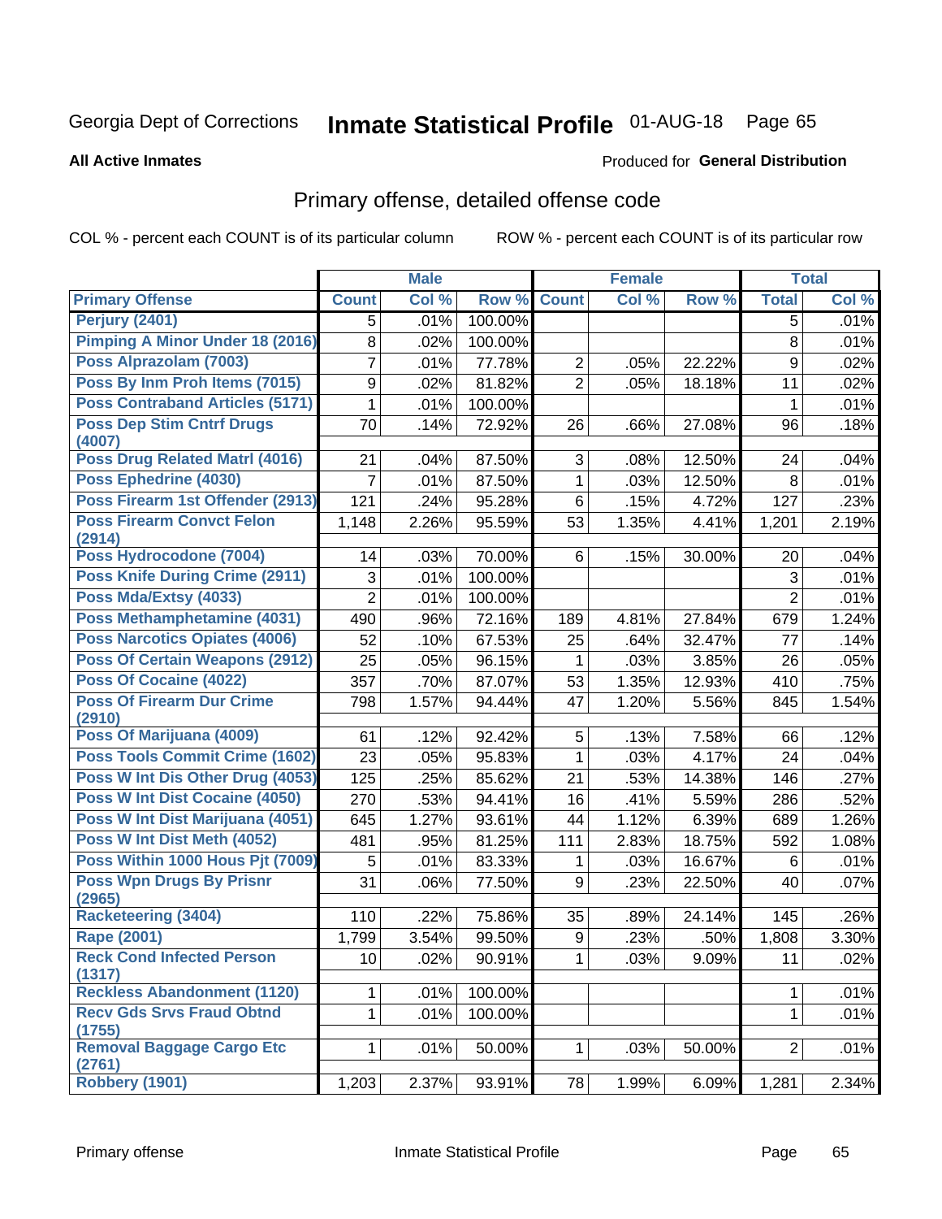Georgia Dept of Corrections **Inmate Statistical Profile** 01-AUG-18

**All Active Inmates**

Produced for **General Distribution**

## Primary offense, detailed offense code

COL % - percent each COUNT is of its particular column

ROW % - percent each COUNT is of its particular row

| | Male | | | Female | | | Total | |
|---|---|---|---|---|---|---|---|---|
| **Primary Offense** | **Count** | **Col %** | **Row %** | **Count** | **Col %** | **Row %** | **Total** | **Col %** |
| Perjury (2401) | 5 | .01% | 100.00% | | | | 5 | .01% |
| Pimping A Minor Under 18 (2016) | 8 | .02% | 100.00% | | | | 8 | .01% |
| Poss Alprazolam (7003) | 7 | .01% | 77.78% | 2 | .05% | 22.22% | 9 | .02% |
| Poss By Inm Proh Items (7015) | 9 | .02% | 81.82% | 2 | .05% | 18.18% | 11 | .02% |
| Poss Contraband Articles (5171) | 1 | .01% | 100.00% | | | | 1 | .01% |
| Poss Dep Stim Cntrf Drugs (4007) | 70 | .14% | 72.92% | 26 | .66% | 27.08% | 96 | .18% |
| Poss Drug Related Matrl (4016) | 21 | .04% | 87.50% | 3 | .08% | 12.50% | 24 | .04% |
| Poss Ephedrine (4030) | 7 | .01% | 87.50% | 1 | .03% | 12.50% | 8 | .01% |
| Poss Firearm 1st Offender (2913) | 121 | .24% | 95.28% | 6 | .15% | 4.72% | 127 | .23% |
| Poss Firearm Convct Felon (2914) | 1,148 | 2.26% | 95.59% | 53 | 1.35% | 4.41% | 1,201 | 2.19% |
| Poss Hydrocodone (7004) | 14 | .03% | 70.00% | 6 | .15% | 30.00% | 20 | .04% |
| Poss Knife During Crime (2911) | 3 | .01% | 100.00% | | | | 3 | .01% |
| Poss Mda/Extsy (4033) | 2 | .01% | 100.00% | | | | 2 | .01% |
| Poss Methamphetamine (4031) | 490 | .96% | 72.16% | 189 | 4.81% | 27.84% | 679 | 1.24% |
| Poss Narcotics Opiates (4006) | 52 | .10% | 67.53% | 25 | .64% | 32.47% | 77 | .14% |
| Poss Of Certain Weapons (2912) | 25 | .05% | 96.15% | 1 | .03% | 3.85% | 26 | .05% |
| Poss Of Cocaine (4022) | 357 | .70% | 87.07% | 53 | 1.35% | 12.93% | 410 | .75% |
| Poss Of Firearm Dur Crime (2910) | 798 | 1.57% | 94.44% | 47 | 1.20% | 5.56% | 845 | 1.54% |
| Poss Of Marijuana (4009) | 61 | .12% | 92.42% | 5 | .13% | 7.58% | 66 | .12% |
| Poss Tools Commit Crime (1602) | 23 | .05% | 95.83% | 1 | .03% | 4.17% | 24 | .04% |
| Poss W Int Dis Other Drug (4053) | 125 | .25% | 85.62% | 21 | .53% | 14.38% | 146 | .27% |
| Poss W Int Dist Cocaine (4050) | 270 | .53% | 94.41% | 16 | .41% | 5.59% | 286 | .52% |
| Poss W Int Dist Marijuana (4051) | 645 | 1.27% | 93.61% | 44 | 1.12% | 6.39% | 689 | 1.26% |
| Poss W Int Dist Meth (4052) | 481 | .95% | 81.25% | 111 | 2.83% | 18.75% | 592 | 1.08% |
| Poss Within 1000 Hous Pjt (7009) | 5 | .01% | 83.33% | 1 | .03% | 16.67% | 6 | .01% |
| Poss Wpn Drugs By Prisnr (2965) | 31 | .06% | 77.50% | 9 | .23% | 22.50% | 40 | .07% |
| Racketeering (3404) | 110 | .22% | 75.86% | 35 | .89% | 24.14% | 145 | .26% |
| Rape (2001) | 1,799 | 3.54% | 99.50% | 9 | .23% | .50% | 1,808 | 3.30% |
| Reck Cond Infected Person (1317) | 10 | .02% | 90.91% | 1 | .03% | 9.09% | 11 | .02% |
| Reckless Abandonment (1120) | 1 | .01% | 100.00% | | | | 1 | .01% |
| Recv Gds Srvs Fraud Obtnd (1755) | 1 | .01% | 100.00% | | | | 1 | .01% |
| Removal Baggage Cargo Etc (2761) | 1 | .01% | 50.00% | 1 | .03% | 50.00% | 2 | .01% |
| Robbery (1901) | 1,203 | 2.37% | 93.91% | 78 | 1.99% | 6.09% | 1,281 | 2.34% |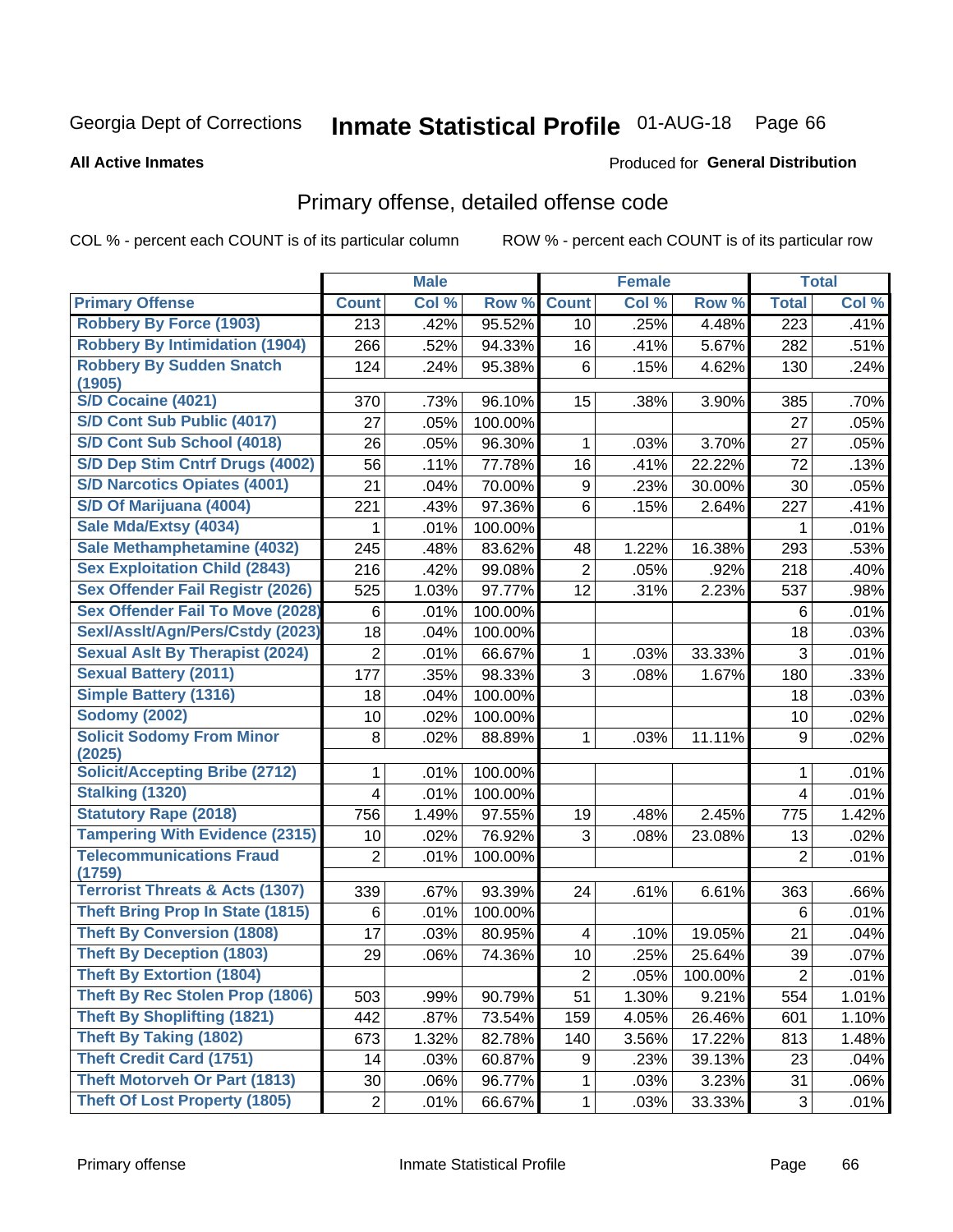Georgia Dept of Corrections **Inmate Statistical Profile** 01-AUG-18

**All Active Inmates**

Produced for **General Distribution**

## Primary offense, detailed offense code

COL % - percent each COUNT is of its particular column ROW % - percent each COUNT is of its particular row

| | Male | | | Female | | | Total | |
|---|---|---|---|---|---|---|---|---|
| **Primary Offense** | **Count** | **Col %** | **Row %** | **Count** | **Col %** | **Row %** | **Total** | **Col %** |
| Robbery By Force (1903) | 213 | .42% | 95.52% | 10 | .25% | 4.48% | 223 | .41% |
| Robbery By Intimidation (1904) | 266 | .52% | 94.33% | 16 | .41% | 5.67% | 282 | .51% |
| Robbery By Sudden Snatch (1905) | 124 | .24% | 95.38% | 6 | .15% | 4.62% | 130 | .24% |
| S/D Cocaine (4021) | 370 | .73% | 96.10% | 15 | .38% | 3.90% | 385 | .70% |
| S/D Cont Sub Public (4017) | 27 | .05% | 100.00% | | | | 27 | .05% |
| S/D Cont Sub School (4018) | 26 | .05% | 96.30% | 1 | .03% | 3.70% | 27 | .05% |
| S/D Dep Stim Cntrf Drugs (4002) | 56 | .11% | 77.78% | 16 | .41% | 22.22% | 72 | .13% |
| S/D Narcotics Opiates (4001) | 21 | .04% | 70.00% | 9 | .23% | 30.00% | 30 | .05% |
| S/D Of Marijuana (4004) | 221 | .43% | 97.36% | 6 | .15% | 2.64% | 227 | .41% |
| Sale Mda/Extsy (4034) | 1 | .01% | 100.00% | | | | 1 | .01% |
| Sale Methamphetamine (4032) | 245 | .48% | 83.62% | 48 | 1.22% | 16.38% | 293 | .53% |
| Sex Exploitation Child (2843) | 216 | .42% | 99.08% | 2 | .05% | .92% | 218 | .40% |
| Sex Offender Fail Registr (2026) | 525 | 1.03% | 97.77% | 12 | .31% | 2.23% | 537 | .98% |
| Sex Offender Fail To Move (2028) | 6 | .01% | 100.00% | | | | 6 | .01% |
| Sexl/Asslt/Agn/Pers/Cstdy (2023) | 18 | .04% | 100.00% | | | | 18 | .03% |
| Sexual Aslt By Therapist (2024) | 2 | .01% | 66.67% | 1 | .03% | 33.33% | 3 | .01% |
| Sexual Battery (2011) | 177 | .35% | 98.33% | 3 | .08% | 1.67% | 180 | .33% |
| Simple Battery (1316) | 18 | .04% | 100.00% | | | | 18 | .03% |
| Sodomy (2002) | 10 | .02% | 100.00% | | | | 10 | .02% |
| Solicit Sodomy From Minor (2025) | 8 | .02% | 88.89% | 1 | .03% | 11.11% | 9 | .02% |
| Solicit/Accepting Bribe (2712) | 1 | .01% | 100.00% | | | | 1 | .01% |
| Stalking (1320) | 4 | .01% | 100.00% | | | | 4 | .01% |
| Statutory Rape (2018) | 756 | 1.49% | 97.55% | 19 | .48% | 2.45% | 775 | 1.42% |
| Tampering With Evidence (2315) | 10 | .02% | 76.92% | 3 | .08% | 23.08% | 13 | .02% |
| Telecommunications Fraud (1759) | 2 | .01% | 100.00% | | | | 2 | .01% |
| Terrorist Threats & Acts (1307) | 339 | .67% | 93.39% | 24 | .61% | 6.61% | 363 | .66% |
| Theft Bring Prop In State (1815) | 6 | .01% | 100.00% | | | | 6 | .01% |
| Theft By Conversion (1808) | 17 | .03% | 80.95% | 4 | .10% | 19.05% | 21 | .04% |
| Theft By Deception (1803) | 29 | .06% | 74.36% | 10 | .25% | 25.64% | 39 | .07% |
| Theft By Extortion (1804) | | | | 2 | .05% | 100.00% | 2 | .01% |
| Theft By Rec Stolen Prop (1806) | 503 | .99% | 90.79% | 51 | 1.30% | 9.21% | 554 | 1.01% |
| Theft By Shoplifting (1821) | 442 | .87% | 73.54% | 159 | 4.05% | 26.46% | 601 | 1.10% |
| Theft By Taking (1802) | 673 | 1.32% | 82.78% | 140 | 3.56% | 17.22% | 813 | 1.48% |
| Theft Credit Card (1751) | 14 | .03% | 60.87% | 9 | .23% | 39.13% | 23 | .04% |
| Theft Motorveh Or Part (1813) | 30 | .06% | 96.77% | 1 | .03% | 3.23% | 31 | .06% |
| Theft Of Lost Property (1805) | 2 | .01% | 66.67% | 1 | .03% | 33.33% | 3 | .01% |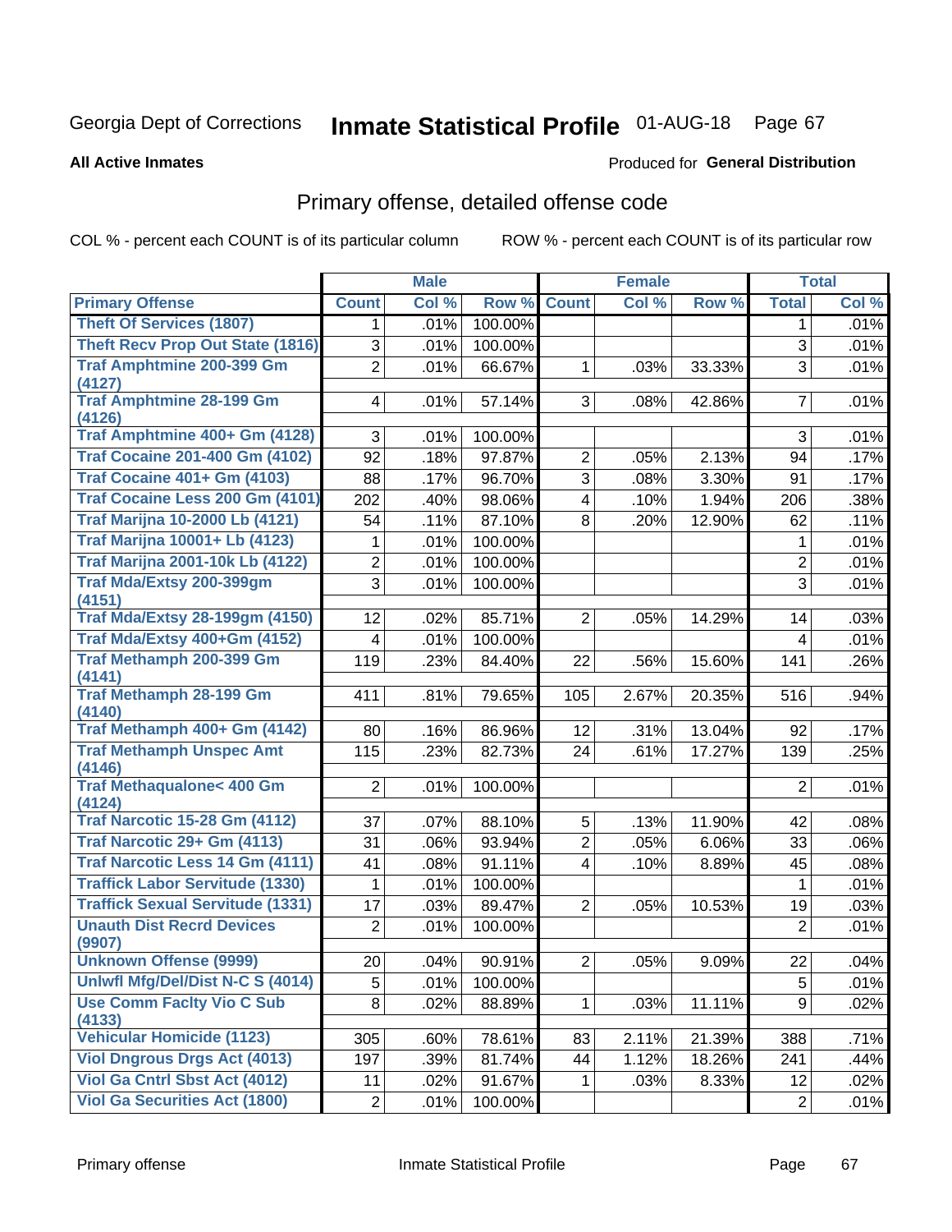Georgia Dept of Corrections **Inmate Statistical Profile** 01-AUG-18 Page 67

**All Active Inmates**

Produced for **General Distribution**

## Primary offense, detailed offense code

COL % - percent each COUNT is of its particular column ROW % - percent each COUNT is of its particular row

| | Male | | | Female | | | Total | |
|---|---|---|---|---|---|---|---|---|
| **Primary Offense** | **Count** | **Col %** | **Row %** | **Count** | **Col %** | **Row %** | **Total** | **Col %** |
| Theft Of Services (1807) | 1 | .01% | 100.00% | | | | 1 | .01% |
| Theft Recv Prop Out State (1816) | 3 | .01% | 100.00% | | | | 3 | .01% |
| Traf Amphtmine 200-399 Gm (4127) | 2 | .01% | 66.67% | 1 | .03% | 33.33% | 3 | .01% |
| Traf Amphtmine 28-199 Gm (4126) | 4 | .01% | 57.14% | 3 | .08% | 42.86% | 7 | .01% |
| Traf Amphtmine 400+ Gm (4128) | 3 | .01% | 100.00% | | | | 3 | .01% |
| Traf Cocaine 201-400 Gm (4102) | 92 | .18% | 97.87% | 2 | .05% | 2.13% | 94 | .17% |
| Traf Cocaine 401+ Gm (4103) | 88 | .17% | 96.70% | 3 | .08% | 3.30% | 91 | .17% |
| Traf Cocaine Less 200 Gm (4101) | 202 | .40% | 98.06% | 4 | .10% | 1.94% | 206 | .38% |
| Traf Marijna 10-2000 Lb (4121) | 54 | .11% | 87.10% | 8 | .20% | 12.90% | 62 | .11% |
| Traf Marijna 10001+ Lb (4123) | 1 | .01% | 100.00% | | | | 1 | .01% |
| Traf Marijna 2001-10k Lb (4122) | 2 | .01% | 100.00% | | | | 2 | .01% |
| Traf Mda/Extsy 200-399gm (4151) | 3 | .01% | 100.00% | | | | 3 | .01% |
| Traf Mda/Extsy 28-199gm (4150) | 12 | .02% | 85.71% | 2 | .05% | 14.29% | 14 | .03% |
| Traf Mda/Extsy 400+Gm (4152) | 4 | .01% | 100.00% | | | | 4 | .01% |
| Traf Methamph 200-399 Gm (4141) | 119 | .23% | 84.40% | 22 | .56% | 15.60% | 141 | .26% |
| Traf Methamph 28-199 Gm (4140) | 411 | .81% | 79.65% | 105 | 2.67% | 20.35% | 516 | .94% |
| Traf Methamph 400+ Gm (4142) | 80 | .16% | 86.96% | 12 | .31% | 13.04% | 92 | .17% |
| Traf Methamph Unspec Amt (4146) | 115 | .23% | 82.73% | 24 | .61% | 17.27% | 139 | .25% |
| Traf Methaqualone< 400 Gm (4124) | 2 | .01% | 100.00% | | | | 2 | .01% |
| Traf Narcotic 15-28 Gm (4112) | 37 | .07% | 88.10% | 5 | .13% | 11.90% | 42 | .08% |
| Traf Narcotic 29+ Gm (4113) | 31 | .06% | 93.94% | 2 | .05% | 6.06% | 33 | .06% |
| Traf Narcotic Less 14 Gm (4111) | 41 | .08% | 91.11% | 4 | .10% | 8.89% | 45 | .08% |
| Traffick Labor Servitude (1330) | 1 | .01% | 100.00% | | | | 1 | .01% |
| Traffick Sexual Servitude (1331) | 17 | .03% | 89.47% | 2 | .05% | 10.53% | 19 | .03% |
| Unauth Dist Recrd Devices (9907) | 2 | .01% | 100.00% | | | | 2 | .01% |
| Unknown Offense (9999) | 20 | .04% | 90.91% | 2 | .05% | 9.09% | 22 | .04% |
| Unlwfl Mfg/Del/Dist N-C S (4014) | 5 | .01% | 100.00% | | | | 5 | .01% |
| Use Comm Faclty Vio C Sub (4133) | 8 | .02% | 88.89% | 1 | .03% | 11.11% | 9 | .02% |
| Vehicular Homicide (1123) | 305 | .60% | 78.61% | 83 | 2.11% | 21.39% | 388 | .71% |
| Viol Dngrous Drgs Act (4013) | 197 | .39% | 81.74% | 44 | 1.12% | 18.26% | 241 | .44% |
| Viol Ga Cntrl Sbst Act (4012) | 11 | .02% | 91.67% | 1 | .03% | 8.33% | 12 | .02% |
| Viol Ga Securities Act (1800) | 2 | .01% | 100.00% | | | | 2 | .01% |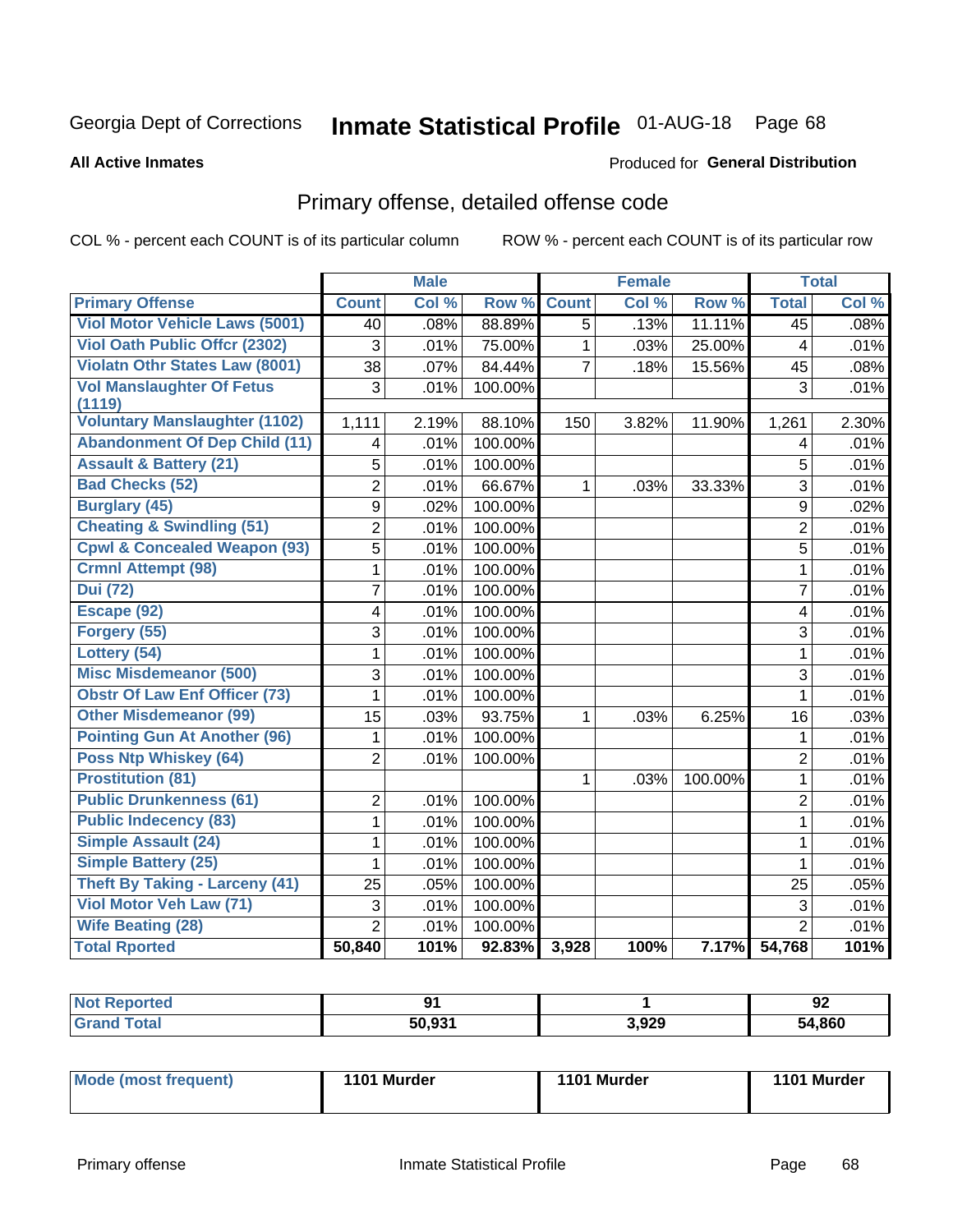Georgia Dept of Corrections **Inmate Statistical Profile** 01-AUG-18 Page 68

**All Active Inmates**

Produced for **General Distribution**

## Primary offense, detailed offense code

COL % - percent each COUNT is of its particular column ROW % - percent each COUNT is of its particular row

| | Male | | | Female | | | Total | |
|---|---|---|---|---|---|---|---|---|
| **Primary Offense** | **Count** | **Col %** | **Row %** | **Count** | **Col %** | **Row %** | **Total** | **Col %** |
| Viol Motor Vehicle Laws (5001) | 40 | .08% | 88.89% | 5 | .13% | 11.11% | 45 | .08% |
| Viol Oath Public Offcr (2302) | 3 | .01% | 75.00% | 1 | .03% | 25.00% | 4 | .01% |
| Violatn Othr States Law (8001) | 38 | .07% | 84.44% | 7 | .18% | 15.56% | 45 | .08% |
| Vol Manslaughter Of Fetus (1119) | 3 | .01% | 100.00% | | | | 3 | .01% |
| Voluntary Manslaughter (1102) | 1,111 | 2.19% | 88.10% | 150 | 3.82% | 11.90% | 1,261 | 2.30% |
| Abandonment Of Dep Child (11) | 4 | .01% | 100.00% | | | | 4 | .01% |
| Assault & Battery (21) | 5 | .01% | 100.00% | | | | 5 | .01% |
| Bad Checks (52) | 2 | .01% | 66.67% | 1 | .03% | 33.33% | 3 | .01% |
| Burglary (45) | 9 | .02% | 100.00% | | | | 9 | .02% |
| Cheating & Swindling (51) | 2 | .01% | 100.00% | | | | 2 | .01% |
| Cpwl & Concealed Weapon (93) | 5 | .01% | 100.00% | | | | 5 | .01% |
| Crmnl Attempt (98) | 1 | .01% | 100.00% | | | | 1 | .01% |
| Dui (72) | 7 | .01% | 100.00% | | | | 7 | .01% |
| Escape (92) | 4 | .01% | 100.00% | | | | 4 | .01% |
| Forgery (55) | 3 | .01% | 100.00% | | | | 3 | .01% |
| Lottery (54) | 1 | .01% | 100.00% | | | | 1 | .01% |
| Misc Misdemeanor (500) | 3 | .01% | 100.00% | | | | 3 | .01% |
| Obstr Of Law Enf Officer (73) | 1 | .01% | 100.00% | | | | 1 | .01% |
| Other Misdemeanor (99) | 15 | .03% | 93.75% | 1 | .03% | 6.25% | 16 | .03% |
| Pointing Gun At Another (96) | 1 | .01% | 100.00% | | | | 1 | .01% |
| Poss Ntp Whiskey (64) | 2 | .01% | 100.00% | | | | 2 | .01% |
| Prostitution (81) | | | | 1 | .03% | 100.00% | 1 | .01% |
| Public Drunkenness (61) | 2 | .01% | 100.00% | | | | 2 | .01% |
| Public Indecency (83) | 1 | .01% | 100.00% | | | | 1 | .01% |
| Simple Assault (24) | 1 | .01% | 100.00% | | | | 1 | .01% |
| Simple Battery (25) | 1 | .01% | 100.00% | | | | 1 | .01% |
| Theft By Taking - Larceny (41) | 25 | .05% | 100.00% | | | | 25 | .05% |
| Viol Motor Veh Law (71) | 3 | .01% | 100.00% | | | | 3 | .01% |
| Wife Beating (28) | 2 | .01% | 100.00% | | | | 2 | .01% |
| **Total Rported** | **50,840** | **101%** | **92.83%** | **3,928** | **100%** | **7.17%** | **54,768** | **101%** |

| | Male | Female | Total |
|---|---|---|---|
| Not Reported | 91 | 1 | 92 |
| Grand Total | 50,931 | 3,929 | 54,860 |

| | Male | Female | Total |
|---|---|---|---|
| Mode (most frequent) | 1101 Murder | 1101 Murder | 1101 Murder |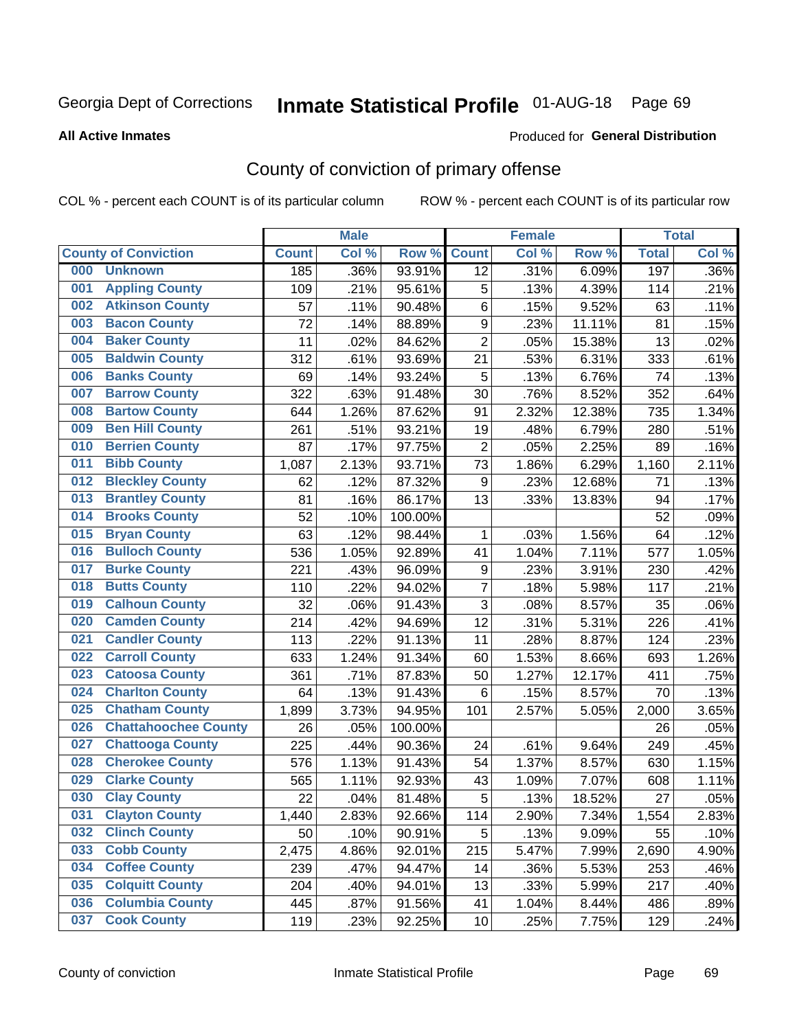Georgia Dept of Corrections **Inmate Statistical Profile** 01-AUG-18

**All Active Inmates** Produced for **General Distribution**

## County of conviction of primary offense

COL % - percent each COUNT is of its particular column ROW % - percent each COUNT is of its particular row

| County of Conviction | Male | | | Female | | | Total | |
|---|---|---|---|---|---|---|---|---|
| | Count | Col % | Row % | Count | Col % | Row % | Total | Col % |
| 000 Unknown | 185 | .36% | 93.91% | 12 | .31% | 6.09% | 197 | .36% |
| 001 Appling County | 109 | .21% | 95.61% | 5 | .13% | 4.39% | 114 | .21% |
| 002 Atkinson County | 57 | .11% | 90.48% | 6 | .15% | 9.52% | 63 | .11% |
| 003 Bacon County | 72 | .14% | 88.89% | 9 | .23% | 11.11% | 81 | .15% |
| 004 Baker County | 11 | .02% | 84.62% | 2 | .05% | 15.38% | 13 | .02% |
| 005 Baldwin County | 312 | .61% | 93.69% | 21 | .53% | 6.31% | 333 | .61% |
| 006 Banks County | 69 | .14% | 93.24% | 5 | .13% | 6.76% | 74 | .13% |
| 007 Barrow County | 322 | .63% | 91.48% | 30 | .76% | 8.52% | 352 | .64% |
| 008 Bartow County | 644 | 1.26% | 87.62% | 91 | 2.32% | 12.38% | 735 | 1.34% |
| 009 Ben Hill County | 261 | .51% | 93.21% | 19 | .48% | 6.79% | 280 | .51% |
| 010 Berrien County | 87 | .17% | 97.75% | 2 | .05% | 2.25% | 89 | .16% |
| 011 Bibb County | 1,087 | 2.13% | 93.71% | 73 | 1.86% | 6.29% | 1,160 | 2.11% |
| 012 Bleckley County | 62 | .12% | 87.32% | 9 | .23% | 12.68% | 71 | .13% |
| 013 Brantley County | 81 | .16% | 86.17% | 13 | .33% | 13.83% | 94 | .17% |
| 014 Brooks County | 52 | .10% | 100.00% | | | | 52 | .09% |
| 015 Bryan County | 63 | .12% | 98.44% | 1 | .03% | 1.56% | 64 | .12% |
| 016 Bulloch County | 536 | 1.05% | 92.89% | 41 | 1.04% | 7.11% | 577 | 1.05% |
| 017 Burke County | 221 | .43% | 96.09% | 9 | .23% | 3.91% | 230 | .42% |
| 018 Butts County | 110 | .22% | 94.02% | 7 | .18% | 5.98% | 117 | .21% |
| 019 Calhoun County | 32 | .06% | 91.43% | 3 | .08% | 8.57% | 35 | .06% |
| 020 Camden County | 214 | .42% | 94.69% | 12 | .31% | 5.31% | 226 | .41% |
| 021 Candler County | 113 | .22% | 91.13% | 11 | .28% | 8.87% | 124 | .23% |
| 022 Carroll County | 633 | 1.24% | 91.34% | 60 | 1.53% | 8.66% | 693 | 1.26% |
| 023 Catoosa County | 361 | .71% | 87.83% | 50 | 1.27% | 12.17% | 411 | .75% |
| 024 Charlton County | 64 | .13% | 91.43% | 6 | .15% | 8.57% | 70 | .13% |
| 025 Chatham County | 1,899 | 3.73% | 94.95% | 101 | 2.57% | 5.05% | 2,000 | 3.65% |
| 026 Chattahoochee County | 26 | .05% | 100.00% | | | | 26 | .05% |
| 027 Chattooga County | 225 | .44% | 90.36% | 24 | .61% | 9.64% | 249 | .45% |
| 028 Cherokee County | 576 | 1.13% | 91.43% | 54 | 1.37% | 8.57% | 630 | 1.15% |
| 029 Clarke County | 565 | 1.11% | 92.93% | 43 | 1.09% | 7.07% | 608 | 1.11% |
| 030 Clay County | 22 | .04% | 81.48% | 5 | .13% | 18.52% | 27 | .05% |
| 031 Clayton County | 1,440 | 2.83% | 92.66% | 114 | 2.90% | 7.34% | 1,554 | 2.83% |
| 032 Clinch County | 50 | .10% | 90.91% | 5 | .13% | 9.09% | 55 | .10% |
| 033 Cobb County | 2,475 | 4.86% | 92.01% | 215 | 5.47% | 7.99% | 2,690 | 4.90% |
| 034 Coffee County | 239 | .47% | 94.47% | 14 | .36% | 5.53% | 253 | .46% |
| 035 Colquitt County | 204 | .40% | 94.01% | 13 | .33% | 5.99% | 217 | .40% |
| 036 Columbia County | 445 | .87% | 91.56% | 41 | 1.04% | 8.44% | 486 | .89% |
| 037 Cook County | 119 | .23% | 92.25% | 10 | .25% | 7.75% | 129 | .24% |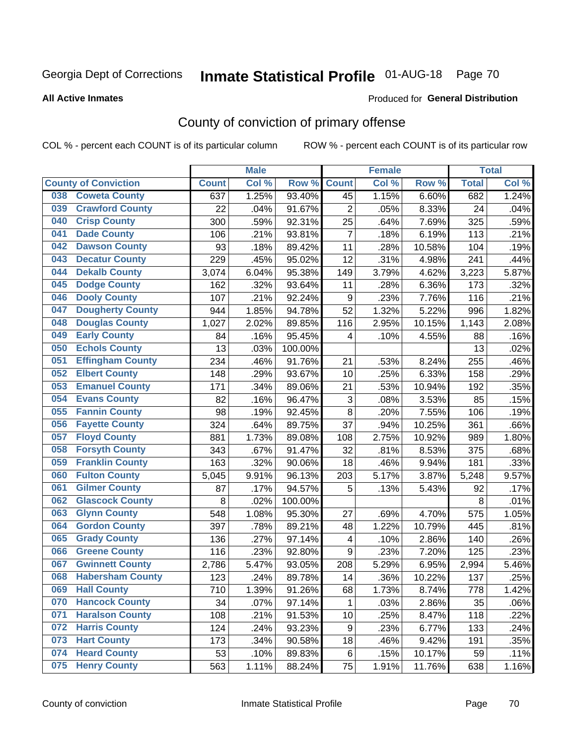Georgia Dept of Corrections **Inmate Statistical Profile** 01-AUG-18 Page 70

**All Active Inmates**

Produced for **General Distribution**

## County of conviction of primary offense

COL % - percent each COUNT is of its particular column ROW % - percent each COUNT is of its particular row

| County of Conviction | Male | | | Female | | | Total | |
|---|---|---|---|---|---|---|---|---|
| | Count | Col % | Row % | Count | Col % | Row % | Total | Col % |
| 038 Coweta County | 637 | 1.25% | 93.40% | 45 | 1.15% | 6.60% | 682 | 1.24% |
| 039 Crawford County | 22 | .04% | 91.67% | 2 | .05% | 8.33% | 24 | .04% |
| 040 Crisp County | 300 | .59% | 92.31% | 25 | .64% | 7.69% | 325 | .59% |
| 041 Dade County | 106 | .21% | 93.81% | 7 | .18% | 6.19% | 113 | .21% |
| 042 Dawson County | 93 | .18% | 89.42% | 11 | .28% | 10.58% | 104 | .19% |
| 043 Decatur County | 229 | .45% | 95.02% | 12 | .31% | 4.98% | 241 | .44% |
| 044 Dekalb County | 3,074 | 6.04% | 95.38% | 149 | 3.79% | 4.62% | 3,223 | 5.87% |
| 045 Dodge County | 162 | .32% | 93.64% | 11 | .28% | 6.36% | 173 | .32% |
| 046 Dooly County | 107 | .21% | 92.24% | 9 | .23% | 7.76% | 116 | .21% |
| 047 Dougherty County | 944 | 1.85% | 94.78% | 52 | 1.32% | 5.22% | 996 | 1.82% |
| 048 Douglas County | 1,027 | 2.02% | 89.85% | 116 | 2.95% | 10.15% | 1,143 | 2.08% |
| 049 Early County | 84 | .16% | 95.45% | 4 | .10% | 4.55% | 88 | .16% |
| 050 Echols County | 13 | .03% | 100.00% | | | | 13 | .02% |
| 051 Effingham County | 234 | .46% | 91.76% | 21 | .53% | 8.24% | 255 | .46% |
| 052 Elbert County | 148 | .29% | 93.67% | 10 | .25% | 6.33% | 158 | .29% |
| 053 Emanuel County | 171 | .34% | 89.06% | 21 | .53% | 10.94% | 192 | .35% |
| 054 Evans County | 82 | .16% | 96.47% | 3 | .08% | 3.53% | 85 | .15% |
| 055 Fannin County | 98 | .19% | 92.45% | 8 | .20% | 7.55% | 106 | .19% |
| 056 Fayette County | 324 | .64% | 89.75% | 37 | .94% | 10.25% | 361 | .66% |
| 057 Floyd County | 881 | 1.73% | 89.08% | 108 | 2.75% | 10.92% | 989 | 1.80% |
| 058 Forsyth County | 343 | .67% | 91.47% | 32 | .81% | 8.53% | 375 | .68% |
| 059 Franklin County | 163 | .32% | 90.06% | 18 | .46% | 9.94% | 181 | .33% |
| 060 Fulton County | 5,045 | 9.91% | 96.13% | 203 | 5.17% | 3.87% | 5,248 | 9.57% |
| 061 Gilmer County | 87 | .17% | 94.57% | 5 | .13% | 5.43% | 92 | .17% |
| 062 Glascock County | 8 | .02% | 100.00% | | | | 8 | .01% |
| 063 Glynn County | 548 | 1.08% | 95.30% | 27 | .69% | 4.70% | 575 | 1.05% |
| 064 Gordon County | 397 | .78% | 89.21% | 48 | 1.22% | 10.79% | 445 | .81% |
| 065 Grady County | 136 | .27% | 97.14% | 4 | .10% | 2.86% | 140 | .26% |
| 066 Greene County | 116 | .23% | 92.80% | 9 | .23% | 7.20% | 125 | .23% |
| 067 Gwinnett County | 2,786 | 5.47% | 93.05% | 208 | 5.29% | 6.95% | 2,994 | 5.46% |
| 068 Habersham County | 123 | .24% | 89.78% | 14 | .36% | 10.22% | 137 | .25% |
| 069 Hall County | 710 | 1.39% | 91.26% | 68 | 1.73% | 8.74% | 778 | 1.42% |
| 070 Hancock County | 34 | .07% | 97.14% | 1 | .03% | 2.86% | 35 | .06% |
| 071 Haralson County | 108 | .21% | 91.53% | 10 | .25% | 8.47% | 118 | .22% |
| 072 Harris County | 124 | .24% | 93.23% | 9 | .23% | 6.77% | 133 | .24% |
| 073 Hart County | 173 | .34% | 90.58% | 18 | .46% | 9.42% | 191 | .35% |
| 074 Heard County | 53 | .10% | 89.83% | 6 | .15% | 10.17% | 59 | .11% |
| 075 Henry County | 563 | 1.11% | 88.24% | 75 | 1.91% | 11.76% | 638 | 1.16% |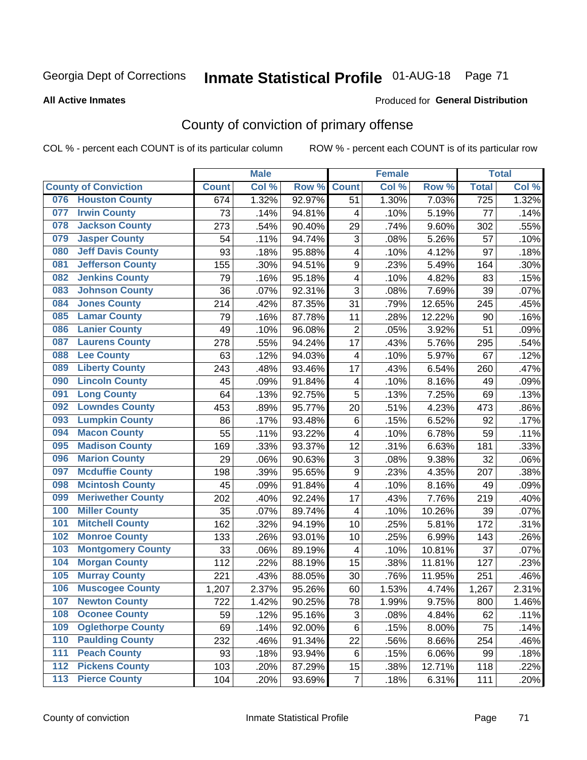Georgia Dept of Corrections **Inmate Statistical Profile** 01-AUG-18

**All Active Inmates**

Produced for **General Distribution**

## County of conviction of primary offense

COL % - percent each COUNT is of its particular column ROW % - percent each COUNT is of its particular row

| County of Conviction | Male | | | Female | | | Total | |
|---|---|---|---|---|---|---|---|---|
| | Count | Col % | Row % | Count | Col % | Row % | Total | Col % |
| 076 Houston County | 674 | 1.32% | 92.97% | 51 | 1.30% | 7.03% | 725 | 1.32% |
| 077 Irwin County | 73 | .14% | 94.81% | 4 | .10% | 5.19% | 77 | .14% |
| 078 Jackson County | 273 | .54% | 90.40% | 29 | .74% | 9.60% | 302 | .55% |
| 079 Jasper County | 54 | .11% | 94.74% | 3 | .08% | 5.26% | 57 | .10% |
| 080 Jeff Davis County | 93 | .18% | 95.88% | 4 | .10% | 4.12% | 97 | .18% |
| 081 Jefferson County | 155 | .30% | 94.51% | 9 | .23% | 5.49% | 164 | .30% |
| 082 Jenkins County | 79 | .16% | 95.18% | 4 | .10% | 4.82% | 83 | .15% |
| 083 Johnson County | 36 | .07% | 92.31% | 3 | .08% | 7.69% | 39 | .07% |
| 084 Jones County | 214 | .42% | 87.35% | 31 | .79% | 12.65% | 245 | .45% |
| 085 Lamar County | 79 | .16% | 87.78% | 11 | .28% | 12.22% | 90 | .16% |
| 086 Lanier County | 49 | .10% | 96.08% | 2 | .05% | 3.92% | 51 | .09% |
| 087 Laurens County | 278 | .55% | 94.24% | 17 | .43% | 5.76% | 295 | .54% |
| 088 Lee County | 63 | .12% | 94.03% | 4 | .10% | 5.97% | 67 | .12% |
| 089 Liberty County | 243 | .48% | 93.46% | 17 | .43% | 6.54% | 260 | .47% |
| 090 Lincoln County | 45 | .09% | 91.84% | 4 | .10% | 8.16% | 49 | .09% |
| 091 Long County | 64 | .13% | 92.75% | 5 | .13% | 7.25% | 69 | .13% |
| 092 Lowndes County | 453 | .89% | 95.77% | 20 | .51% | 4.23% | 473 | .86% |
| 093 Lumpkin County | 86 | .17% | 93.48% | 6 | .15% | 6.52% | 92 | .17% |
| 094 Macon County | 55 | .11% | 93.22% | 4 | .10% | 6.78% | 59 | .11% |
| 095 Madison County | 169 | .33% | 93.37% | 12 | .31% | 6.63% | 181 | .33% |
| 096 Marion County | 29 | .06% | 90.63% | 3 | .08% | 9.38% | 32 | .06% |
| 097 Mcduffie County | 198 | .39% | 95.65% | 9 | .23% | 4.35% | 207 | .38% |
| 098 Mcintosh County | 45 | .09% | 91.84% | 4 | .10% | 8.16% | 49 | .09% |
| 099 Meriwether County | 202 | .40% | 92.24% | 17 | .43% | 7.76% | 219 | .40% |
| 100 Miller County | 35 | .07% | 89.74% | 4 | .10% | 10.26% | 39 | .07% |
| 101 Mitchell County | 162 | .32% | 94.19% | 10 | .25% | 5.81% | 172 | .31% |
| 102 Monroe County | 133 | .26% | 93.01% | 10 | .25% | 6.99% | 143 | .26% |
| 103 Montgomery County | 33 | .06% | 89.19% | 4 | .10% | 10.81% | 37 | .07% |
| 104 Morgan County | 112 | .22% | 88.19% | 15 | .38% | 11.81% | 127 | .23% |
| 105 Murray County | 221 | .43% | 88.05% | 30 | .76% | 11.95% | 251 | .46% |
| 106 Muscogee County | 1,207 | 2.37% | 95.26% | 60 | 1.53% | 4.74% | 1,267 | 2.31% |
| 107 Newton County | 722 | 1.42% | 90.25% | 78 | 1.99% | 9.75% | 800 | 1.46% |
| 108 Oconee County | 59 | .12% | 95.16% | 3 | .08% | 4.84% | 62 | .11% |
| 109 Oglethorpe County | 69 | .14% | 92.00% | 6 | .15% | 8.00% | 75 | .14% |
| 110 Paulding County | 232 | .46% | 91.34% | 22 | .56% | 8.66% | 254 | .46% |
| 111 Peach County | 93 | .18% | 93.94% | 6 | .15% | 6.06% | 99 | .18% |
| 112 Pickens County | 103 | .20% | 87.29% | 15 | .38% | 12.71% | 118 | .22% |
| 113 Pierce County | 104 | .20% | 93.69% | 7 | .18% | 6.31% | 111 | .20% |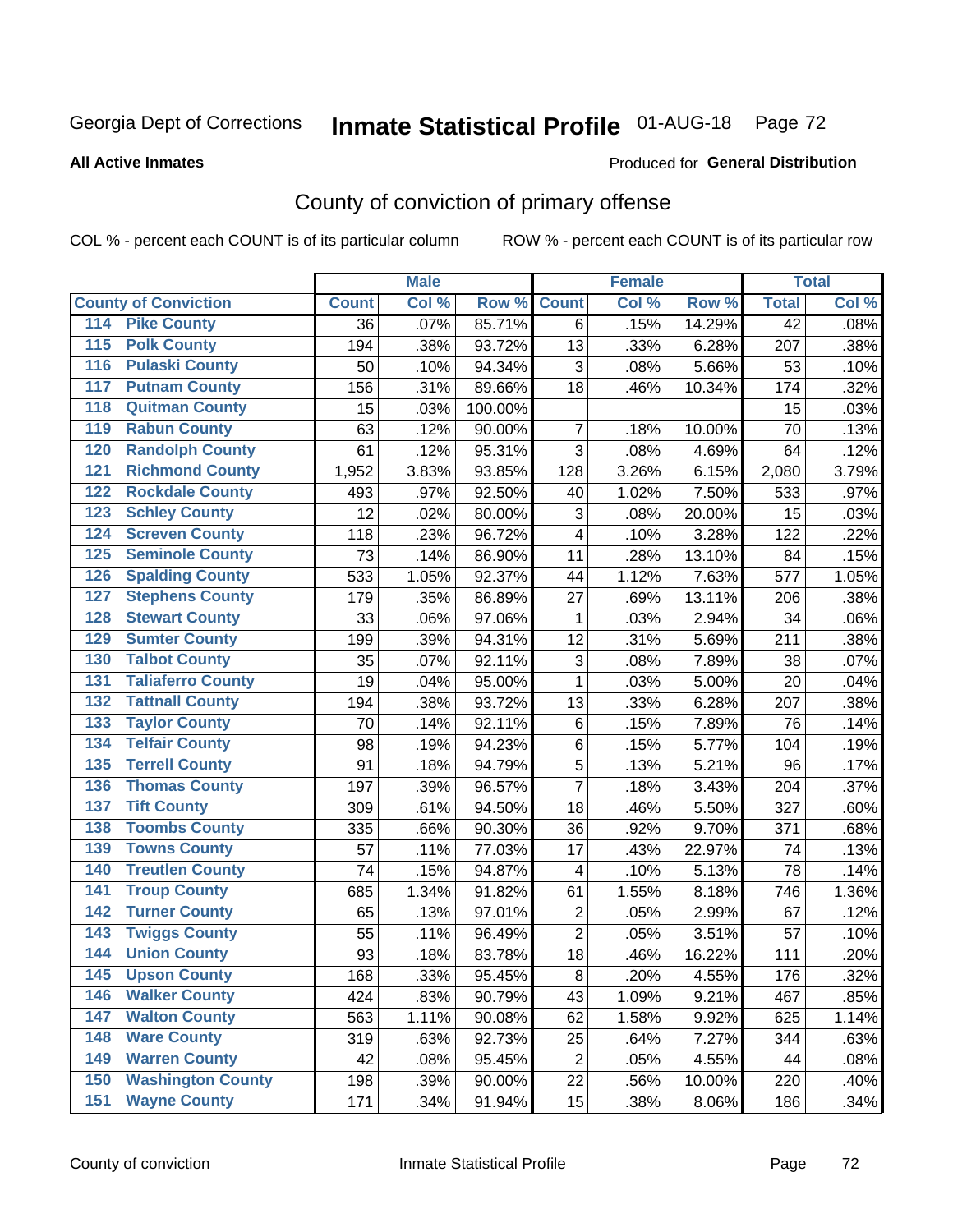Georgia Dept of Corrections **Inmate Statistical Profile** 01-AUG-18 Page 72

**All Active Inmates**

Produced for **General Distribution**

## County of conviction of primary offense

COL % - percent each COUNT is of its particular column ROW % - percent each COUNT is of its particular row

| County of Conviction | Male | | | Female | | | Total | |
|---|---|---|---|---|---|---|---|---|
| | Count | Col % | Row % | Count | Col % | Row % | Total | Col % |
| 114 Pike County | 36 | .07% | 85.71% | 6 | .15% | 14.29% | 42 | .08% |
| 115 Polk County | 194 | .38% | 93.72% | 13 | .33% | 6.28% | 207 | .38% |
| 116 Pulaski County | 50 | .10% | 94.34% | 3 | .08% | 5.66% | 53 | .10% |
| 117 Putnam County | 156 | .31% | 89.66% | 18 | .46% | 10.34% | 174 | .32% |
| 118 Quitman County | 15 | .03% | 100.00% | | | | 15 | .03% |
| 119 Rabun County | 63 | .12% | 90.00% | 7 | .18% | 10.00% | 70 | .13% |
| 120 Randolph County | 61 | .12% | 95.31% | 3 | .08% | 4.69% | 64 | .12% |
| 121 Richmond County | 1,952 | 3.83% | 93.85% | 128 | 3.26% | 6.15% | 2,080 | 3.79% |
| 122 Rockdale County | 493 | .97% | 92.50% | 40 | 1.02% | 7.50% | 533 | .97% |
| 123 Schley County | 12 | .02% | 80.00% | 3 | .08% | 20.00% | 15 | .03% |
| 124 Screven County | 118 | .23% | 96.72% | 4 | .10% | 3.28% | 122 | .22% |
| 125 Seminole County | 73 | .14% | 86.90% | 11 | .28% | 13.10% | 84 | .15% |
| 126 Spalding County | 533 | 1.05% | 92.37% | 44 | 1.12% | 7.63% | 577 | 1.05% |
| 127 Stephens County | 179 | .35% | 86.89% | 27 | .69% | 13.11% | 206 | .38% |
| 128 Stewart County | 33 | .06% | 97.06% | 1 | .03% | 2.94% | 34 | .06% |
| 129 Sumter County | 199 | .39% | 94.31% | 12 | .31% | 5.69% | 211 | .38% |
| 130 Talbot County | 35 | .07% | 92.11% | 3 | .08% | 7.89% | 38 | .07% |
| 131 Taliaferro County | 19 | .04% | 95.00% | 1 | .03% | 5.00% | 20 | .04% |
| 132 Tattnall County | 194 | .38% | 93.72% | 13 | .33% | 6.28% | 207 | .38% |
| 133 Taylor County | 70 | .14% | 92.11% | 6 | .15% | 7.89% | 76 | .14% |
| 134 Telfair County | 98 | .19% | 94.23% | 6 | .15% | 5.77% | 104 | .19% |
| 135 Terrell County | 91 | .18% | 94.79% | 5 | .13% | 5.21% | 96 | .17% |
| 136 Thomas County | 197 | .39% | 96.57% | 7 | .18% | 3.43% | 204 | .37% |
| 137 Tift County | 309 | .61% | 94.50% | 18 | .46% | 5.50% | 327 | .60% |
| 138 Toombs County | 335 | .66% | 90.30% | 36 | .92% | 9.70% | 371 | .68% |
| 139 Towns County | 57 | .11% | 77.03% | 17 | .43% | 22.97% | 74 | .13% |
| 140 Treutlen County | 74 | .15% | 94.87% | 4 | .10% | 5.13% | 78 | .14% |
| 141 Troup County | 685 | 1.34% | 91.82% | 61 | 1.55% | 8.18% | 746 | 1.36% |
| 142 Turner County | 65 | .13% | 97.01% | 2 | .05% | 2.99% | 67 | .12% |
| 143 Twiggs County | 55 | .11% | 96.49% | 2 | .05% | 3.51% | 57 | .10% |
| 144 Union County | 93 | .18% | 83.78% | 18 | .46% | 16.22% | 111 | .20% |
| 145 Upson County | 168 | .33% | 95.45% | 8 | .20% | 4.55% | 176 | .32% |
| 146 Walker County | 424 | .83% | 90.79% | 43 | 1.09% | 9.21% | 467 | .85% |
| 147 Walton County | 563 | 1.11% | 90.08% | 62 | 1.58% | 9.92% | 625 | 1.14% |
| 148 Ware County | 319 | .63% | 92.73% | 25 | .64% | 7.27% | 344 | .63% |
| 149 Warren County | 42 | .08% | 95.45% | 2 | .05% | 4.55% | 44 | .08% |
| 150 Washington County | 198 | .39% | 90.00% | 22 | .56% | 10.00% | 220 | .40% |
| 151 Wayne County | 171 | .34% | 91.94% | 15 | .38% | 8.06% | 186 | .34% |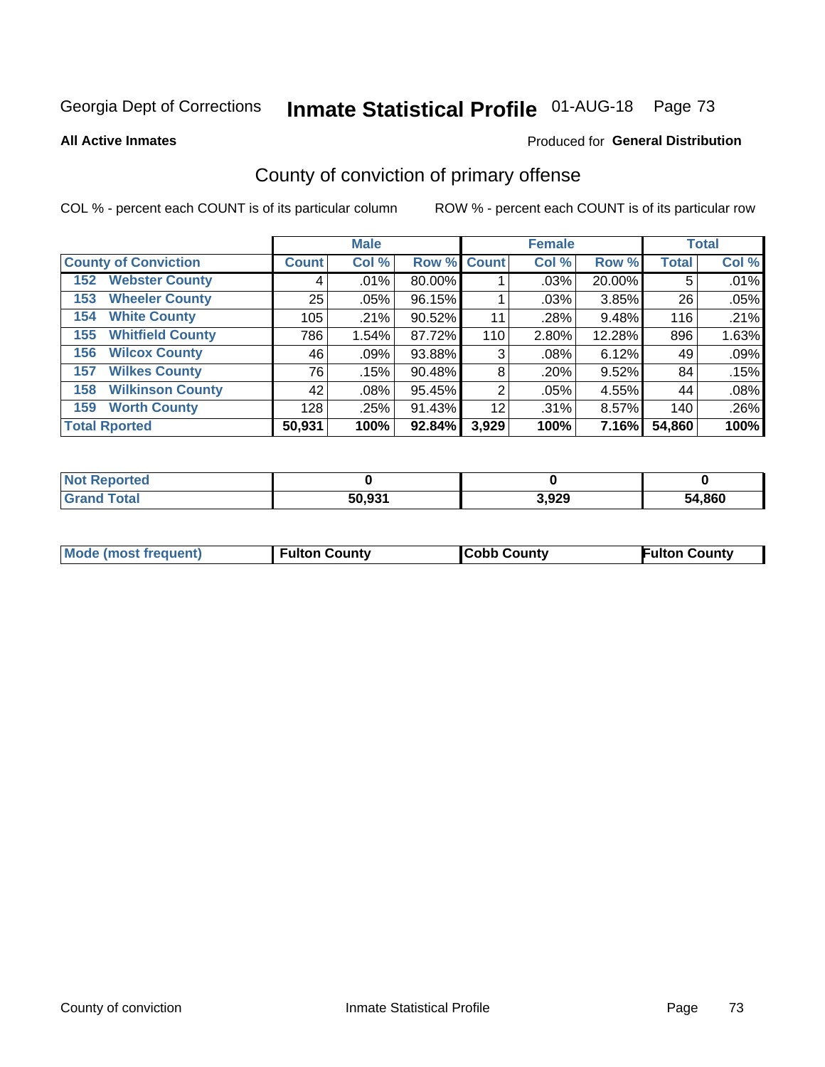Georgia Dept of Corrections **Inmate Statistical Profile** 01-AUG-18 Page 73

**All Active Inmates**

Produced for **General Distribution**

## County of conviction of primary offense

COL % - percent each COUNT is of its particular column

ROW % - percent each COUNT is of its particular row

| County of Conviction | Male | | | Female | | | Total | |
|---|---|---|---|---|---|---|---|---|
| | Count | Col % | Row % | Count | Col % | Row % | Total | Col % |
| 152 Webster County | 4 | .01% | 80.00% | 1 | .03% | 20.00% | 5 | .01% |
| 153 Wheeler County | 25 | .05% | 96.15% | 1 | .03% | 3.85% | 26 | .05% |
| 154 White County | 105 | .21% | 90.52% | 11 | .28% | 9.48% | 116 | .21% |
| 155 Whitfield County | 786 | 1.54% | 87.72% | 110 | 2.80% | 12.28% | 896 | 1.63% |
| 156 Wilcox County | 46 | .09% | 93.88% | 3 | .08% | 6.12% | 49 | .09% |
| 157 Wilkes County | 76 | .15% | 90.48% | 8 | .20% | 9.52% | 84 | .15% |
| 158 Wilkinson County | 42 | .08% | 95.45% | 2 | .05% | 4.55% | 44 | .08% |
| 159 Worth County | 128 | .25% | 91.43% | 12 | .31% | 8.57% | 140 | .26% |
| **Total Rported** | **50,931** | **100%** | **92.84%** | **3,929** | **100%** | **7.16%** | **54,860** | **100%** |

| | Male | Female | Total |
|---|---|---|---|
| Not Reported | 0 | 0 | 0 |
| Grand Total | 50,931 | 3,929 | 54,860 |

| | Male | Female | Total |
|---|---|---|---|
| Mode (most frequent) | Fulton County | Cobb County | Fulton County |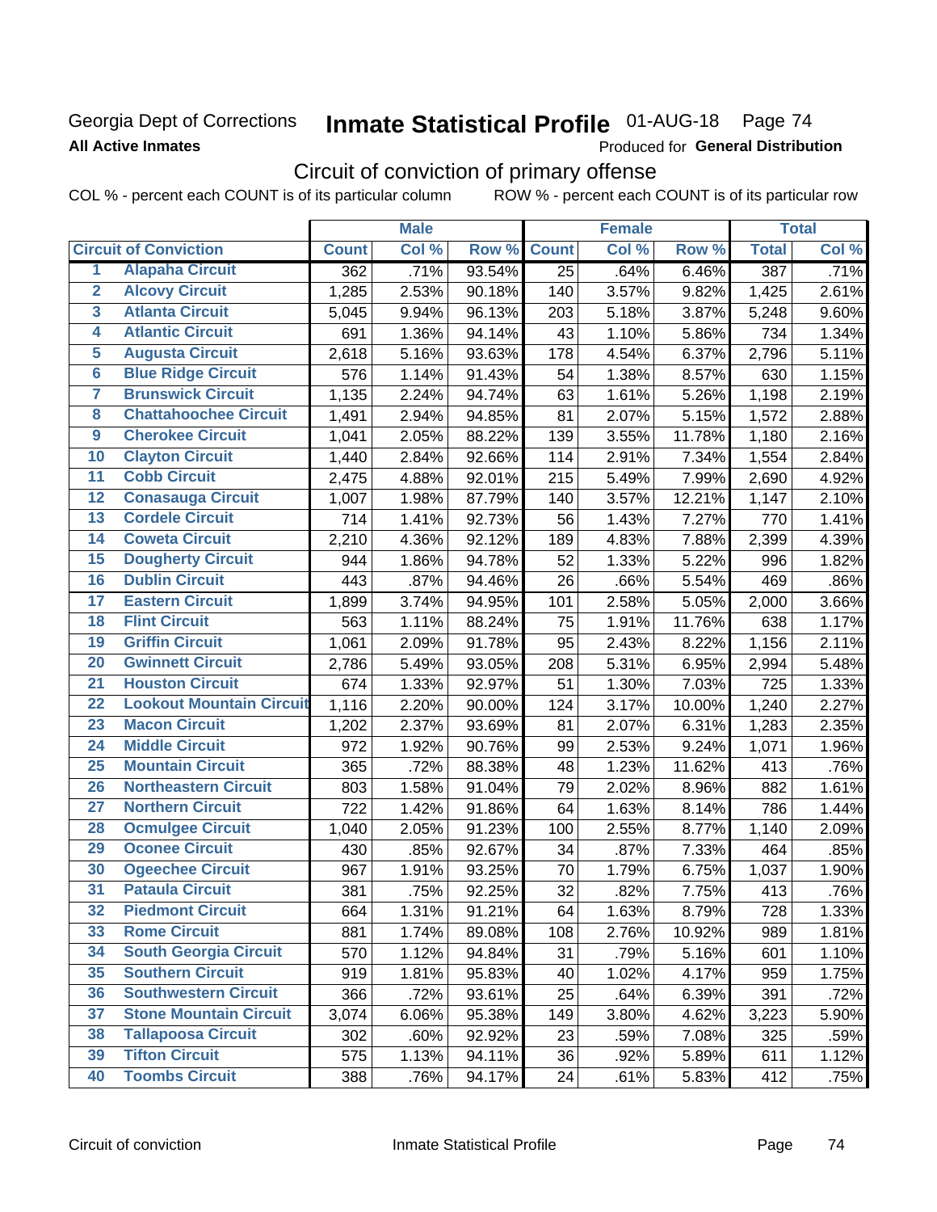Georgia Dept of Corrections **Inmate Statistical Profile** 01-AUG-18

**All Active Inmates**

Produced for **General Distribution**

## Circuit of conviction of primary offense

COL % - percent each COUNT is of its particular column ROW % - percent each COUNT is of its particular row

| | | Male | | | Female | | | Total | |
|---|---|---|---|---|---|---|---|---|---|
| **Circuit of Conviction** | | **Count** | **Col %** | **Row %** | **Count** | **Col %** | **Row %** | **Total** | **Col %** |
| 1 | Alapaha Circuit | 362 | .71% | 93.54% | 25 | .64% | 6.46% | 387 | .71% |
| 2 | Alcovy Circuit | 1,285 | 2.53% | 90.18% | 140 | 3.57% | 9.82% | 1,425 | 2.61% |
| 3 | Atlanta Circuit | 5,045 | 9.94% | 96.13% | 203 | 5.18% | 3.87% | 5,248 | 9.60% |
| 4 | Atlantic Circuit | 691 | 1.36% | 94.14% | 43 | 1.10% | 5.86% | 734 | 1.34% |
| 5 | Augusta Circuit | 2,618 | 5.16% | 93.63% | 178 | 4.54% | 6.37% | 2,796 | 5.11% |
| 6 | Blue Ridge Circuit | 576 | 1.14% | 91.43% | 54 | 1.38% | 8.57% | 630 | 1.15% |
| 7 | Brunswick Circuit | 1,135 | 2.24% | 94.74% | 63 | 1.61% | 5.26% | 1,198 | 2.19% |
| 8 | Chattahoochee Circuit | 1,491 | 2.94% | 94.85% | 81 | 2.07% | 5.15% | 1,572 | 2.88% |
| 9 | Cherokee Circuit | 1,041 | 2.05% | 88.22% | 139 | 3.55% | 11.78% | 1,180 | 2.16% |
| 10 | Clayton Circuit | 1,440 | 2.84% | 92.66% | 114 | 2.91% | 7.34% | 1,554 | 2.84% |
| 11 | Cobb Circuit | 2,475 | 4.88% | 92.01% | 215 | 5.49% | 7.99% | 2,690 | 4.92% |
| 12 | Conasauga Circuit | 1,007 | 1.98% | 87.79% | 140 | 3.57% | 12.21% | 1,147 | 2.10% |
| 13 | Cordele Circuit | 714 | 1.41% | 92.73% | 56 | 1.43% | 7.27% | 770 | 1.41% |
| 14 | Coweta Circuit | 2,210 | 4.36% | 92.12% | 189 | 4.83% | 7.88% | 2,399 | 4.39% |
| 15 | Dougherty Circuit | 944 | 1.86% | 94.78% | 52 | 1.33% | 5.22% | 996 | 1.82% |
| 16 | Dublin Circuit | 443 | .87% | 94.46% | 26 | .66% | 5.54% | 469 | .86% |
| 17 | Eastern Circuit | 1,899 | 3.74% | 94.95% | 101 | 2.58% | 5.05% | 2,000 | 3.66% |
| 18 | Flint Circuit | 563 | 1.11% | 88.24% | 75 | 1.91% | 11.76% | 638 | 1.17% |
| 19 | Griffin Circuit | 1,061 | 2.09% | 91.78% | 95 | 2.43% | 8.22% | 1,156 | 2.11% |
| 20 | Gwinnett Circuit | 2,786 | 5.49% | 93.05% | 208 | 5.31% | 6.95% | 2,994 | 5.48% |
| 21 | Houston Circuit | 674 | 1.33% | 92.97% | 51 | 1.30% | 7.03% | 725 | 1.33% |
| 22 | Lookout Mountain Circuit | 1,116 | 2.20% | 90.00% | 124 | 3.17% | 10.00% | 1,240 | 2.27% |
| 23 | Macon Circuit | 1,202 | 2.37% | 93.69% | 81 | 2.07% | 6.31% | 1,283 | 2.35% |
| 24 | Middle Circuit | 972 | 1.92% | 90.76% | 99 | 2.53% | 9.24% | 1,071 | 1.96% |
| 25 | Mountain Circuit | 365 | .72% | 88.38% | 48 | 1.23% | 11.62% | 413 | .76% |
| 26 | Northeastern Circuit | 803 | 1.58% | 91.04% | 79 | 2.02% | 8.96% | 882 | 1.61% |
| 27 | Northern Circuit | 722 | 1.42% | 91.86% | 64 | 1.63% | 8.14% | 786 | 1.44% |
| 28 | Ocmulgee Circuit | 1,040 | 2.05% | 91.23% | 100 | 2.55% | 8.77% | 1,140 | 2.09% |
| 29 | Oconee Circuit | 430 | .85% | 92.67% | 34 | .87% | 7.33% | 464 | .85% |
| 30 | Ogeechee Circuit | 967 | 1.91% | 93.25% | 70 | 1.79% | 6.75% | 1,037 | 1.90% |
| 31 | Pataula Circuit | 381 | .75% | 92.25% | 32 | .82% | 7.75% | 413 | .76% |
| 32 | Piedmont Circuit | 664 | 1.31% | 91.21% | 64 | 1.63% | 8.79% | 728 | 1.33% |
| 33 | Rome Circuit | 881 | 1.74% | 89.08% | 108 | 2.76% | 10.92% | 989 | 1.81% |
| 34 | South Georgia Circuit | 570 | 1.12% | 94.84% | 31 | .79% | 5.16% | 601 | 1.10% |
| 35 | Southern Circuit | 919 | 1.81% | 95.83% | 40 | 1.02% | 4.17% | 959 | 1.75% |
| 36 | Southwestern Circuit | 366 | .72% | 93.61% | 25 | .64% | 6.39% | 391 | .72% |
| 37 | Stone Mountain Circuit | 3,074 | 6.06% | 95.38% | 149 | 3.80% | 4.62% | 3,223 | 5.90% |
| 38 | Tallapoosa Circuit | 302 | .60% | 92.92% | 23 | .59% | 7.08% | 325 | .59% |
| 39 | Tifton Circuit | 575 | 1.13% | 94.11% | 36 | .92% | 5.89% | 611 | 1.12% |
| 40 | Toombs Circuit | 388 | .76% | 94.17% | 24 | .61% | 5.83% | 412 | .75% |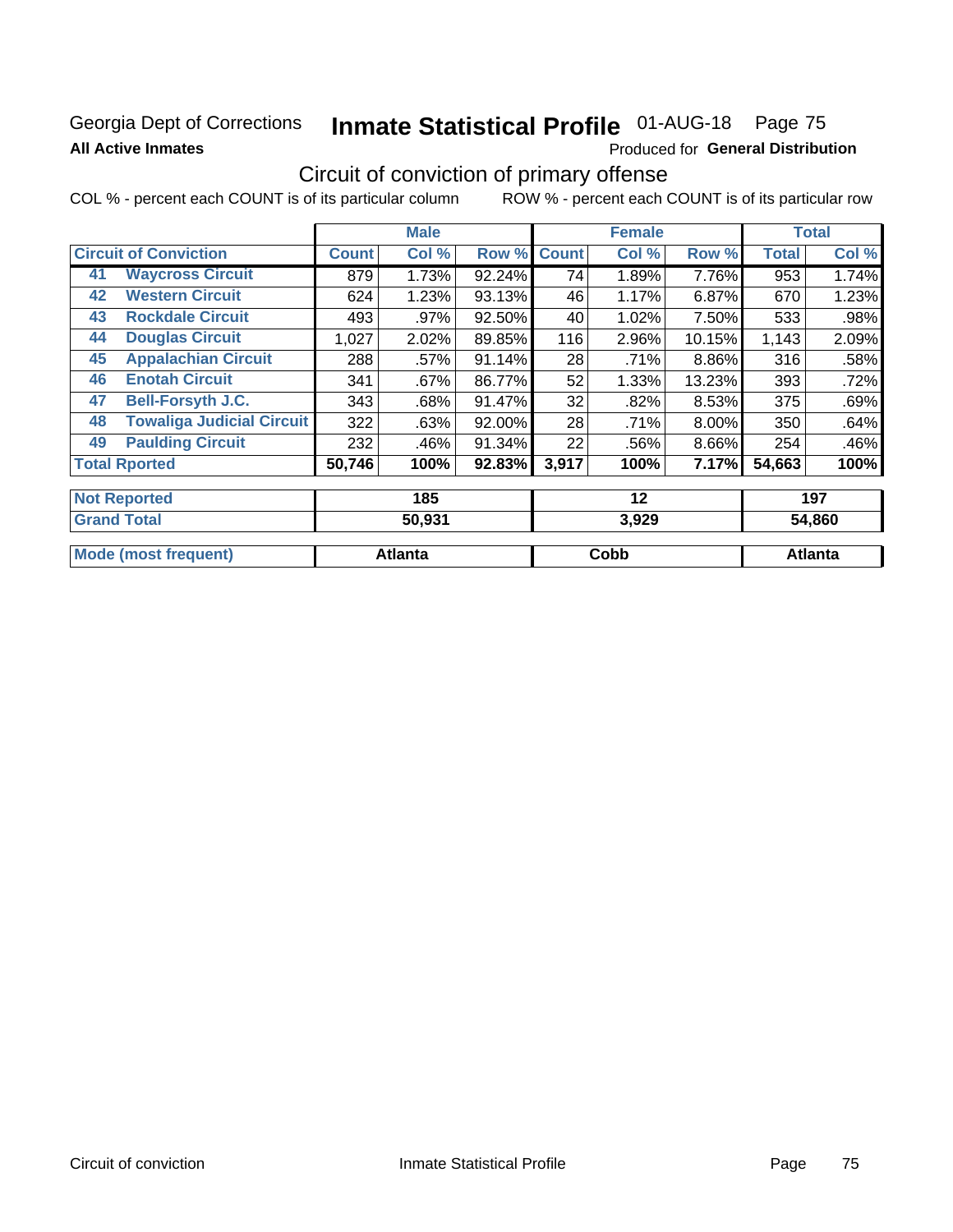Georgia Dept of Corrections **Inmate Statistical Profile** 01-AUG-18 Page 75

**All Active Inmates**

Produced for **General Distribution**

## Circuit of conviction of primary offense

COL % - percent each COUNT is of its particular column ROW % - percent each COUNT is of its particular row

| | | Male | | | Female | | | Total | |
|---|---|---|---|---|---|---|---|---|---|
| **Circuit of Conviction** | | **Count** | **Col %** | **Row %** | **Count** | **Col %** | **Row %** | **Total** | **Col %** |
| 41 | Waycross Circuit | 879 | 1.73% | 92.24% | 74 | 1.89% | 7.76% | 953 | 1.74% |
| 42 | Western Circuit | 624 | 1.23% | 93.13% | 46 | 1.17% | 6.87% | 670 | 1.23% |
| 43 | Rockdale Circuit | 493 | .97% | 92.50% | 40 | 1.02% | 7.50% | 533 | .98% |
| 44 | Douglas Circuit | 1,027 | 2.02% | 89.85% | 116 | 2.96% | 10.15% | 1,143 | 2.09% |
| 45 | Appalachian Circuit | 288 | .57% | 91.14% | 28 | .71% | 8.86% | 316 | .58% |
| 46 | Enotah Circuit | 341 | .67% | 86.77% | 52 | 1.33% | 13.23% | 393 | .72% |
| 47 | Bell-Forsyth J.C. | 343 | .68% | 91.47% | 32 | .82% | 8.53% | 375 | .69% |
| 48 | Towaliga Judicial Circuit | 322 | .63% | 92.00% | 28 | .71% | 8.00% | 350 | .64% |
| 49 | Paulding Circuit | 232 | .46% | 91.34% | 22 | .56% | 8.66% | 254 | .46% |
| **Total Rported** | | **50,746** | **100%** | **92.83%** | **3,917** | **100%** | **7.17%** | **54,663** | **100%** |

| | Male | Female | Total |
|---|---|---|---|
| **Not Reported** | **185** | **12** | **197** |
| **Grand Total** | **50,931** | **3,929** | **54,860** |
| **Mode (most frequent)** | **Atlanta** | **Cobb** | **Atlanta** |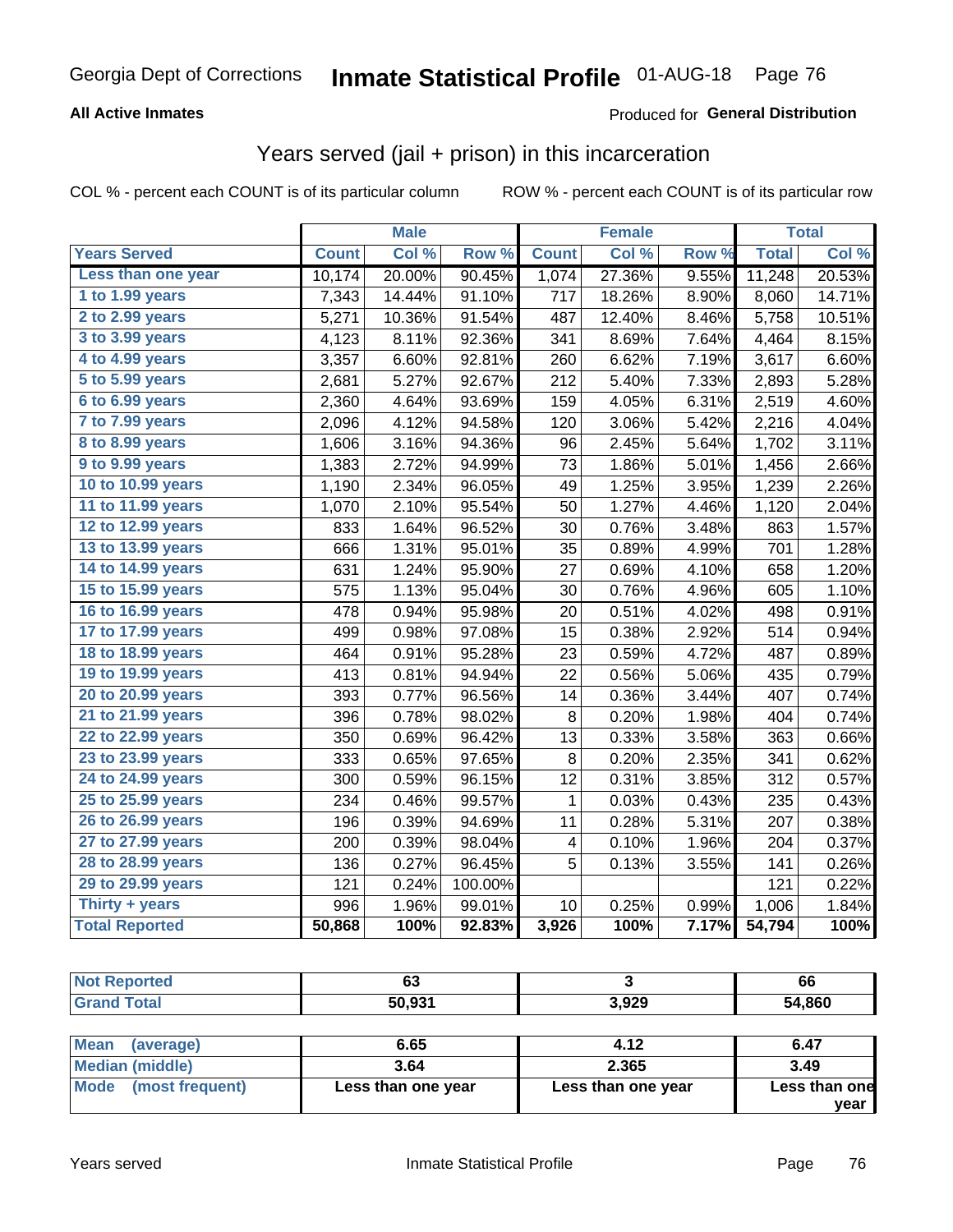Georgia Dept of Corrections **Inmate Statistical Profile** 01-AUG-18

**All Active Inmates**

Produced for **General Distribution**

## Years served (jail + prison) in this incarceration

COL % - percent each COUNT is of its particular column

ROW % - percent each COUNT is of its particular row

| | Male | | | Female | | | Total | |
|---|---|---|---|---|---|---|---|---|
| **Years Served** | **Count** | **Col %** | **Row %** | **Count** | **Col %** | **Row %** | **Total** | **Col %** |
| Less than one year | 10,174 | 20.00% | 90.45% | 1,074 | 27.36% | 9.55% | 11,248 | 20.53% |
| 1 to 1.99 years | 7,343 | 14.44% | 91.10% | 717 | 18.26% | 8.90% | 8,060 | 14.71% |
| 2 to 2.99 years | 5,271 | 10.36% | 91.54% | 487 | 12.40% | 8.46% | 5,758 | 10.51% |
| 3 to 3.99 years | 4,123 | 8.11% | 92.36% | 341 | 8.69% | 7.64% | 4,464 | 8.15% |
| 4 to 4.99 years | 3,357 | 6.60% | 92.81% | 260 | 6.62% | 7.19% | 3,617 | 6.60% |
| 5 to 5.99 years | 2,681 | 5.27% | 92.67% | 212 | 5.40% | 7.33% | 2,893 | 5.28% |
| 6 to 6.99 years | 2,360 | 4.64% | 93.69% | 159 | 4.05% | 6.31% | 2,519 | 4.60% |
| 7 to 7.99 years | 2,096 | 4.12% | 94.58% | 120 | 3.06% | 5.42% | 2,216 | 4.04% |
| 8 to 8.99 years | 1,606 | 3.16% | 94.36% | 96 | 2.45% | 5.64% | 1,702 | 3.11% |
| 9 to 9.99 years | 1,383 | 2.72% | 94.99% | 73 | 1.86% | 5.01% | 1,456 | 2.66% |
| 10 to 10.99 years | 1,190 | 2.34% | 96.05% | 49 | 1.25% | 3.95% | 1,239 | 2.26% |
| 11 to 11.99 years | 1,070 | 2.10% | 95.54% | 50 | 1.27% | 4.46% | 1,120 | 2.04% |
| 12 to 12.99 years | 833 | 1.64% | 96.52% | 30 | 0.76% | 3.48% | 863 | 1.57% |
| 13 to 13.99 years | 666 | 1.31% | 95.01% | 35 | 0.89% | 4.99% | 701 | 1.28% |
| 14 to 14.99 years | 631 | 1.24% | 95.90% | 27 | 0.69% | 4.10% | 658 | 1.20% |
| 15 to 15.99 years | 575 | 1.13% | 95.04% | 30 | 0.76% | 4.96% | 605 | 1.10% |
| 16 to 16.99 years | 478 | 0.94% | 95.98% | 20 | 0.51% | 4.02% | 498 | 0.91% |
| 17 to 17.99 years | 499 | 0.98% | 97.08% | 15 | 0.38% | 2.92% | 514 | 0.94% |
| 18 to 18.99 years | 464 | 0.91% | 95.28% | 23 | 0.59% | 4.72% | 487 | 0.89% |
| 19 to 19.99 years | 413 | 0.81% | 94.94% | 22 | 0.56% | 5.06% | 435 | 0.79% |
| 20 to 20.99 years | 393 | 0.77% | 96.56% | 14 | 0.36% | 3.44% | 407 | 0.74% |
| 21 to 21.99 years | 396 | 0.78% | 98.02% | 8 | 0.20% | 1.98% | 404 | 0.74% |
| 22 to 22.99 years | 350 | 0.69% | 96.42% | 13 | 0.33% | 3.58% | 363 | 0.66% |
| 23 to 23.99 years | 333 | 0.65% | 97.65% | 8 | 0.20% | 2.35% | 341 | 0.62% |
| 24 to 24.99 years | 300 | 0.59% | 96.15% | 12 | 0.31% | 3.85% | 312 | 0.57% |
| 25 to 25.99 years | 234 | 0.46% | 99.57% | 1 | 0.03% | 0.43% | 235 | 0.43% |
| 26 to 26.99 years | 196 | 0.39% | 94.69% | 11 | 0.28% | 5.31% | 207 | 0.38% |
| 27 to 27.99 years | 200 | 0.39% | 98.04% | 4 | 0.10% | 1.96% | 204 | 0.37% |
| 28 to 28.99 years | 136 | 0.27% | 96.45% | 5 | 0.13% | 3.55% | 141 | 0.26% |
| 29 to 29.99 years | 121 | 0.24% | 100.00% | | | | 121 | 0.22% |
| Thirty + years | 996 | 1.96% | 99.01% | 10 | 0.25% | 0.99% | 1,006 | 1.84% |
| **Total Reported** | **50,868** | **100%** | **92.83%** | **3,926** | **100%** | **7.17%** | **54,794** | **100%** |

| | Male | Female | Total |
|---|---|---|---|
| Not Reported | **63** | **3** | **66** |
| Grand Total | **50,931** | **3,929** | **54,860** |

| | Male | Female | Total |
|---|---|---|---|
| Mean (average) | **6.65** | **4.12** | **6.47** |
| Median (middle) | **3.64** | **2.365** | **3.49** |
| Mode (most frequent) | **Less than one year** | **Less than one year** | **Less than one year** |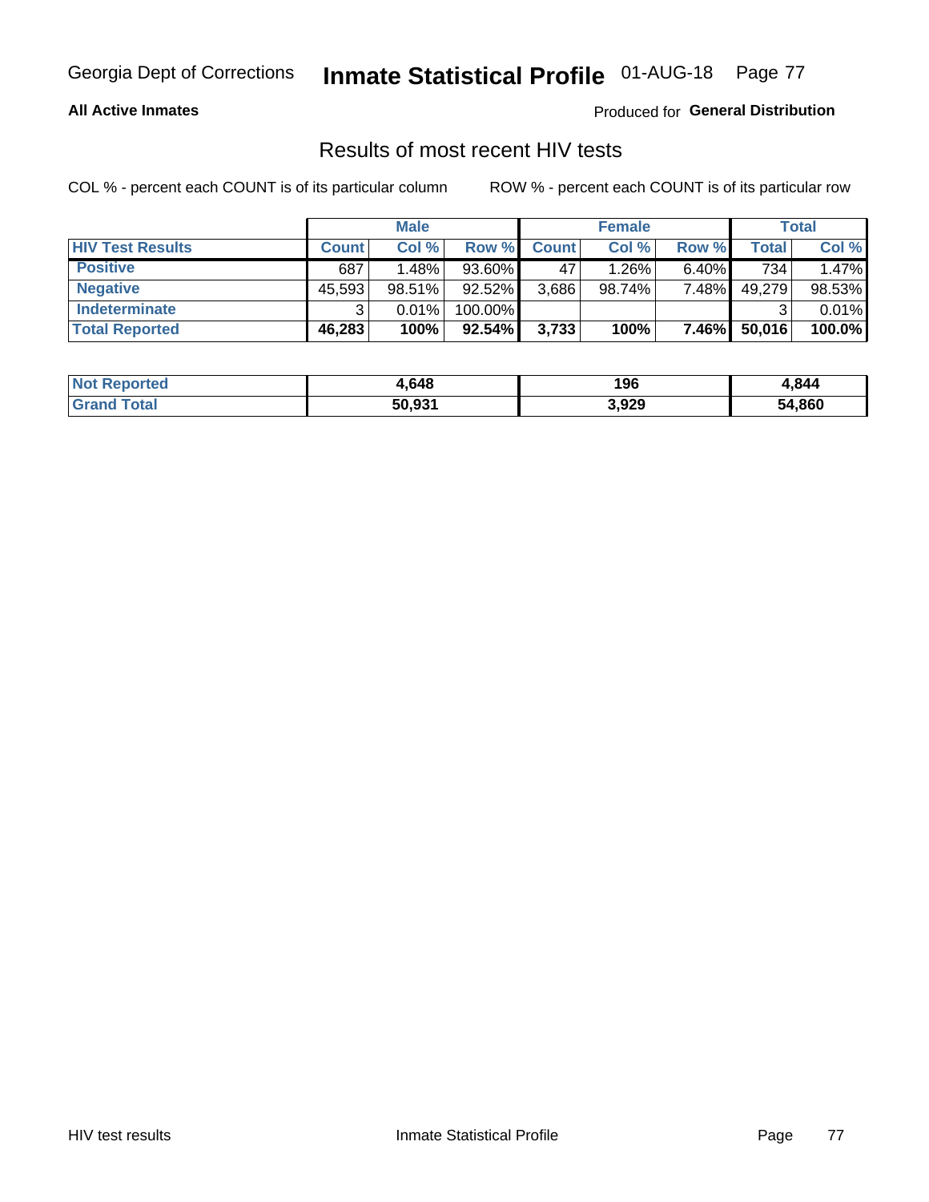Georgia Dept of Corrections **Inmate Statistical Profile** 01-AUG-18

**All Active Inmates**

Produced for **General Distribution**

## Results of most recent HIV tests

COL % - percent each COUNT is of its particular column

ROW % - percent each COUNT is of its particular row

| | Male | | | Female | | | Total | |
|---|---|---|---|---|---|---|---|---|
| **HIV Test Results** | **Count** | **Col %** | **Row %** | **Count** | **Col %** | **Row %** | **Total** | **Col %** |
| **Positive** | 687 | 1.48% | 93.60% | 47 | 1.26% | 6.40% | 734 | 1.47% |
| **Negative** | 45,593 | 98.51% | 92.52% | 3,686 | 98.74% | 7.48% | 49,279 | 98.53% |
| **Indeterminate** | 3 | 0.01% | 100.00% | | | | 3 | 0.01% |
| **Total Reported** | **46,283** | **100%** | **92.54%** | **3,733** | **100%** | **7.46%** | **50,016** | **100.0%** |

| | Male | Female | Total |
|---|---|---|---|
| **Not Reported** | **4,648** | **196** | **4,844** |
| **Grand Total** | **50,931** | **3,929** | **54,860** |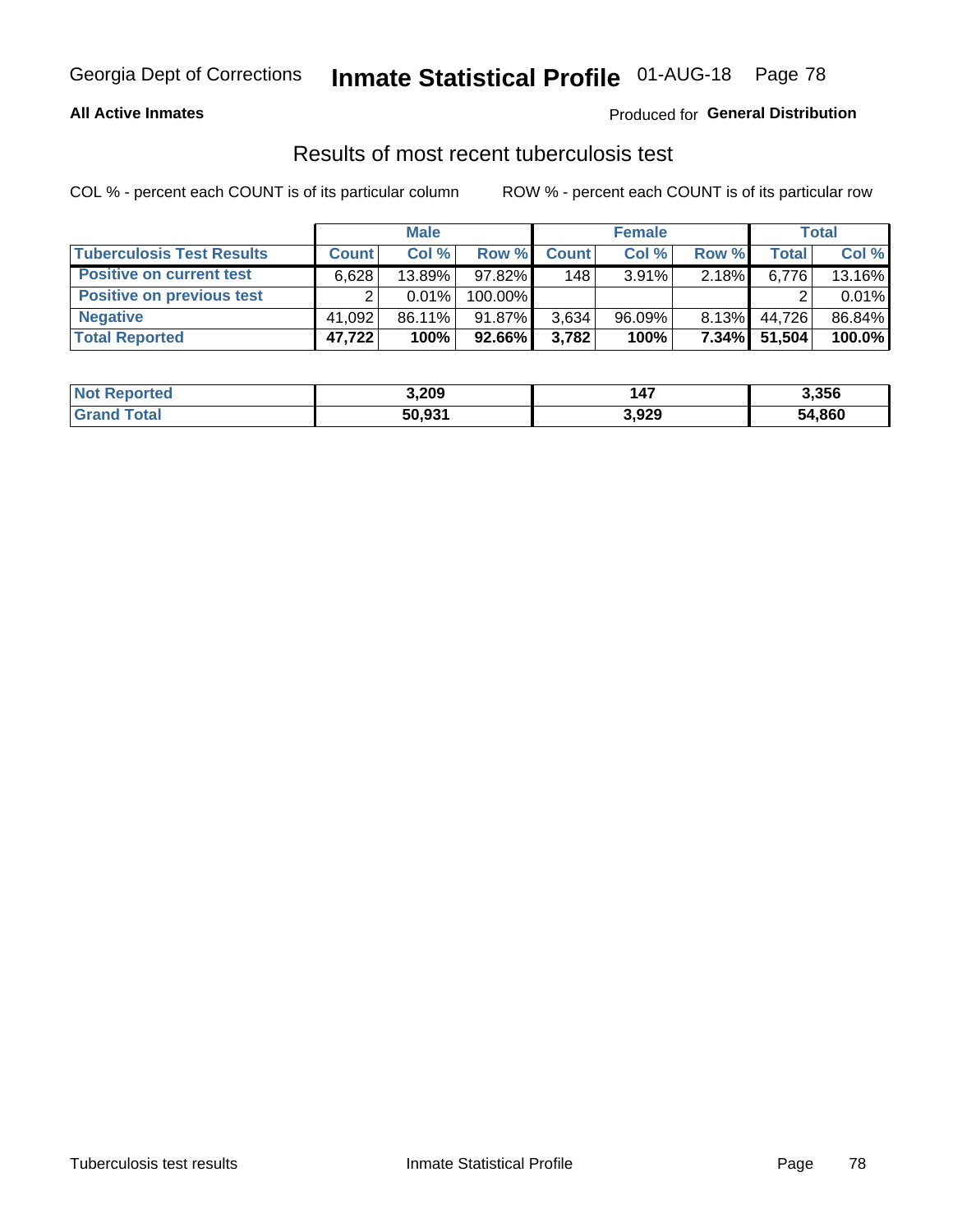Georgia Dept of Corrections **Inmate Statistical Profile** 01-AUG-18

**All Active Inmates**

Produced for **General Distribution**

## Results of most recent tuberculosis test

COL % - percent each COUNT is of its particular column ROW % - percent each COUNT is of its particular row

| | Male | | | Female | | | Total | |
|---|---|---|---|---|---|---|---|---|
| **Tuberculosis Test Results** | **Count** | **Col %** | **Row %** | **Count** | **Col %** | **Row %** | **Total** | **Col %** |
| **Positive on current test** | 6,628 | 13.89% | 97.82% | 148 | 3.91% | 2.18% | 6,776 | 13.16% |
| **Positive on previous test** | 2 | 0.01% | 100.00% | | | | 2 | 0.01% |
| **Negative** | 41,092 | 86.11% | 91.87% | 3,634 | 96.09% | 8.13% | 44,726 | 86.84% |
| **Total Reported** | **47,722** | **100%** | **92.66%** | **3,782** | **100%** | **7.34%** | **51,504** | **100.0%** |

| | Male | Female | Total |
|---|---|---|---|
| **Not Reported** | **3,209** | **147** | **3,356** |
| **Grand Total** | **50,931** | **3,929** | **54,860** |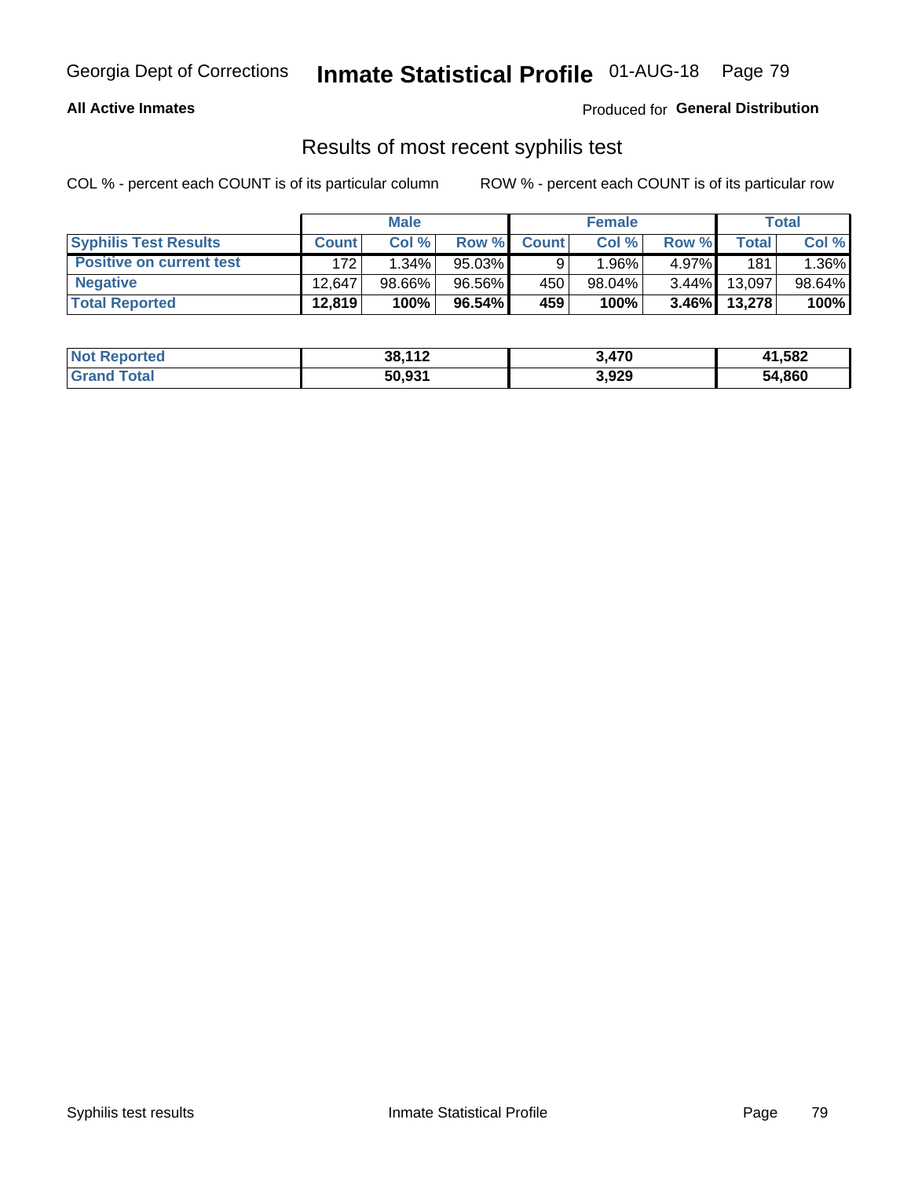## Results of most recent syphilis test

COL % - percent each COUNT is of its particular column ROW % - percent each COUNT is of its particular row

| | Male | | | Female | | | Total | |
|---|---|---|---|---|---|---|---|---|
| **Syphilis Test Results** | **Count** | **Col %** | **Row %** | **Count** | **Col %** | **Row %** | **Total** | **Col %** |
| **Positive on current test** | 172 | 1.34% | 95.03% | 9 | 1.96% | 4.97% | 181 | 1.36% |
| **Negative** | 12,647 | 98.66% | 96.56% | 450 | 98.04% | 3.44% | 13,097 | 98.64% |
| **Total Reported** | **12,819** | **100%** | **96.54%** | **459** | **100%** | **3.46%** | **13,278** | **100%** |

| | Male | Female | Total |
|---|---|---|---|
| **Not Reported** | **38,112** | **3,470** | **41,582** |
| **Grand Total** | **50,931** | **3,929** | **54,860** |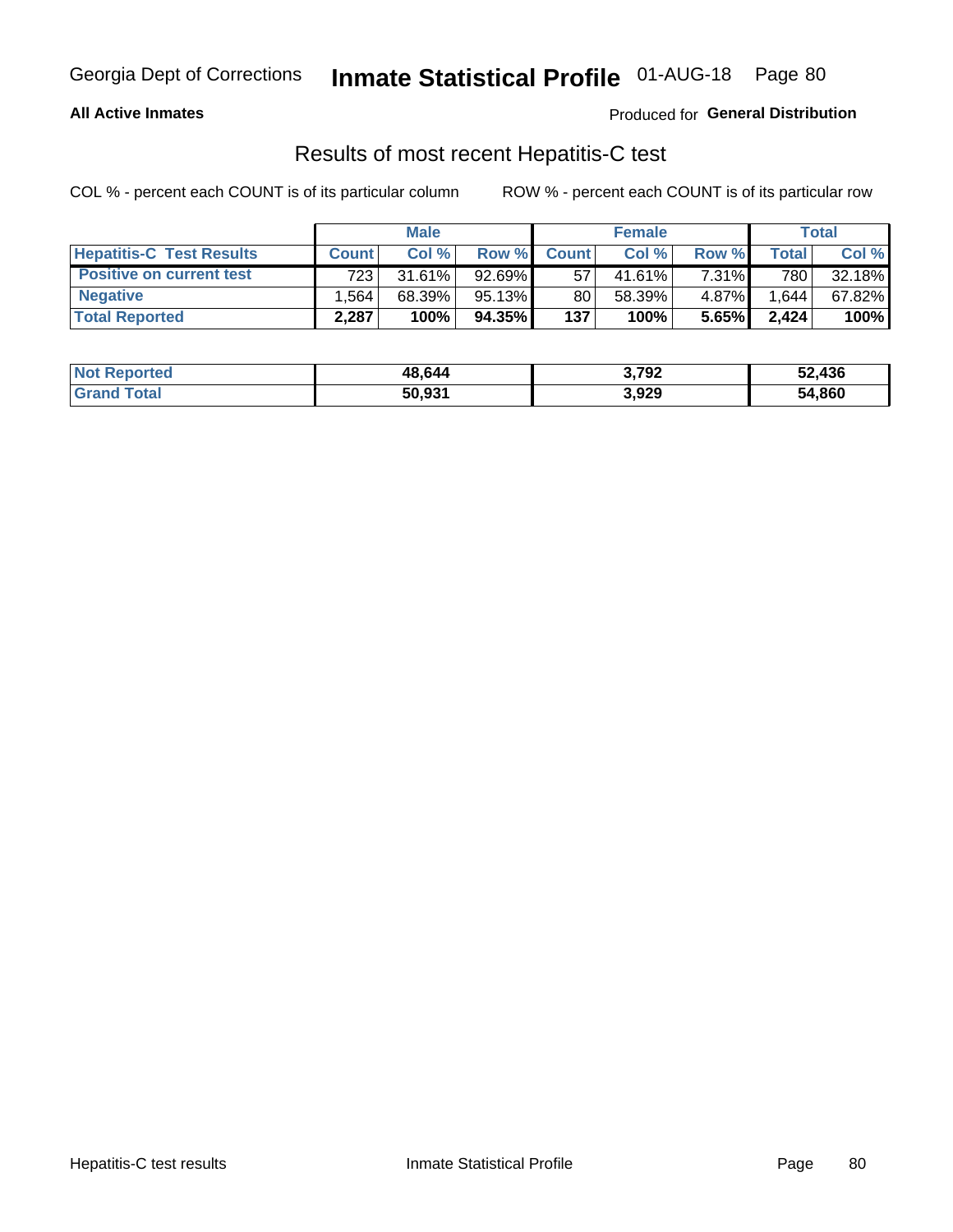**All Active Inmates**

Produced for **General Distribution**

## Results of most recent Hepatitis-C test

COL % - percent each COUNT is of its particular column

ROW % - percent each COUNT is of its particular row

| | Male | | | Female | | | Total | |
|---|---|---|---|---|---|---|---|---|
| **Hepatitis-C Test Results** | **Count** | **Col %** | **Row %** | **Count** | **Col %** | **Row %** | **Total** | **Col %** |
| **Positive on current test** | 723 | 31.61% | 92.69% | 57 | 41.61% | 7.31% | 780 | 32.18% |
| **Negative** | 1,564 | 68.39% | 95.13% | 80 | 58.39% | 4.87% | 1,644 | 67.82% |
| **Total Reported** | **2,287** | **100%** | **94.35%** | **137** | **100%** | **5.65%** | **2,424** | **100%** |

| | Male | Female | Total |
|---|---|---|---|
| **Not Reported** | **48,644** | **3,792** | **52,436** |
| **Grand Total** | **50,931** | **3,929** | **54,860** |